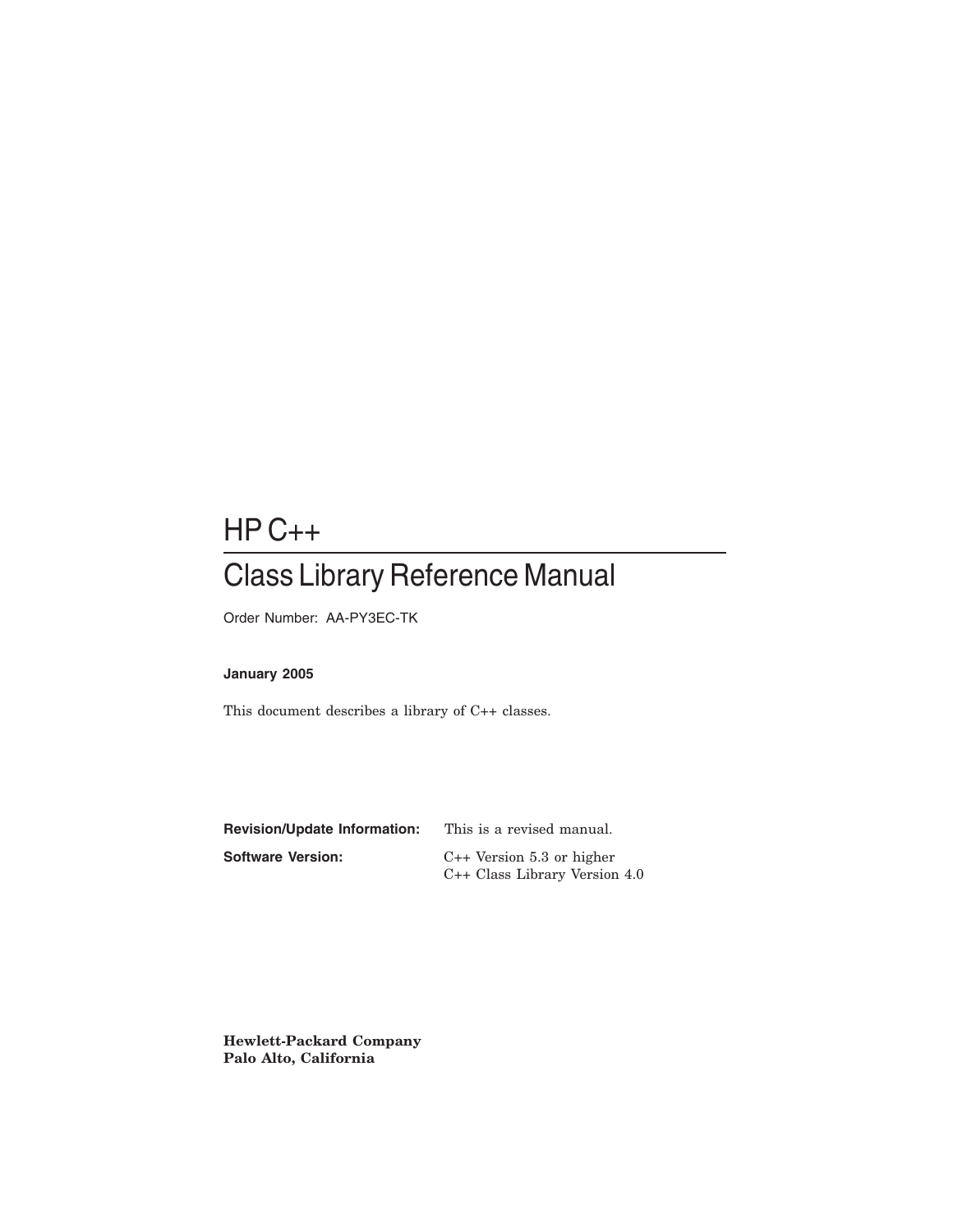# HP C++

# Class Library Reference Manual

Order Number: AA-PY3EC-TK

**January 2005**

This document describes a library of C++ classes.

**Revision/Update Information:** This is a revised manual.

**Software Version:** C++ Version 5.3 or higher
C++ Class Library Version 4.0

**Hewlett-Packard Company**
**Palo Alto, California**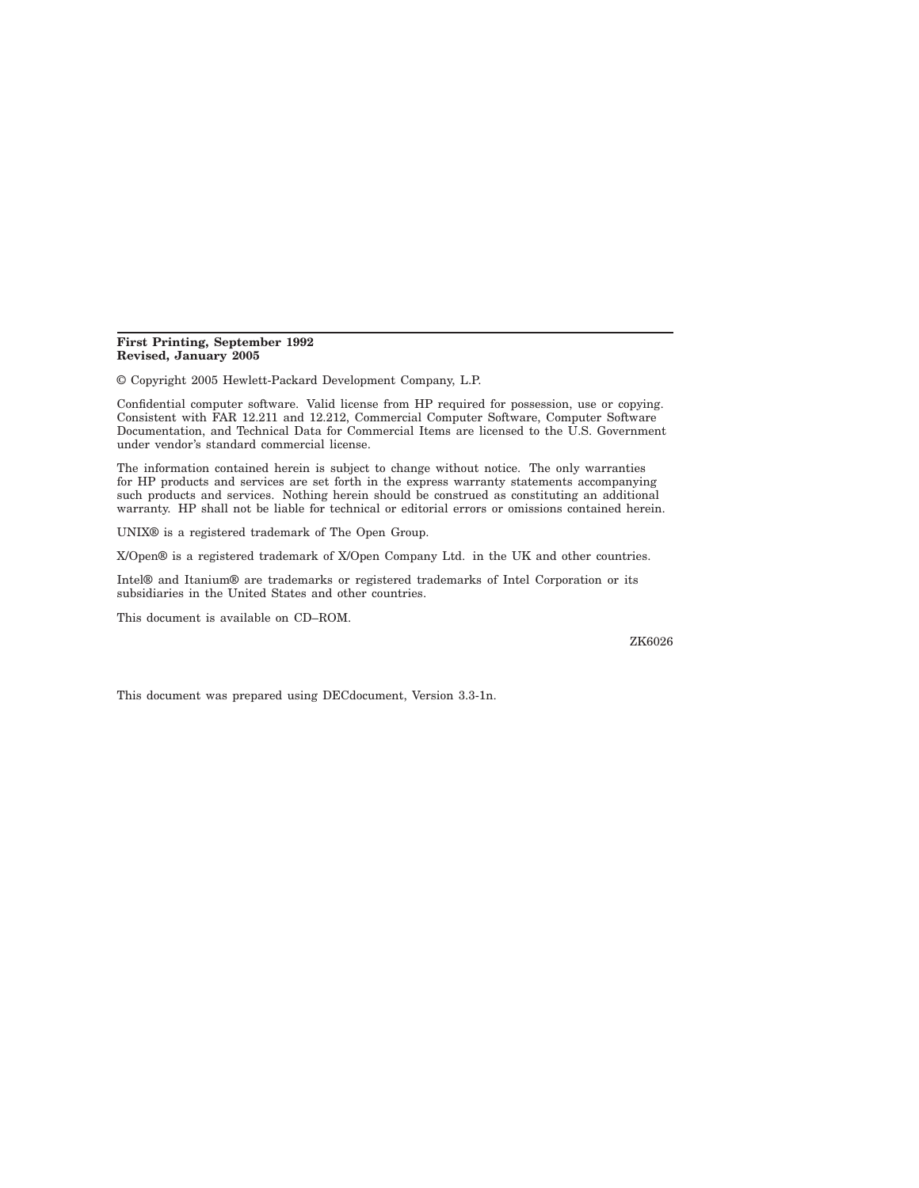**First Printing, September 1992**
**Revised, January 2005**

© Copyright 2005 Hewlett-Packard Development Company, L.P.

Confidential computer software. Valid license from HP required for possession, use or copying. Consistent with FAR 12.211 and 12.212, Commercial Computer Software, Computer Software Documentation, and Technical Data for Commercial Items are licensed to the U.S. Government under vendor's standard commercial license.

The information contained herein is subject to change without notice. The only warranties for HP products and services are set forth in the express warranty statements accompanying such products and services. Nothing herein should be construed as constituting an additional warranty. HP shall not be liable for technical or editorial errors or omissions contained herein.

UNIX® is a registered trademark of The Open Group.

X/Open® is a registered trademark of X/Open Company Ltd. in the UK and other countries.

Intel® and Itanium® are trademarks or registered trademarks of Intel Corporation or its subsidiaries in the United States and other countries.

This document is available on CD–ROM.

ZK6026

This document was prepared using DECdocument, Version 3.3-1n.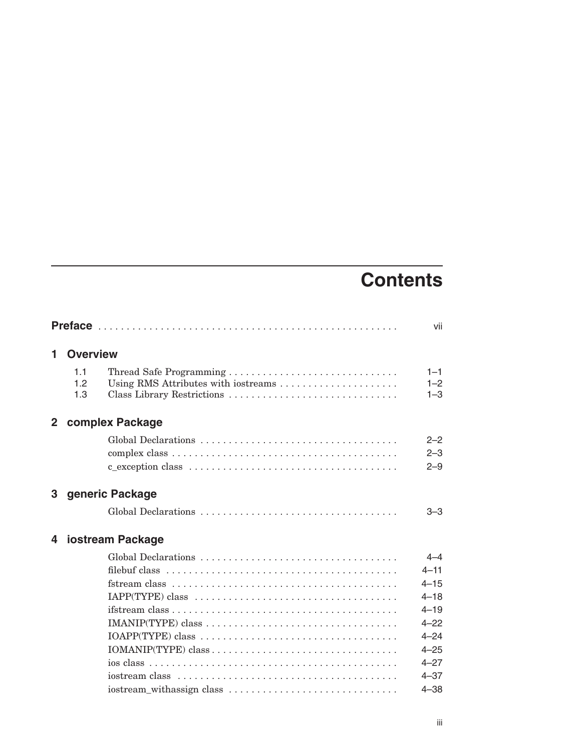# Contents

| | | |
|---|---|---|
| **Preface** | | vii |
| **1 Overview** | | |
| 1.1 | Thread Safe Programming | 1–1 |
| 1.2 | Using RMS Attributes with iostreams | 1–2 |
| 1.3 | Class Library Restrictions | 1–3 |
| **2 complex Package** | | |
| | Global Declarations | 2–2 |
| | complex class | 2–3 |
| | c_exception class | 2–9 |
| **3 generic Package** | | |
| | Global Declarations | 3–3 |
| **4 iostream Package** | | |
| | Global Declarations | 4–4 |
| | filebuf class | 4–11 |
| | fstream class | 4–15 |
| | IAPP(TYPE) class | 4–18 |
| | ifstream class | 4–19 |
| | IMANIP(TYPE) class | 4–22 |
| | IOAPP(TYPE) class | 4–24 |
| | IOMANIP(TYPE) class | 4–25 |
| | ios class | 4–27 |
| | iostream class | 4–37 |
| | iostream_withassign class | 4–38 |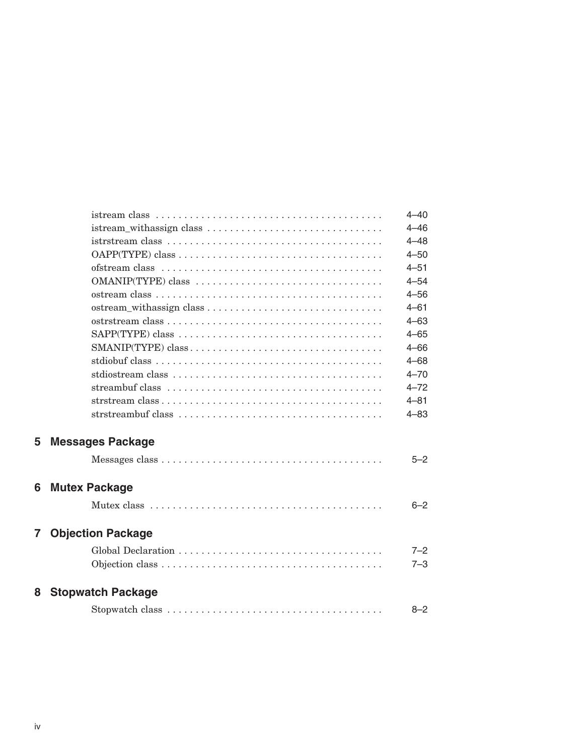| | |
|---|---|
| istream class | 4–40 |
| istream_withassign class | 4–46 |
| istrstream class | 4–48 |
| OAPP(TYPE) class | 4–50 |
| ofstream class | 4–51 |
| OMANIP(TYPE) class | 4–54 |
| ostream class | 4–56 |
| ostream_withassign class | 4–61 |
| ostrstream class | 4–63 |
| SAPP(TYPE) class | 4–65 |
| SMANIP(TYPE) class | 4–66 |
| stdiobuf class | 4–68 |
| stdiostream class | 4–70 |
| streambuf class | 4–72 |
| strstream class | 4–81 |
| strstreambuf class | 4–83 |

## 5 Messages Package

| | |
|---|---|
| Messages class | 5–2 |

## 6 Mutex Package

| | |
|---|---|
| Mutex class | 6–2 |

## 7 Objection Package

| | |
|---|---|
| Global Declaration | 7–2 |
| Objection class | 7–3 |

## 8 Stopwatch Package

| | |
|---|---|
| Stopwatch class | 8–2 |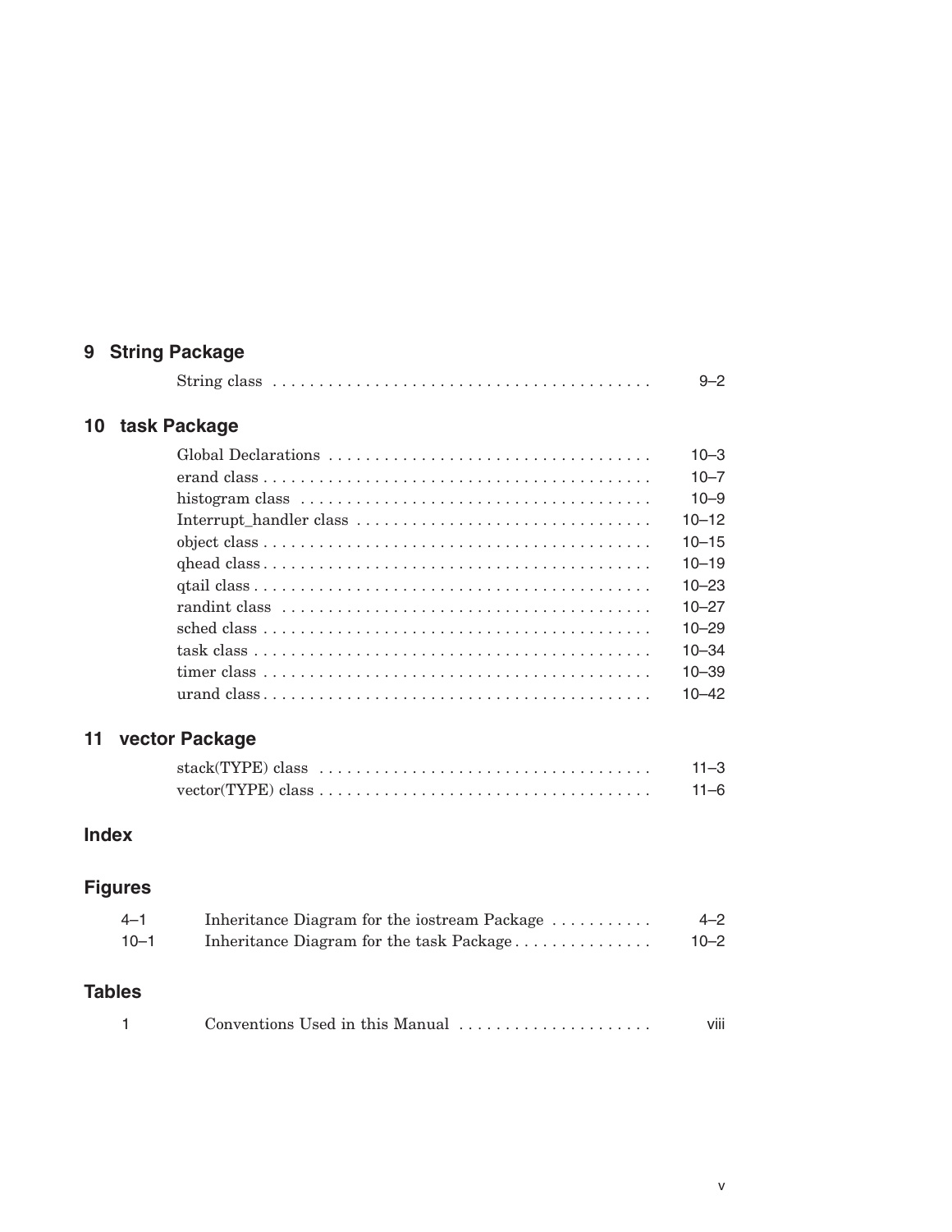## 9 String Package

| | |
|---|---|
| String class | 9–2 |

## 10 task Package

| | |
|---|---|
| Global Declarations | 10–3 |
| erand class | 10–7 |
| histogram class | 10–9 |
| Interrupt_handler class | 10–12 |
| object class | 10–15 |
| qhead class | 10–19 |
| qtail class | 10–23 |
| randint class | 10–27 |
| sched class | 10–29 |
| task class | 10–34 |
| timer class | 10–39 |
| urand class | 10–42 |

## 11 vector Package

| | |
|---|---|
| stack(TYPE) class | 11–3 |
| vector(TYPE) class | 11–6 |

## Index

## Figures

| | | |
|---|---|---|
| 4–1 | Inheritance Diagram for the iostream Package | 4–2 |
| 10–1 | Inheritance Diagram for the task Package | 10–2 |

## Tables

| | | |
|---|---|---|
| 1 | Conventions Used in this Manual | viii |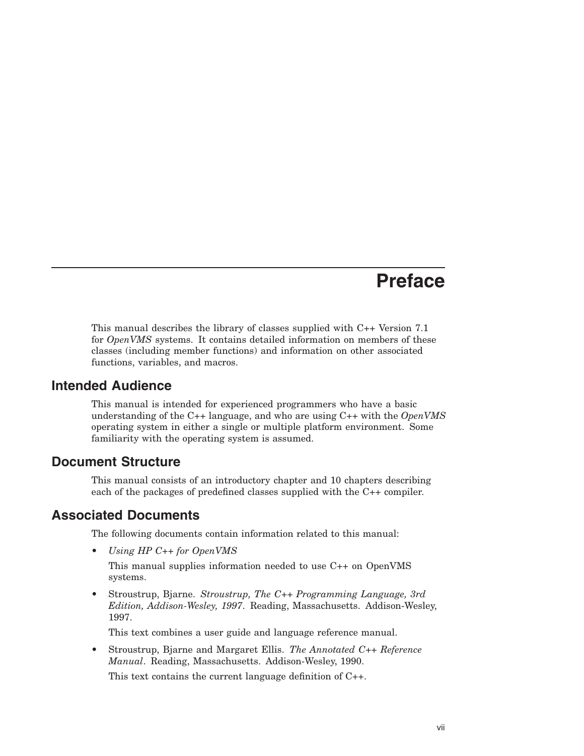# Preface

This manual describes the library of classes supplied with C++ Version 7.1 for *OpenVMS* systems. It contains detailed information on members of these classes (including member functions) and information on other associated functions, variables, and macros.

## Intended Audience

This manual is intended for experienced programmers who have a basic understanding of the C++ language, and who are using C++ with the *OpenVMS* operating system in either a single or multiple platform environment. Some familiarity with the operating system is assumed.

## Document Structure

This manual consists of an introductory chapter and 10 chapters describing each of the packages of predefined classes supplied with the C++ compiler.

## Associated Documents

The following documents contain information related to this manual:

- *Using HP C++ for OpenVMS*

  This manual supplies information needed to use C++ on OpenVMS systems.

- Stroustrup, Bjarne. *Stroustrup, The C++ Programming Language, 3rd Edition, Addison-Wesley, 1997*. Reading, Massachusetts. Addison-Wesley, 1997.

  This text combines a user guide and language reference manual.

- Stroustrup, Bjarne and Margaret Ellis. *The Annotated C++ Reference Manual*. Reading, Massachusetts. Addison-Wesley, 1990.

  This text contains the current language definition of C++.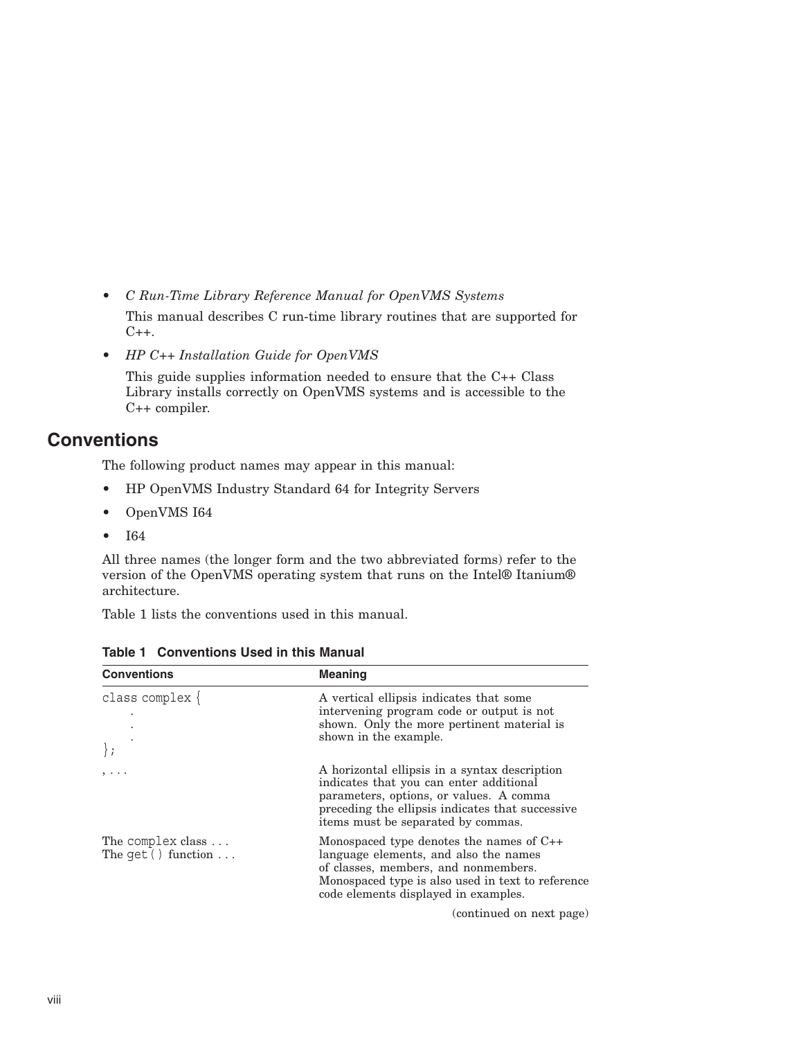- *C Run-Time Library Reference Manual for OpenVMS Systems*

  This manual describes C run-time library routines that are supported for C++.

- *HP C++ Installation Guide for OpenVMS*

  This guide supplies information needed to ensure that the C++ Class Library installs correctly on OpenVMS systems and is accessible to the C++ compiler.

## Conventions

The following product names may appear in this manual:

- HP OpenVMS Industry Standard 64 for Integrity Servers
- OpenVMS I64
- I64

All three names (the longer form and the two abbreviated forms) refer to the version of the OpenVMS operating system that runs on the Intel® Itanium® architecture.

Table 1 lists the conventions used in this manual.

**Table 1 Conventions Used in this Manual**

| Conventions | Meaning |
| --- | --- |
| `class complex {` <br> . <br> . <br> . <br> `};` | A vertical ellipsis indicates that some intervening program code or output is not shown. Only the more pertinent material is shown in the example. |
| , . . . | A horizontal ellipsis in a syntax description indicates that you can enter additional parameters, options, or values. A comma preceding the ellipsis indicates that successive items must be separated by commas. |
| The `complex` class . . . <br> The `get()` function . . . | Monospaced type denotes the names of C++ language elements, and also the names of classes, members, and nonmembers. Monospaced type is also used in text to reference code elements displayed in examples. |

(continued on next page)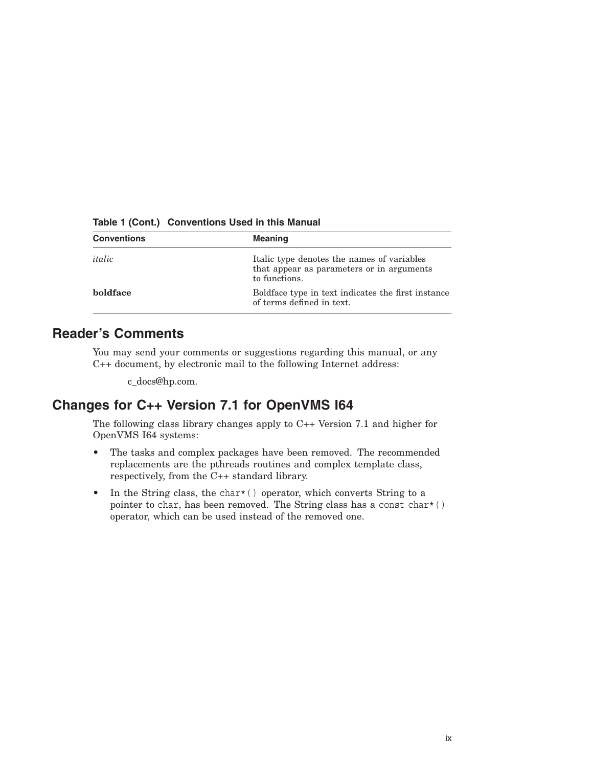**Table 1 (Cont.) Conventions Used in this Manual**

| Conventions | Meaning |
|---|---|
| *italic* | Italic type denotes the names of variables that appear as parameters or in arguments to functions. |
| **boldface** | Boldface type in text indicates the first instance of terms defined in text. |

## Reader's Comments

You may send your comments or suggestions regarding this manual, or any C++ document, by electronic mail to the following Internet address:

c_docs@hp.com.

## Changes for C++ Version 7.1 for OpenVMS I64

The following class library changes apply to C++ Version 7.1 and higher for OpenVMS I64 systems:

- The tasks and complex packages have been removed. The recommended replacements are the pthreads routines and complex template class, respectively, from the C++ standard library.
- In the String class, the `char*()` operator, which converts String to a pointer to `char`, has been removed. The String class has a `const char*()` operator, which can be used instead of the removed one.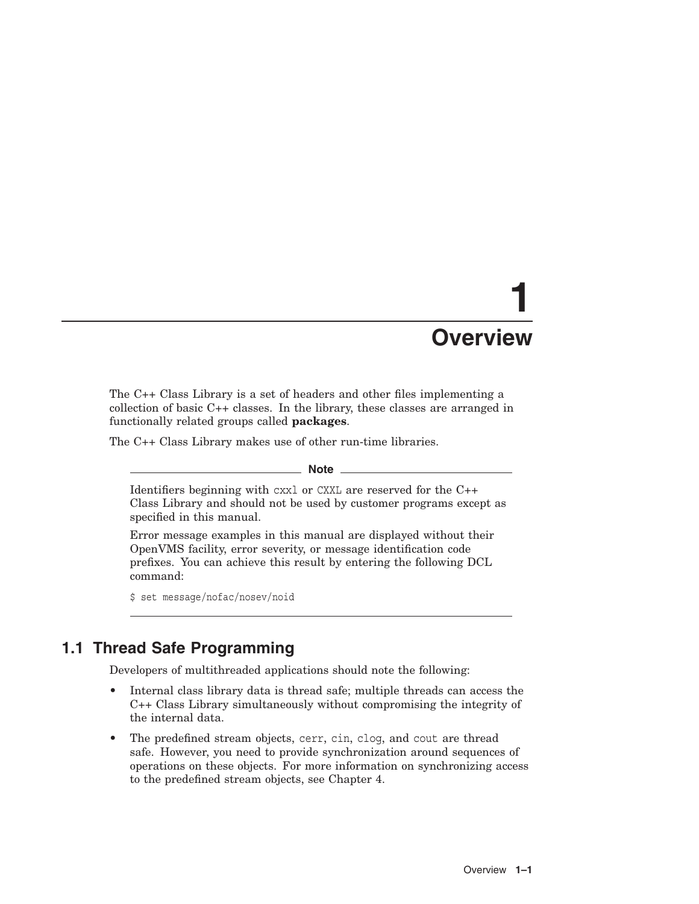# 1 Overview

The C++ Class Library is a set of headers and other files implementing a collection of basic C++ classes. In the library, these classes are arranged in functionally related groups called **packages**.

The C++ Class Library makes use of other run-time libraries.

---

**Note**

Identifiers beginning with `cxxl` or `CXXL` are reserved for the C++ Class Library and should not be used by customer programs except as specified in this manual.

Error message examples in this manual are displayed without their OpenVMS facility, error severity, or message identification code prefixes. You can achieve this result by entering the following DCL command:

```
$ set message/nofac/nosev/noid
```

---

## 1.1 Thread Safe Programming

Developers of multithreaded applications should note the following:

- Internal class library data is thread safe; multiple threads can access the C++ Class Library simultaneously without compromising the integrity of the internal data.
- The predefined stream objects, `cerr`, `cin`, `clog`, and `cout` are thread safe. However, you need to provide synchronization around sequences of operations on these objects. For more information on synchronizing access to the predefined stream objects, see Chapter 4.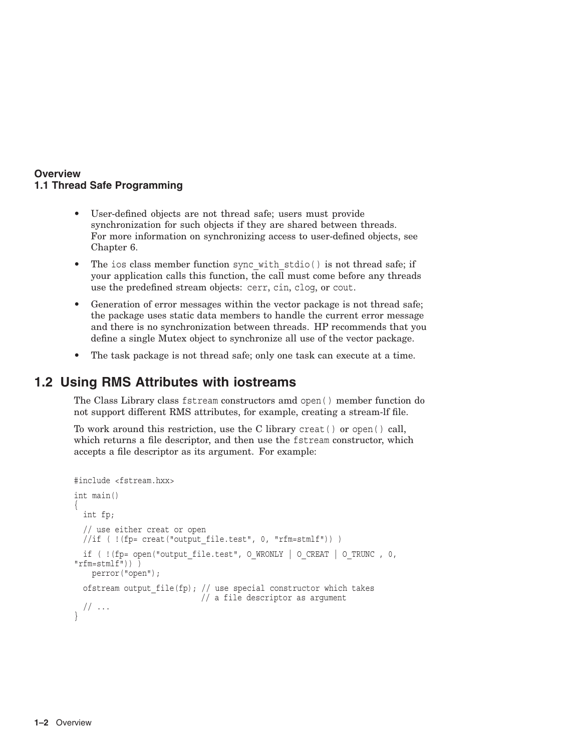- User-defined objects are not thread safe; users must provide synchronization for such objects if they are shared between threads. For more information on synchronizing access to user-defined objects, see Chapter 6.
- The ios class member function sync_with_stdio() is not thread safe; if your application calls this function, the call must come before any threads use the predefined stream objects: cerr, cin, clog, or cout.
- Generation of error messages within the vector package is not thread safe; the package uses static data members to handle the current error message and there is no synchronization between threads. HP recommends that you define a single Mutex object to synchronize all use of the vector package.
- The task package is not thread safe; only one task can execute at a time.

## 1.2 Using RMS Attributes with iostreams

The Class Library class fstream constructors amd open() member function do not support different RMS attributes, for example, creating a stream-lf file.

To work around this restriction, use the C library creat() or open() call, which returns a file descriptor, and then use the fstream constructor, which accepts a file descriptor as its argument. For example:

```
#include <fstream.hxx>

int main()
{
  int fp;

  // use either creat or open
  //if ( !(fp= creat("output_file.test", 0, "rfm=stmlf")) )

  if ( !(fp= open("output_file.test", O_WRONLY | O_CREAT | O_TRUNC , 0,
"rfm=stmlf")) )
    perror("open");

  ofstream output_file(fp); // use special constructor which takes
                            // a file descriptor as argument
  // ...
}
```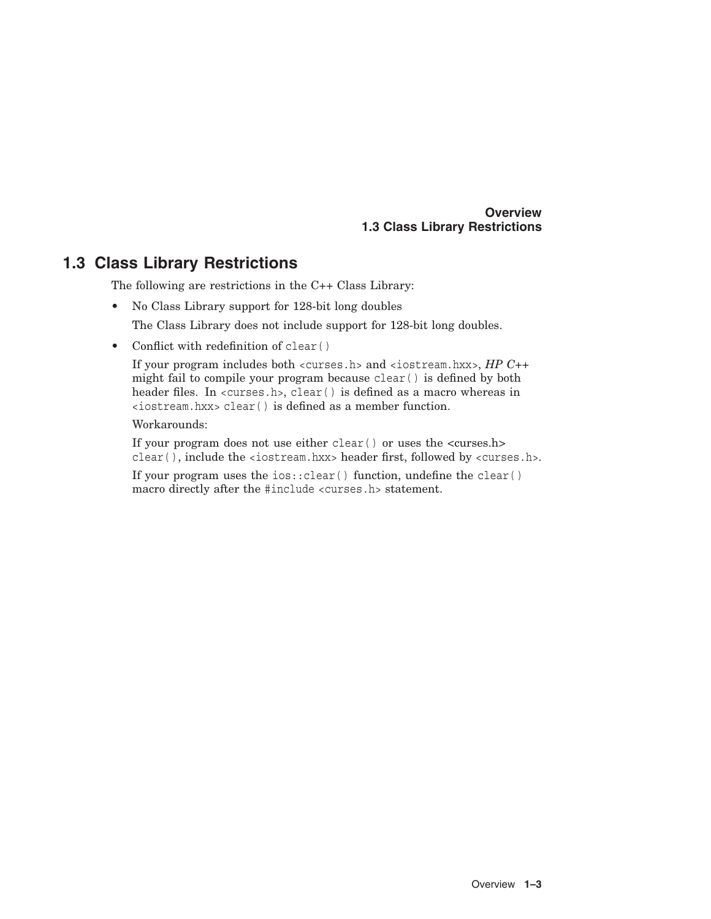## 1.3 Class Library Restrictions

The following are restrictions in the C++ Class Library:

- No Class Library support for 128-bit long doubles

  The Class Library does not include support for 128-bit long doubles.

- Conflict with redefinition of `clear()`

  If your program includes both `<curses.h>` and `<iostream.hxx>`, *HP C++* might fail to compile your program because `clear()` is defined by both header files. In `<curses.h>`, `clear()` is defined as a macro whereas in `<iostream.hxx>` `clear()` is defined as a member function.

  Workarounds:

  If your program does not use either `clear()` or uses the <curses.h> `clear()`, include the `<iostream.hxx>` header first, followed by `<curses.h>`.

  If your program uses the `ios::clear()` function, undefine the `clear()` macro directly after the `#include <curses.h>` statement.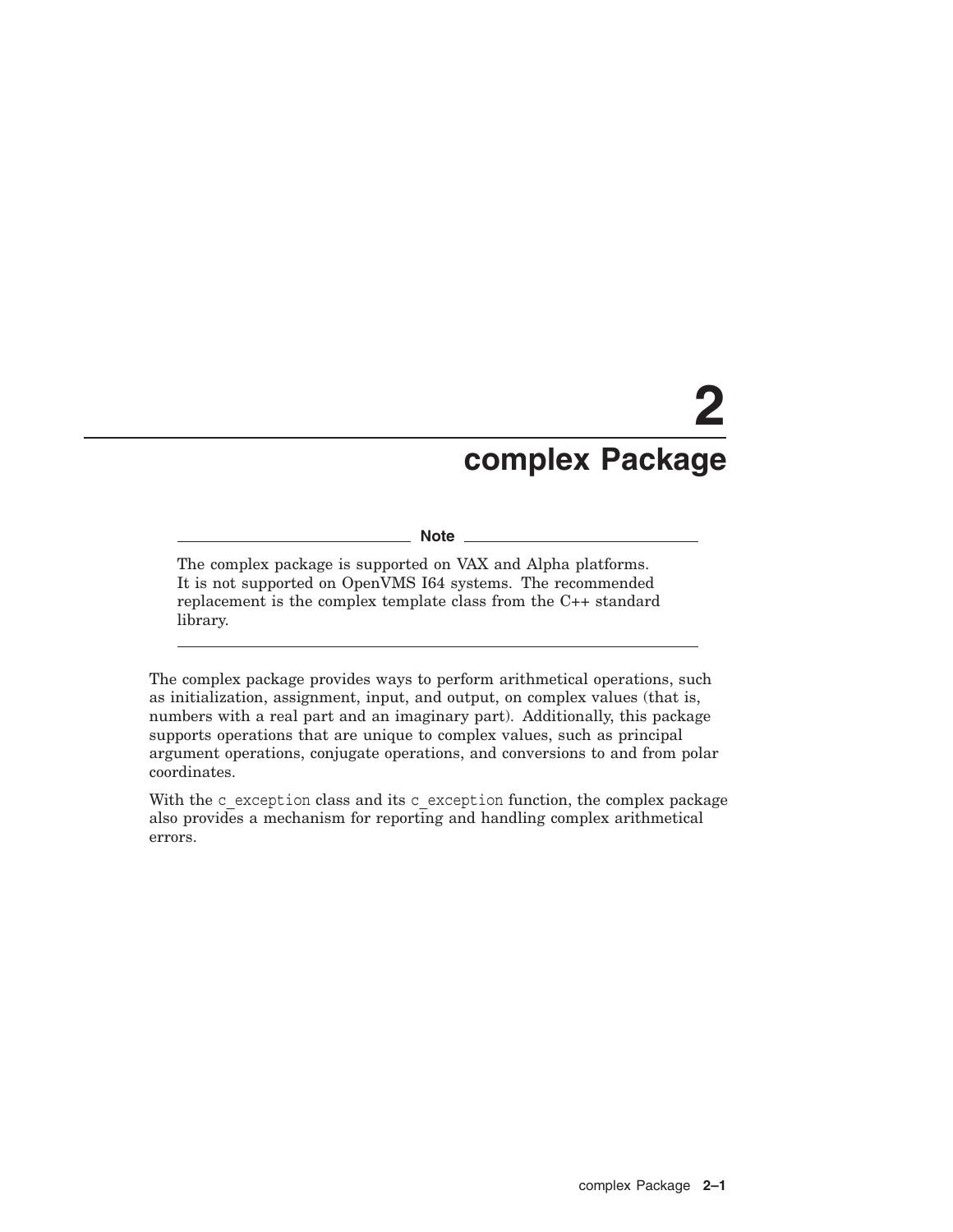# 2 complex Package

**Note**

The complex package is supported on VAX and Alpha platforms. It is not supported on OpenVMS I64 systems. The recommended replacement is the complex template class from the C++ standard library.

---

The complex package provides ways to perform arithmetical operations, such as initialization, assignment, input, and output, on complex values (that is, numbers with a real part and an imaginary part). Additionally, this package supports operations that are unique to complex values, such as principal argument operations, conjugate operations, and conversions to and from polar coordinates.

With the `c_exception` class and its `c_exception` function, the complex package also provides a mechanism for reporting and handling complex arithmetical errors.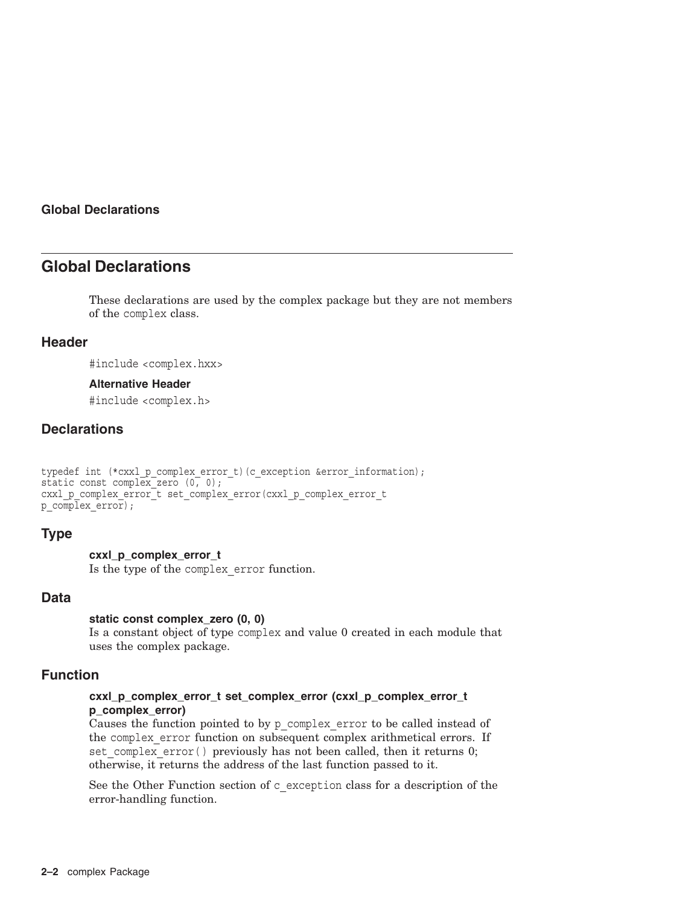## Global Declarations

These declarations are used by the complex package but they are not members of the `complex` class.

### Header

`#include <complex.hxx>`

#### Alternative Header

`#include <complex.h>`

### Declarations

```
typedef int (*cxxl_p_complex_error_t)(c_exception &error_information);
static const complex_zero (0, 0);
cxxl_p_complex_error_t set_complex_error(cxxl_p_complex_error_t
p_complex_error);
```

### Type

**cxxl_p_complex_error_t**
Is the type of the `complex_error` function.

### Data

**static const complex_zero (0, 0)**
Is a constant object of type `complex` and value 0 created in each module that uses the complex package.

### Function

**cxxl_p_complex_error_t set_complex_error (cxxl_p_complex_error_t p_complex_error)**
Causes the function pointed to by `p_complex_error` to be called instead of the `complex_error` function on subsequent complex arithmetical errors. If `set_complex_error()` previously has not been called, then it returns 0; otherwise, it returns the address of the last function passed to it.

See the Other Function section of `c_exception` class for a description of the error-handling function.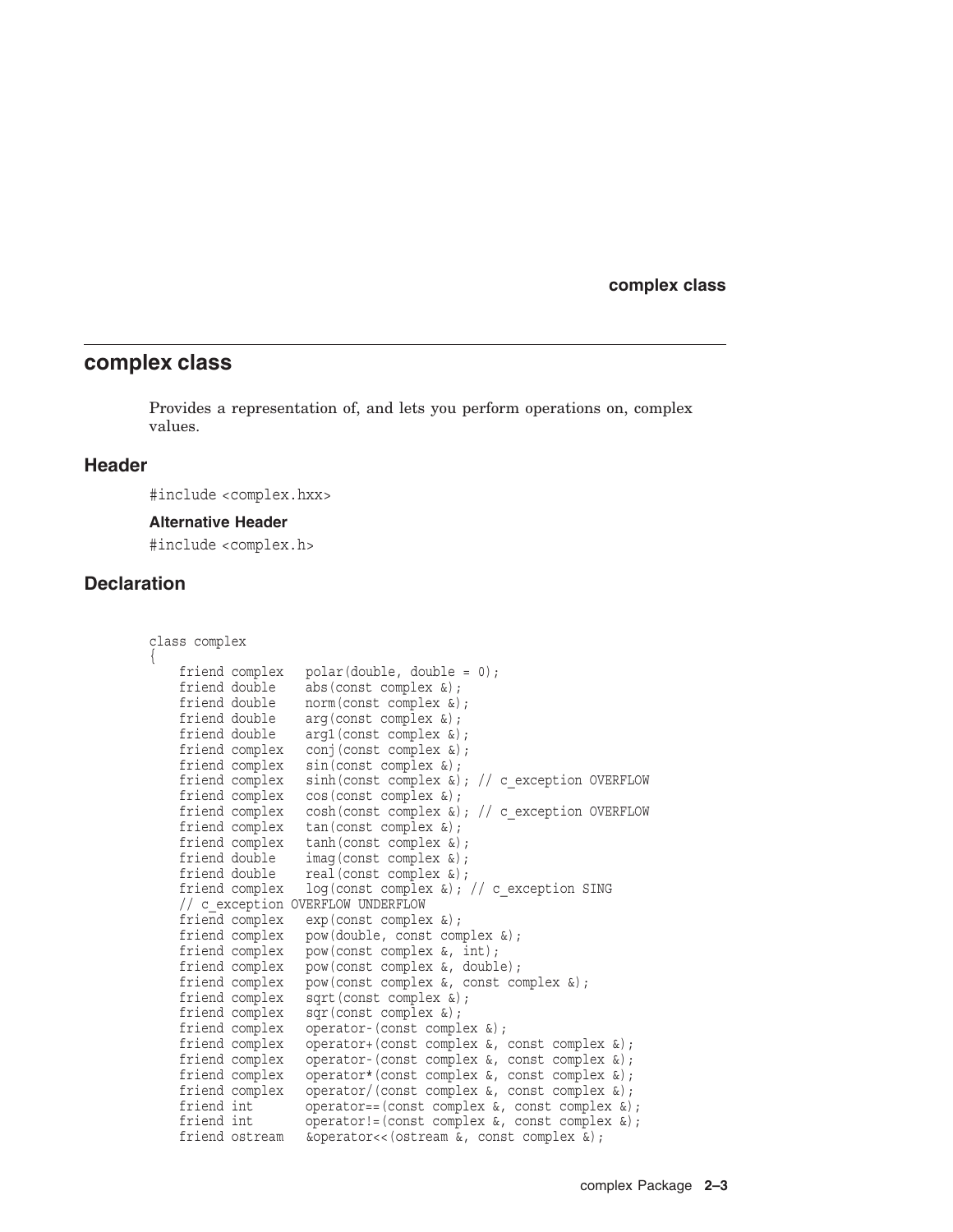## complex class

Provides a representation of, and lets you perform operations on, complex values.

### Header

`#include <complex.hxx>`

#### Alternative Header

`#include <complex.h>`

### Declaration

```
class complex
{
    friend complex   polar(double, double = 0);
    friend double    abs(const complex &);
    friend double    norm(const complex &);
    friend double    arg(const complex &);
    friend double    arg1(const complex &);
    friend complex   conj(const complex &);
    friend complex   sin(const complex &);
    friend complex   sinh(const complex &); // c_exception OVERFLOW
    friend complex   cos(const complex &);
    friend complex   cosh(const complex &); // c_exception OVERFLOW
    friend complex   tan(const complex &);
    friend complex   tanh(const complex &);
    friend double    imag(const complex &);
    friend double    real(const complex &);
    friend complex   log(const complex &); // c_exception SING
    // c_exception OVERFLOW UNDERFLOW
    friend complex   exp(const complex &);
    friend complex   pow(double, const complex &);
    friend complex   pow(const complex &, int);
    friend complex   pow(const complex &, double);
    friend complex   pow(const complex &, const complex &);
    friend complex   sqrt(const complex &);
    friend complex   sqr(const complex &);
    friend complex   operator-(const complex &);
    friend complex   operator+(const complex &, const complex &);
    friend complex   operator-(const complex &, const complex &);
    friend complex   operator*(const complex &, const complex &);
    friend complex   operator/(const complex &, const complex &);
    friend int       operator==(const complex &, const complex &);
    friend int       operator!=(const complex &, const complex &);
    friend ostream   &operator<<(ostream &, const complex &);
```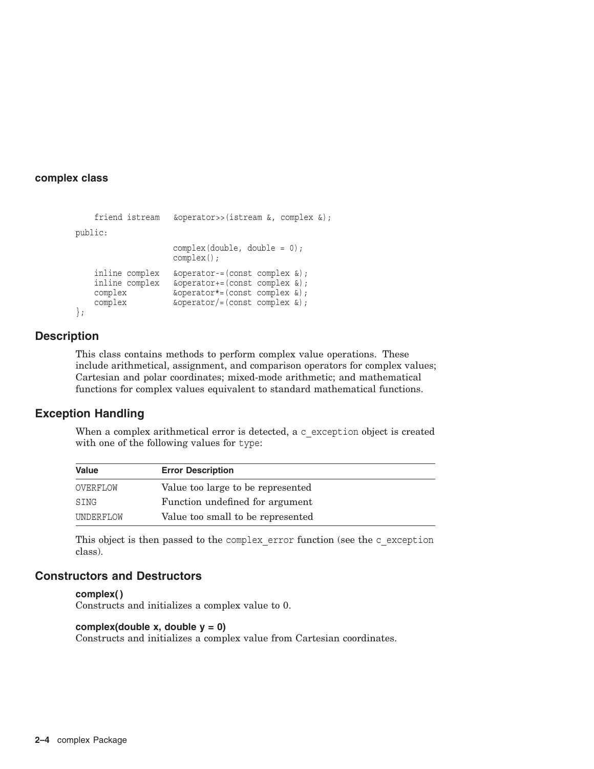**complex class**

```
    friend istream   &operator>>(istream &, complex &);
public:
                     complex(double, double = 0);
                     complex();

    inline complex   &operator-=(const complex &);
    inline complex   &operator+=(const complex &);
    complex          &operator*=(const complex &);
    complex          &operator/=(const complex &);
};
```

## Description

This class contains methods to perform complex value operations. These include arithmetical, assignment, and comparison operators for complex values; Cartesian and polar coordinates; mixed-mode arithmetic; and mathematical functions for complex values equivalent to standard mathematical functions.

## Exception Handling

When a complex arithmetical error is detected, a `c_exception` object is created with one of the following values for `type`:

| Value | Error Description |
|---|---|
| OVERFLOW | Value too large to be represented |
| SING | Function undefined for argument |
| UNDERFLOW | Value too small to be represented |

This object is then passed to the `complex_error` function (see the `c_exception` class).

## Constructors and Destructors

**complex( )**
Constructs and initializes a complex value to 0.

**complex(double x, double y = 0)**
Constructs and initializes a complex value from Cartesian coordinates.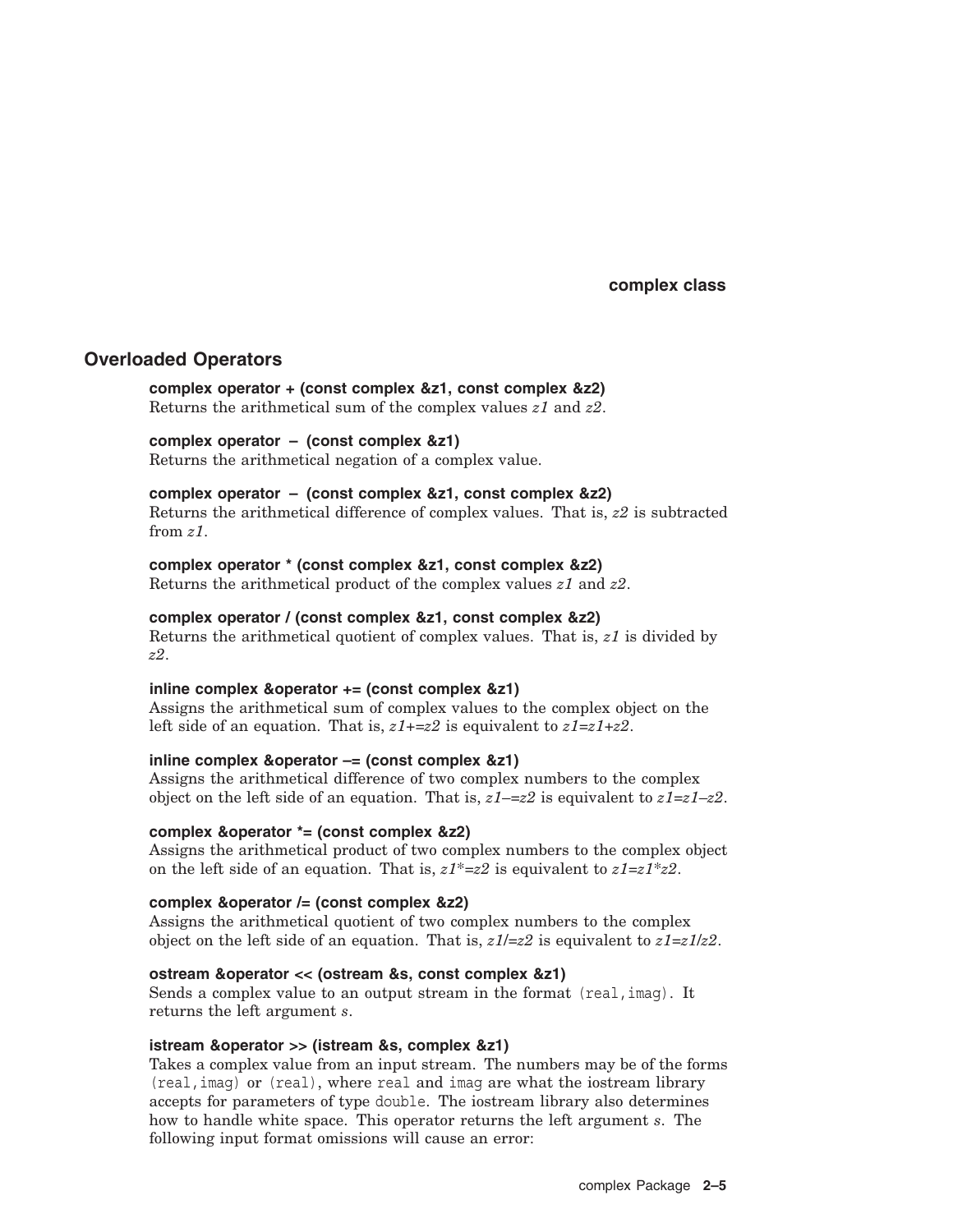## Overloaded Operators

**complex operator + (const complex &z1, const complex &z2)**
Returns the arithmetical sum of the complex values *z1* and *z2*.

**complex operator – (const complex &z1)**
Returns the arithmetical negation of a complex value.

**complex operator – (const complex &z1, const complex &z2)**
Returns the arithmetical difference of complex values. That is, *z2* is subtracted from *z1*.

**complex operator * (const complex &z1, const complex &z2)**
Returns the arithmetical product of the complex values *z1* and *z2*.

**complex operator / (const complex &z1, const complex &z2)**
Returns the arithmetical quotient of complex values. That is, *z1* is divided by *z2*.

**inline complex &operator += (const complex &z1)**
Assigns the arithmetical sum of complex values to the complex object on the left side of an equation. That is, *z1+=z2* is equivalent to *z1=z1+z2*.

**inline complex &operator –= (const complex &z1)**
Assigns the arithmetical difference of two complex numbers to the complex object on the left side of an equation. That is, *z1–=z2* is equivalent to *z1=z1–z2*.

**complex &operator *= (const complex &z2)**
Assigns the arithmetical product of two complex numbers to the complex object on the left side of an equation. That is, *z1*=z2* is equivalent to *z1=z1*z2*.

**complex &operator /= (const complex &z2)**
Assigns the arithmetical quotient of two complex numbers to the complex object on the left side of an equation. That is, *z1/=z2* is equivalent to *z1=z1/z2*.

**ostream &operator << (ostream &s, const complex &z1)**
Sends a complex value to an output stream in the format `(real,imag)`. It returns the left argument *s*.

**istream &operator >> (istream &s, complex &z1)**
Takes a complex value from an input stream. The numbers may be of the forms `(real,imag)` or `(real)`, where `real` and `imag` are what the iostream library accepts for parameters of type `double`. The iostream library also determines how to handle white space. This operator returns the left argument *s*. The following input format omissions will cause an error: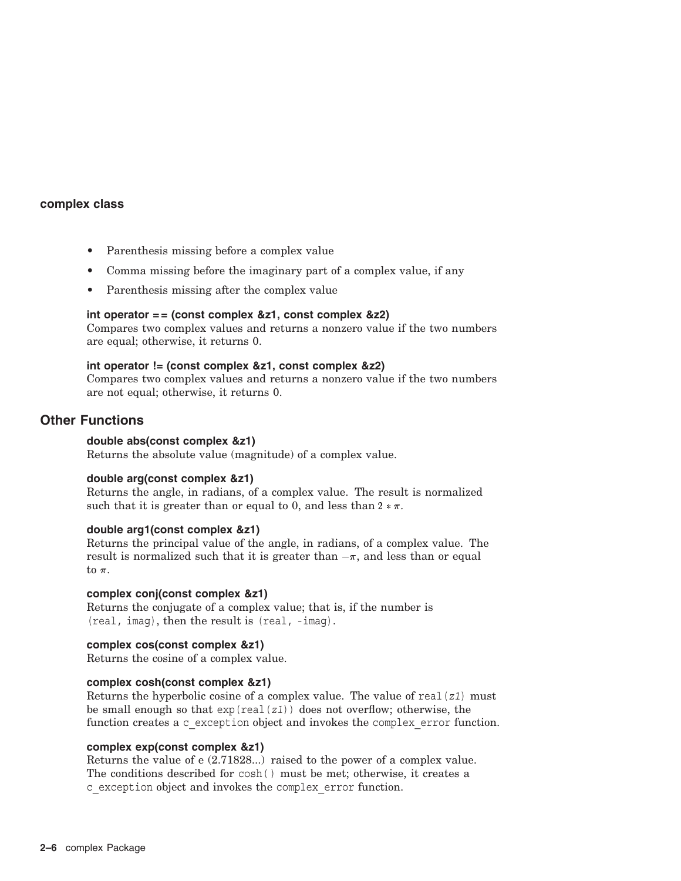**complex class**

- Parenthesis missing before a complex value
- Comma missing before the imaginary part of a complex value, if any
- Parenthesis missing after the complex value

**int operator == (const complex &z1, const complex &z2)**
Compares two complex values and returns a nonzero value if the two numbers are equal; otherwise, it returns 0.

**int operator != (const complex &z1, const complex &z2)**
Compares two complex values and returns a nonzero value if the two numbers are not equal; otherwise, it returns 0.

## Other Functions

**double abs(const complex &z1)**
Returns the absolute value (magnitude) of a complex value.

**double arg(const complex &z1)**
Returns the angle, in radians, of a complex value. The result is normalized such that it is greater than or equal to 0, and less than $2 * \pi$.

**double arg1(const complex &z1)**
Returns the principal value of the angle, in radians, of a complex value. The result is normalized such that it is greater than $-\pi$, and less than or equal to $\pi$.

**complex conj(const complex &z1)**
Returns the conjugate of a complex value; that is, if the number is `(real, imag)`, then the result is `(real, -imag)`.

**complex cos(const complex &z1)**
Returns the cosine of a complex value.

**complex cosh(const complex &z1)**
Returns the hyperbolic cosine of a complex value. The value of `real(z1)` must be small enough so that `exp(real(z1))` does not overflow; otherwise, the function creates a `c_exception` object and invokes the `complex_error` function.

**complex exp(const complex &z1)**
Returns the value of e (2.71828...) raised to the power of a complex value. The conditions described for `cosh()` must be met; otherwise, it creates a `c_exception` object and invokes the `complex_error` function.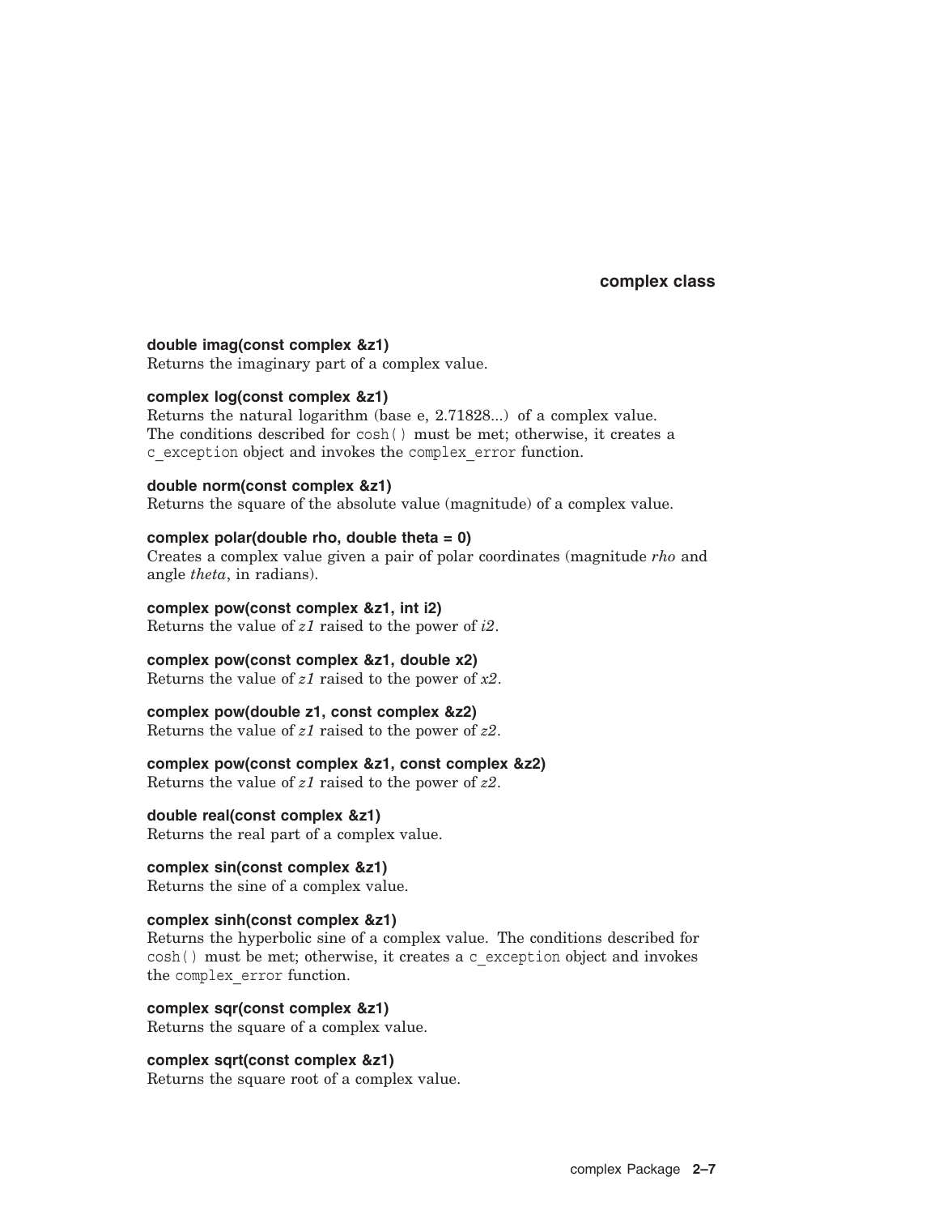**double imag(const complex &z1)**
Returns the imaginary part of a complex value.

**complex log(const complex &z1)**
Returns the natural logarithm (base e, 2.71828...) of a complex value. The conditions described for `cosh()` must be met; otherwise, it creates a `c_exception` object and invokes the `complex_error` function.

**double norm(const complex &z1)**
Returns the square of the absolute value (magnitude) of a complex value.

**complex polar(double rho, double theta = 0)**
Creates a complex value given a pair of polar coordinates (magnitude *rho* and angle *theta*, in radians).

**complex pow(const complex &z1, int i2)**
Returns the value of *z1* raised to the power of *i2*.

**complex pow(const complex &z1, double x2)**
Returns the value of *z1* raised to the power of *x2*.

**complex pow(double z1, const complex &z2)**
Returns the value of *z1* raised to the power of *z2*.

**complex pow(const complex &z1, const complex &z2)**
Returns the value of *z1* raised to the power of *z2*.

**double real(const complex &z1)**
Returns the real part of a complex value.

**complex sin(const complex &z1)**
Returns the sine of a complex value.

**complex sinh(const complex &z1)**
Returns the hyperbolic sine of a complex value. The conditions described for `cosh()` must be met; otherwise, it creates a `c_exception` object and invokes the `complex_error` function.

**complex sqr(const complex &z1)**
Returns the square of a complex value.

**complex sqrt(const complex &z1)**
Returns the square root of a complex value.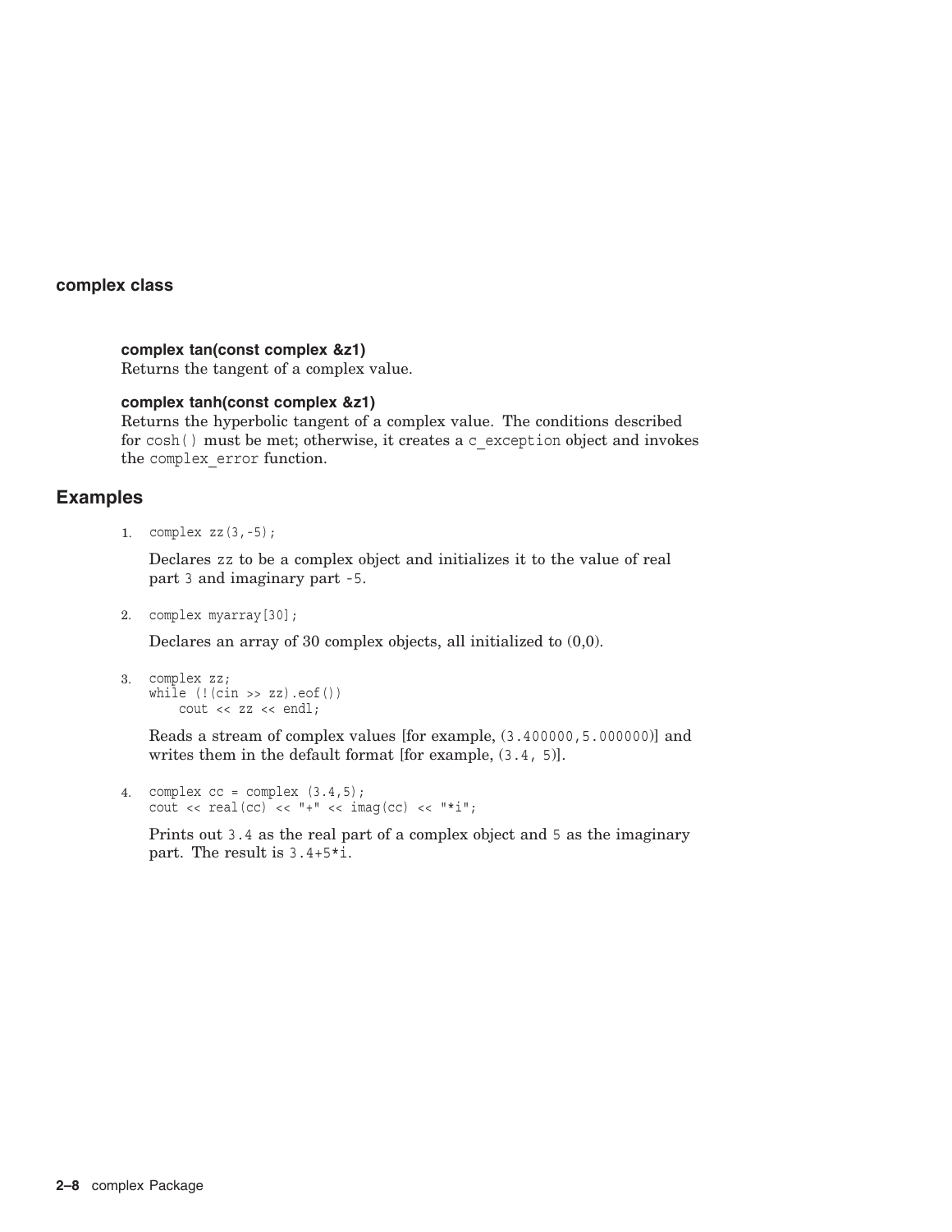### complex tan(const complex &z1)

Returns the tangent of a complex value.

### complex tanh(const complex &z1)

Returns the hyperbolic tangent of a complex value. The conditions described for `cosh()` must be met; otherwise, it creates a `c_exception` object and invokes the `complex_error` function.

## Examples

1. 
```
complex zz(3,-5);
```

   Declares `zz` to be a complex object and initializes it to the value of real part `3` and imaginary part `-5`.

2. 
```
complex myarray[30];
```

   Declares an array of 30 complex objects, all initialized to (0,0).

3. 
```
complex zz;
while (!(cin >> zz).eof())
    cout << zz << endl;
```

   Reads a stream of complex values [for example, `(3.400000,5.000000)`] and writes them in the default format [for example, `(3.4, 5)`].

4. 
```
complex cc = complex (3.4,5);
cout << real(cc) << "+" << imag(cc) << "*i";
```

   Prints out `3.4` as the real part of a complex object and `5` as the imaginary part. The result is `3.4+5*i`.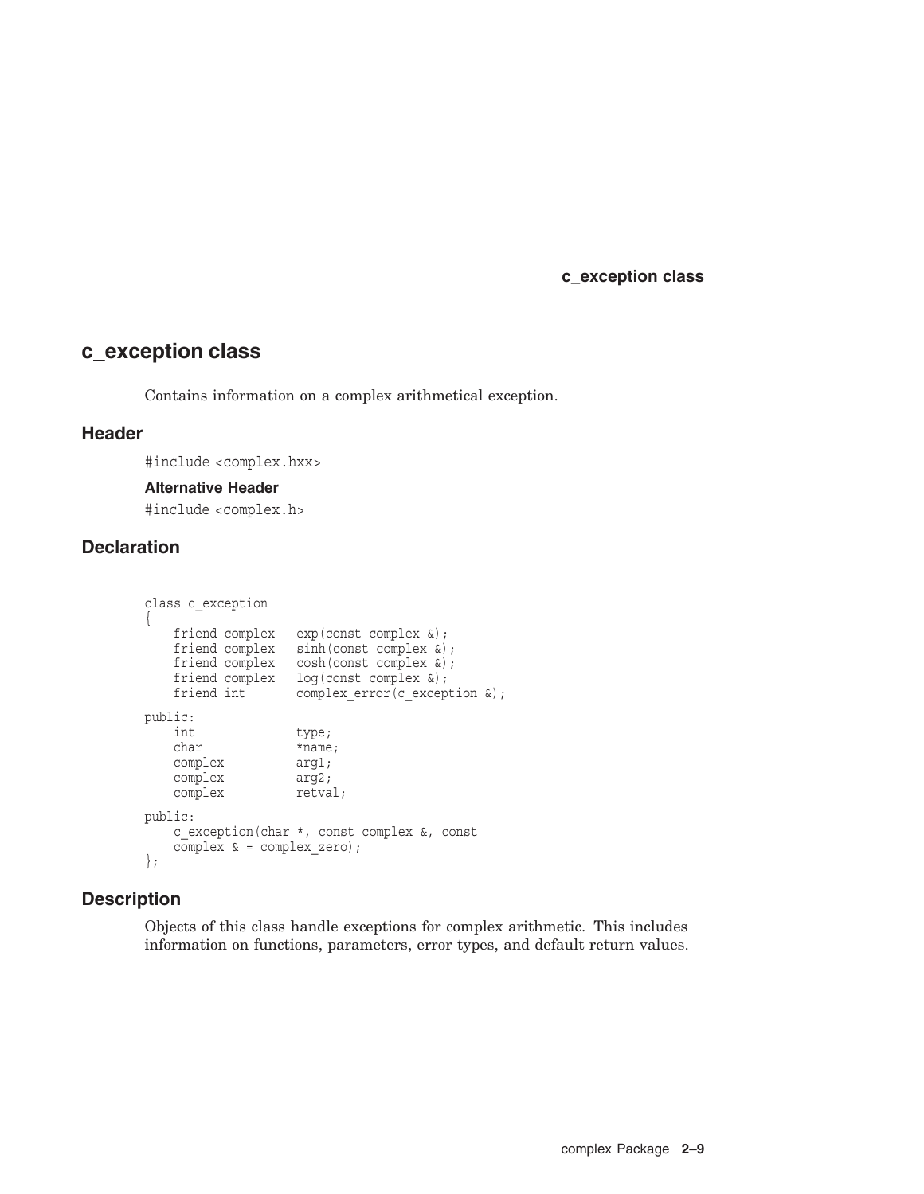# c_exception class

Contains information on a complex arithmetical exception.

## Header

```
#include <complex.hxx>
```

### Alternative Header

```
#include <complex.h>
```

## Declaration

```
class c_exception
{
    friend complex   exp(const complex &);
    friend complex   sinh(const complex &);
    friend complex   cosh(const complex &);
    friend complex   log(const complex &);
    friend int       complex_error(c_exception &);

public:
    int             type;
    char            *name;
    complex         arg1;
    complex         arg2;
    complex         retval;

public:
    c_exception(char *, const complex &, const
    complex & = complex_zero);
};
```

## Description

Objects of this class handle exceptions for complex arithmetic. This includes information on functions, parameters, error types, and default return values.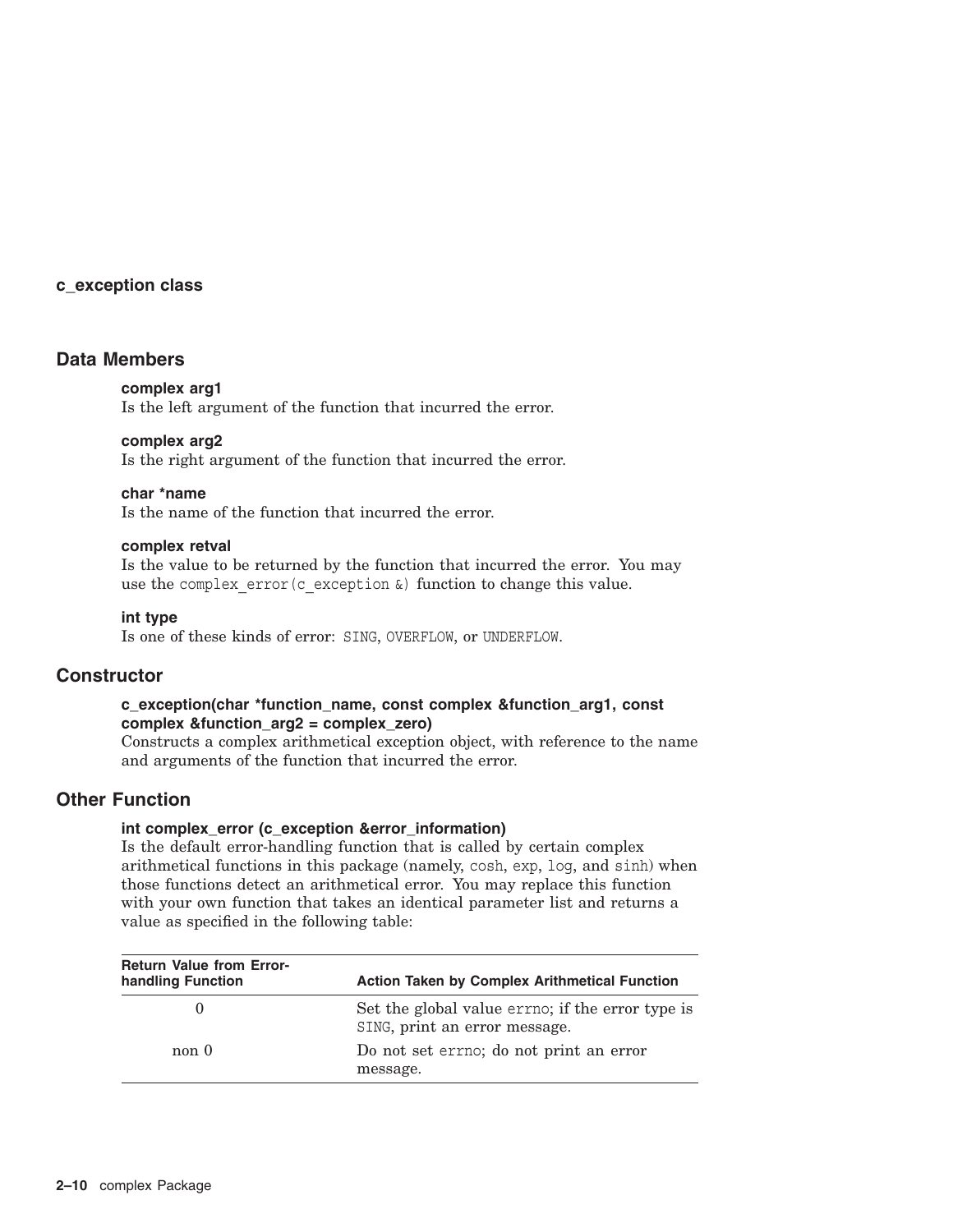# c_exception class

## Data Members

**complex arg1**
Is the left argument of the function that incurred the error.

**complex arg2**
Is the right argument of the function that incurred the error.

**char *name**
Is the name of the function that incurred the error.

**complex retval**
Is the value to be returned by the function that incurred the error. You may use the `complex_error(c_exception &)` function to change this value.

**int type**
Is one of these kinds of error: `SING`, `OVERFLOW`, or `UNDERFLOW`.

## Constructor

**c_exception(char *function_name, const complex &function_arg1, const complex &function_arg2 = complex_zero)**
Constructs a complex arithmetical exception object, with reference to the name and arguments of the function that incurred the error.

## Other Function

**int complex_error (c_exception &error_information)**
Is the default error-handling function that is called by certain complex arithmetical functions in this package (namely, `cosh`, `exp`, `log`, and `sinh`) when those functions detect an arithmetical error. You may replace this function with your own function that takes an identical parameter list and returns a value as specified in the following table:

| Return Value from Error-handling Function | Action Taken by Complex Arithmetical Function |
|---|---|
| 0 | Set the global value `errno`; if the error type is `SING`, print an error message. |
| non 0 | Do not set `errno`; do not print an error message. |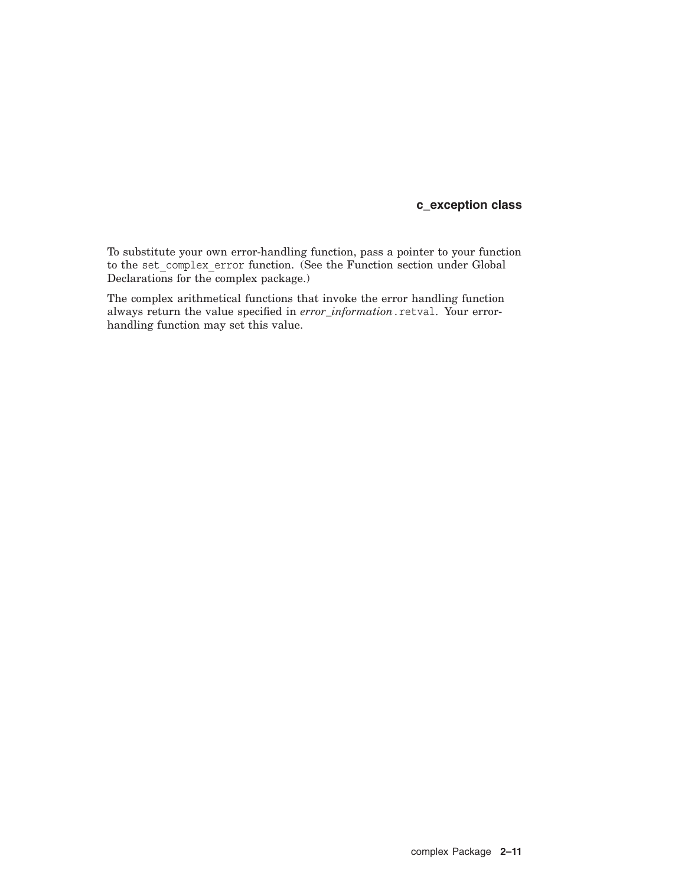To substitute your own error-handling function, pass a pointer to your function to the `set_complex_error` function. (See the Function section under Global Declarations for the complex package.)

The complex arithmetical functions that invoke the error handling function always return the value specified in *error_information*`.retval`. Your error-handling function may set this value.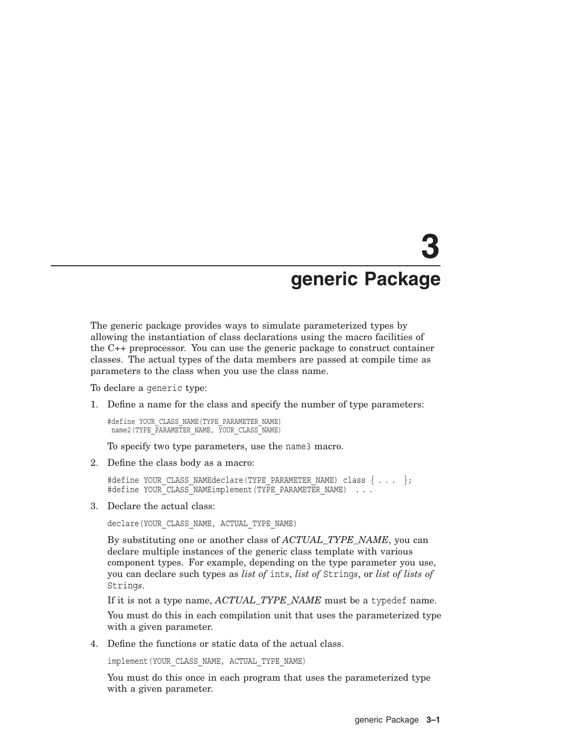# 3 generic Package

The generic package provides ways to simulate parameterized types by allowing the instantiation of class declarations using the macro facilities of the C++ preprocessor. You can use the generic package to construct container classes. The actual types of the data members are passed at compile time as parameters to the class when you use the class name.

To declare a `generic` type:

1. Define a name for the class and specify the number of type parameters:

   ```
   #define YOUR_CLASS_NAME(TYPE_PARAMETER_NAME)
    name2(TYPE_PARAMETER_NAME, YOUR_CLASS_NAME)
   ```

   To specify two type parameters, use the `name3` macro.

2. Define the class body as a macro:

   ```
   #define YOUR_CLASS_NAMEdeclare(TYPE_PARAMETER_NAME) class { . . . };
   #define YOUR_CLASS_NAMEimplement(TYPE_PARAMETER_NAME)  . . .
   ```

3. Declare the actual class:

   ```
   declare(YOUR_CLASS_NAME, ACTUAL_TYPE_NAME)
   ```

   By substituting one or another class of *ACTUAL_TYPE_NAME*, you can declare multiple instances of the generic class template with various component types. For example, depending on the type parameter you use, you can declare such types as *list of* `int`*s*, *list of* `String`*s*, or *list of lists of* `String`*s*.

   If it is not a type name, *ACTUAL_TYPE_NAME* must be a `typedef` name.

   You must do this in each compilation unit that uses the parameterized type with a given parameter.

4. Define the functions or static data of the actual class.

   ```
   implement(YOUR_CLASS_NAME, ACTUAL_TYPE_NAME)
   ```

   You must do this once in each program that uses the parameterized type with a given parameter.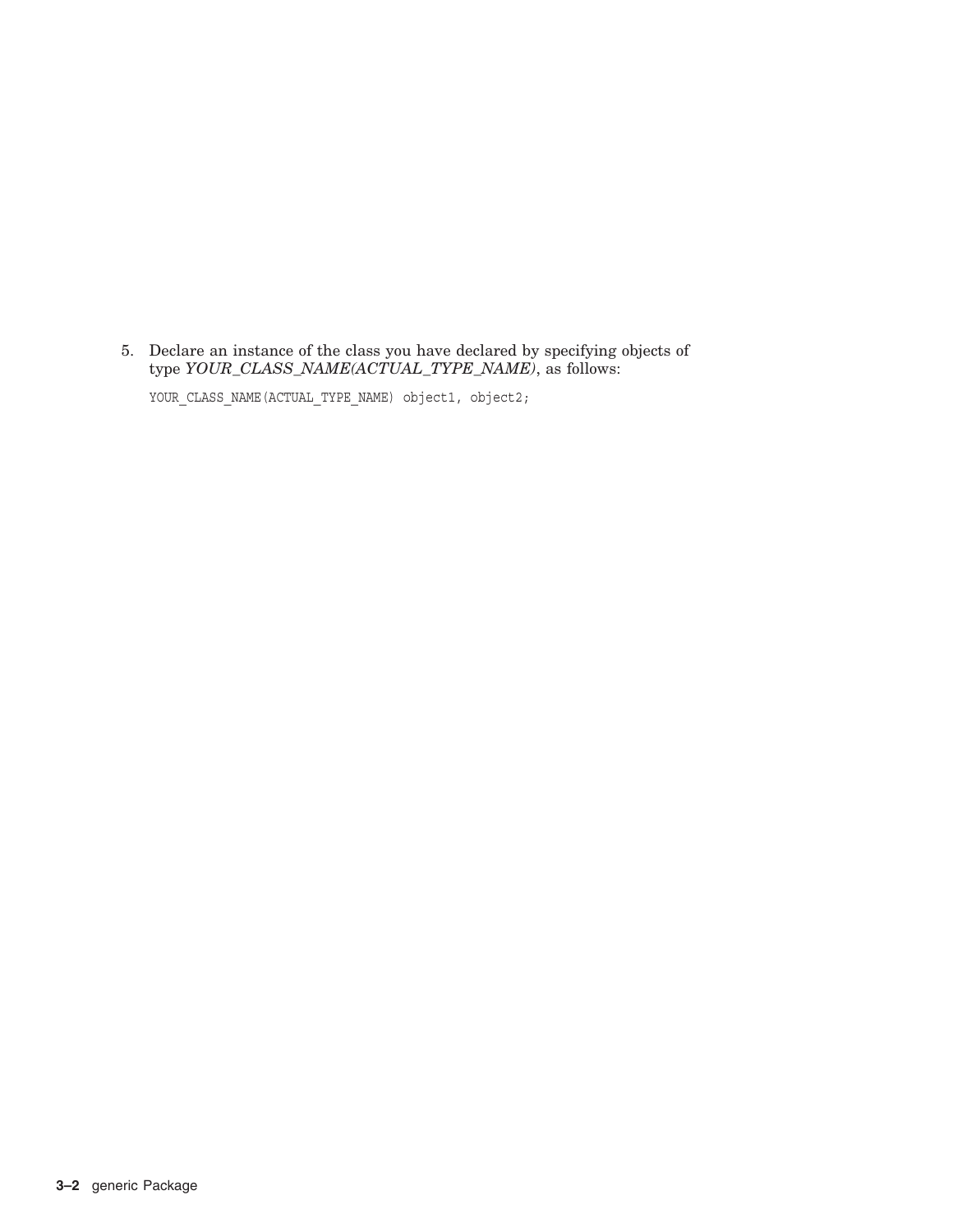5. Declare an instance of the class you have declared by specifying objects of type *YOUR_CLASS_NAME(ACTUAL_TYPE_NAME)*, as follows:

   ```
   YOUR_CLASS_NAME(ACTUAL_TYPE_NAME) object1, object2;
   ```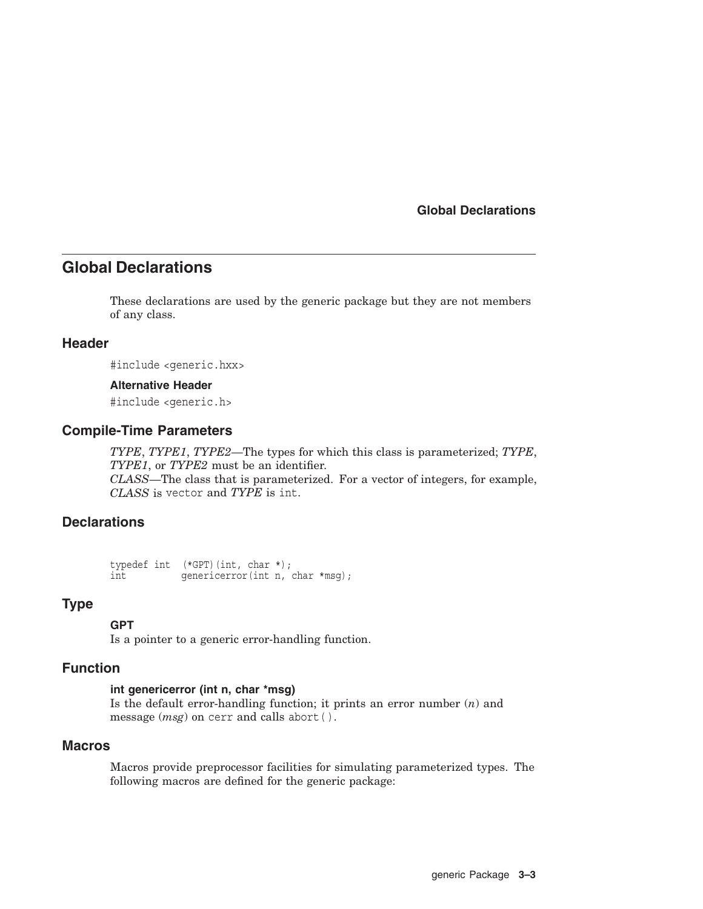## Global Declarations

These declarations are used by the generic package but they are not members of any class.

### Header

`#include <generic.hxx>`

#### Alternative Header

`#include <generic.h>`

### Compile-Time Parameters

*TYPE*, *TYPE1*, *TYPE2*—The types for which this class is parameterized; *TYPE*, *TYPE1*, or *TYPE2* must be an identifier.
*CLASS*—The class that is parameterized. For a vector of integers, for example, *CLASS* is `vector` and *TYPE* is `int`.

### Declarations

```
typedef int  (*GPT)(int, char *);
int          genericerror(int n, char *msg);
```

### Type

**GPT**
Is a pointer to a generic error-handling function.

### Function

**int genericerror (int n, char *msg)**
Is the default error-handling function; it prints an error number (*n*) and message (*msg*) on `cerr` and calls `abort()`.

### Macros

Macros provide preprocessor facilities for simulating parameterized types. The following macros are defined for the generic package: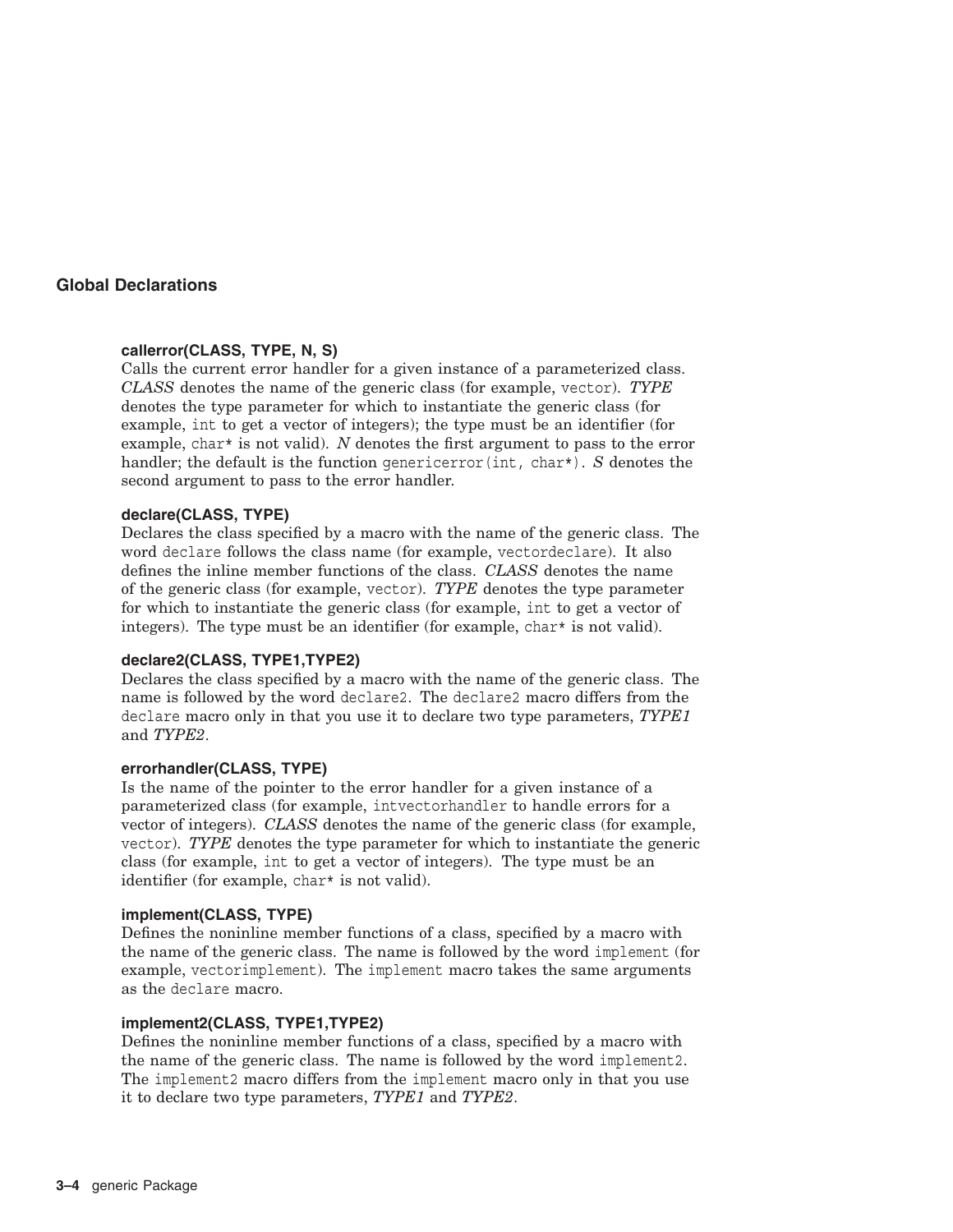## Global Declarations

**callerror(CLASS, TYPE, N, S)**
Calls the current error handler for a given instance of a parameterized class. *CLASS* denotes the name of the generic class (for example, `vector`). *TYPE* denotes the type parameter for which to instantiate the generic class (for example, `int` to get a vector of integers); the type must be an identifier (for example, `char*` is not valid). *N* denotes the first argument to pass to the error handler; the default is the function `genericerror(int, char*)`. *S* denotes the second argument to pass to the error handler.

**declare(CLASS, TYPE)**
Declares the class specified by a macro with the name of the generic class. The word `declare` follows the class name (for example, `vectordeclare`). It also defines the inline member functions of the class. *CLASS* denotes the name of the generic class (for example, `vector`). *TYPE* denotes the type parameter for which to instantiate the generic class (for example, `int` to get a vector of integers). The type must be an identifier (for example, `char*` is not valid).

**declare2(CLASS, TYPE1,TYPE2)**
Declares the class specified by a macro with the name of the generic class. The name is followed by the word `declare2`. The `declare2` macro differs from the `declare` macro only in that you use it to declare two type parameters, *TYPE1* and *TYPE2*.

**errorhandler(CLASS, TYPE)**
Is the name of the pointer to the error handler for a given instance of a parameterized class (for example, `intvectorhandler` to handle errors for a vector of integers). *CLASS* denotes the name of the generic class (for example, `vector`). *TYPE* denotes the type parameter for which to instantiate the generic class (for example, `int` to get a vector of integers). The type must be an identifier (for example, `char*` is not valid).

**implement(CLASS, TYPE)**
Defines the noninline member functions of a class, specified by a macro with the name of the generic class. The name is followed by the word `implement` (for example, `vectorimplement`). The `implement` macro takes the same arguments as the `declare` macro.

**implement2(CLASS, TYPE1,TYPE2)**
Defines the noninline member functions of a class, specified by a macro with the name of the generic class. The name is followed by the word `implement2`. The `implement2` macro differs from the `implement` macro only in that you use it to declare two type parameters, *TYPE1* and *TYPE2*.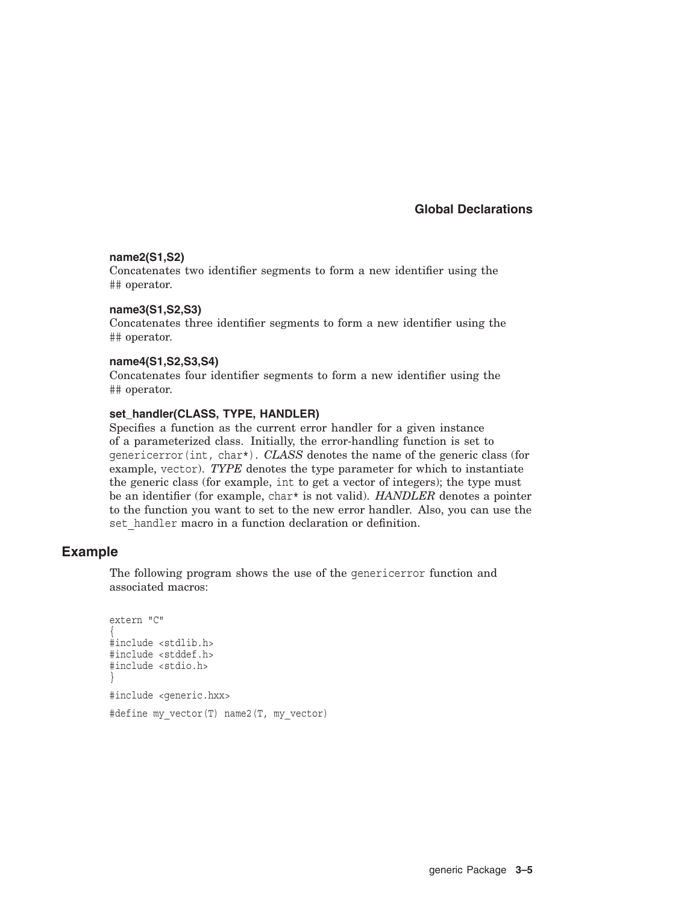**name2(S1,S2)**
Concatenates two identifier segments to form a new identifier using the ## operator.

**name3(S1,S2,S3)**
Concatenates three identifier segments to form a new identifier using the ## operator.

**name4(S1,S2,S3,S4)**
Concatenates four identifier segments to form a new identifier using the ## operator.

**set_handler(CLASS, TYPE, HANDLER)**
Specifies a function as the current error handler for a given instance of a parameterized class. Initially, the error-handling function is set to `genericerror(int, char*)`. *CLASS* denotes the name of the generic class (for example, `vector`). *TYPE* denotes the type parameter for which to instantiate the generic class (for example, `int` to get a vector of integers); the type must be an identifier (for example, `char*` is not valid). *HANDLER* denotes a pointer to the function you want to set to the new error handler. Also, you can use the `set_handler` macro in a function declaration or definition.

## Example

The following program shows the use of the `genericerror` function and associated macros:

```
extern "C"
{
#include <stdlib.h>
#include <stddef.h>
#include <stdio.h>
}

#include <generic.hxx>

#define my_vector(T) name2(T, my_vector)
```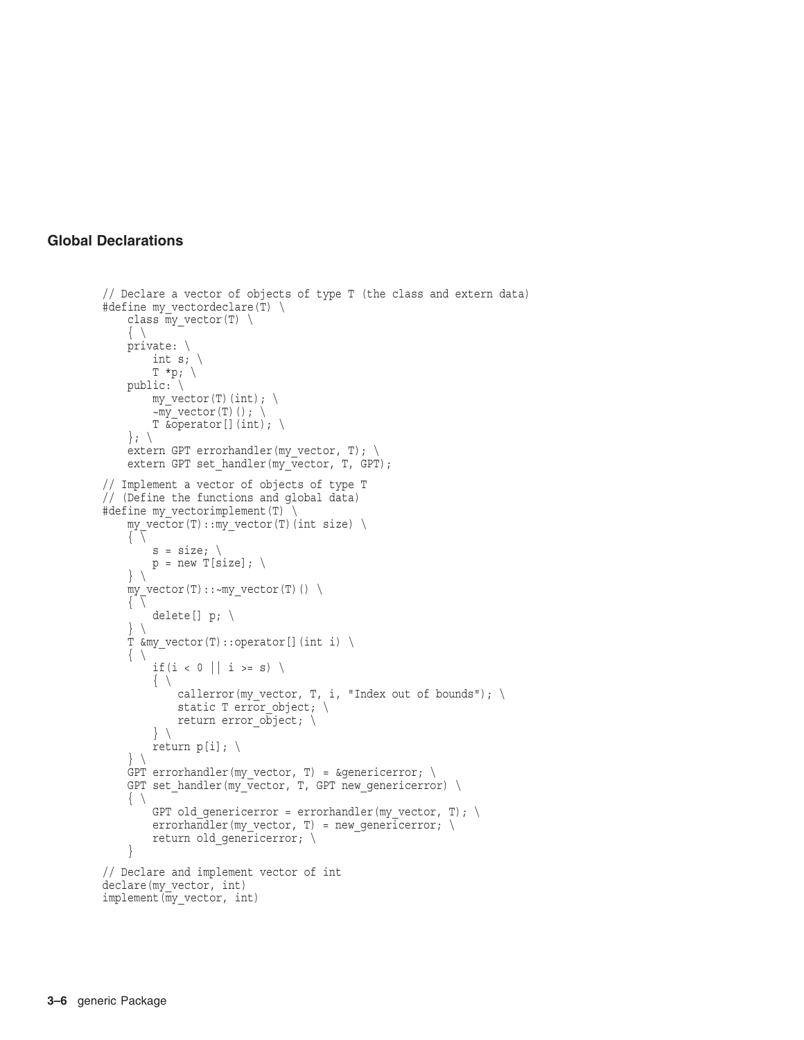### Global Declarations

```
// Declare a vector of objects of type T (the class and extern data)
#define my_vectordeclare(T) \
    class my_vector(T) \
    { \
    private: \
        int s; \
        T *p; \
    public: \
        my_vector(T)(int); \
        ~my_vector(T)(); \
        T &operator[](int); \
    }; \
    extern GPT errorhandler(my_vector, T); \
    extern GPT set_handler(my_vector, T, GPT);

// Implement a vector of objects of type T
// (Define the functions and global data)
#define my_vectorimplement(T) \
    my_vector(T)::my_vector(T)(int size) \
    { \
        s = size; \
        p = new T[size]; \
    } \
    my_vector(T)::~my_vector(T)() \
    { \
        delete[] p; \
    } \
    T &my_vector(T)::operator[](int i) \
    { \
        if(i < 0 || i >= s) \
        { \
            callerror(my_vector, T, i, "Index out of bounds"); \
            static T error_object; \
            return error_object; \
        } \
        return p[i]; \
    } \
    GPT errorhandler(my_vector, T) = &genericerror; \
    GPT set_handler(my_vector, T, GPT new_genericerror) \
    { \
        GPT old_genericerror = errorhandler(my_vector, T); \
        errorhandler(my_vector, T) = new_genericerror; \
        return old_genericerror; \
    }

// Declare and implement vector of int
declare(my_vector, int)
implement(my_vector, int)
```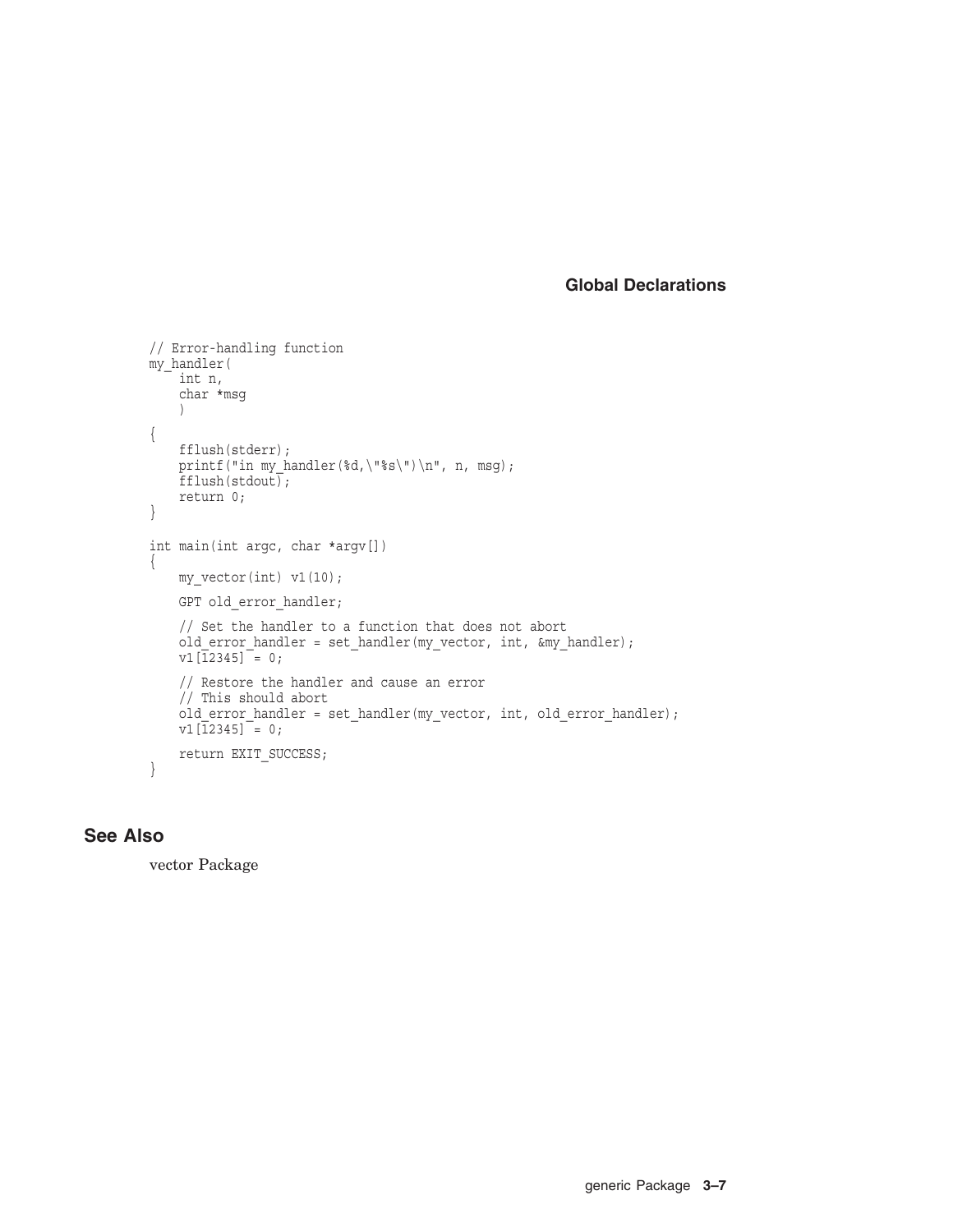```
// Error-handling function
my_handler(
    int n,
    char *msg
    )
{
    fflush(stderr);
    printf("in my_handler(%d,\"%s\")\n", n, msg);
    fflush(stdout);
    return 0;
}

int main(int argc, char *argv[])
{
    my_vector(int) v1(10);

    GPT old_error_handler;

    // Set the handler to a function that does not abort
    old_error_handler = set_handler(my_vector, int, &my_handler);
    v1[12345] = 0;

    // Restore the handler and cause an error
    // This should abort
    old_error_handler = set_handler(my_vector, int, old_error_handler);
    v1[12345] = 0;

    return EXIT_SUCCESS;
}
```

## See Also

vector Package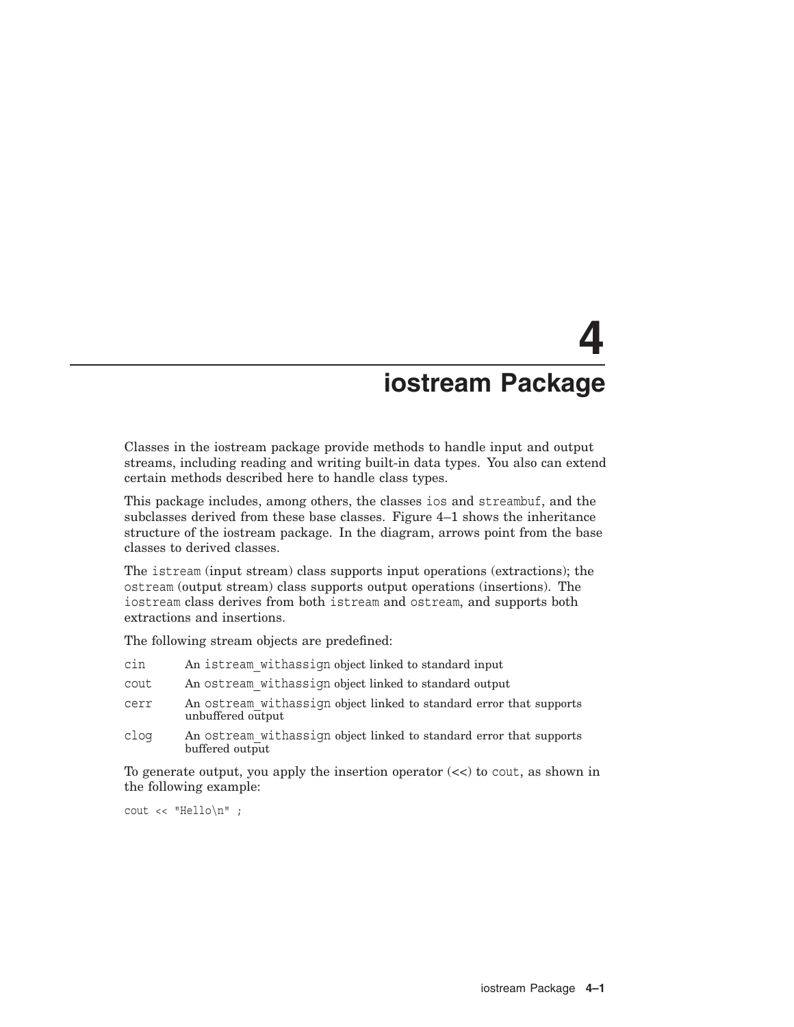# 4 iostream Package

Classes in the iostream package provide methods to handle input and output streams, including reading and writing built-in data types. You also can extend certain methods described here to handle class types.

This package includes, among others, the classes `ios` and `streambuf`, and the subclasses derived from these base classes. Figure 4–1 shows the inheritance structure of the iostream package. In the diagram, arrows point from the base classes to derived classes.

The `istream` (input stream) class supports input operations (extractions); the `ostream` (output stream) class supports output operations (insertions). The `iostream` class derives from both `istream` and `ostream`, and supports both extractions and insertions.

The following stream objects are predefined:

| | |
|---|---|
| `cin` | An `istream_withassign` object linked to standard input |
| `cout` | An `ostream_withassign` object linked to standard output |
| `cerr` | An `ostream_withassign` object linked to standard error that supports unbuffered output |
| `clog` | An `ostream_withassign` object linked to standard error that supports buffered output |

To generate output, you apply the insertion operator (<<) to `cout`, as shown in the following example:

```
cout << "Hello\n" ;
```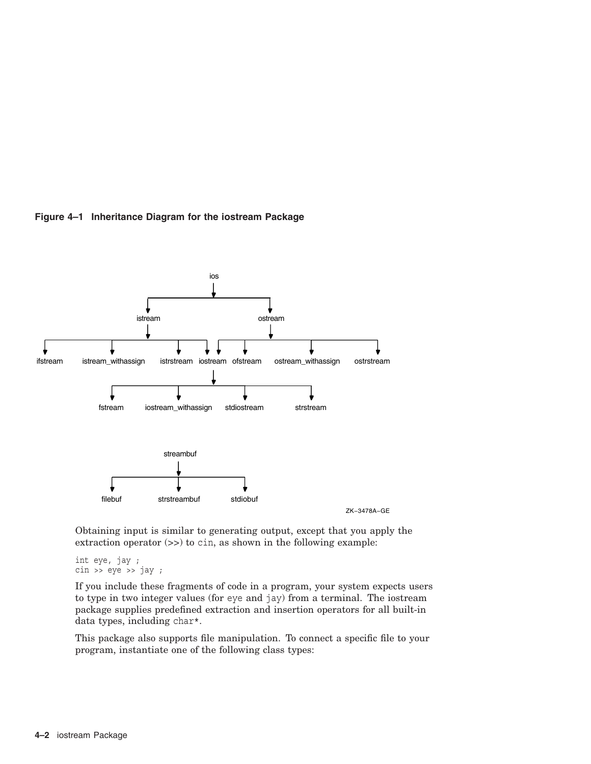**Figure 4–1 Inheritance Diagram for the iostream Package**

Obtaining input is similar to generating output, except that you apply the extraction operator (>>) to cin, as shown in the following example:

```
int eye, jay ;
cin >> eye >> jay ;
```

If you include these fragments of code in a program, your system expects users to type in two integer values (for eye and jay) from a terminal. The iostream package supplies predefined extraction and insertion operators for all built-in data types, including char*.

This package also supports file manipulation. To connect a specific file to your program, instantiate one of the following class types: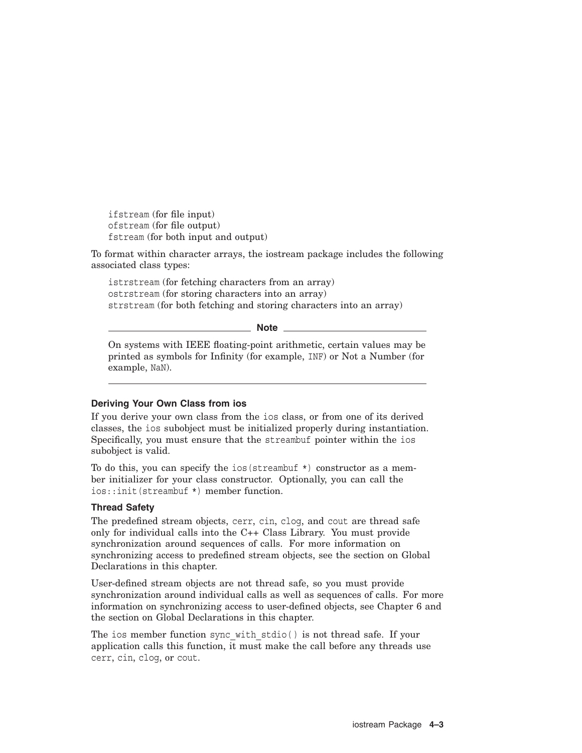`ifstream` (for file input)
`ofstream` (for file output)
`fstream` (for both input and output)

To format within character arrays, the iostream package includes the following associated class types:

`istrstream` (for fetching characters from an array)
`ostrstream` (for storing characters into an array)
`strstream` (for both fetching and storing characters into an array)

---

**Note**

On systems with IEEE floating-point arithmetic, certain values may be printed as symbols for Infinity (for example, `INF`) or Not a Number (for example, `NaN`).

---

### Deriving Your Own Class from ios

If you derive your own class from the `ios` class, or from one of its derived classes, the `ios` subobject must be initialized properly during instantiation. Specifically, you must ensure that the `streambuf` pointer within the `ios` subobject is valid.

To do this, you can specify the `ios(streambuf *)` constructor as a member initializer for your class constructor. Optionally, you can call the `ios::init(streambuf *)` member function.

### Thread Safety

The predefined stream objects, `cerr`, `cin`, `clog`, and `cout` are thread safe only for individual calls into the C++ Class Library. You must provide synchronization around sequences of calls. For more information on synchronizing access to predefined stream objects, see the section on Global Declarations in this chapter.

User-defined stream objects are not thread safe, so you must provide synchronization around individual calls as well as sequences of calls. For more information on synchronizing access to user-defined objects, see Chapter 6 and the section on Global Declarations in this chapter.

The `ios` member function `sync_with_stdio()` is not thread safe. If your application calls this function, it must make the call before any threads use `cerr`, `cin`, `clog`, or `cout`.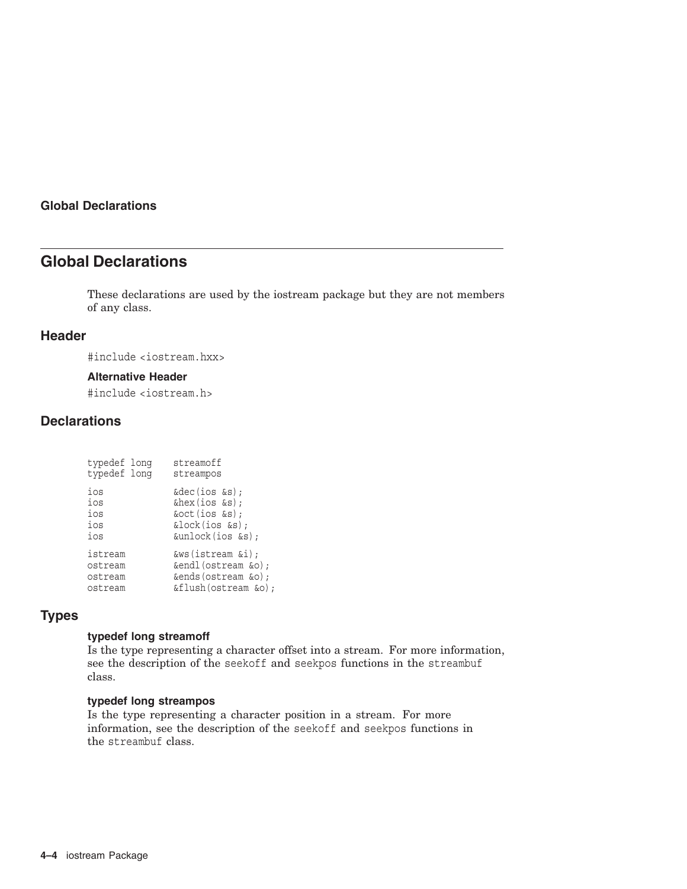## Global Declarations

These declarations are used by the iostream package but they are not members of any class.

### Header

```
#include <iostream.hxx>
```

#### Alternative Header

```
#include <iostream.h>
```

### Declarations

```
typedef long    streamoff
typedef long    streampos

ios             &dec(ios &s);
ios             &hex(ios &s);
ios             &oct(ios &s);
ios             &lock(ios &s);
ios             &unlock(ios &s);

istream         &ws(istream &i);
ostream         &endl(ostream &o);
ostream         &ends(ostream &o);
ostream         &flush(ostream &o);
```

### Types

**typedef long streamoff**
Is the type representing a character offset into a stream. For more information, see the description of the `seekoff` and `seekpos` functions in the `streambuf` class.

**typedef long streampos**
Is the type representing a character position in a stream. For more information, see the description of the `seekoff` and `seekpos` functions in the `streambuf` class.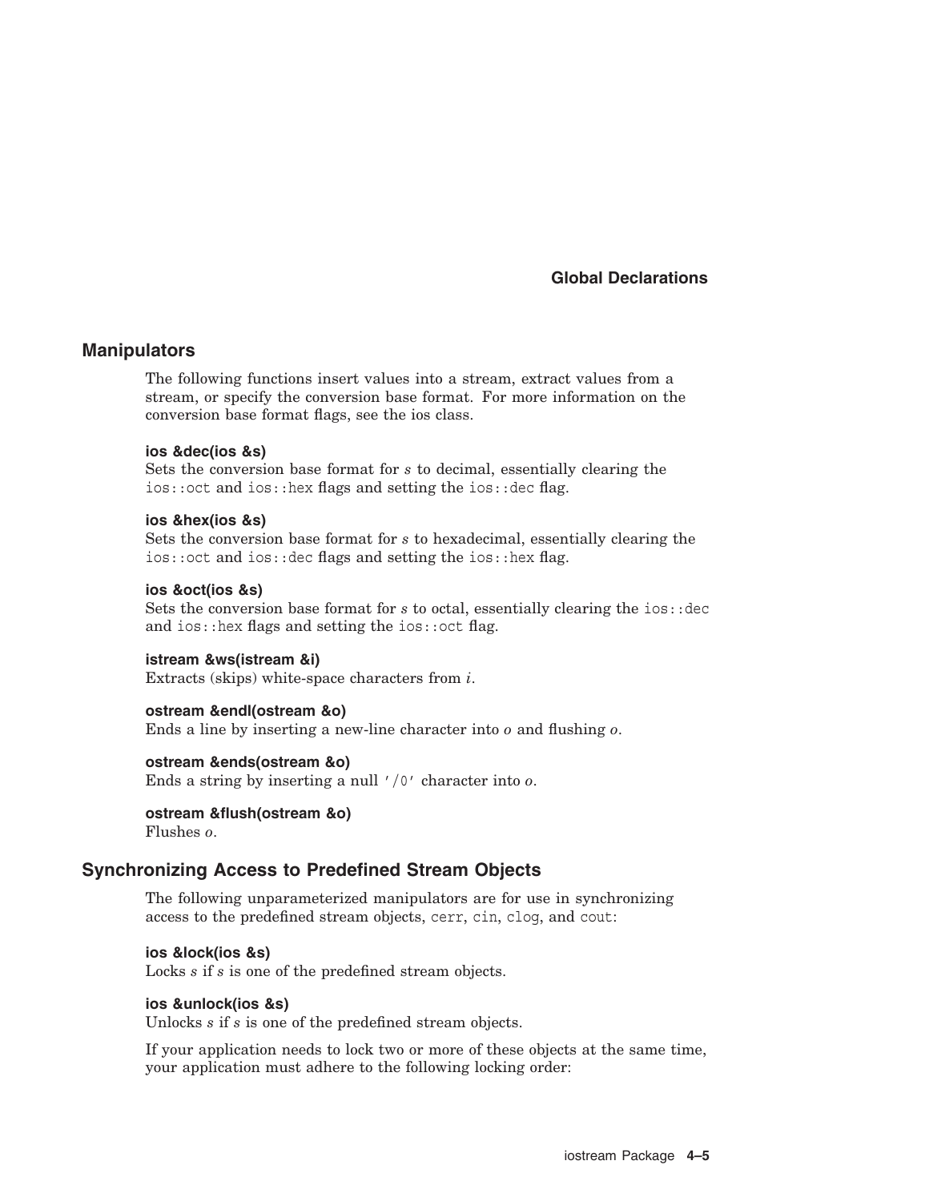## Manipulators

The following functions insert values into a stream, extract values from a stream, or specify the conversion base format. For more information on the conversion base format flags, see the ios class.

**ios &dec(ios &s)**
Sets the conversion base format for *s* to decimal, essentially clearing the `ios::oct` and `ios::hex` flags and setting the `ios::dec` flag.

**ios &hex(ios &s)**
Sets the conversion base format for *s* to hexadecimal, essentially clearing the `ios::oct` and `ios::dec` flags and setting the `ios::hex` flag.

**ios &oct(ios &s)**
Sets the conversion base format for *s* to octal, essentially clearing the `ios::dec` and `ios::hex` flags and setting the `ios::oct` flag.

**istream &ws(istream &i)**
Extracts (skips) white-space characters from *i*.

**ostream &endl(ostream &o)**
Ends a line by inserting a new-line character into *o* and flushing *o*.

**ostream &ends(ostream &o)**
Ends a string by inserting a null `'/0'` character into *o*.

**ostream &flush(ostream &o)**
Flushes *o*.

## Synchronizing Access to Predefined Stream Objects

The following unparameterized manipulators are for use in synchronizing access to the predefined stream objects, `cerr`, `cin`, `clog`, and `cout`:

**ios &lock(ios &s)**
Locks *s* if *s* is one of the predefined stream objects.

**ios &unlock(ios &s)**
Unlocks *s* if *s* is one of the predefined stream objects.

If your application needs to lock two or more of these objects at the same time, your application must adhere to the following locking order: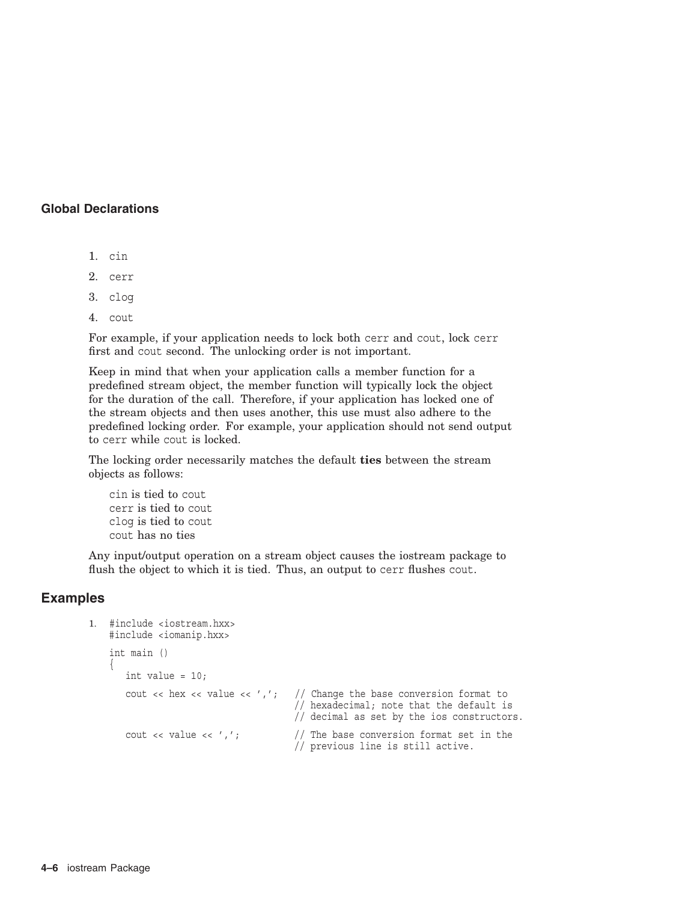### Global Declarations

1. `cin`
2. `cerr`
3. `clog`
4. `cout`

For example, if your application needs to lock both `cerr` and `cout`, lock `cerr` first and `cout` second. The unlocking order is not important.

Keep in mind that when your application calls a member function for a predefined stream object, the member function will typically lock the object for the duration of the call. Therefore, if your application has locked one of the stream objects and then uses another, this use must also adhere to the predefined locking order. For example, your application should not send output to `cerr` while `cout` is locked.

The locking order necessarily matches the default **ties** between the stream objects as follows:

`cin` is tied to `cout`
`cerr` is tied to `cout`
`clog` is tied to `cout`
`cout` has no ties

Any input/output operation on a stream object causes the iostream package to flush the object to which it is tied. Thus, an output to `cerr` flushes `cout`.

## Examples

1.
```
#include <iostream.hxx>
#include <iomanip.hxx>

int main ()
{
   int value = 10;

   cout << hex << value << ',';   // Change the base conversion format to
                                  // hexadecimal; note that the default is
                                  // decimal as set by the ios constructors.

   cout << value << ',';          // The base conversion format set in the
                                  // previous line is still active.
```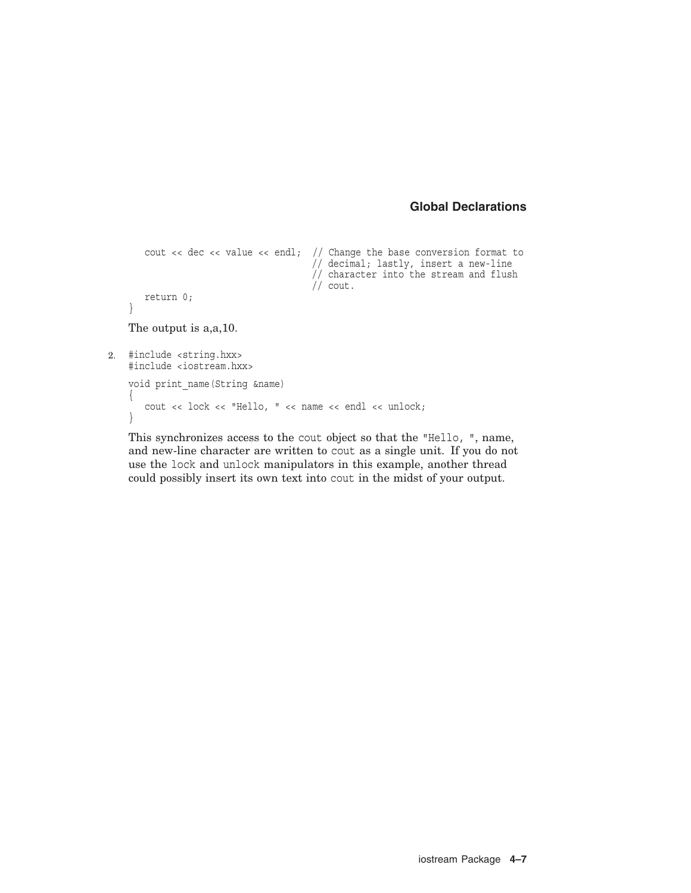```
   cout << dec << value << endl;  // Change the base conversion format to
                                  // decimal; lastly, insert a new-line
                                  // character into the stream and flush
                                  // cout.
   return 0;
}
```

The output is a,a,10.

2.

```
#include <string.hxx>
#include <iostream.hxx>

void print_name(String &name)
{
   cout << lock << "Hello, " << name << endl << unlock;
}
```

This synchronizes access to the cout object so that the "Hello, ", name, and new-line character are written to cout as a single unit. If you do not use the lock and unlock manipulators in this example, another thread could possibly insert its own text into cout in the midst of your output.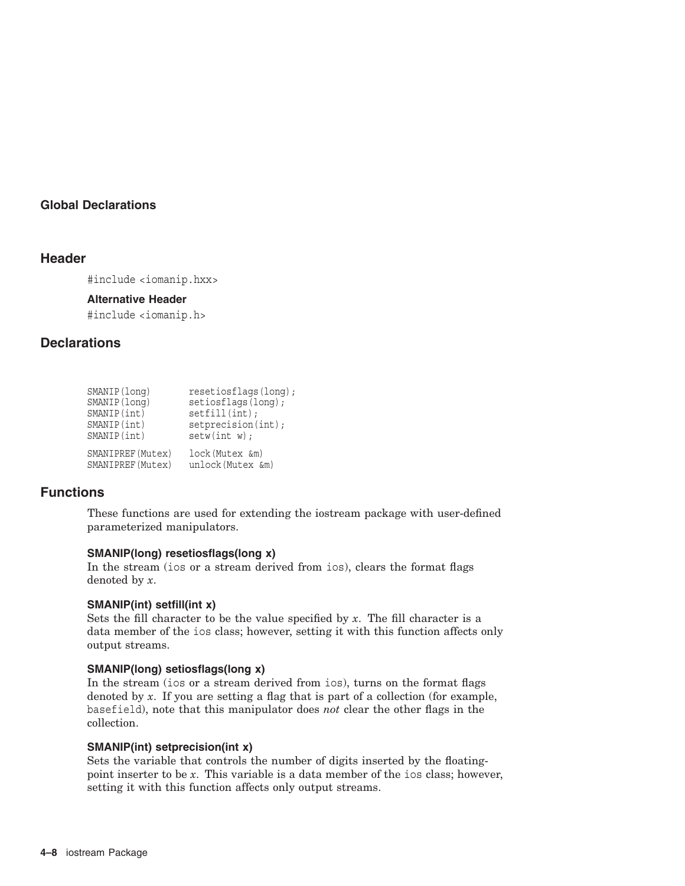### Global Declarations

## Header

```
#include <iomanip.hxx>
```

### Alternative Header

```
#include <iomanip.h>
```

## Declarations

```
SMANIP(long)        resetiosflags(long);
SMANIP(long)        setiosflags(long);
SMANIP(int)         setfill(int);
SMANIP(int)         setprecision(int);
SMANIP(int)         setw(int w);

SMANIPREF(Mutex)    lock(Mutex &m)
SMANIPREF(Mutex)    unlock(Mutex &m)
```

## Functions

These functions are used for extending the iostream package with user-defined parameterized manipulators.

**SMANIP(long) resetiosflags(long x)**
In the stream (`ios` or a stream derived from `ios`), clears the format flags denoted by *x*.

**SMANIP(int) setfill(int x)**
Sets the fill character to be the value specified by *x*. The fill character is a data member of the `ios` class; however, setting it with this function affects only output streams.

**SMANIP(long) setiosflags(long x)**
In the stream (`ios` or a stream derived from `ios`), turns on the format flags denoted by *x*. If you are setting a flag that is part of a collection (for example, `basefield`), note that this manipulator does *not* clear the other flags in the collection.

**SMANIP(int) setprecision(int x)**
Sets the variable that controls the number of digits inserted by the floating-point inserter to be *x*. This variable is a data member of the `ios` class; however, setting it with this function affects only output streams.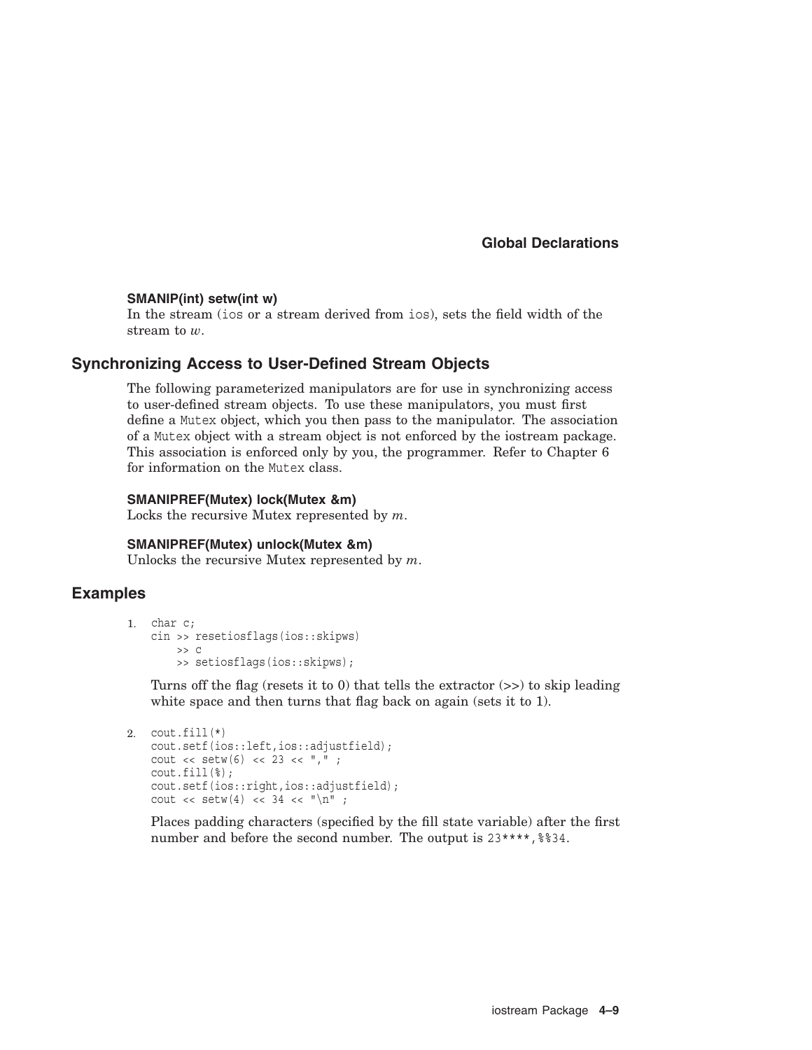**SMANIP(int) setw(int w)**
In the stream (`ios` or a stream derived from `ios`), sets the field width of the stream to *w*.

## Synchronizing Access to User-Defined Stream Objects

The following parameterized manipulators are for use in synchronizing access to user-defined stream objects. To use these manipulators, you must first define a `Mutex` object, which you then pass to the manipulator. The association of a `Mutex` object with a stream object is not enforced by the iostream package. This association is enforced only by you, the programmer. Refer to Chapter 6 for information on the `Mutex` class.

**SMANIPREF(Mutex) lock(Mutex &m)**
Locks the recursive Mutex represented by *m*.

**SMANIPREF(Mutex) unlock(Mutex &m)**
Unlocks the recursive Mutex represented by *m*.

## Examples

1.
```
char c;
cin >> resetiosflags(ios::skipws)
    >> c
    >> setiosflags(ios::skipws);
```

   Turns off the flag (resets it to 0) that tells the extractor (>>) to skip leading white space and then turns that flag back on again (sets it to 1).

2.
```
cout.fill(*)
cout.setf(ios::left,ios::adjustfield);
cout << setw(6) << 23 << "," ;
cout.fill(%);
cout.setf(ios::right,ios::adjustfield);
cout << setw(4) << 34 << "\n" ;
```

   Places padding characters (specified by the fill state variable) after the first number and before the second number. The output is `23****,%%34`.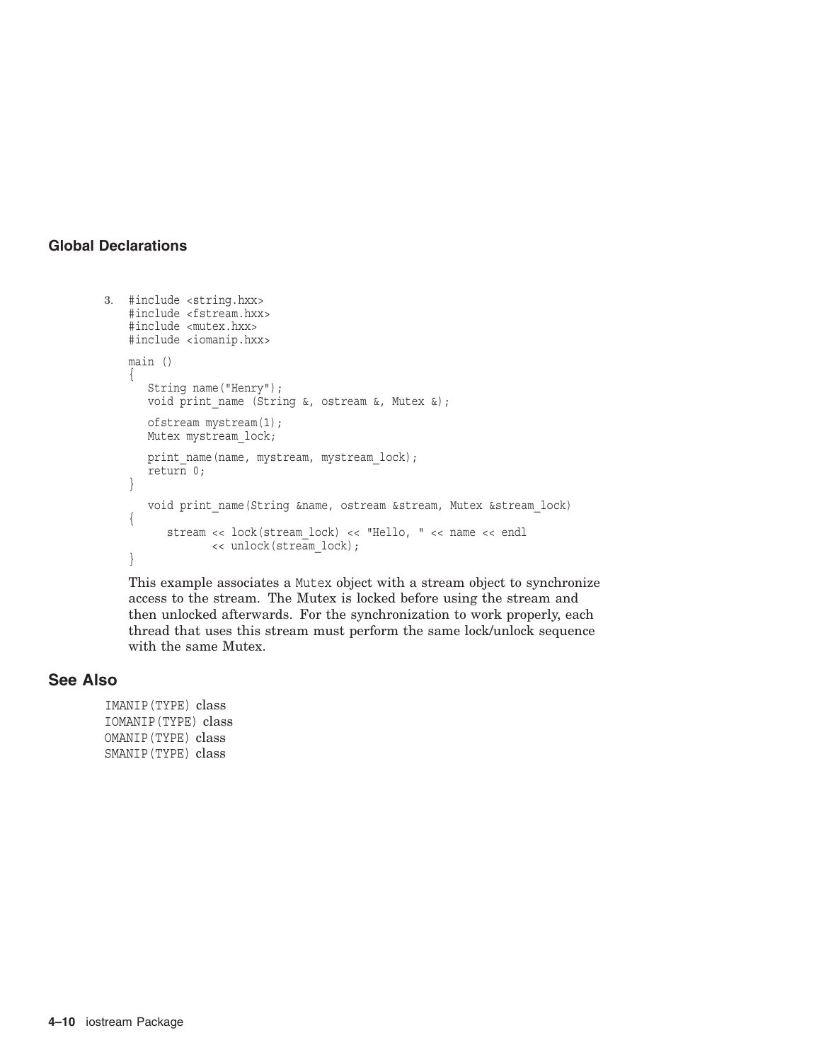### Global Declarations

3. 

```
#include <string.hxx>
#include <fstream.hxx>
#include <mutex.hxx>
#include <iomanip.hxx>

main ()
{
   String name("Henry");
   void print_name (String &, ostream &, Mutex &);

   ofstream mystream(1);
   Mutex mystream_lock;

   print_name(name, mystream, mystream_lock);
   return 0;
}

   void print_name(String &name, ostream &stream, Mutex &stream_lock)
{
      stream << lock(stream_lock) << "Hello, " << name << endl
             << unlock(stream_lock);
}
```

This example associates a `Mutex` object with a stream object to synchronize access to the stream. The Mutex is locked before using the stream and then unlocked afterwards. For the synchronization to work properly, each thread that uses this stream must perform the same lock/unlock sequence with the same Mutex.

## See Also

`IMANIP(TYPE)` class
`IOMANIP(TYPE)` class
`OMANIP(TYPE)` class
`SMANIP(TYPE)` class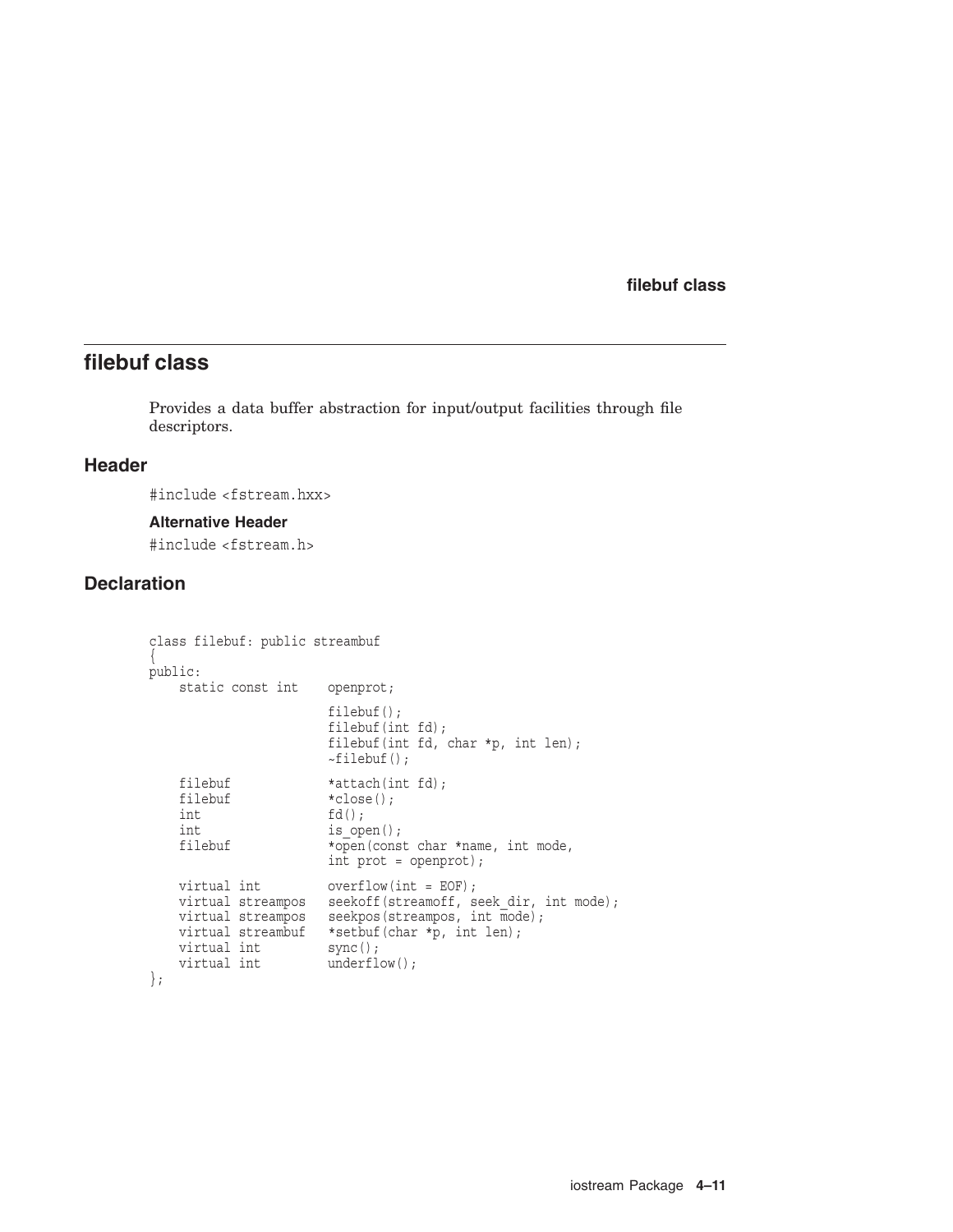## filebuf class

Provides a data buffer abstraction for input/output facilities through file descriptors.

### Header

```
#include <fstream.hxx>
```

#### Alternative Header

```
#include <fstream.h>
```

### Declaration

```
class filebuf: public streambuf
{
public:
    static const int    openprot;

                        filebuf();
                        filebuf(int fd);
                        filebuf(int fd, char *p, int len);
                        ~filebuf();

    filebuf             *attach(int fd);
    filebuf             *close();
    int                 fd();
    int                 is_open();
    filebuf             *open(const char *name, int mode,
                        int prot = openprot);

    virtual int         overflow(int = EOF);
    virtual streampos   seekoff(streamoff, seek_dir, int mode);
    virtual streampos   seekpos(streampos, int mode);
    virtual streambuf   *setbuf(char *p, int len);
    virtual int         sync();
    virtual int         underflow();
};
```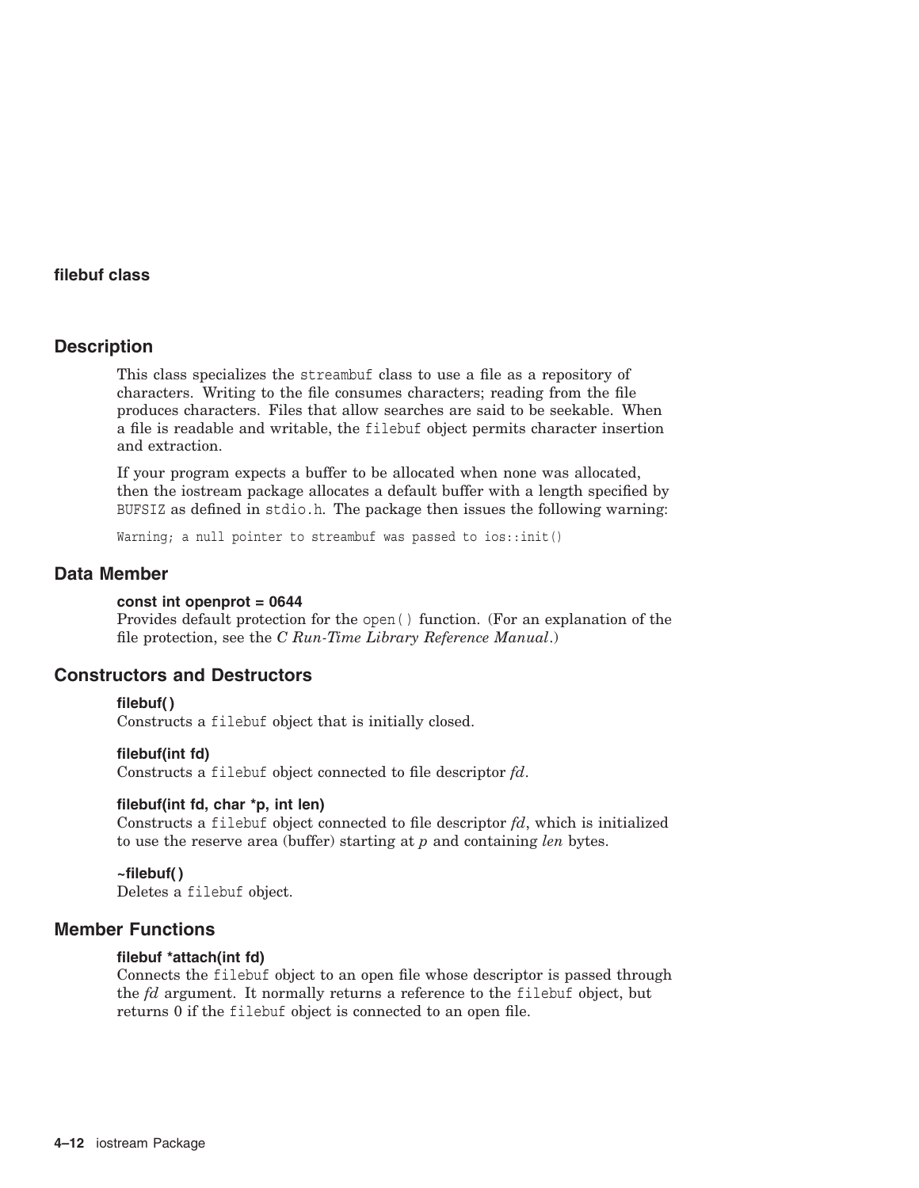# filebuf class

## Description

This class specializes the `streambuf` class to use a file as a repository of characters. Writing to the file consumes characters; reading from the file produces characters. Files that allow searches are said to be seekable. When a file is readable and writable, the `filebuf` object permits character insertion and extraction.

If your program expects a buffer to be allocated when none was allocated, then the iostream package allocates a default buffer with a length specified by `BUFSIZ` as defined in `stdio.h`. The package then issues the following warning:

```
Warning; a null pointer to streambuf was passed to ios::init()
```

## Data Member

**const int openprot = 0644**
Provides default protection for the `open()` function. (For an explanation of the file protection, see the *C Run-Time Library Reference Manual*.)

## Constructors and Destructors

**filebuf( )**
Constructs a `filebuf` object that is initially closed.

**filebuf(int fd)**
Constructs a `filebuf` object connected to file descriptor *fd*.

**filebuf(int fd, char *p, int len)**
Constructs a `filebuf` object connected to file descriptor *fd*, which is initialized to use the reserve area (buffer) starting at *p* and containing *len* bytes.

**~filebuf( )**
Deletes a `filebuf` object.

## Member Functions

**filebuf *attach(int fd)**
Connects the `filebuf` object to an open file whose descriptor is passed through the *fd* argument. It normally returns a reference to the `filebuf` object, but returns 0 if the `filebuf` object is connected to an open file.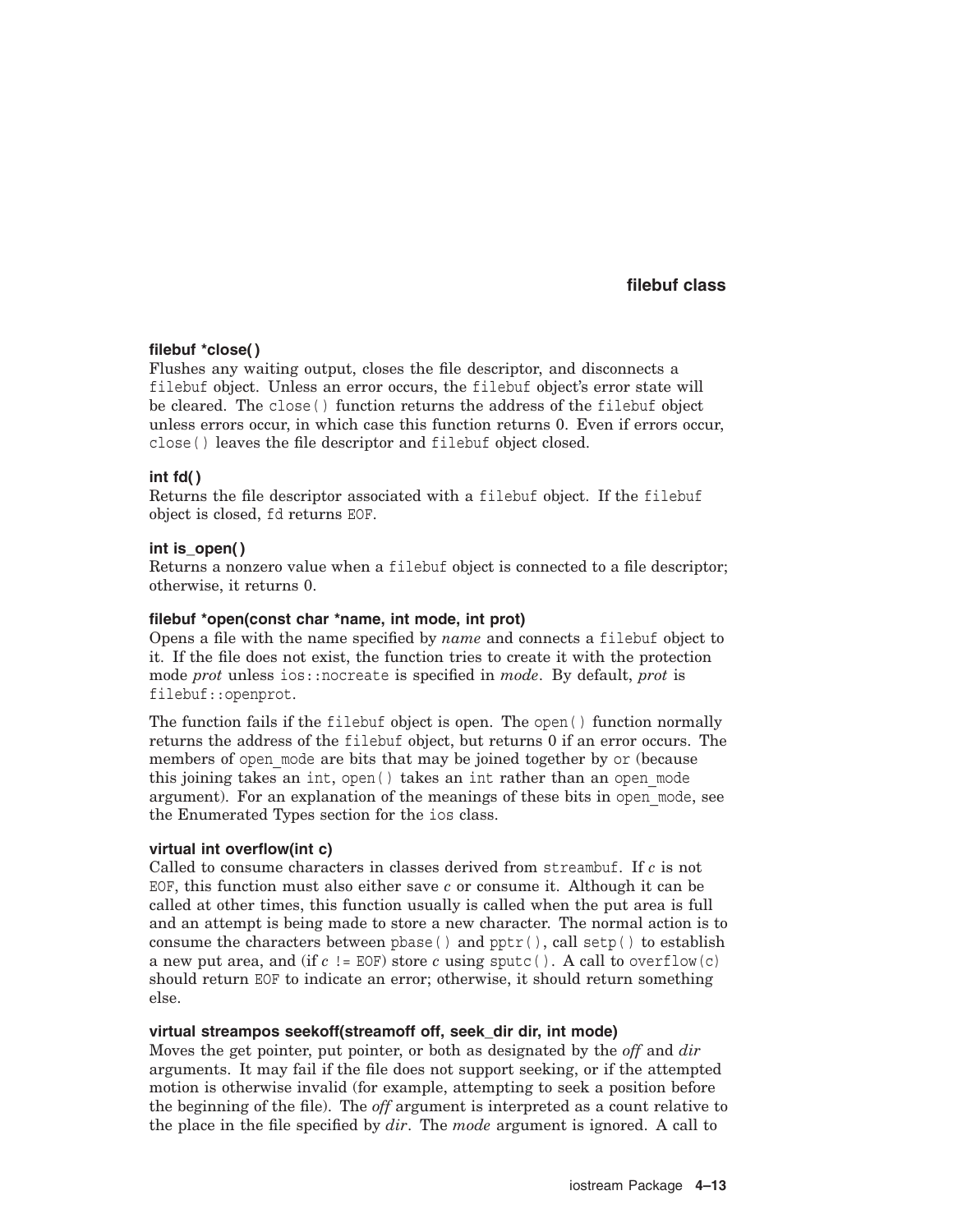### filebuf *close( )

Flushes any waiting output, closes the file descriptor, and disconnects a `filebuf` object. Unless an error occurs, the `filebuf` object's error state will be cleared. The `close()` function returns the address of the `filebuf` object unless errors occur, in which case this function returns 0. Even if errors occur, `close()` leaves the file descriptor and `filebuf` object closed.

### int fd( )

Returns the file descriptor associated with a `filebuf` object. If the `filebuf` object is closed, `fd` returns `EOF`.

### int is_open( )

Returns a nonzero value when a `filebuf` object is connected to a file descriptor; otherwise, it returns 0.

### filebuf *open(const char *name, int mode, int prot)

Opens a file with the name specified by *name* and connects a `filebuf` object to it. If the file does not exist, the function tries to create it with the protection mode *prot* unless `ios::nocreate` is specified in *mode*. By default, *prot* is `filebuf::openprot`.

The function fails if the `filebuf` object is open. The `open()` function normally returns the address of the `filebuf` object, but returns 0 if an error occurs. The members of `open_mode` are bits that may be joined together by `or` (because this joining takes an `int`, `open()` takes an `int` rather than an `open_mode` argument). For an explanation of the meanings of these bits in `open_mode`, see the Enumerated Types section for the `ios` class.

### virtual int overflow(int c)

Called to consume characters in classes derived from `streambuf`. If *c* is not `EOF`, this function must also either save *c* or consume it. Although it can be called at other times, this function usually is called when the put area is full and an attempt is being made to store a new character. The normal action is to consume the characters between `pbase()` and `pptr()`, call `setp()` to establish a new put area, and (if *c* `!= EOF`) store *c* using `sputc()`. A call to `overflow(c)` should return `EOF` to indicate an error; otherwise, it should return something else.

### virtual streampos seekoff(streamoff off, seek_dir dir, int mode)

Moves the get pointer, put pointer, or both as designated by the *off* and *dir* arguments. It may fail if the file does not support seeking, or if the attempted motion is otherwise invalid (for example, attempting to seek a position before the beginning of the file). The *off* argument is interpreted as a count relative to the place in the file specified by *dir*. The *mode* argument is ignored. A call to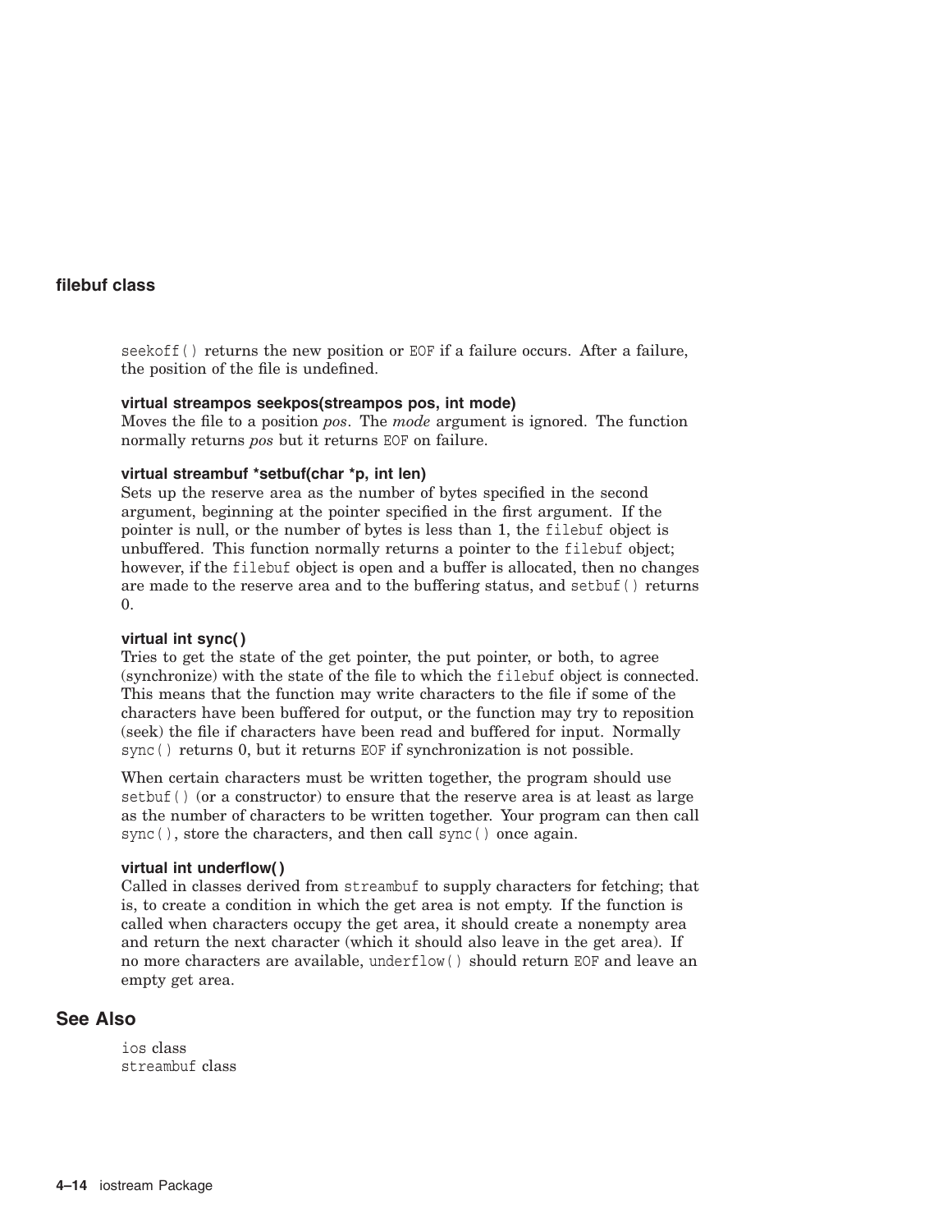seekoff() returns the new position or EOF if a failure occurs. After a failure, the position of the file is undefined.

**virtual streampos seekpos(streampos pos, int mode)**
Moves the file to a position *pos*. The *mode* argument is ignored. The function normally returns *pos* but it returns EOF on failure.

**virtual streambuf *setbuf(char *p, int len)**
Sets up the reserve area as the number of bytes specified in the second argument, beginning at the pointer specified in the first argument. If the pointer is null, or the number of bytes is less than 1, the filebuf object is unbuffered. This function normally returns a pointer to the filebuf object; however, if the filebuf object is open and a buffer is allocated, then no changes are made to the reserve area and to the buffering status, and setbuf() returns 0.

**virtual int sync( )**
Tries to get the state of the get pointer, the put pointer, or both, to agree (synchronize) with the state of the file to which the filebuf object is connected. This means that the function may write characters to the file if some of the characters have been buffered for output, or the function may try to reposition (seek) the file if characters have been read and buffered for input. Normally sync() returns 0, but it returns EOF if synchronization is not possible.

When certain characters must be written together, the program should use setbuf() (or a constructor) to ensure that the reserve area is at least as large as the number of characters to be written together. Your program can then call sync(), store the characters, and then call sync() once again.

**virtual int underflow( )**
Called in classes derived from streambuf to supply characters for fetching; that is, to create a condition in which the get area is not empty. If the function is called when characters occupy the get area, it should create a nonempty area and return the next character (which it should also leave in the get area). If no more characters are available, underflow() should return EOF and leave an empty get area.

## See Also

ios class
streambuf class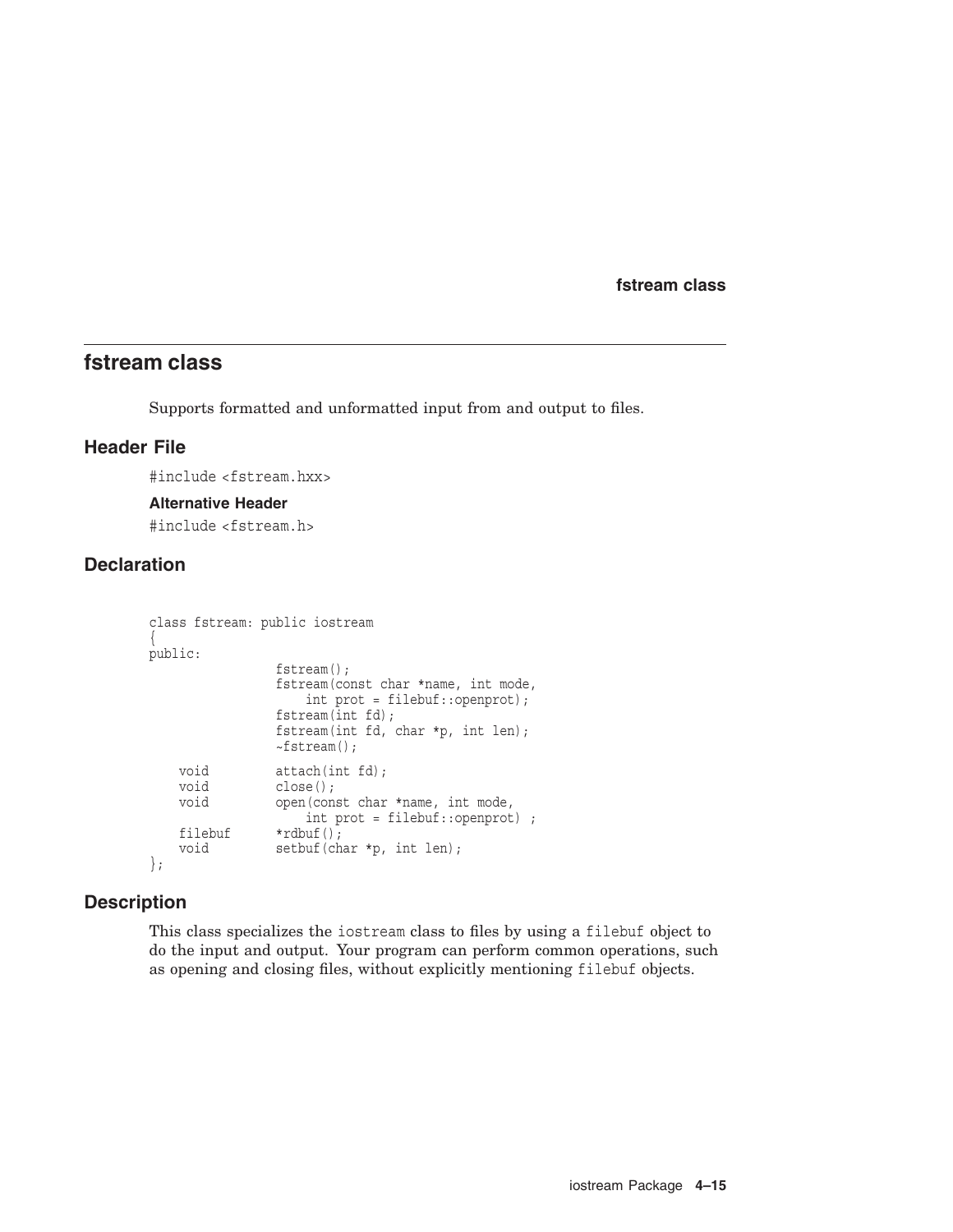## fstream class

Supports formatted and unformatted input from and output to files.

### Header File

```
#include <fstream.hxx>
```

#### Alternative Header

```
#include <fstream.h>
```

### Declaration

```
class fstream: public iostream
{
public:
                fstream();
                fstream(const char *name, int mode,
                    int prot = filebuf::openprot);
                fstream(int fd);
                fstream(int fd, char *p, int len);
                ~fstream();

    void        attach(int fd);
    void        close();
    void        open(const char *name, int mode,
                    int prot = filebuf::openprot) ;
    filebuf     *rdbuf();
    void        setbuf(char *p, int len);
};
```

### Description

This class specializes the `iostream` class to files by using a `filebuf` object to do the input and output. Your program can perform common operations, such as opening and closing files, without explicitly mentioning `filebuf` objects.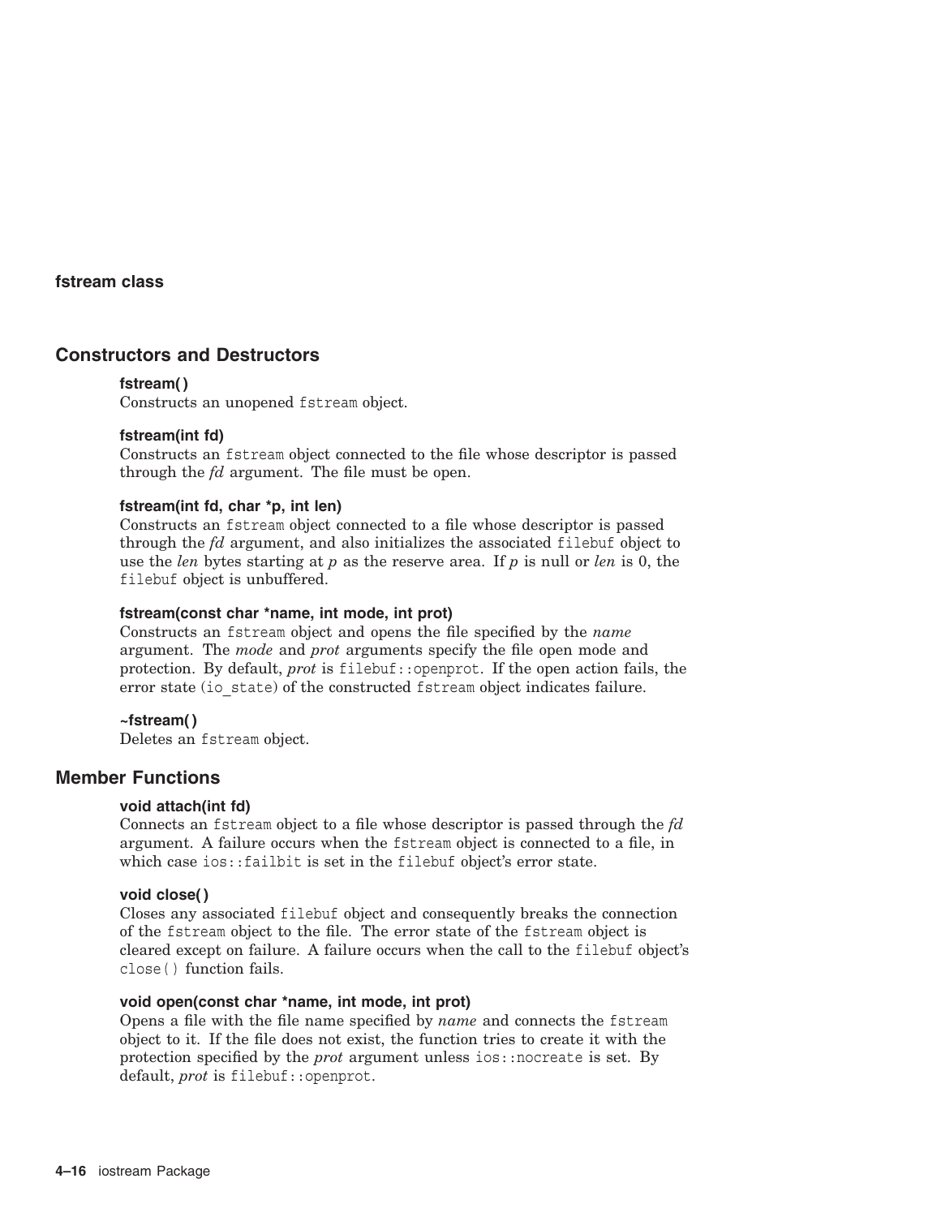## fstream class

### Constructors and Destructors

**fstream( )**
Constructs an unopened `fstream` object.

**fstream(int fd)**
Constructs an `fstream` object connected to the file whose descriptor is passed through the *fd* argument. The file must be open.

**fstream(int fd, char *p, int len)**
Constructs an `fstream` object connected to a file whose descriptor is passed through the *fd* argument, and also initializes the associated `filebuf` object to use the *len* bytes starting at *p* as the reserve area. If *p* is null or *len* is 0, the `filebuf` object is unbuffered.

**fstream(const char *name, int mode, int prot)**
Constructs an `fstream` object and opens the file specified by the *name* argument. The *mode* and *prot* arguments specify the file open mode and protection. By default, *prot* is `filebuf::openprot`. If the open action fails, the error state (`io_state`) of the constructed `fstream` object indicates failure.

**~fstream( )**
Deletes an `fstream` object.

### Member Functions

**void attach(int fd)**
Connects an `fstream` object to a file whose descriptor is passed through the *fd* argument. A failure occurs when the `fstream` object is connected to a file, in which case `ios::failbit` is set in the `filebuf` object's error state.

**void close( )**
Closes any associated `filebuf` object and consequently breaks the connection of the `fstream` object to the file. The error state of the `fstream` object is cleared except on failure. A failure occurs when the call to the `filebuf` object's `close()` function fails.

**void open(const char *name, int mode, int prot)**
Opens a file with the file name specified by *name* and connects the `fstream` object to it. If the file does not exist, the function tries to create it with the protection specified by the *prot* argument unless `ios::nocreate` is set. By default, *prot* is `filebuf::openprot`.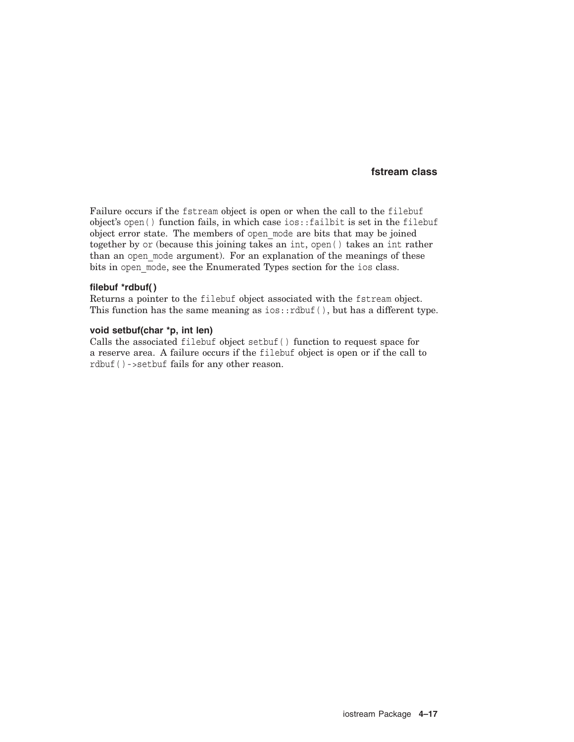Failure occurs if the `fstream` object is open or when the call to the `filebuf` object's `open()` function fails, in which case `ios::failbit` is set in the `filebuf` object error state. The members of `open_mode` are bits that may be joined together by `or` (because this joining takes an `int`, `open()` takes an `int` rather than an `open_mode` argument). For an explanation of the meanings of these bits in `open_mode`, see the Enumerated Types section for the `ios` class.

#### filebuf *rdbuf( )

Returns a pointer to the `filebuf` object associated with the `fstream` object. This function has the same meaning as `ios::rdbuf()`, but has a different type.

#### void setbuf(char *p, int len)

Calls the associated `filebuf` object `setbuf()` function to request space for a reserve area. A failure occurs if the `filebuf` object is open or if the call to `rdbuf()->setbuf` fails for any other reason.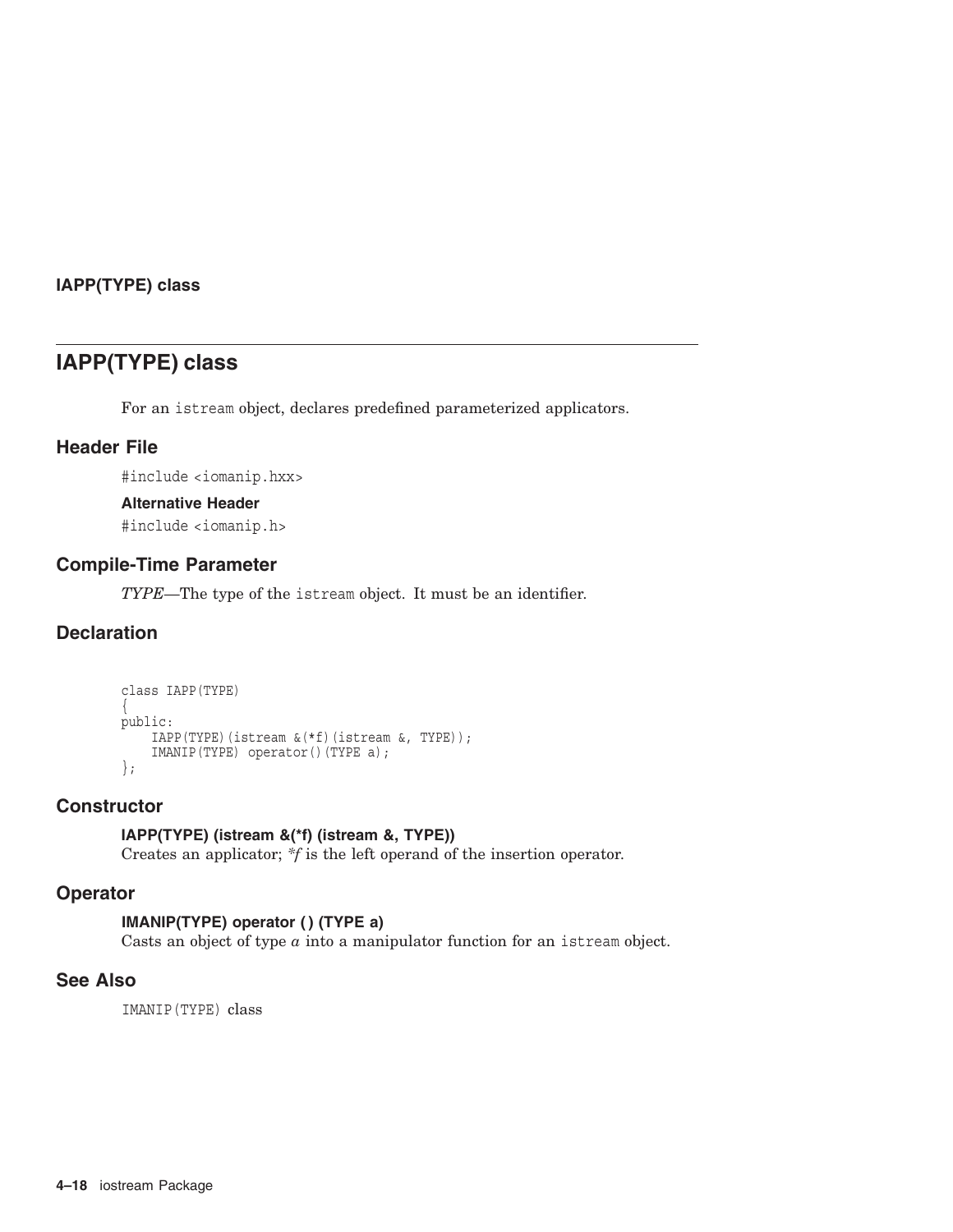# IAPP(TYPE) class

For an istream object, declares predefined parameterized applicators.

## Header File

#include <iomanip.hxx>

### Alternative Header

#include <iomanip.h>

## Compile-Time Parameter

*TYPE*—The type of the istream object. It must be an identifier.

## Declaration

```
class IAPP(TYPE)
{
public:
    IAPP(TYPE)(istream &(*f)(istream &, TYPE));
    IMANIP(TYPE) operator()(TYPE a);
};
```

## Constructor

**IAPP(TYPE) (istream &(*f) (istream &, TYPE))**
Creates an applicator; *\*f* is the left operand of the insertion operator.

## Operator

**IMANIP(TYPE) operator ( ) (TYPE a)**
Casts an object of type *a* into a manipulator function for an istream object.

## See Also

IMANIP(TYPE) class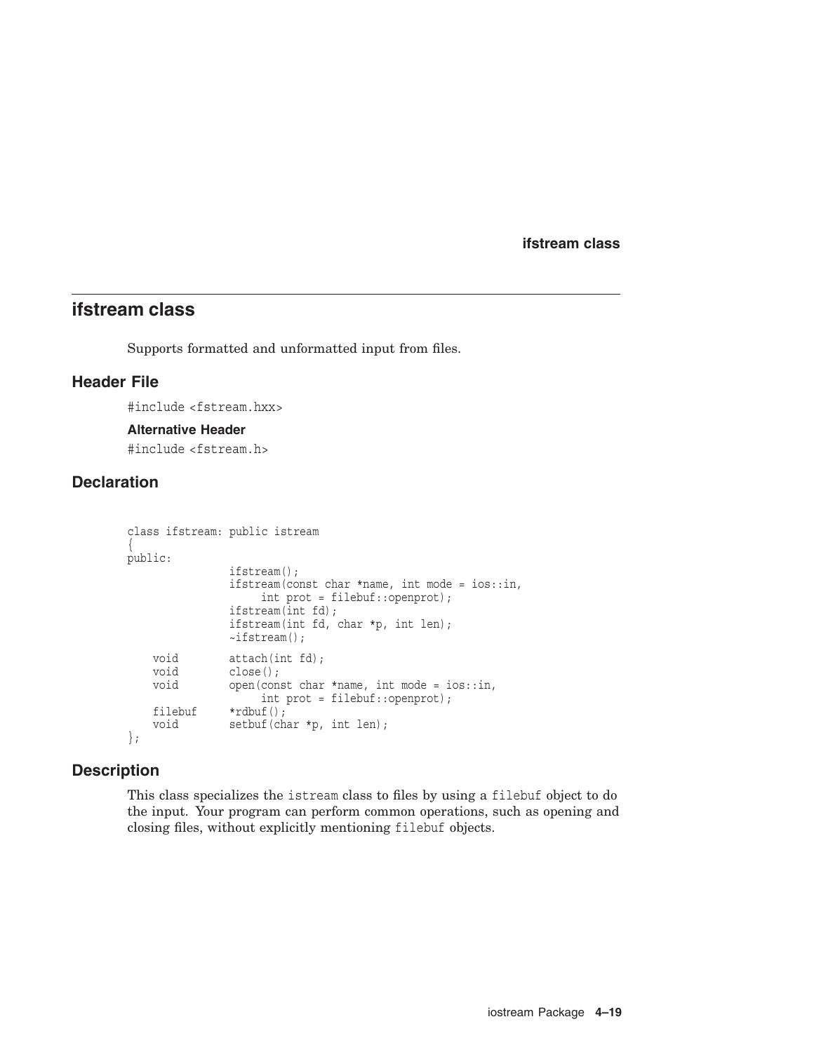## ifstream class

Supports formatted and unformatted input from files.

### Header File

#include <fstream.hxx>

#### Alternative Header

#include <fstream.h>

### Declaration

```
class ifstream: public istream
{
public:
                ifstream();
                ifstream(const char *name, int mode = ios::in,
                     int prot = filebuf::openprot);
                ifstream(int fd);
                ifstream(int fd, char *p, int len);
                ~ifstream();

    void        attach(int fd);
    void        close();
    void        open(const char *name, int mode = ios::in,
                     int prot = filebuf::openprot);
    filebuf     *rdbuf();
    void        setbuf(char *p, int len);
};
```

### Description

This class specializes the `istream` class to files by using a `filebuf` object to do the input. Your program can perform common operations, such as opening and closing files, without explicitly mentioning `filebuf` objects.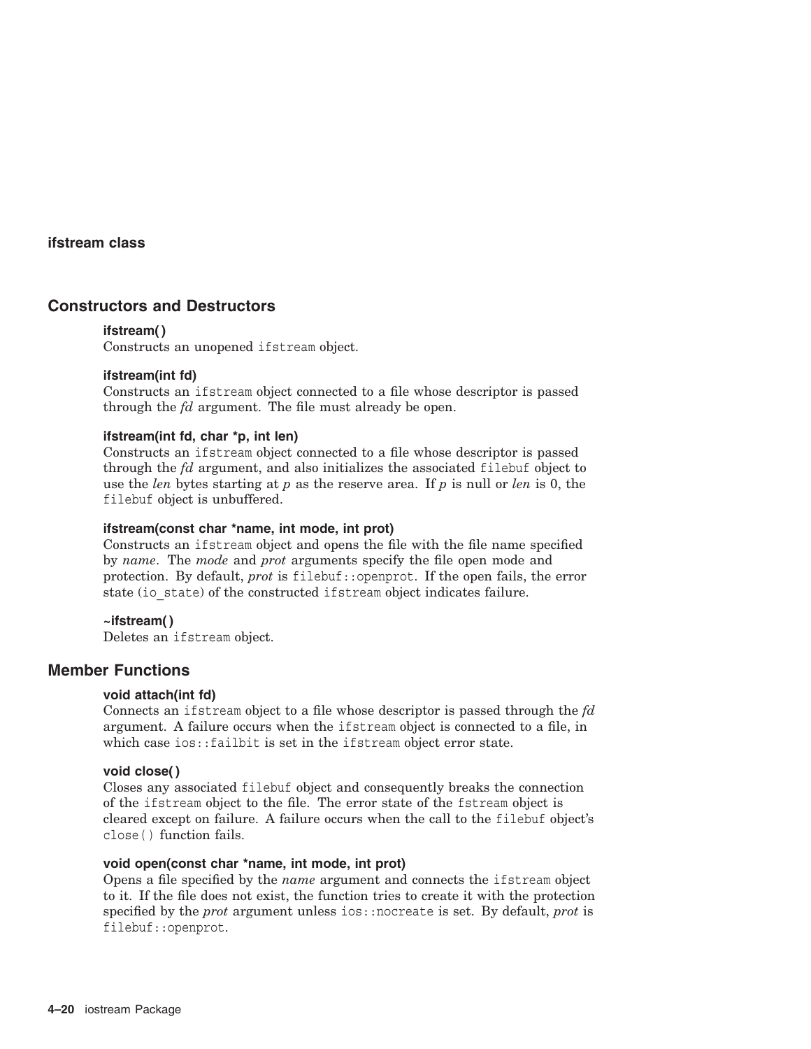## ifstream class

### Constructors and Destructors

**ifstream( )**
Constructs an unopened `ifstream` object.

**ifstream(int fd)**
Constructs an `ifstream` object connected to a file whose descriptor is passed through the *fd* argument. The file must already be open.

**ifstream(int fd, char *p, int len)**
Constructs an `ifstream` object connected to a file whose descriptor is passed through the *fd* argument, and also initializes the associated `filebuf` object to use the *len* bytes starting at *p* as the reserve area. If *p* is null or *len* is 0, the `filebuf` object is unbuffered.

**ifstream(const char *name, int mode, int prot)**
Constructs an `ifstream` object and opens the file with the file name specified by *name*. The *mode* and *prot* arguments specify the file open mode and protection. By default, *prot* is `filebuf::openprot`. If the open fails, the error state (`io_state`) of the constructed `ifstream` object indicates failure.

**~ifstream( )**
Deletes an `ifstream` object.

### Member Functions

**void attach(int fd)**
Connects an `ifstream` object to a file whose descriptor is passed through the *fd* argument. A failure occurs when the `ifstream` object is connected to a file, in which case `ios::failbit` is set in the `ifstream` object error state.

**void close( )**
Closes any associated `filebuf` object and consequently breaks the connection of the `ifstream` object to the file. The error state of the `fstream` object is cleared except on failure. A failure occurs when the call to the `filebuf` object's `close()` function fails.

**void open(const char *name, int mode, int prot)**
Opens a file specified by the *name* argument and connects the `ifstream` object to it. If the file does not exist, the function tries to create it with the protection specified by the *prot* argument unless `ios::nocreate` is set. By default, *prot* is `filebuf::openprot`.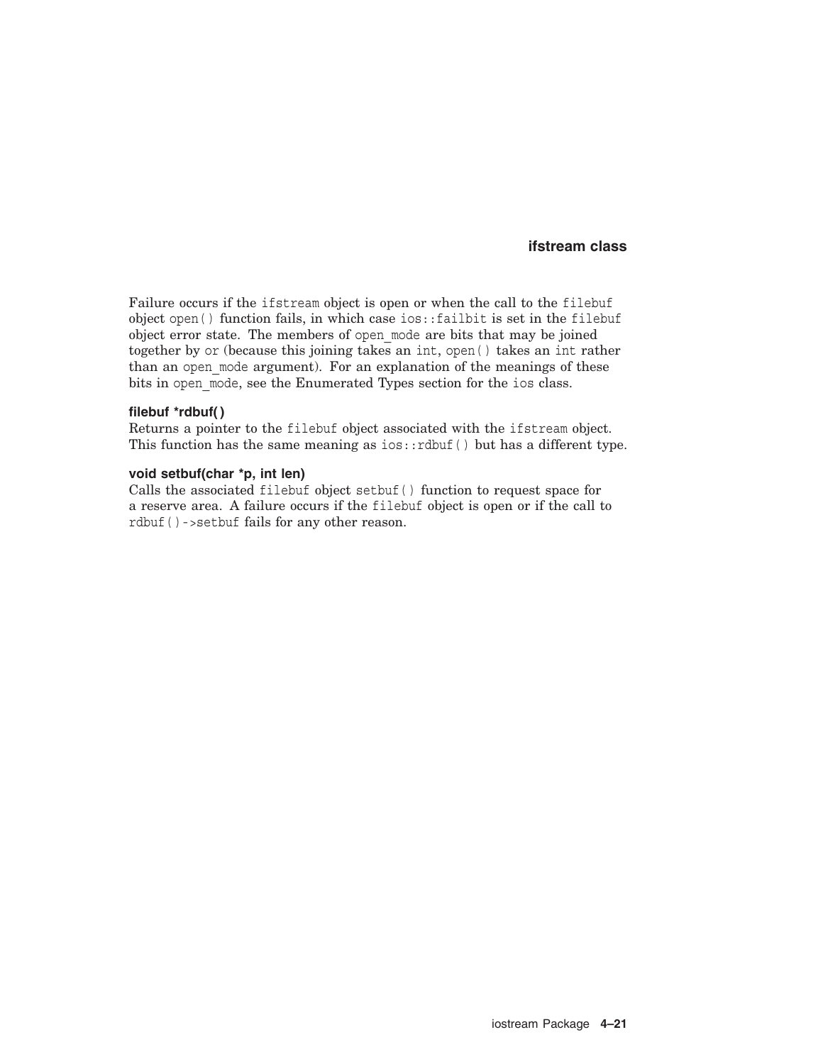Failure occurs if the ifstream object is open or when the call to the filebuf object open() function fails, in which case ios::failbit is set in the filebuf object error state. The members of open_mode are bits that may be joined together by or (because this joining takes an int, open() takes an int rather than an open_mode argument). For an explanation of the meanings of these bits in open_mode, see the Enumerated Types section for the ios class.

#### filebuf *rdbuf( )

Returns a pointer to the filebuf object associated with the ifstream object. This function has the same meaning as ios::rdbuf() but has a different type.

#### void setbuf(char *p, int len)

Calls the associated filebuf object setbuf() function to request space for a reserve area. A failure occurs if the filebuf object is open or if the call to rdbuf()->setbuf fails for any other reason.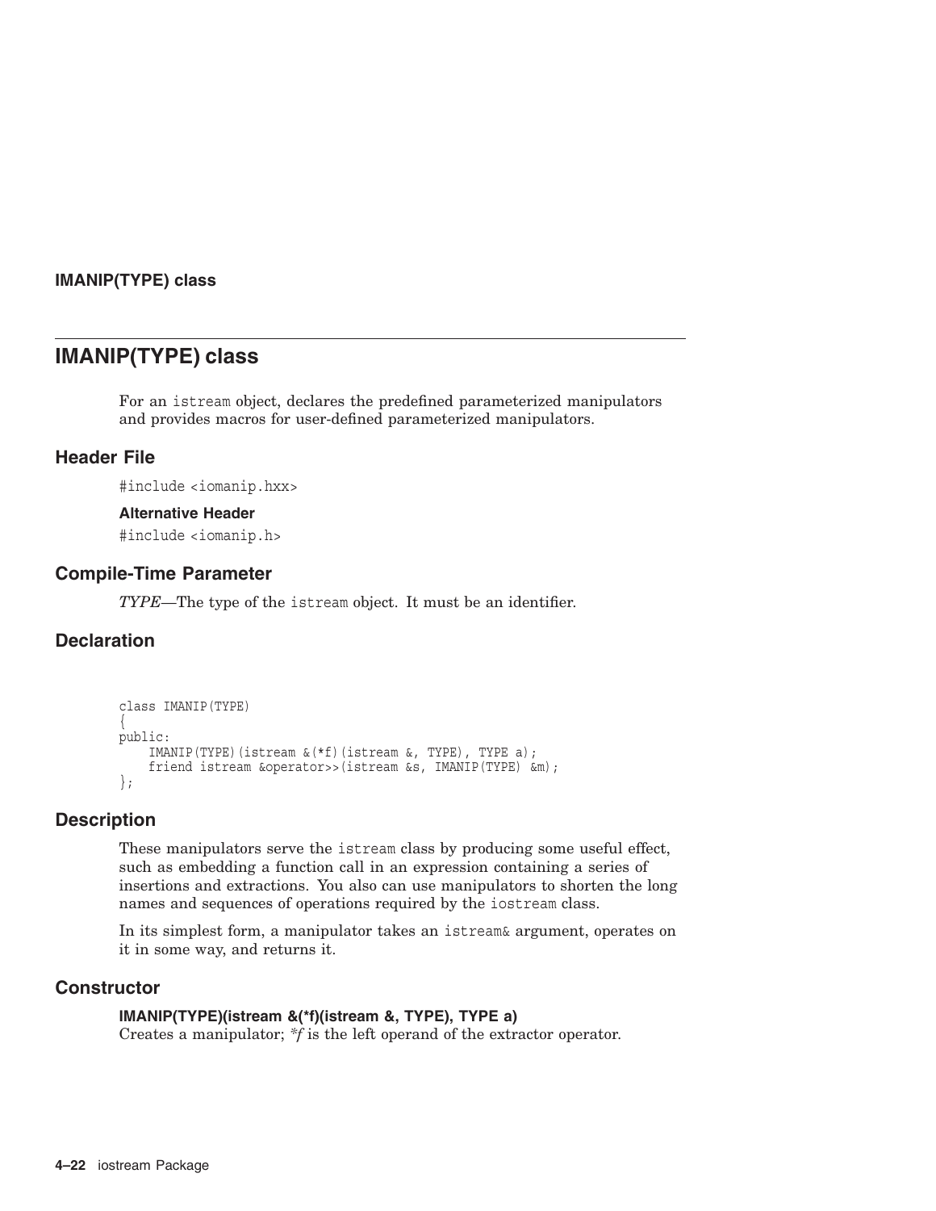# IMANIP(TYPE) class

For an `istream` object, declares the predefined parameterized manipulators and provides macros for user-defined parameterized manipulators.

## Header File

`#include <iomanip.hxx>`

### Alternative Header

`#include <iomanip.h>`

## Compile-Time Parameter

*TYPE*—The type of the `istream` object. It must be an identifier.

## Declaration

```
class IMANIP(TYPE)
{
public:
    IMANIP(TYPE)(istream &(*f)(istream &, TYPE), TYPE a);
    friend istream &operator>>(istream &s, IMANIP(TYPE) &m);
};
```

## Description

These manipulators serve the `istream` class by producing some useful effect, such as embedding a function call in an expression containing a series of insertions and extractions. You also can use manipulators to shorten the long names and sequences of operations required by the `iostream` class.

In its simplest form, a manipulator takes an `istream&` argument, operates on it in some way, and returns it.

## Constructor

**IMANIP(TYPE)(istream &(*f)(istream &, TYPE), TYPE a)**
Creates a manipulator; *\*f* is the left operand of the extractor operator.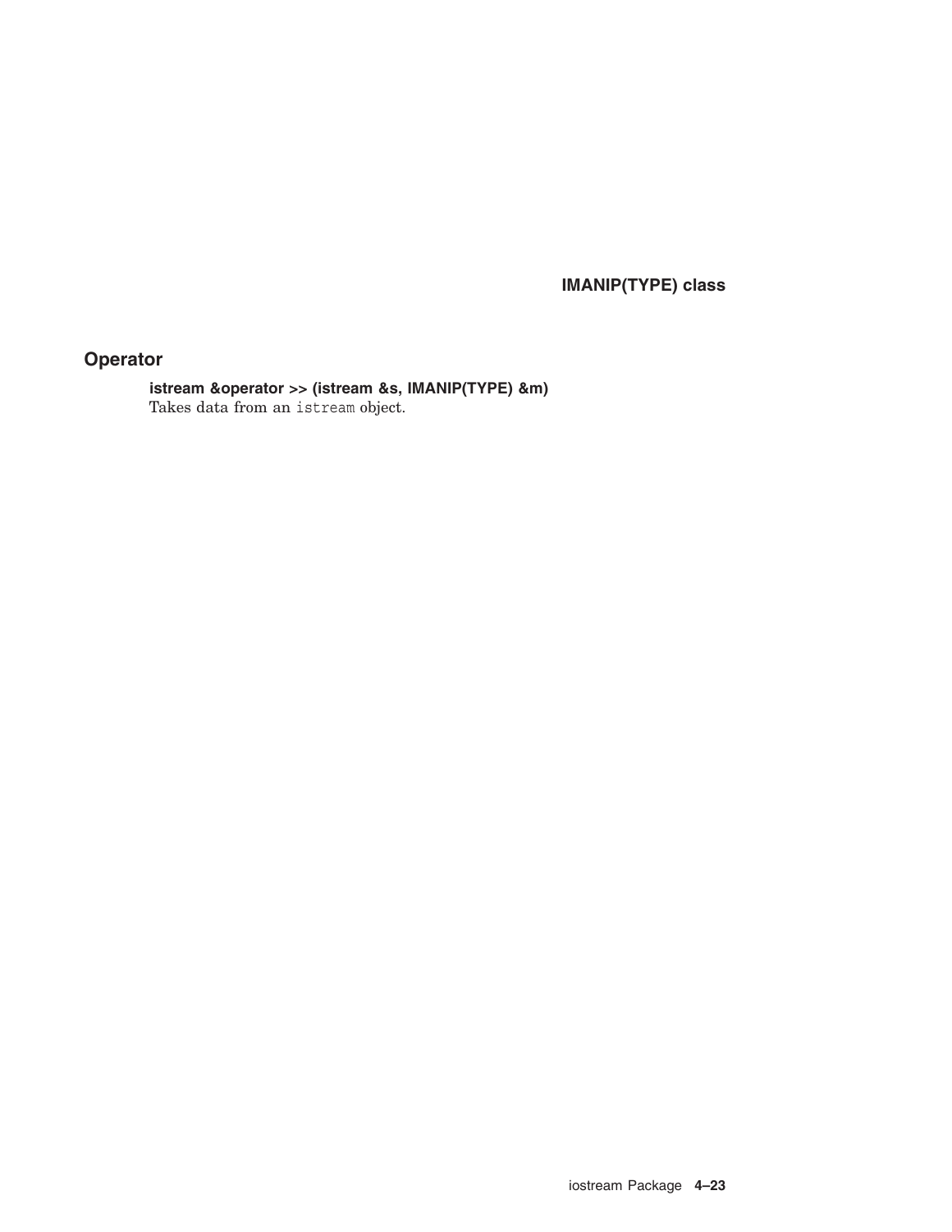## Operator

**istream &operator >> (istream &s, IMANIP(TYPE) &m)**
Takes data from an `istream` object.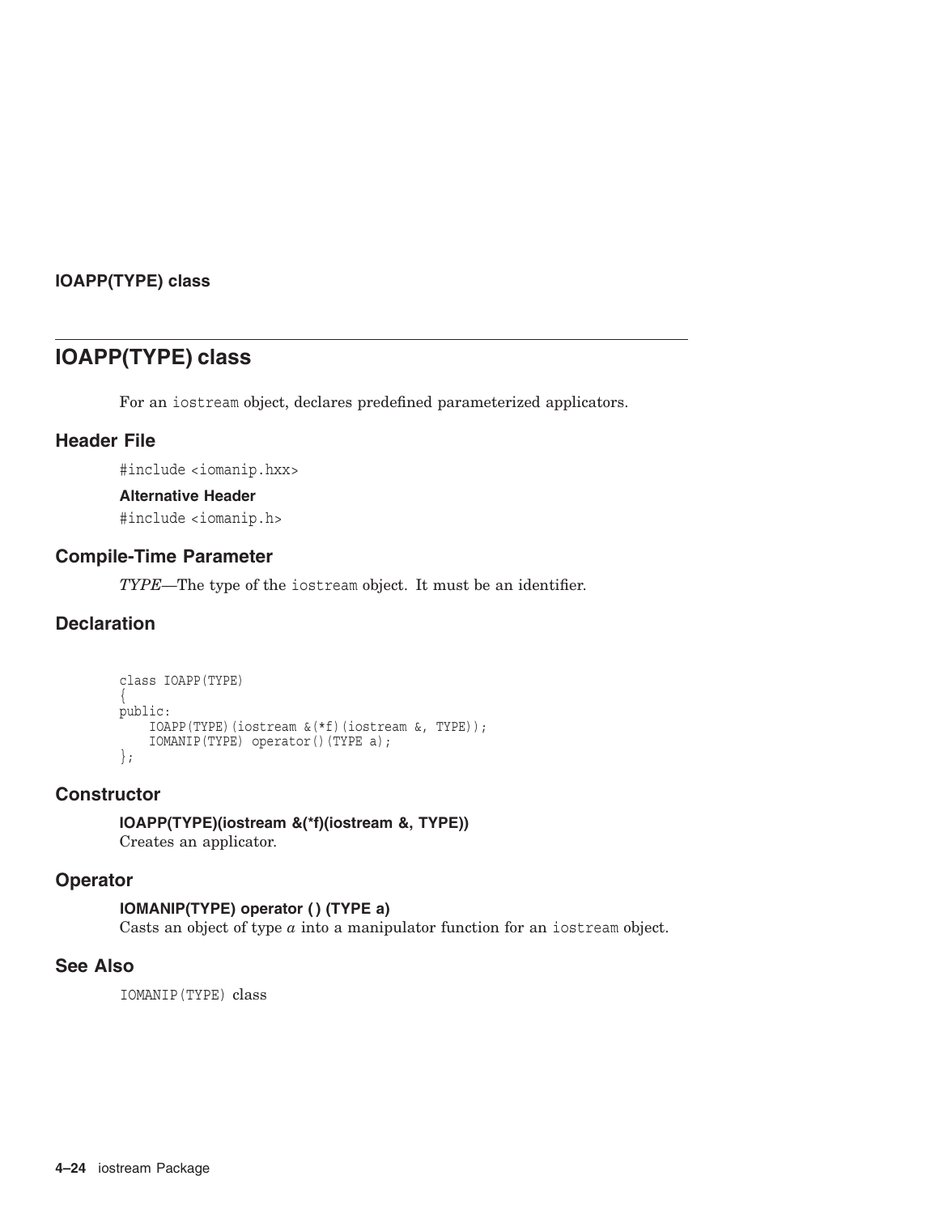# IOAPP(TYPE) class

For an iostream object, declares predefined parameterized applicators.

## Header File

#include <iomanip.hxx>

### Alternative Header

#include <iomanip.h>

## Compile-Time Parameter

*TYPE*—The type of the iostream object. It must be an identifier.

## Declaration

```
class IOAPP(TYPE)
{
public:
    IOAPP(TYPE)(iostream &(*f)(iostream &, TYPE));
    IOMANIP(TYPE) operator()(TYPE a);
};
```

## Constructor

**IOAPP(TYPE)(iostream &(*f)(iostream &, TYPE))**
Creates an applicator.

## Operator

**IOMANIP(TYPE) operator ( ) (TYPE a)**
Casts an object of type *a* into a manipulator function for an iostream object.

## See Also

IOMANIP(TYPE) class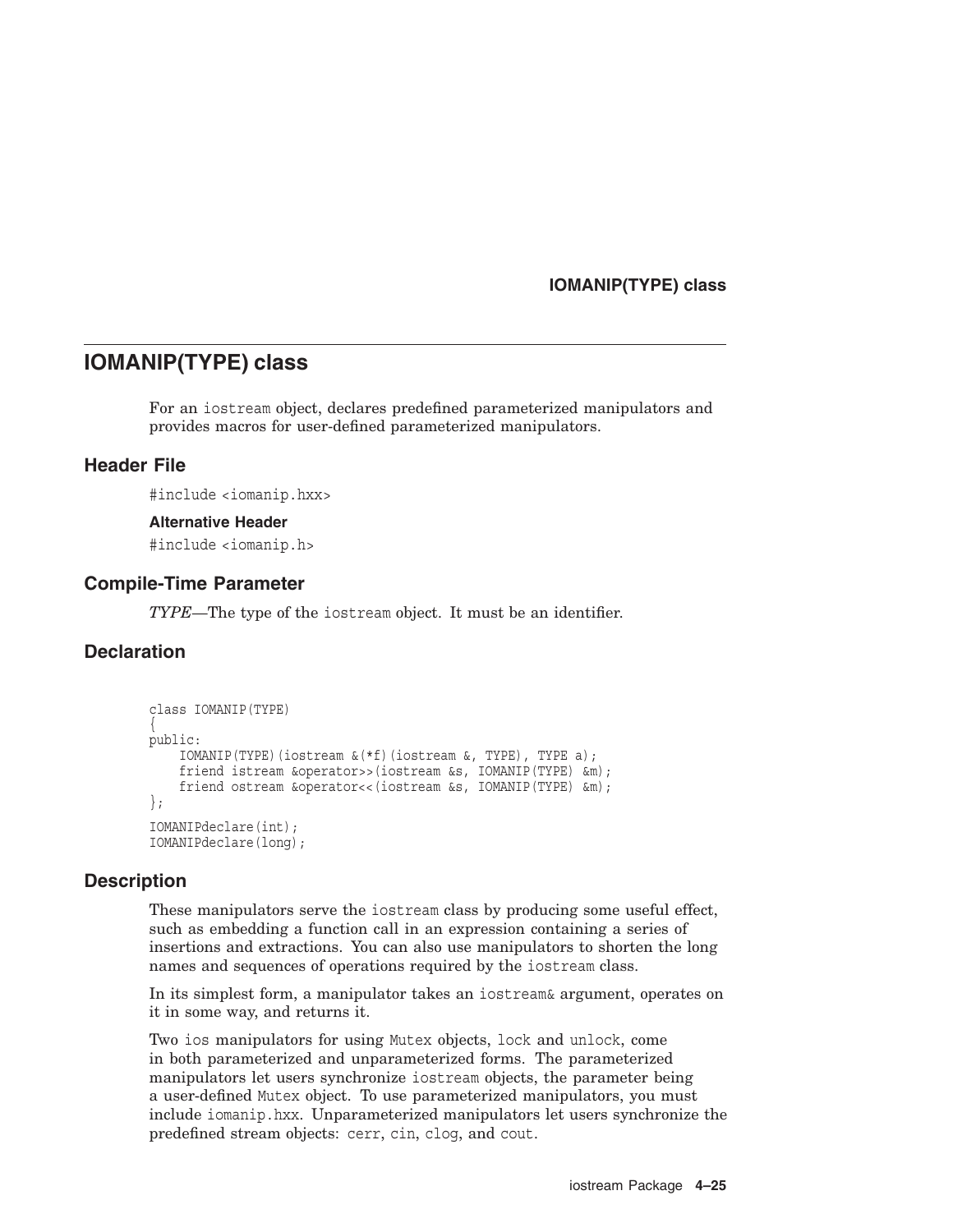# IOMANIP(TYPE) class

For an iostream object, declares predefined parameterized manipulators and provides macros for user-defined parameterized manipulators.

## Header File

#include <iomanip.hxx>

### Alternative Header

#include <iomanip.h>

## Compile-Time Parameter

*TYPE*—The type of the iostream object. It must be an identifier.

## Declaration

```
class IOMANIP(TYPE)
{
public:
    IOMANIP(TYPE)(iostream &(*f)(iostream &, TYPE), TYPE a);
    friend istream &operator>>(iostream &s, IOMANIP(TYPE) &m);
    friend ostream &operator<<(iostream &s, IOMANIP(TYPE) &m);
};

IOMANIPdeclare(int);
IOMANIPdeclare(long);
```

## Description

These manipulators serve the iostream class by producing some useful effect, such as embedding a function call in an expression containing a series of insertions and extractions. You can also use manipulators to shorten the long names and sequences of operations required by the iostream class.

In its simplest form, a manipulator takes an iostream& argument, operates on it in some way, and returns it.

Two ios manipulators for using Mutex objects, lock and unlock, come in both parameterized and unparameterized forms. The parameterized manipulators let users synchronize iostream objects, the parameter being a user-defined Mutex object. To use parameterized manipulators, you must include iomanip.hxx. Unparameterized manipulators let users synchronize the predefined stream objects: cerr, cin, clog, and cout.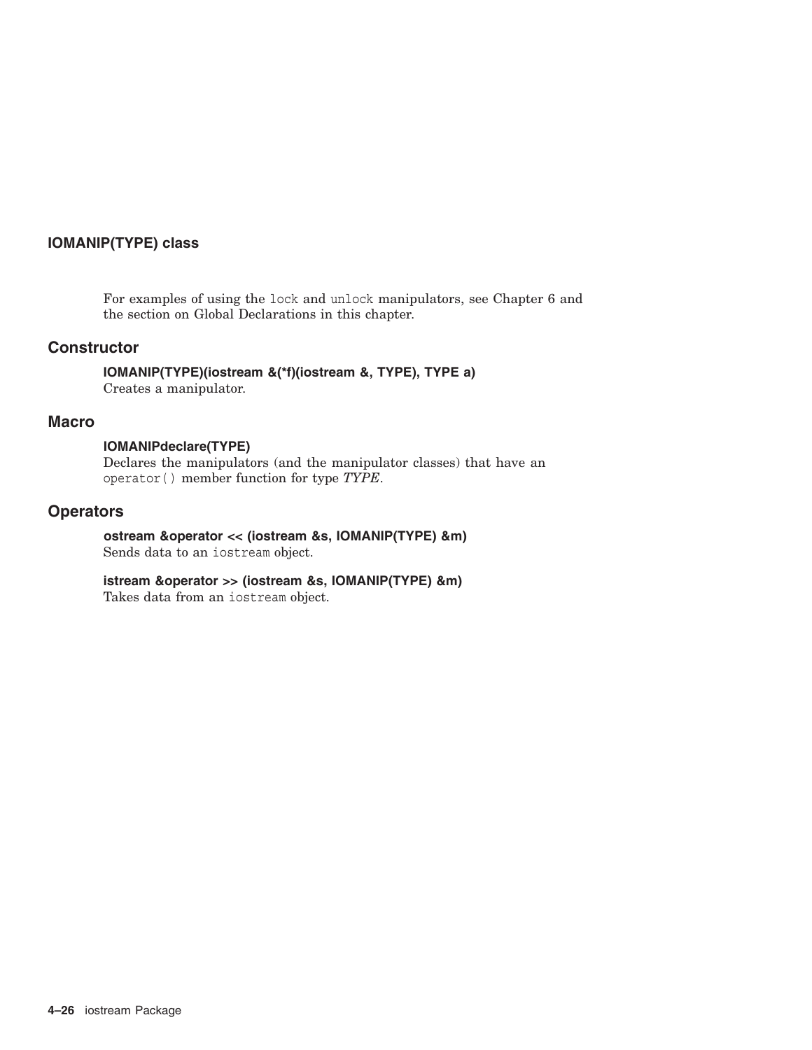## IOMANIP(TYPE) class

For examples of using the `lock` and `unlock` manipulators, see Chapter 6 and the section on Global Declarations in this chapter.

### Constructor

**IOMANIP(TYPE)(iostream &(*f)(iostream &, TYPE), TYPE a)**
Creates a manipulator.

### Macro

**IOMANIPdeclare(TYPE)**
Declares the manipulators (and the manipulator classes) that have an `operator()` member function for type *TYPE*.

### Operators

**ostream &operator << (iostream &s, IOMANIP(TYPE) &m)**
Sends data to an `iostream` object.

**istream &operator >> (iostream &s, IOMANIP(TYPE) &m)**
Takes data from an `iostream` object.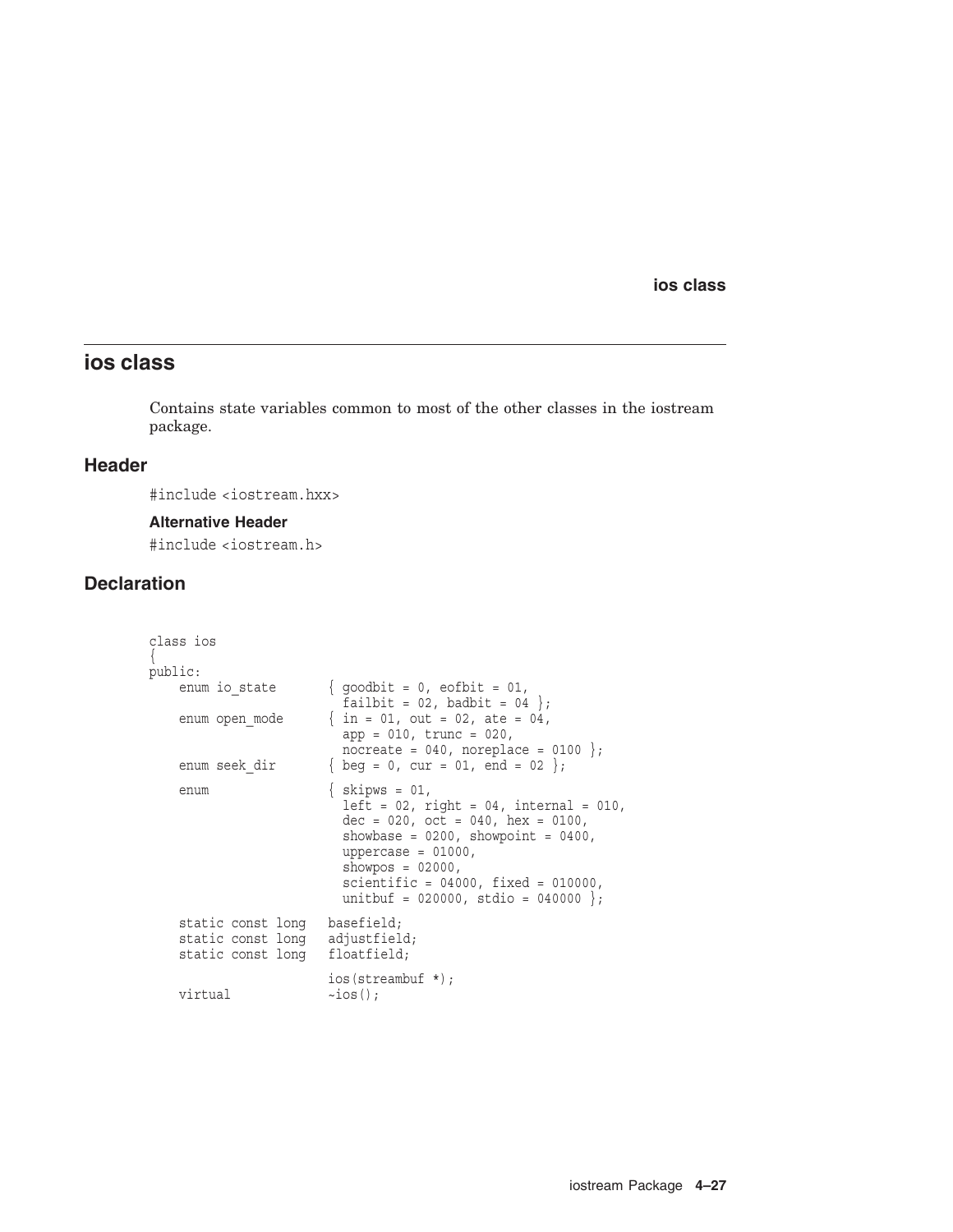## ios class

Contains state variables common to most of the other classes in the iostream package.

### Header

`#include <iostream.hxx>`

#### Alternative Header

`#include <iostream.h>`

### Declaration

```
class ios
{
public:
    enum io_state       { goodbit = 0, eofbit = 01,
                          failbit = 02, badbit = 04 };
    enum open_mode      { in = 01, out = 02, ate = 04,
                          app = 010, trunc = 020,
                          nocreate = 040, noreplace = 0100 };
    enum seek_dir       { beg = 0, cur = 01, end = 02 };
    enum                { skipws = 01,
                          left = 02, right = 04, internal = 010,
                          dec = 020, oct = 040, hex = 0100,
                          showbase = 0200, showpoint = 0400,
                          uppercase = 01000,
                          showpos = 02000,
                          scientific = 04000, fixed = 010000,
                          unitbuf = 020000, stdio = 040000 };

    static const long   basefield;
    static const long   adjustfield;
    static const long   floatfield;

                        ios(streambuf *);
    virtual             ~ios();
```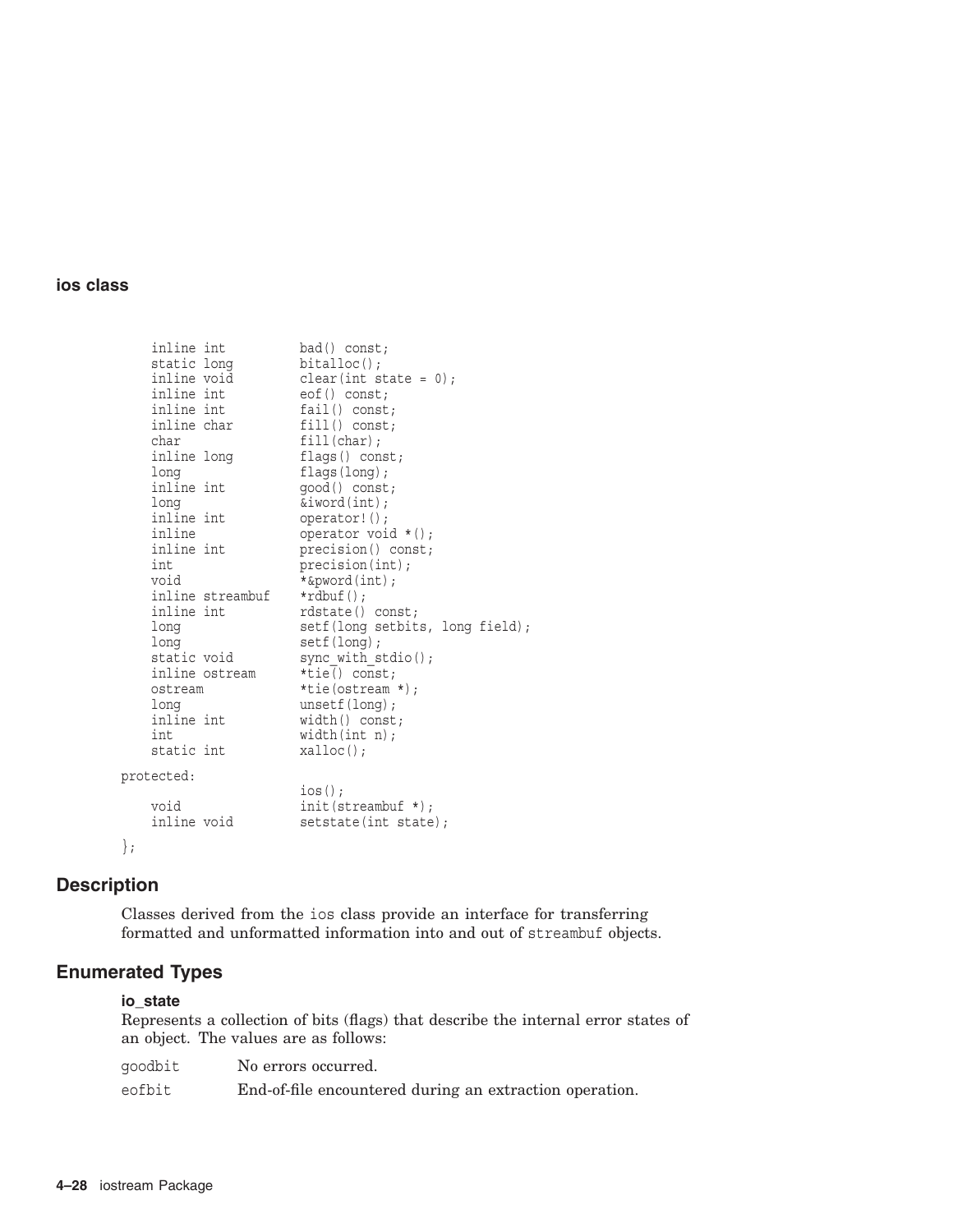```
    inline int          bad() const;
    static long         bitalloc();
    inline void         clear(int state = 0);
    inline int          eof() const;
    inline int          fail() const;
    inline char         fill() const;
    char                fill(char);
    inline long         flags() const;
    long                flags(long);
    inline int          good() const;
    long                &iword(int);
    inline int          operator!();
    inline              operator void *();
    inline int          precision() const;
    int                 precision(int);
    void                *&pword(int);
    inline streambuf    *rdbuf();
    inline int          rdstate() const;
    long                setf(long setbits, long field);
    long                setf(long);
    static void         sync_with_stdio();
    inline ostream      *tie() const;
    ostream             *tie(ostream *);
    long                unsetf(long);
    inline int          width() const;
    int                 width(int n);
    static int          xalloc();

protected:
                        ios();
    void                init(streambuf *);
    inline void         setstate(int state);

};
```

## Description

Classes derived from the `ios` class provide an interface for transferring formatted and unformatted information into and out of `streambuf` objects.

## Enumerated Types

### io_state

Represents a collection of bits (flags) that describe the internal error states of an object. The values are as follows:

| | |
|---|---|
| `goodbit` | No errors occurred. |
| `eofbit` | End-of-file encountered during an extraction operation. |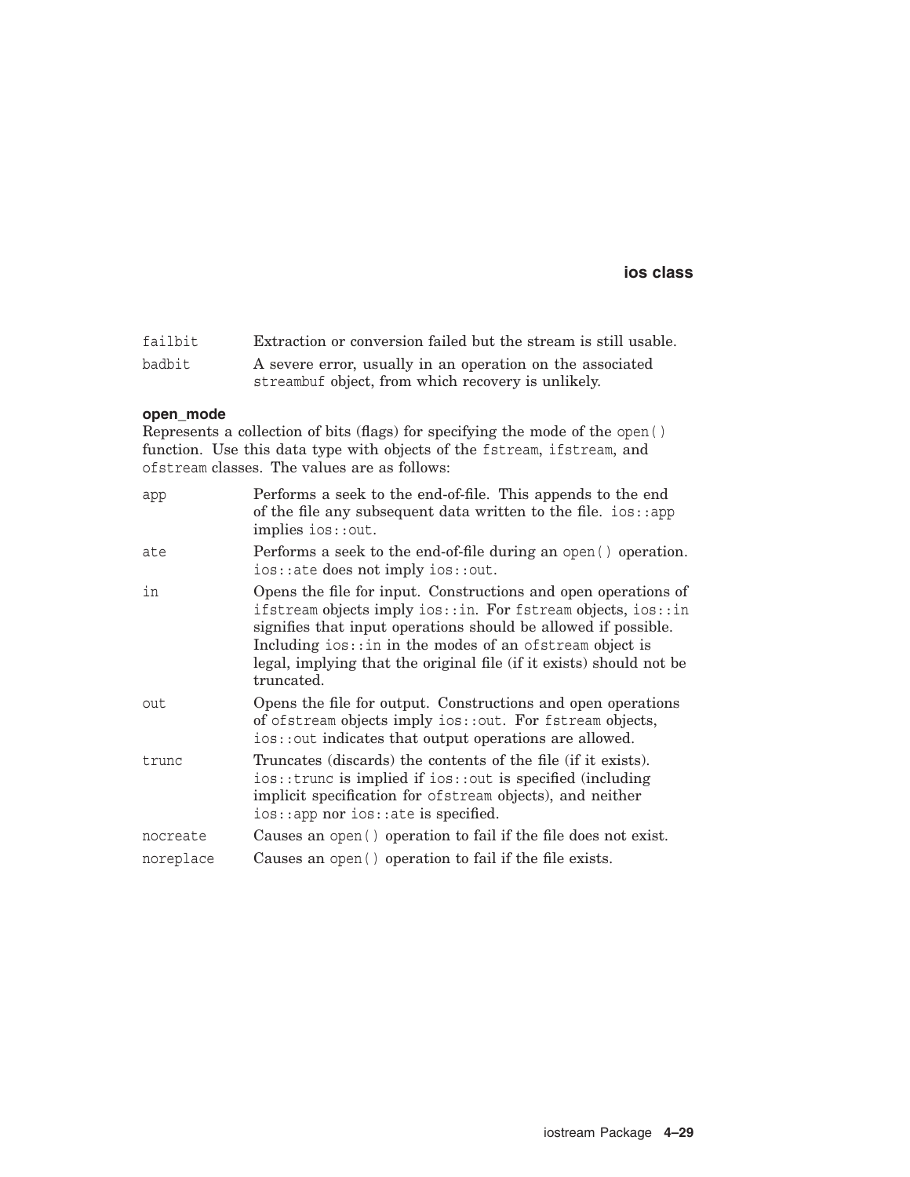| | |
|---|---|
| `failbit` | Extraction or conversion failed but the stream is still usable. |
| `badbit` | A severe error, usually in an operation on the associated `streambuf` object, from which recovery is unlikely. |

**open_mode**

Represents a collection of bits (flags) for specifying the mode of the `open()` function. Use this data type with objects of the `fstream`, `ifstream`, and `ofstream` classes. The values are as follows:

| | |
|---|---|
| `app` | Performs a seek to the end-of-file. This appends to the end of the file any subsequent data written to the file. `ios::app` implies `ios::out`. |
| `ate` | Performs a seek to the end-of-file during an `open()` operation. `ios::ate` does not imply `ios::out`. |
| `in` | Opens the file for input. Constructions and open operations of `ifstream` objects imply `ios::in`. For `fstream` objects, `ios::in` signifies that input operations should be allowed if possible. Including `ios::in` in the modes of an `ofstream` object is legal, implying that the original file (if it exists) should not be truncated. |
| `out` | Opens the file for output. Constructions and open operations of `ofstream` objects imply `ios::out`. For `fstream` objects, `ios::out` indicates that output operations are allowed. |
| `trunc` | Truncates (discards) the contents of the file (if it exists). `ios::trunc` is implied if `ios::out` is specified (including implicit specification for `ofstream` objects), and neither `ios::app` nor `ios::ate` is specified. |
| `nocreate` | Causes an `open()` operation to fail if the file does not exist. |
| `noreplace` | Causes an `open()` operation to fail if the file exists. |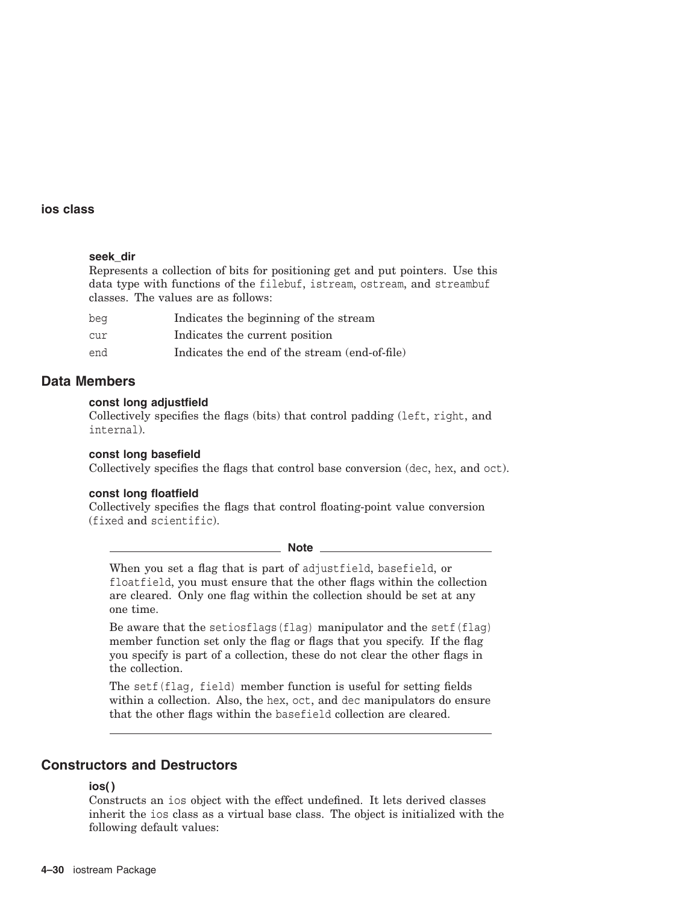**seek_dir**
Represents a collection of bits for positioning get and put pointers. Use this data type with functions of the `filebuf`, `istream`, `ostream`, and `streambuf` classes. The values are as follows:

| | |
|---|---|
| `beg` | Indicates the beginning of the stream |
| `cur` | Indicates the current position |
| `end` | Indicates the end of the stream (end-of-file) |

## Data Members

**const long adjustfield**
Collectively specifies the flags (bits) that control padding (`left`, `right`, and `internal`).

**const long basefield**
Collectively specifies the flags that control base conversion (`dec`, `hex`, and `oct`).

**const long floatfield**
Collectively specifies the flags that control floating-point value conversion (`fixed` and `scientific`).

---

**Note**

When you set a flag that is part of `adjustfield`, `basefield`, or `floatfield`, you must ensure that the other flags within the collection are cleared. Only one flag within the collection should be set at any one time.

Be aware that the `setiosflags(flag)` manipulator and the `setf(flag)` member function set only the flag or flags that you specify. If the flag you specify is part of a collection, these do not clear the other flags in the collection.

The `setf(flag, field)` member function is useful for setting fields within a collection. Also, the `hex`, `oct`, and `dec` manipulators do ensure that the other flags within the `basefield` collection are cleared.

---

## Constructors and Destructors

**ios( )**
Constructs an `ios` object with the effect undefined. It lets derived classes inherit the `ios` class as a virtual base class. The object is initialized with the following default values: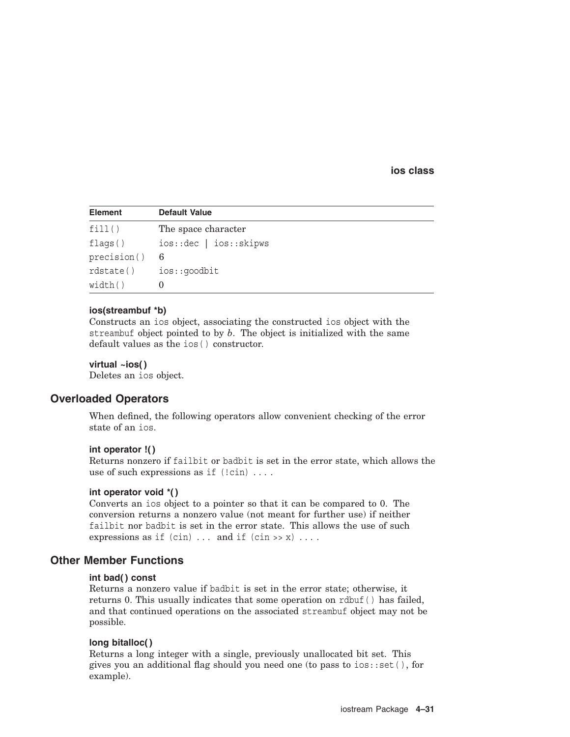| Element | Default Value |
|---|---|
| fill() | The space character |
| flags() | ios::dec \| ios::skipws |
| precision() | 6 |
| rdstate() | ios::goodbit |
| width() | 0 |

**ios(streambuf *b)**
Constructs an ios object, associating the constructed ios object with the streambuf object pointed to by *b*. The object is initialized with the same default values as the ios() constructor.

**virtual ~ios( )**
Deletes an ios object.

## Overloaded Operators

When defined, the following operators allow convenient checking of the error state of an ios.

**int operator !( )**
Returns nonzero if failbit or badbit is set in the error state, which allows the use of such expressions as if (!cin) . . . .

**int operator void *( )**
Converts an ios object to a pointer so that it can be compared to 0. The conversion returns a nonzero value (not meant for further use) if neither failbit nor badbit is set in the error state. This allows the use of such expressions as if (cin) . . . and if (cin >> x) . . . .

## Other Member Functions

**int bad( ) const**
Returns a nonzero value if badbit is set in the error state; otherwise, it returns 0. This usually indicates that some operation on rdbuf() has failed, and that continued operations on the associated streambuf object may not be possible.

**long bitalloc( )**
Returns a long integer with a single, previously unallocated bit set. This gives you an additional flag should you need one (to pass to ios::set(), for example).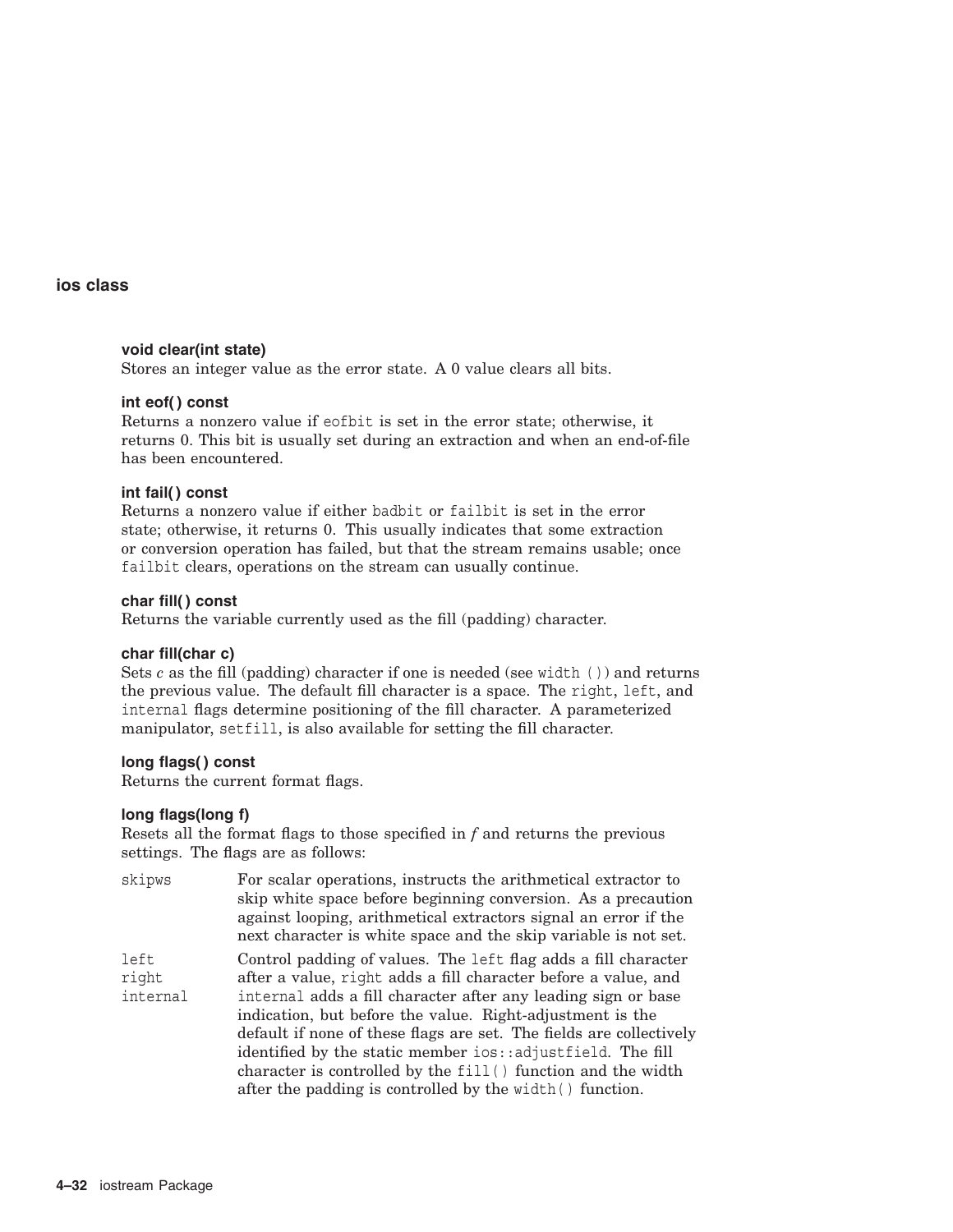## ios class

### void clear(int state)

Stores an integer value as the error state. A 0 value clears all bits.

### int eof( ) const

Returns a nonzero value if `eofbit` is set in the error state; otherwise, it returns 0. This bit is usually set during an extraction and when an end-of-file has been encountered.

### int fail( ) const

Returns a nonzero value if either `badbit` or `failbit` is set in the error state; otherwise, it returns 0. This usually indicates that some extraction or conversion operation has failed, but that the stream remains usable; once `failbit` clears, operations on the stream can usually continue.

### char fill( ) const

Returns the variable currently used as the fill (padding) character.

### char fill(char c)

Sets *c* as the fill (padding) character if one is needed (see `width ()`) and returns the previous value. The default fill character is a space. The `right`, `left`, and `internal` flags determine positioning of the fill character. A parameterized manipulator, `setfill`, is also available for setting the fill character.

### long flags( ) const

Returns the current format flags.

### long flags(long f)

Resets all the format flags to those specified in *f* and returns the previous settings. The flags are as follows:

| | |
|---|---|
| `skipws` | For scalar operations, instructs the arithmetical extractor to skip white space before beginning conversion. As a precaution against looping, arithmetical extractors signal an error if the next character is white space and the skip variable is not set. |
| `left`<br>`right`<br>`internal` | Control padding of values. The `left` flag adds a fill character after a value, `right` adds a fill character before a value, and `internal` adds a fill character after any leading sign or base indication, but before the value. Right-adjustment is the default if none of these flags are set. The fields are collectively identified by the static member `ios::adjustfield`. The fill character is controlled by the `fill()` function and the width after the padding is controlled by the `width()` function. |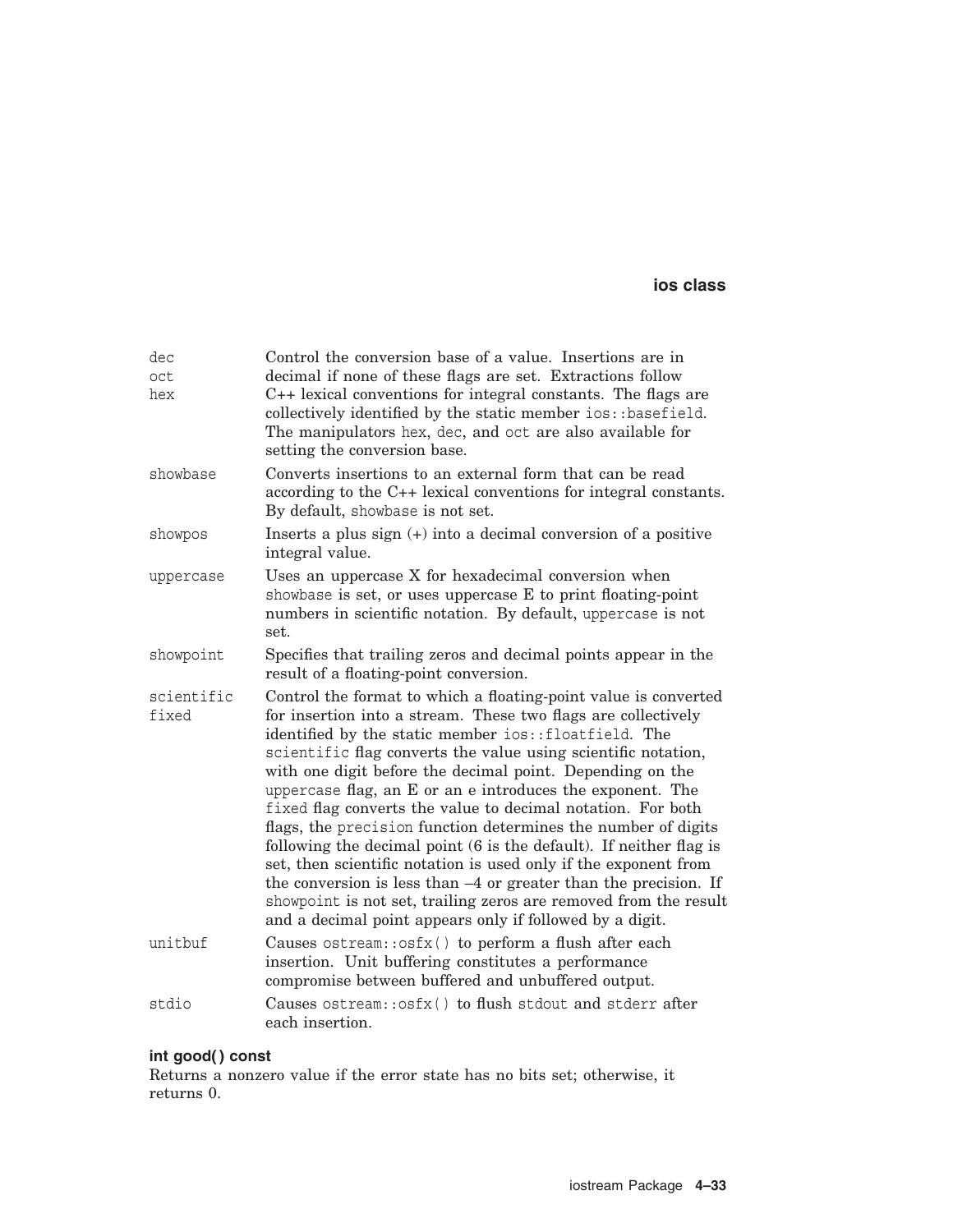| | |
|---|---|
| `dec`<br>`oct`<br>`hex` | Control the conversion base of a value. Insertions are in decimal if none of these flags are set. Extractions follow C++ lexical conventions for integral constants. The flags are collectively identified by the static member `ios::basefield`. The manipulators `hex`, `dec`, and `oct` are also available for setting the conversion base. |
| `showbase` | Converts insertions to an external form that can be read according to the C++ lexical conventions for integral constants. By default, `showbase` is not set. |
| `showpos` | Inserts a plus sign (+) into a decimal conversion of a positive integral value. |
| `uppercase` | Uses an uppercase X for hexadecimal conversion when `showbase` is set, or uses uppercase E to print floating-point numbers in scientific notation. By default, `uppercase` is not set. |
| `showpoint` | Specifies that trailing zeros and decimal points appear in the result of a floating-point conversion. |
| `scientific`<br>`fixed` | Control the format to which a floating-point value is converted for insertion into a stream. These two flags are collectively identified by the static member `ios::floatfield`. The `scientific` flag converts the value using scientific notation, with one digit before the decimal point. Depending on the `uppercase` flag, an E or an e introduces the exponent. The `fixed` flag converts the value to decimal notation. For both flags, the `precision` function determines the number of digits following the decimal point (6 is the default). If neither flag is set, then scientific notation is used only if the exponent from the conversion is less than –4 or greater than the precision. If `showpoint` is not set, trailing zeros are removed from the result and a decimal point appears only if followed by a digit. |
| `unitbuf` | Causes `ostream::osfx()` to perform a flush after each insertion. Unit buffering constitutes a performance compromise between buffered and unbuffered output. |
| `stdio` | Causes `ostream::osfx()` to flush `stdout` and `stderr` after each insertion. |

**int good( ) const**

Returns a nonzero value if the error state has no bits set; otherwise, it returns 0.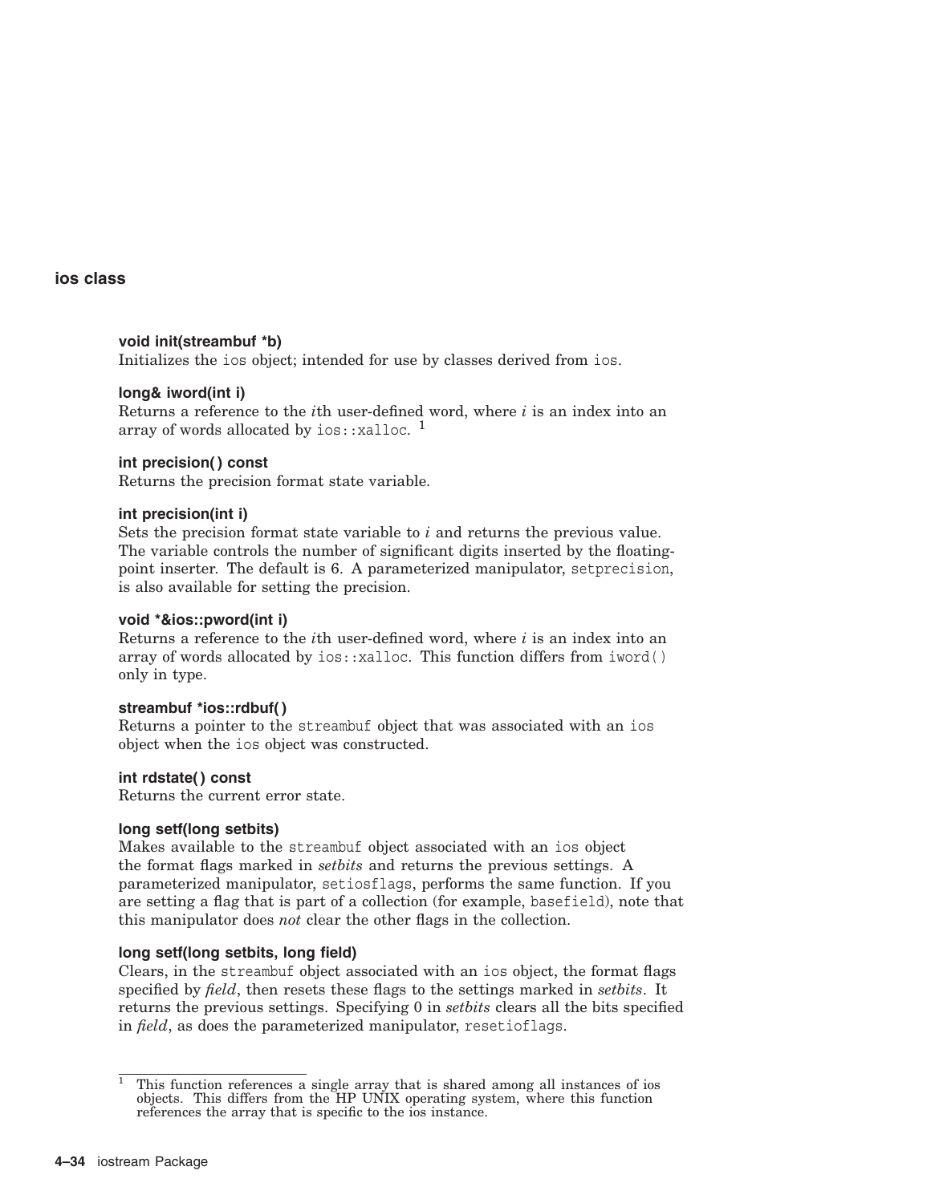### void init(streambuf *b)

Initializes the `ios` object; intended for use by classes derived from `ios`.

### long& iword(int i)

Returns a reference to the *i*th user-defined word, where *i* is an index into an array of words allocated by `ios::xalloc`. [1]

### int precision( ) const

Returns the precision format state variable.

### int precision(int i)

Sets the precision format state variable to *i* and returns the previous value. The variable controls the number of significant digits inserted by the floating-point inserter. The default is 6. A parameterized manipulator, `setprecision`, is also available for setting the precision.

### void *&ios::pword(int i)

Returns a reference to the *i*th user-defined word, where *i* is an index into an array of words allocated by `ios::xalloc`. This function differs from `iword()` only in type.

### streambuf *ios::rdbuf( )

Returns a pointer to the `streambuf` object that was associated with an `ios` object when the `ios` object was constructed.

### int rdstate( ) const

Returns the current error state.

### long setf(long setbits)

Makes available to the `streambuf` object associated with an `ios` object the format flags marked in *setbits* and returns the previous settings. A parameterized manipulator, `setiosflags`, performs the same function. If you are setting a flag that is part of a collection (for example, `basefield`), note that this manipulator does *not* clear the other flags in the collection.

### long setf(long setbits, long field)

Clears, in the `streambuf` object associated with an `ios` object, the format flags specified by *field*, then resets these flags to the settings marked in *setbits*. It returns the previous settings. Specifying 0 in *setbits* clears all the bits specified in *field*, as does the parameterized manipulator, `resetioflags`.

---

[1] This function references a single array that is shared among all instances of ios objects. This differs from the HP UNIX operating system, where this function references the array that is specific to the ios instance.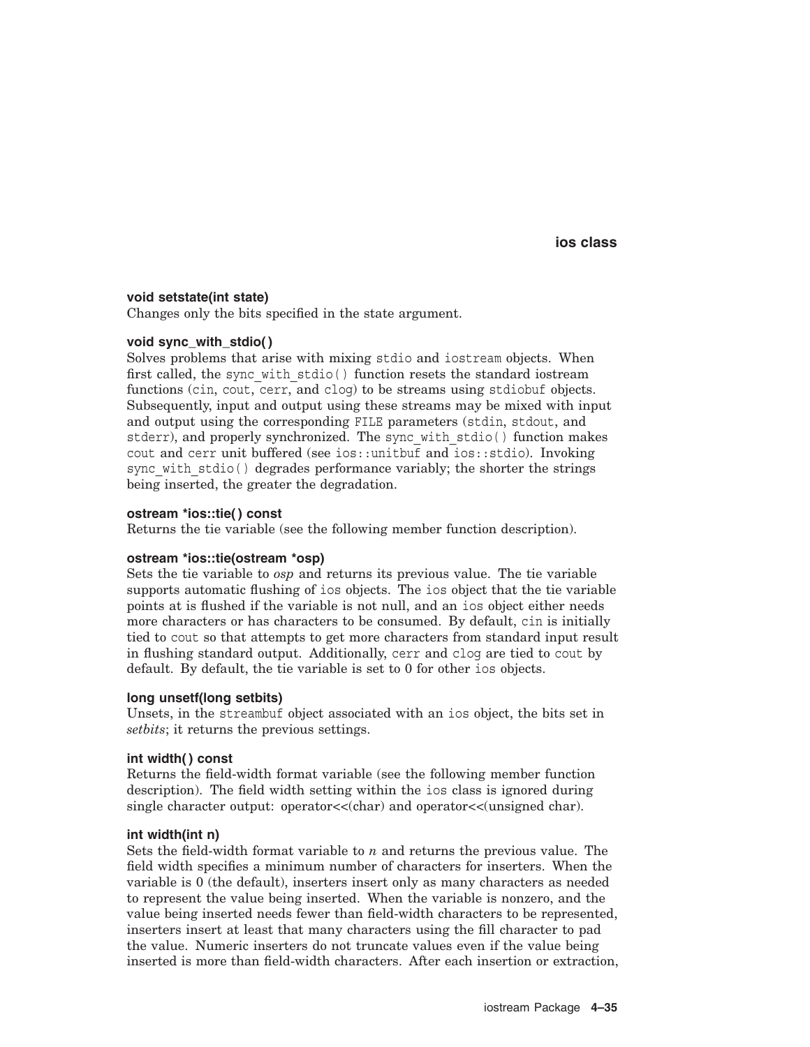**void setstate(int state)**
Changes only the bits specified in the state argument.

**void sync_with_stdio( )**
Solves problems that arise with mixing `stdio` and `iostream` objects. When first called, the `sync_with_stdio()` function resets the standard iostream functions (`cin`, `cout`, `cerr`, and `clog`) to be streams using `stdiobuf` objects. Subsequently, input and output using these streams may be mixed with input and output using the corresponding `FILE` parameters (`stdin`, `stdout`, and `stderr`), and properly synchronized. The `sync_with_stdio()` function makes `cout` and `cerr` unit buffered (see `ios::unitbuf` and `ios::stdio`). Invoking `sync_with_stdio()` degrades performance variably; the shorter the strings being inserted, the greater the degradation.

**ostream *ios::tie( ) const**
Returns the tie variable (see the following member function description).

**ostream *ios::tie(ostream *osp)**
Sets the tie variable to *osp* and returns its previous value. The tie variable supports automatic flushing of `ios` objects. The `ios` object that the tie variable points at is flushed if the variable is not null, and an `ios` object either needs more characters or has characters to be consumed. By default, `cin` is initially tied to `cout` so that attempts to get more characters from standard input result in flushing standard output. Additionally, `cerr` and `clog` are tied to `cout` by default. By default, the tie variable is set to 0 for other `ios` objects.

**long unsetf(long setbits)**
Unsets, in the `streambuf` object associated with an `ios` object, the bits set in *setbits*; it returns the previous settings.

**int width( ) const**
Returns the field-width format variable (see the following member function description). The field width setting within the `ios` class is ignored during single character output: operator<<(char) and operator<<(unsigned char).

**int width(int n)**
Sets the field-width format variable to *n* and returns the previous value. The field width specifies a minimum number of characters for inserters. When the variable is 0 (the default), inserters insert only as many characters as needed to represent the value being inserted. When the variable is nonzero, and the value being inserted needs fewer than field-width characters to be represented, inserters insert at least that many characters using the fill character to pad the value. Numeric inserters do not truncate values even if the value being inserted is more than field-width characters. After each insertion or extraction,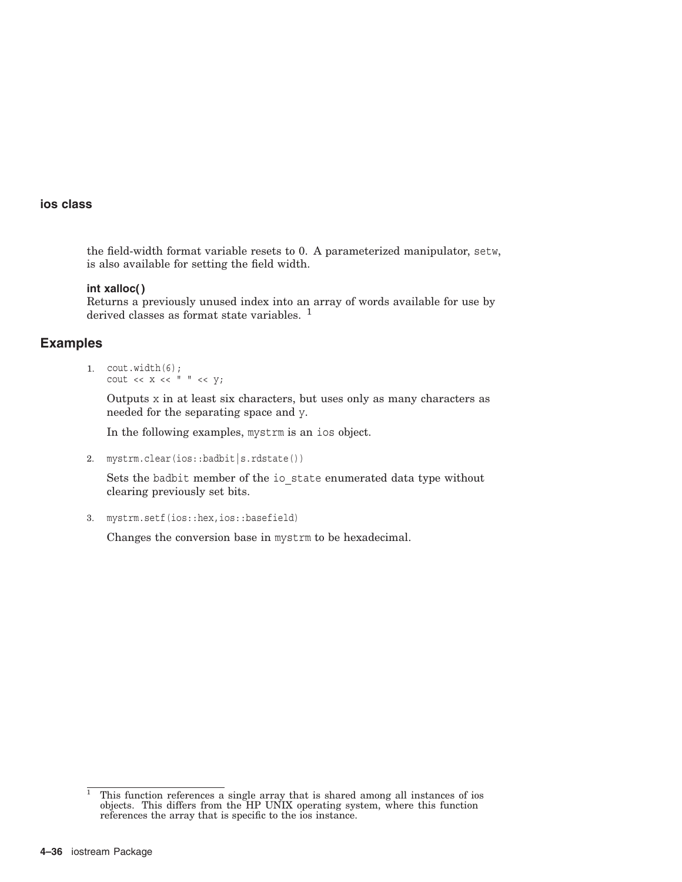the field-width format variable resets to 0. A parameterized manipulator, setw, is also available for setting the field width.

**int xalloc( )**
Returns a previously unused index into an array of words available for use by derived classes as format state variables. [1]

## Examples

1. ```
   cout.width(6);
   cout << x << " " << y;
   ```

   Outputs x in at least six characters, but uses only as many characters as needed for the separating space and y.

   In the following examples, mystrm is an ios object.

2. ```
   mystrm.clear(ios::badbit|s.rdstate())
   ```

   Sets the badbit member of the io_state enumerated data type without clearing previously set bits.

3. ```
   mystrm.setf(ios::hex,ios::basefield)
   ```

   Changes the conversion base in mystrm to be hexadecimal.

---

[1] This function references a single array that is shared among all instances of ios objects. This differs from the HP UNIX operating system, where this function references the array that is specific to the ios instance.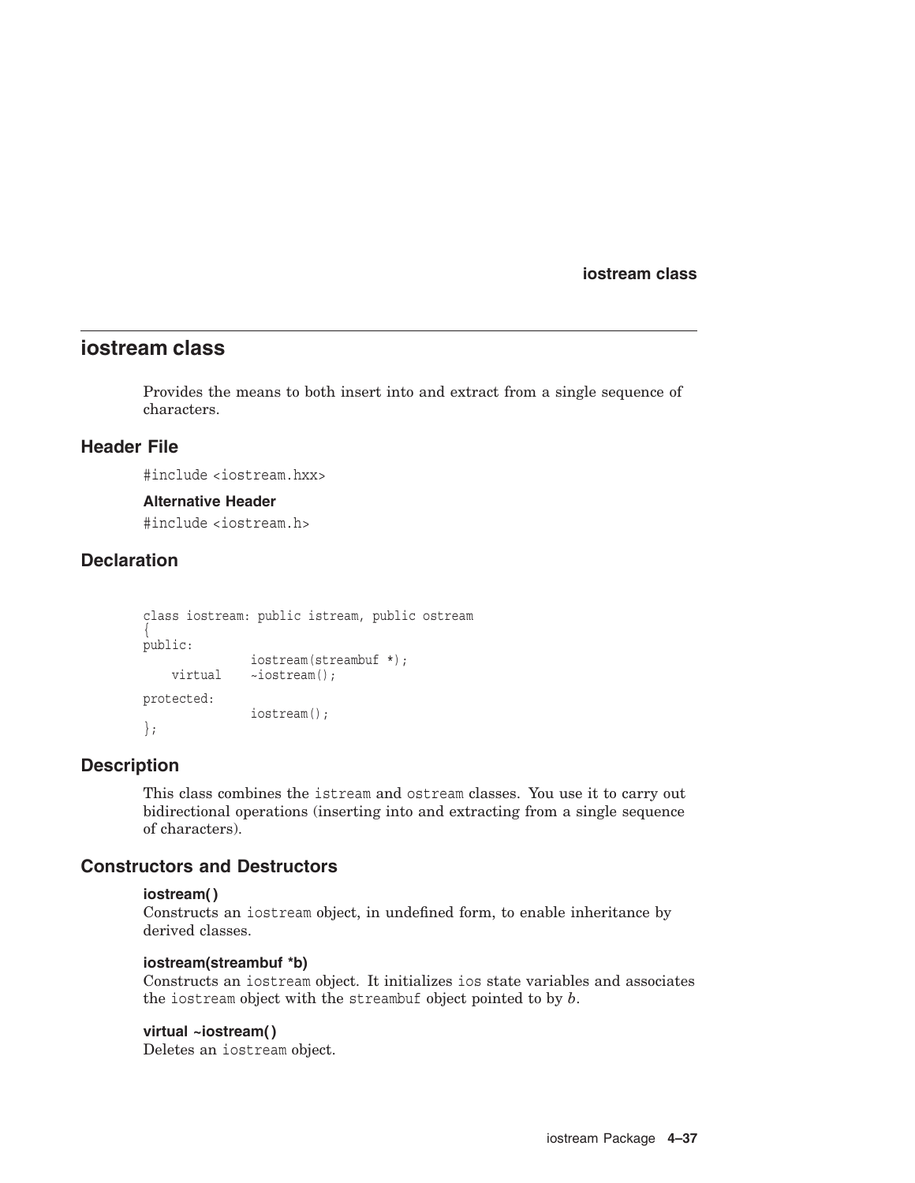# iostream class

Provides the means to both insert into and extract from a single sequence of characters.

## Header File

`#include <iostream.hxx>`

### Alternative Header

`#include <iostream.h>`

## Declaration

```
class iostream: public istream, public ostream
{
public:
                iostream(streambuf *);
    virtual     ~iostream();

protected:
                iostream();
};
```

## Description

This class combines the `istream` and `ostream` classes. You use it to carry out bidirectional operations (inserting into and extracting from a single sequence of characters).

## Constructors and Destructors

**iostream( )**
Constructs an `iostream` object, in undefined form, to enable inheritance by derived classes.

**iostream(streambuf *b)**
Constructs an `iostream` object. It initializes `ios` state variables and associates the `iostream` object with the `streambuf` object pointed to by *b*.

**virtual ~iostream( )**
Deletes an `iostream` object.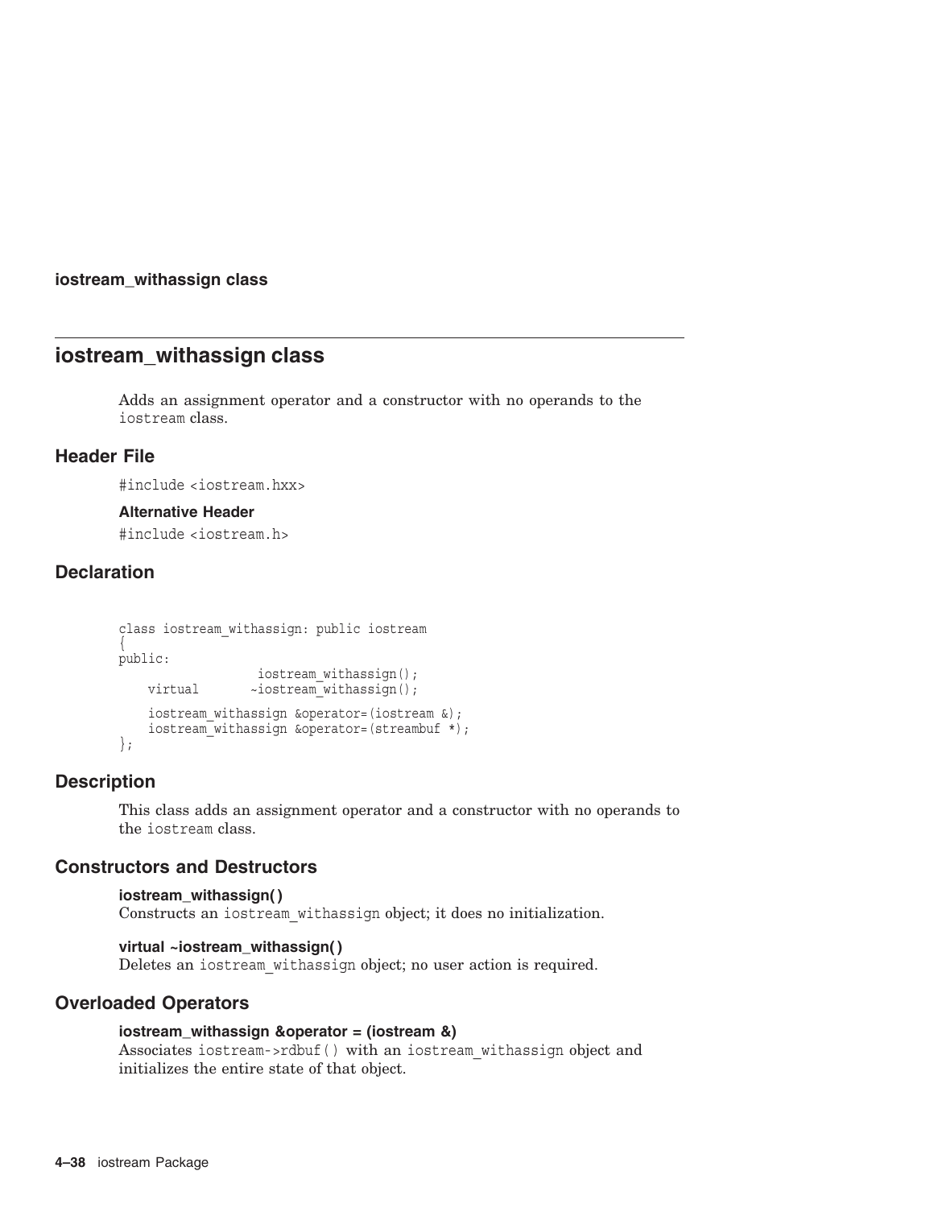# iostream_withassign class

Adds an assignment operator and a constructor with no operands to the iostream class.

## Header File

#include <iostream.hxx>

### Alternative Header

#include <iostream.h>

## Declaration

```
class iostream_withassign: public iostream
{
public:
                   iostream_withassign();
    virtual       ~iostream_withassign();

    iostream_withassign &operator=(iostream &);
    iostream_withassign &operator=(streambuf *);
};
```

## Description

This class adds an assignment operator and a constructor with no operands to the iostream class.

## Constructors and Destructors

**iostream_withassign( )**
Constructs an iostream_withassign object; it does no initialization.

**virtual ~iostream_withassign( )**
Deletes an iostream_withassign object; no user action is required.

## Overloaded Operators

**iostream_withassign &operator = (iostream &)**
Associates iostream->rdbuf( ) with an iostream_withassign object and initializes the entire state of that object.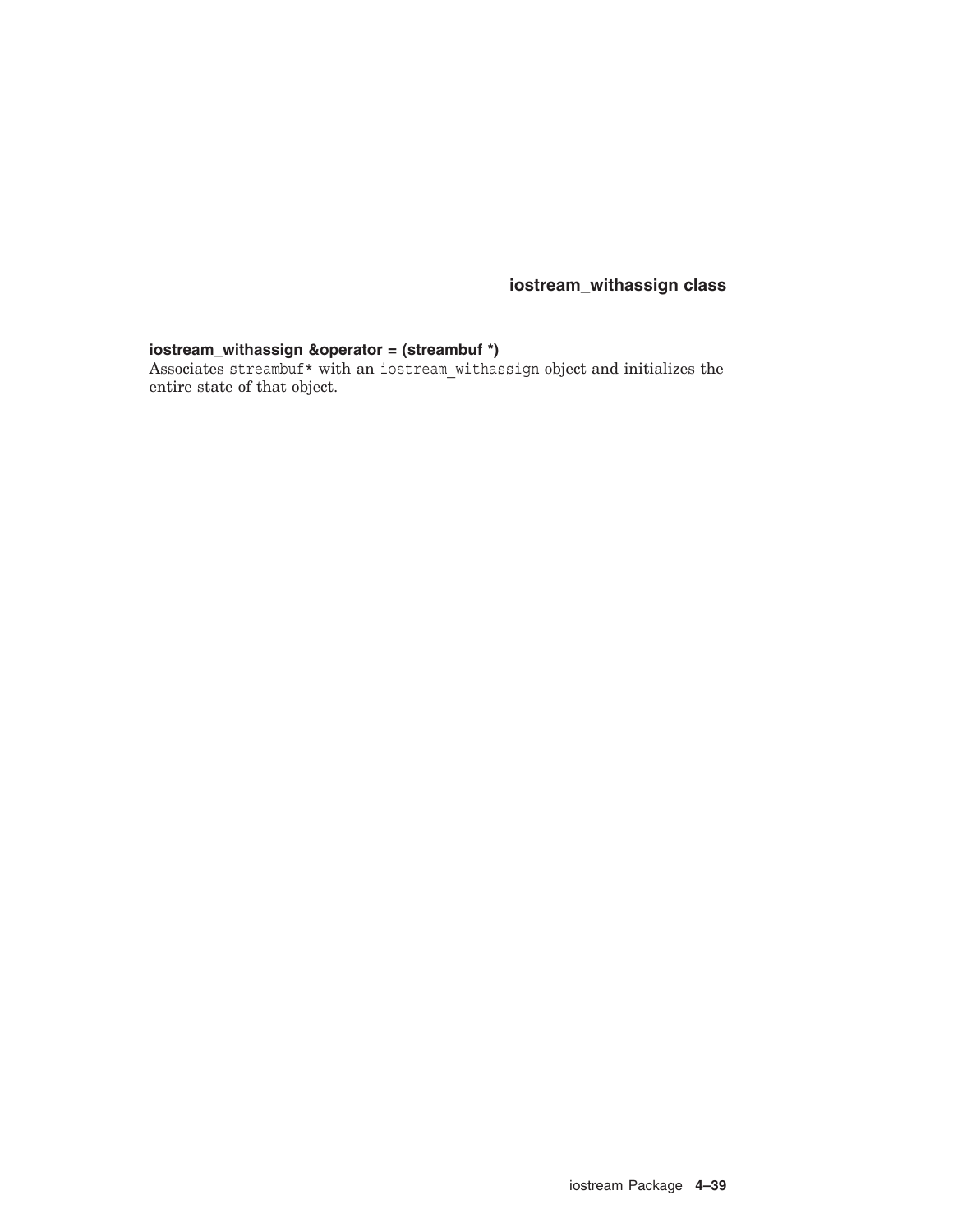**iostream_withassign &operator = (streambuf *)**
Associates `streambuf*` with an `iostream_withassign` object and initializes the entire state of that object.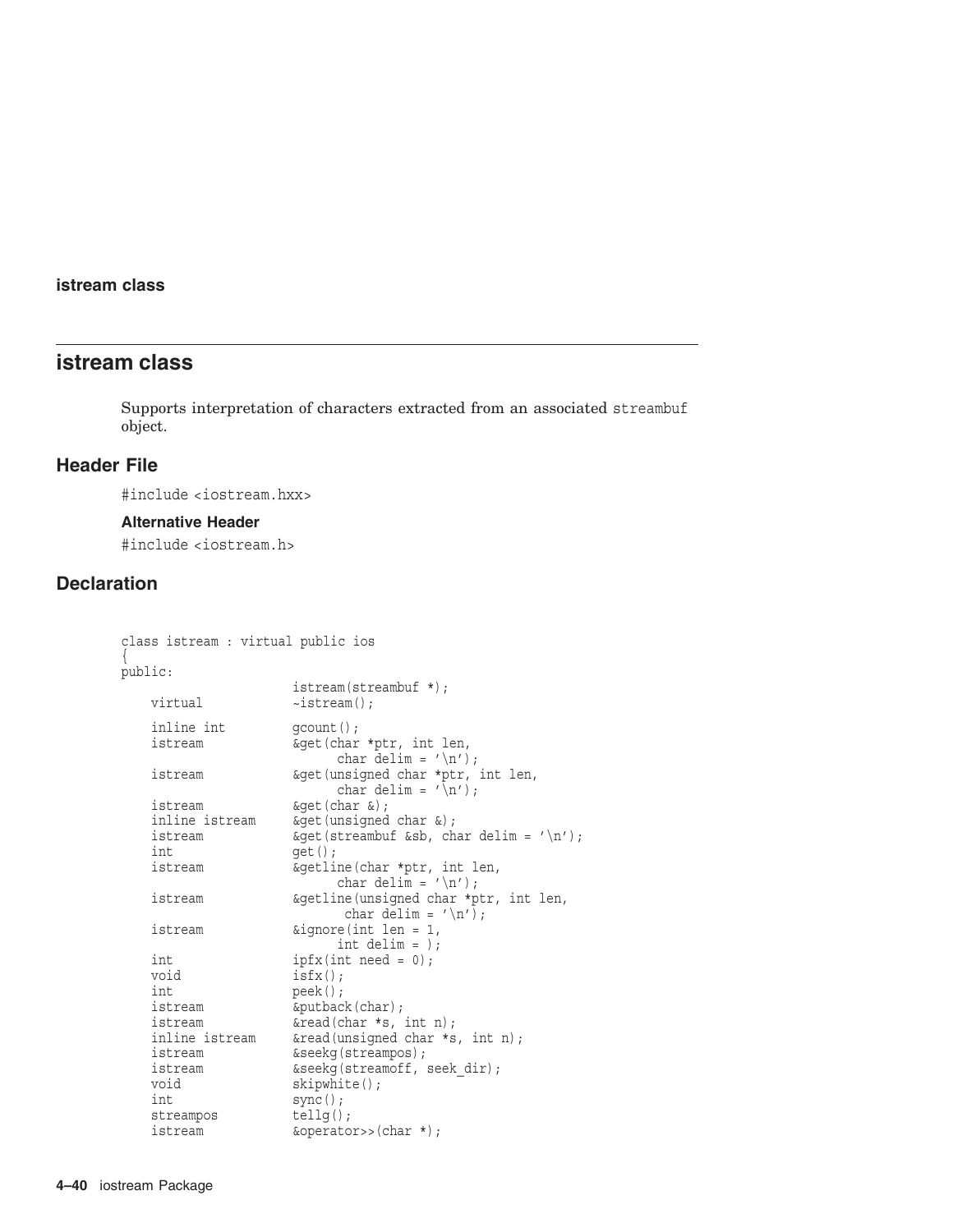## istream class

Supports interpretation of characters extracted from an associated `streambuf` object.

### Header File

`#include <iostream.hxx>`

#### Alternative Header

`#include <iostream.h>`

### Declaration

```
class istream : virtual public ios
{
public:
                        istream(streambuf *);
    virtual             ~istream();

    inline int          gcount();
    istream             &get(char *ptr, int len,
                              char delim = '\n');
    istream             &get(unsigned char *ptr, int len,
                              char delim = '\n');
    istream             &get(char &);
    inline istream      &get(unsigned char &);
    istream             &get(streambuf &sb, char delim = '\n');
    int                 get();
    istream             &getline(char *ptr, int len,
                              char delim = '\n');
    istream             &getline(unsigned char *ptr, int len,
                               char delim = '\n');
    istream             &ignore(int len = 1,
                              int delim = );
    int                 ipfx(int need = 0);
    void                isfx();
    int                 peek();
    istream             &putback(char);
    istream             &read(char *s, int n);
    inline istream      &read(unsigned char *s, int n);
    istream             &seekg(streampos);
    istream             &seekg(streamoff, seek_dir);
    void                skipwhite();
    int                 sync();
    streampos           tellg();
    istream             &operator>>(char *);
```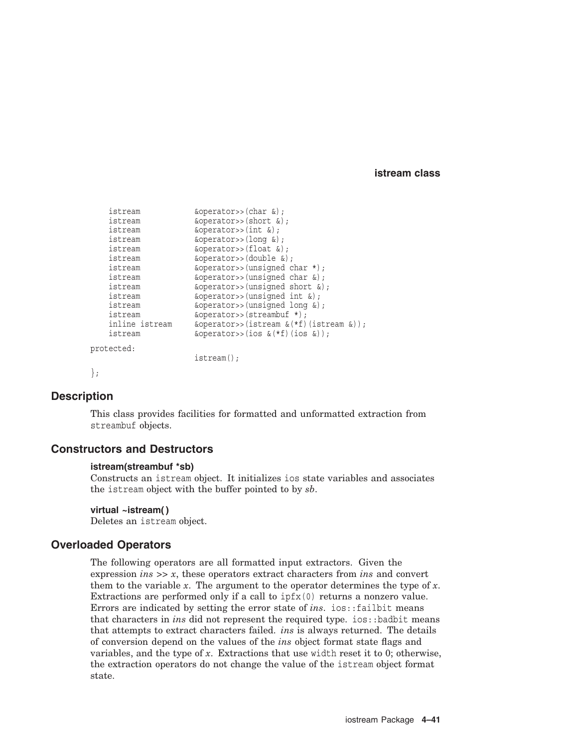```
    istream           &operator>>(char &);
    istream           &operator>>(short &);
    istream           &operator>>(int &);
    istream           &operator>>(long &);
    istream           &operator>>(float &);
    istream           &operator>>(double &);
    istream           &operator>>(unsigned char *);
    istream           &operator>>(unsigned char &);
    istream           &operator>>(unsigned short &);
    istream           &operator>>(unsigned int &);
    istream           &operator>>(unsigned long &);
    istream           &operator>>(streambuf *);
    inline istream    &operator>>(istream &(*f)(istream &));
    istream           &operator>>(ios &(*f)(ios &));

protected:
                      istream();

};
```

## Description

This class provides facilities for formatted and unformatted extraction from `streambuf` objects.

## Constructors and Destructors

**istream(streambuf *sb)**
Constructs an `istream` object. It initializes `ios` state variables and associates the `istream` object with the buffer pointed to by *sb*.

**virtual ~istream( )**
Deletes an `istream` object.

## Overloaded Operators

The following operators are all formatted input extractors. Given the expression *ins* >> *x*, these operators extract characters from *ins* and convert them to the variable *x*. The argument to the operator determines the type of *x*. Extractions are performed only if a call to `ipfx(0)` returns a nonzero value. Errors are indicated by setting the error state of *ins*. `ios::failbit` means that characters in *ins* did not represent the required type. `ios::badbit` means that attempts to extract characters failed. *ins* is always returned. The details of conversion depend on the values of the *ins* object format state flags and variables, and the type of *x*. Extractions that use `width` reset it to 0; otherwise, the extraction operators do not change the value of the `istream` object format state.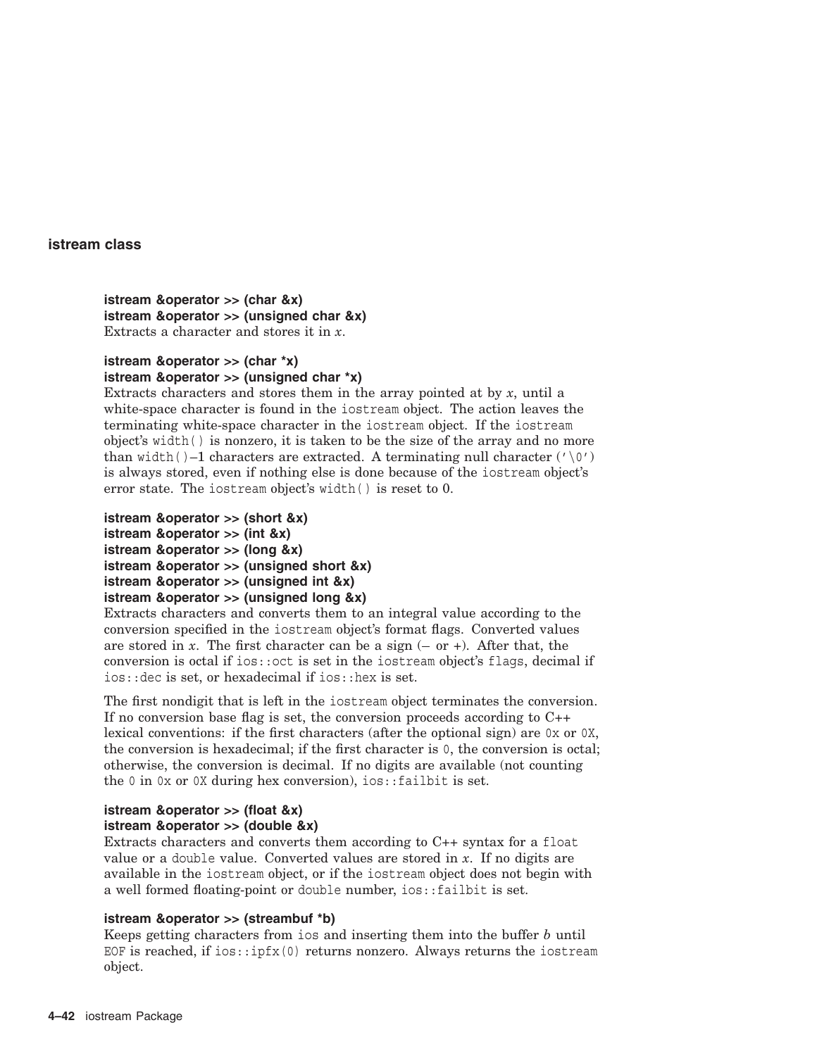## istream class

**istream &operator >> (char &x)**
**istream &operator >> (unsigned char &x)**
Extracts a character and stores it in *x*.

**istream &operator >> (char *x)**
**istream &operator >> (unsigned char *x)**
Extracts characters and stores them in the array pointed at by *x*, until a white-space character is found in the `iostream` object. The action leaves the terminating white-space character in the `iostream` object. If the `iostream` object's `width()` is nonzero, it is taken to be the size of the array and no more than `width()`–1 characters are extracted. A terminating null character (`'\0'`) is always stored, even if nothing else is done because of the `iostream` object's error state. The `iostream` object's `width()` is reset to 0.

**istream &operator >> (short &x)**
**istream &operator >> (int &x)**
**istream &operator >> (long &x)**
**istream &operator >> (unsigned short &x)**
**istream &operator >> (unsigned int &x)**
**istream &operator >> (unsigned long &x)**
Extracts characters and converts them to an integral value according to the conversion specified in the `iostream` object's format flags. Converted values are stored in *x*. The first character can be a sign (– or +). After that, the conversion is octal if `ios::oct` is set in the `iostream` object's `flags`, decimal if `ios::dec` is set, or hexadecimal if `ios::hex` is set.

The first nondigit that is left in the `iostream` object terminates the conversion. If no conversion base flag is set, the conversion proceeds according to C++ lexical conventions: if the first characters (after the optional sign) are `0x` or `0X`, the conversion is hexadecimal; if the first character is `0`, the conversion is octal; otherwise, the conversion is decimal. If no digits are available (not counting the `0` in `0x` or `0X` during hex conversion), `ios::failbit` is set.

**istream &operator >> (float &x)**
**istream &operator >> (double &x)**
Extracts characters and converts them according to C++ syntax for a `float` value or a `double` value. Converted values are stored in *x*. If no digits are available in the `iostream` object, or if the `iostream` object does not begin with a well formed floating-point or `double` number, `ios::failbit` is set.

**istream &operator >> (streambuf *b)**
Keeps getting characters from `ios` and inserting them into the buffer *b* until `EOF` is reached, if `ios::ipfx(0)` returns nonzero. Always returns the `iostream` object.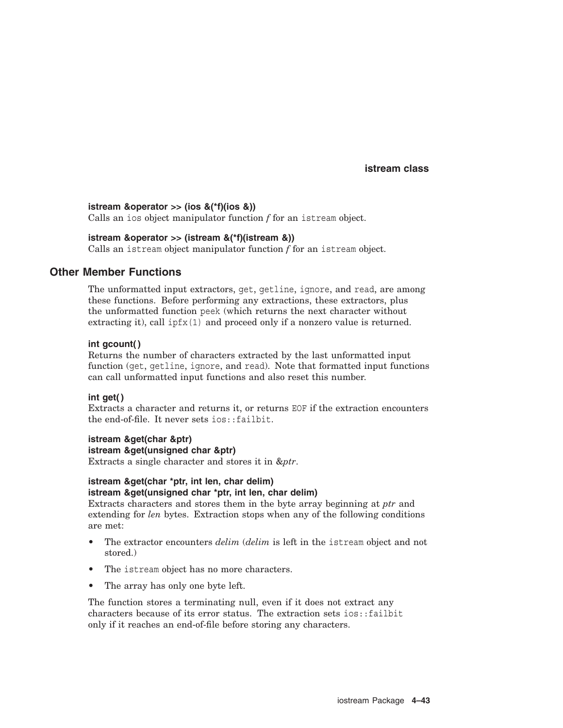**istream &operator >> (ios &(*f)(ios &))**
Calls an `ios` object manipulator function *f* for an `istream` object.

**istream &operator >> (istream &(*f)(istream &))**
Calls an `istream` object manipulator function *f* for an `istream` object.

## Other Member Functions

The unformatted input extractors, `get`, `getline`, `ignore`, and `read`, are among these functions. Before performing any extractions, these extractors, plus the unformatted function `peek` (which returns the next character without extracting it), call `ipfx(1)` and proceed only if a nonzero value is returned.

**int gcount( )**
Returns the number of characters extracted by the last unformatted input function (`get`, `getline`, `ignore`, and `read`). Note that formatted input functions can call unformatted input functions and also reset this number.

**int get( )**
Extracts a character and returns it, or returns `EOF` if the extraction encounters the end-of-file. It never sets `ios::failbit`.

**istream &get(char &ptr)**
**istream &get(unsigned char &ptr)**
Extracts a single character and stores it in &*ptr*.

**istream &get(char *ptr, int len, char delim)**
**istream &get(unsigned char *ptr, int len, char delim)**
Extracts characters and stores them in the byte array beginning at *ptr* and extending for *len* bytes. Extraction stops when any of the following conditions are met:

- The extractor encounters *delim* (*delim* is left in the `istream` object and not stored.)
- The `istream` object has no more characters.
- The array has only one byte left.

The function stores a terminating null, even if it does not extract any characters because of its error status. The extraction sets `ios::failbit` only if it reaches an end-of-file before storing any characters.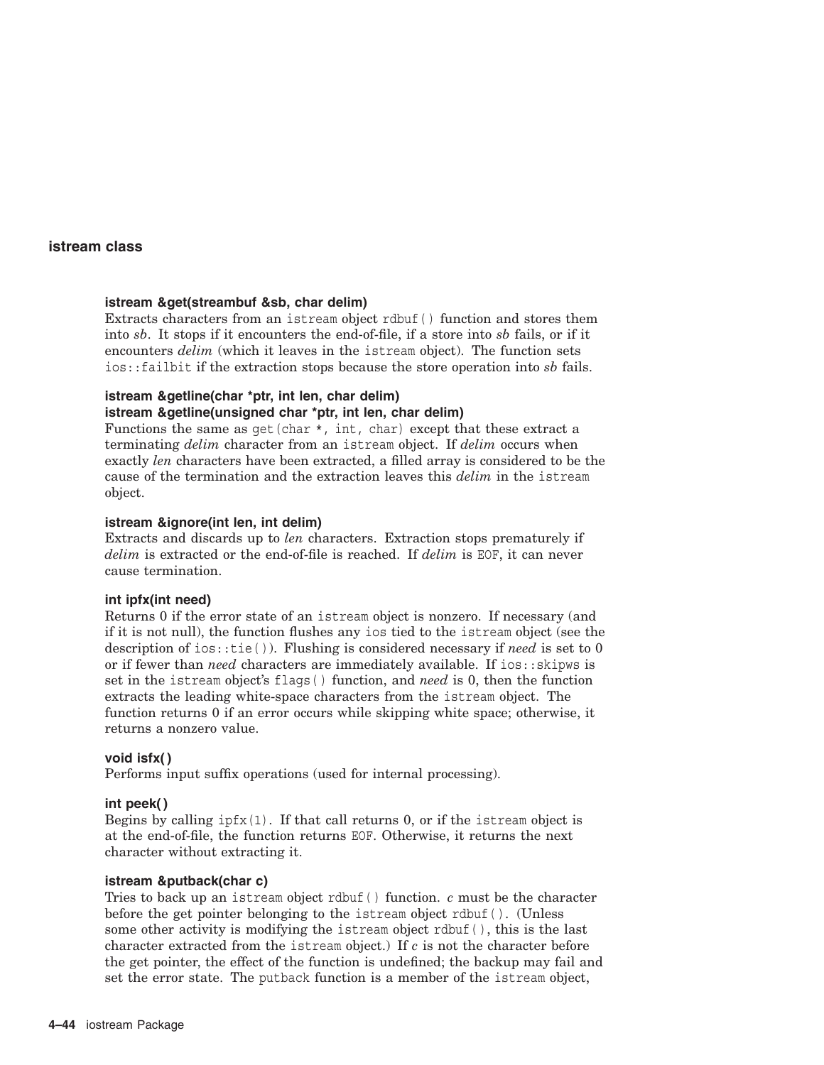## istream class

**istream &get(streambuf &sb, char delim)**
Extracts characters from an `istream` object `rdbuf()` function and stores them into *sb*. It stops if it encounters the end-of-file, if a store into *sb* fails, or if it encounters *delim* (which it leaves in the `istream` object). The function sets `ios::failbit` if the extraction stops because the store operation into *sb* fails.

**istream &getline(char *ptr, int len, char delim)**
**istream &getline(unsigned char *ptr, int len, char delim)**
Functions the same as `get(char *, int, char)` except that these extract a terminating *delim* character from an `istream` object. If *delim* occurs when exactly *len* characters have been extracted, a filled array is considered to be the cause of the termination and the extraction leaves this *delim* in the `istream` object.

**istream &ignore(int len, int delim)**
Extracts and discards up to *len* characters. Extraction stops prematurely if *delim* is extracted or the end-of-file is reached. If *delim* is `EOF`, it can never cause termination.

**int ipfx(int need)**
Returns 0 if the error state of an `istream` object is nonzero. If necessary (and if it is not null), the function flushes any `ios` tied to the `istream` object (see the description of `ios::tie()`). Flushing is considered necessary if *need* is set to 0 or if fewer than *need* characters are immediately available. If `ios::skipws` is set in the `istream` object's `flags()` function, and *need* is 0, then the function extracts the leading white-space characters from the `istream` object. The function returns 0 if an error occurs while skipping white space; otherwise, it returns a nonzero value.

**void isfx( )**
Performs input suffix operations (used for internal processing).

**int peek( )**
Begins by calling `ipfx(1)`. If that call returns 0, or if the `istream` object is at the end-of-file, the function returns `EOF`. Otherwise, it returns the next character without extracting it.

**istream &putback(char c)**
Tries to back up an `istream` object `rdbuf()` function. *c* must be the character before the get pointer belonging to the `istream` object `rdbuf()`. (Unless some other activity is modifying the `istream` object `rdbuf()`, this is the last character extracted from the `istream` object.) If *c* is not the character before the get pointer, the effect of the function is undefined; the backup may fail and set the error state. The `putback` function is a member of the `istream` object,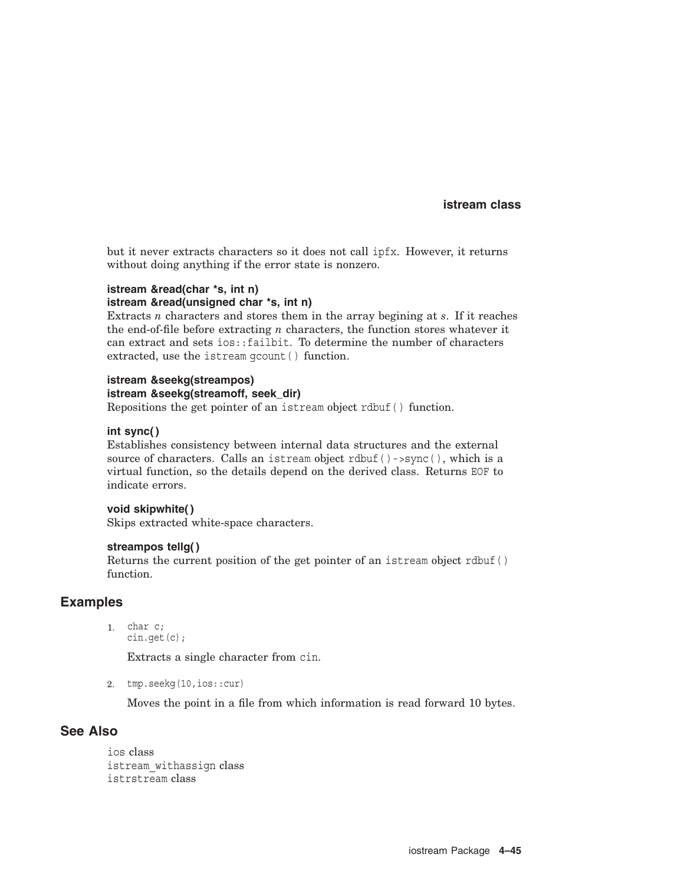but it never extracts characters so it does not call `ipfx`. However, it returns without doing anything if the error state is nonzero.

**istream &read(char *s, int n)**
**istream &read(unsigned char *s, int n)**
Extracts *n* characters and stores them in the array begining at *s*. If it reaches the end-of-file before extracting *n* characters, the function stores whatever it can extract and sets `ios::failbit`. To determine the number of characters extracted, use the `istream` `gcount()` function.

**istream &seekg(streampos)**
**istream &seekg(streamoff, seek_dir)**
Repositions the get pointer of an `istream` object `rdbuf()` function.

**int sync( )**
Establishes consistency between internal data structures and the external source of characters. Calls an `istream` object `rdbuf()->sync()`, which is a virtual function, so the details depend on the derived class. Returns `EOF` to indicate errors.

**void skipwhite( )**
Skips extracted white-space characters.

**streampos tellg( )**
Returns the current position of the get pointer of an `istream` object `rdbuf()` function.

## Examples

1. 
```
char c;
cin.get(c);
```

   Extracts a single character from `cin`.

2. 
```
tmp.seekg(10,ios::cur)
```

   Moves the point in a file from which information is read forward 10 bytes.

## See Also

`ios` class
`istream_withassign` class
`istrstream` class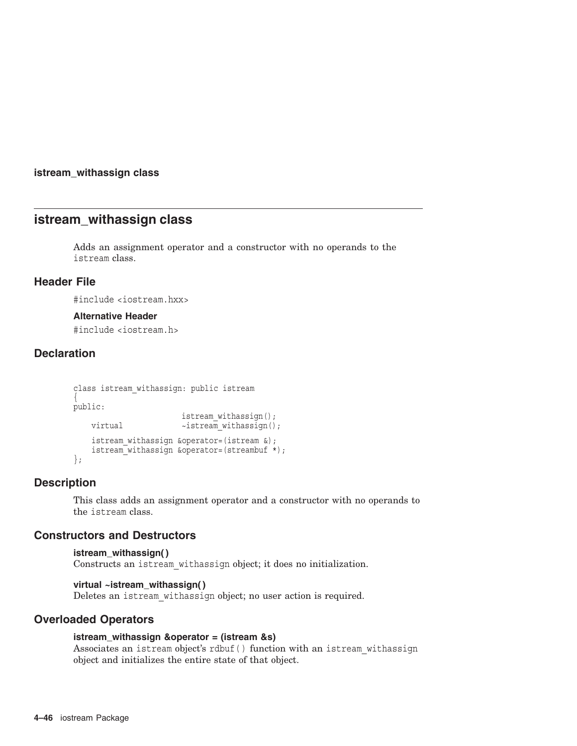# istream_withassign class

Adds an assignment operator and a constructor with no operands to the `istream` class.

## Header File

`#include <iostream.hxx>`

### Alternative Header

`#include <iostream.h>`

## Declaration

```
class istream_withassign: public istream
{
public:
                        istream_withassign();
    virtual             ~istream_withassign();

    istream_withassign &operator=(istream &);
    istream_withassign &operator=(streambuf *);
};
```

## Description

This class adds an assignment operator and a constructor with no operands to the `istream` class.

## Constructors and Destructors

**istream_withassign( )**
Constructs an `istream_withassign` object; it does no initialization.

**virtual ~istream_withassign( )**
Deletes an `istream_withassign` object; no user action is required.

## Overloaded Operators

**istream_withassign &operator = (istream &s)**
Associates an `istream` object's `rdbuf()` function with an `istream_withassign` object and initializes the entire state of that object.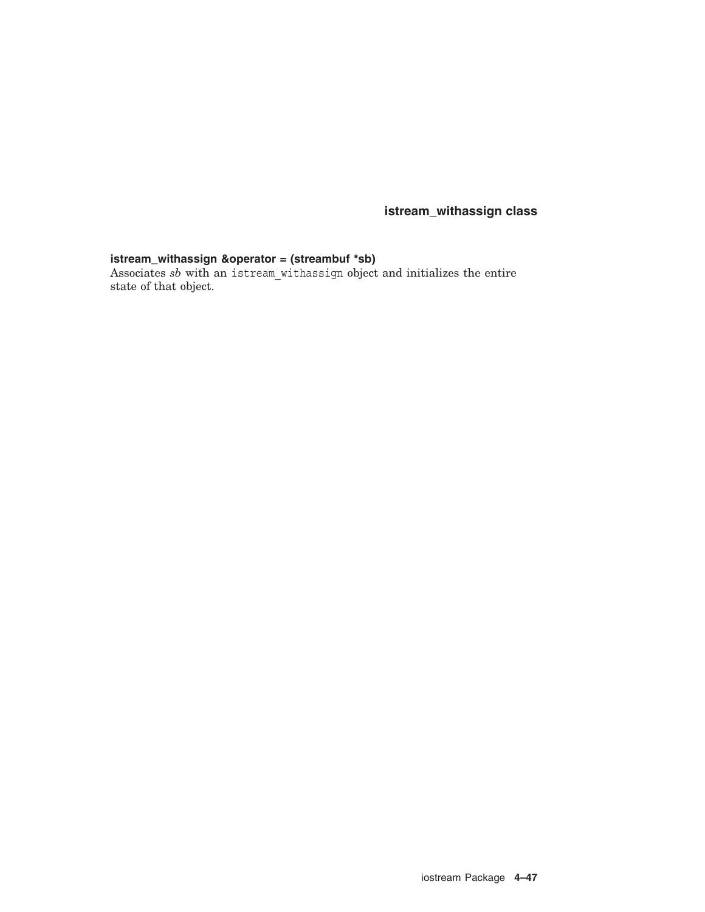**istream_withassign &operator = (streambuf *sb)**
Associates *sb* with an `istream_withassign` object and initializes the entire state of that object.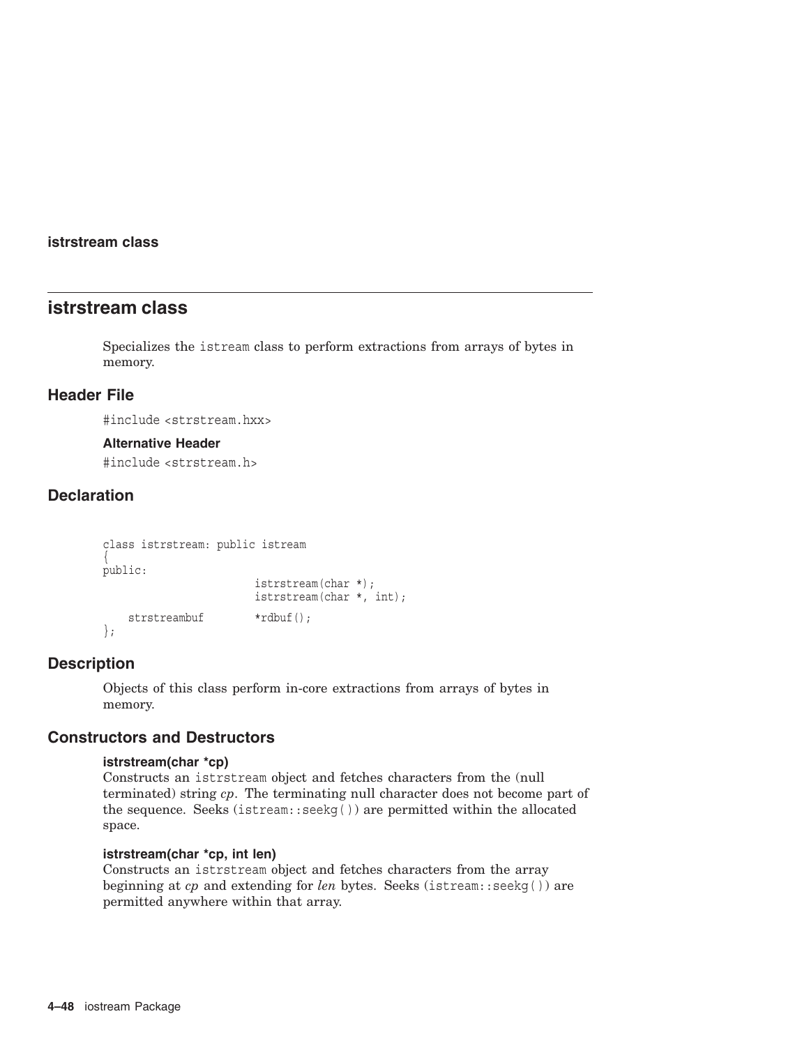# istrstream class

Specializes the `istream` class to perform extractions from arrays of bytes in memory.

## Header File

`#include <strstream.hxx>`

### Alternative Header

`#include <strstream.h>`

## Declaration

```
class istrstream: public istream
{
public:
                        istrstream(char *);
                        istrstream(char *, int);

    strstreambuf        *rdbuf();
};
```

## Description

Objects of this class perform in-core extractions from arrays of bytes in memory.

## Constructors and Destructors

**istrstream(char *cp)**
Constructs an `istrstream` object and fetches characters from the (null terminated) string *cp*. The terminating null character does not become part of the sequence. Seeks (`istream::seekg()`) are permitted within the allocated space.

**istrstream(char *cp, int len)**
Constructs an `istrstream` object and fetches characters from the array beginning at *cp* and extending for *len* bytes. Seeks (`istream::seekg()`) are permitted anywhere within that array.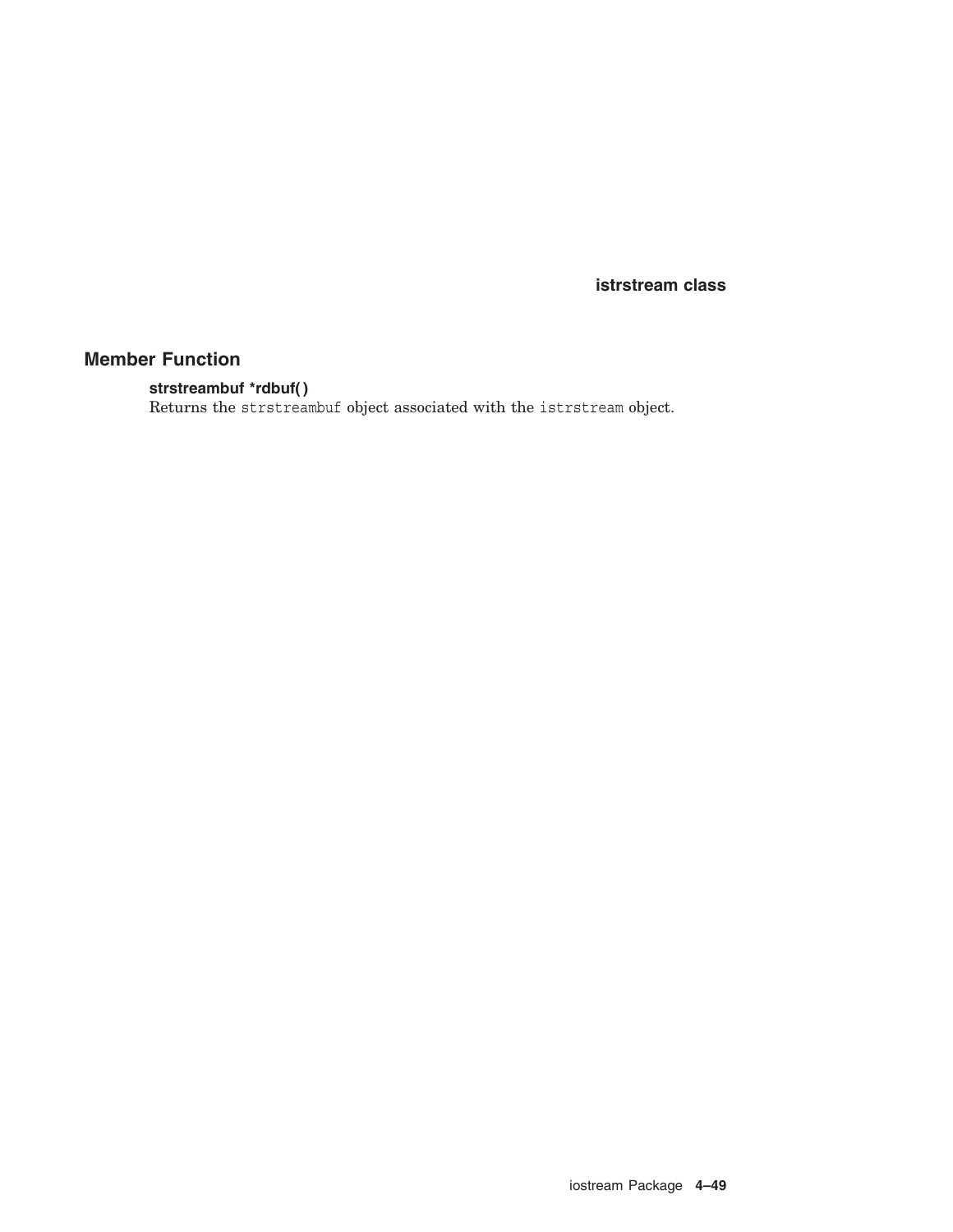## Member Function

**strstreambuf *rdbuf( )**
Returns the `strstreambuf` object associated with the `istrstream` object.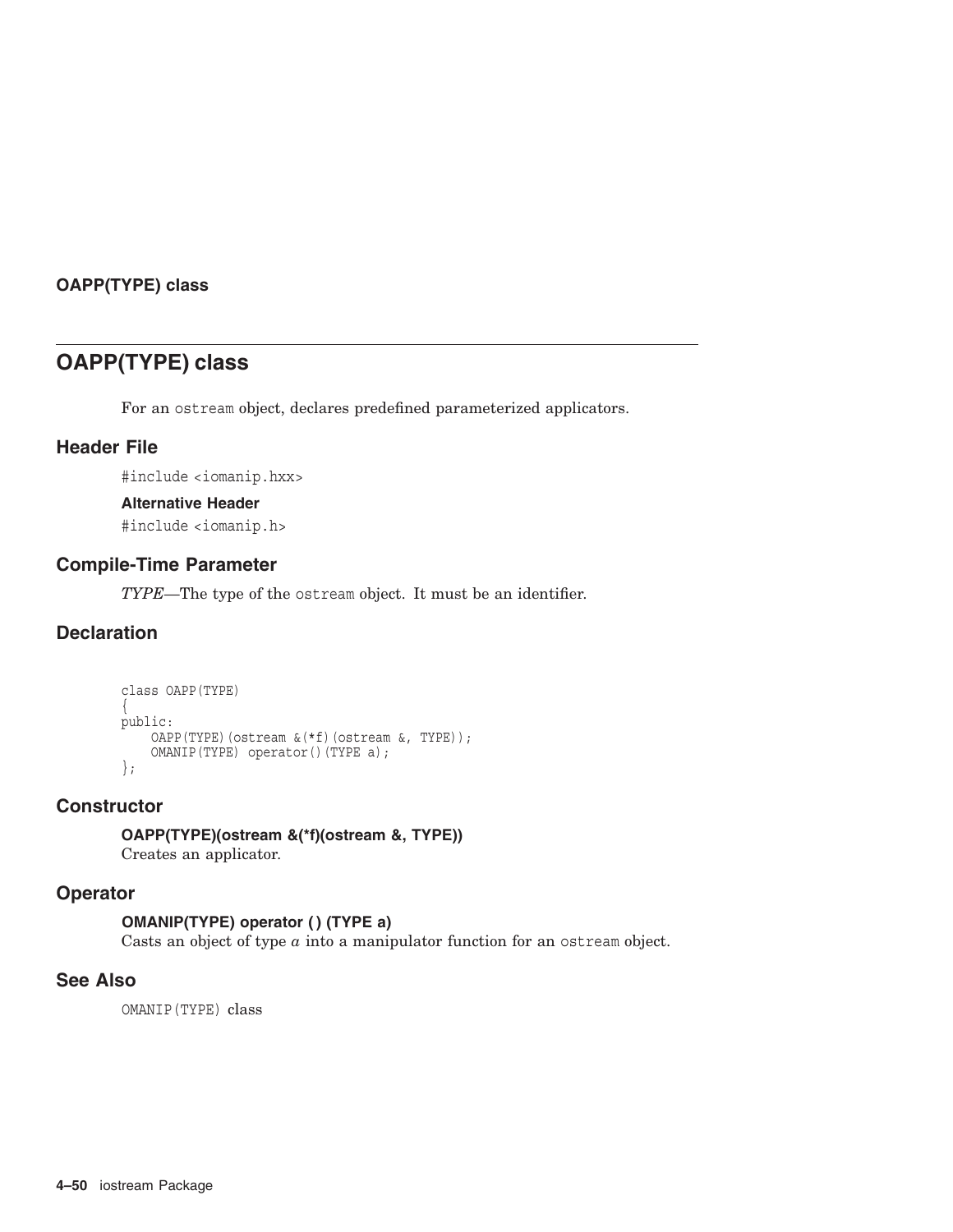# OAPP(TYPE) class

For an ostream object, declares predefined parameterized applicators.

## Header File

#include <iomanip.hxx>

### Alternative Header

#include <iomanip.h>

## Compile-Time Parameter

*TYPE*—The type of the ostream object. It must be an identifier.

## Declaration

```
class OAPP(TYPE)
{
public:
    OAPP(TYPE)(ostream &(*f)(ostream &, TYPE));
    OMANIP(TYPE) operator()(TYPE a);
};
```

## Constructor

**OAPP(TYPE)(ostream &(*f)(ostream &, TYPE))**
Creates an applicator.

## Operator

**OMANIP(TYPE) operator ( ) (TYPE a)**
Casts an object of type *a* into a manipulator function for an ostream object.

## See Also

OMANIP(TYPE) class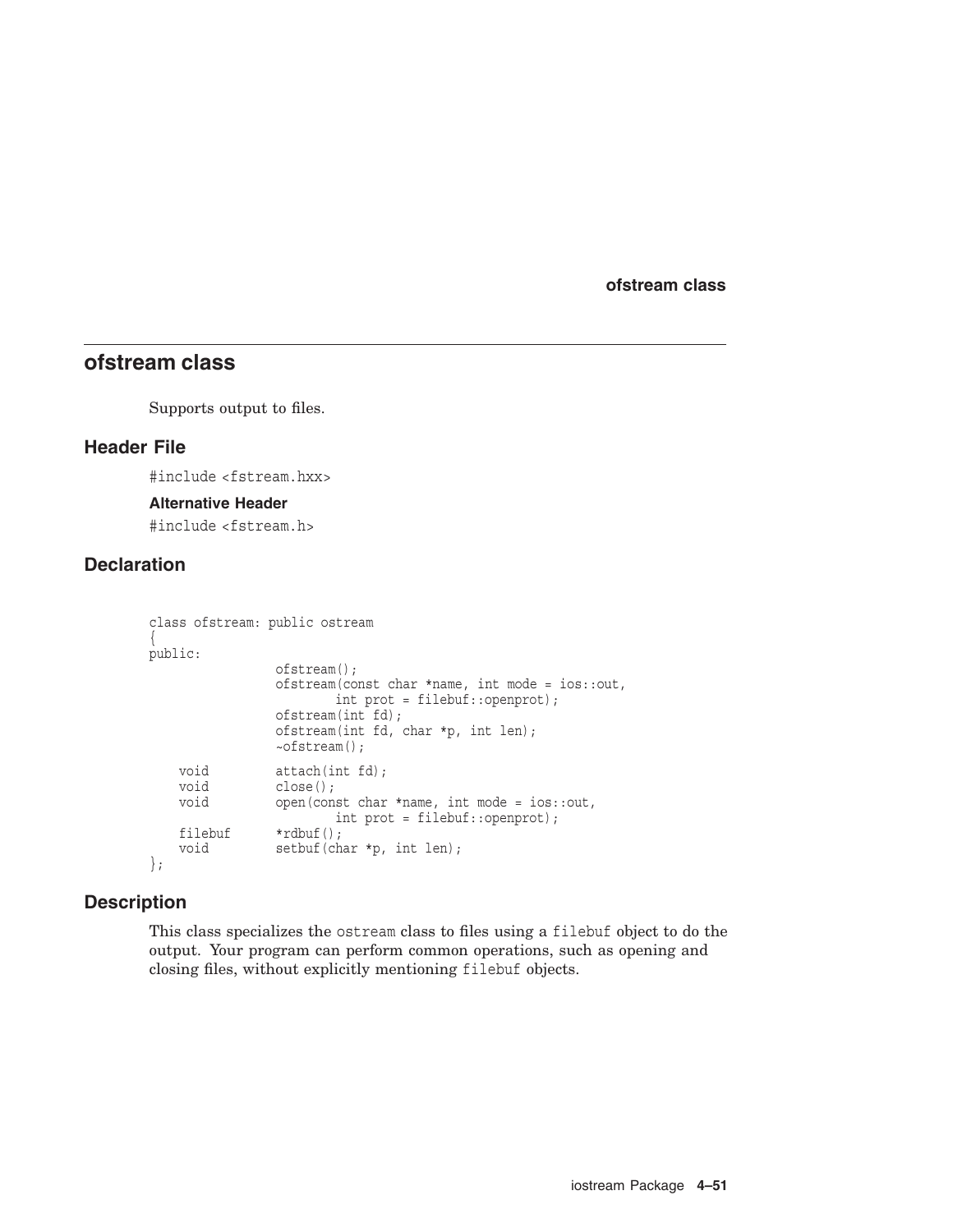## ofstream class

Supports output to files.

### Header File

`#include <fstream.hxx>`

#### Alternative Header

`#include <fstream.h>`

### Declaration

```
class ofstream: public ostream
{
public:
                ofstream();
                ofstream(const char *name, int mode = ios::out,
                        int prot = filebuf::openprot);
                ofstream(int fd);
                ofstream(int fd, char *p, int len);
                ~ofstream();

    void        attach(int fd);
    void        close();
    void        open(const char *name, int mode = ios::out,
                        int prot = filebuf::openprot);
    filebuf     *rdbuf();
    void        setbuf(char *p, int len);
};
```

### Description

This class specializes the `ostream` class to files using a `filebuf` object to do the output. Your program can perform common operations, such as opening and closing files, without explicitly mentioning `filebuf` objects.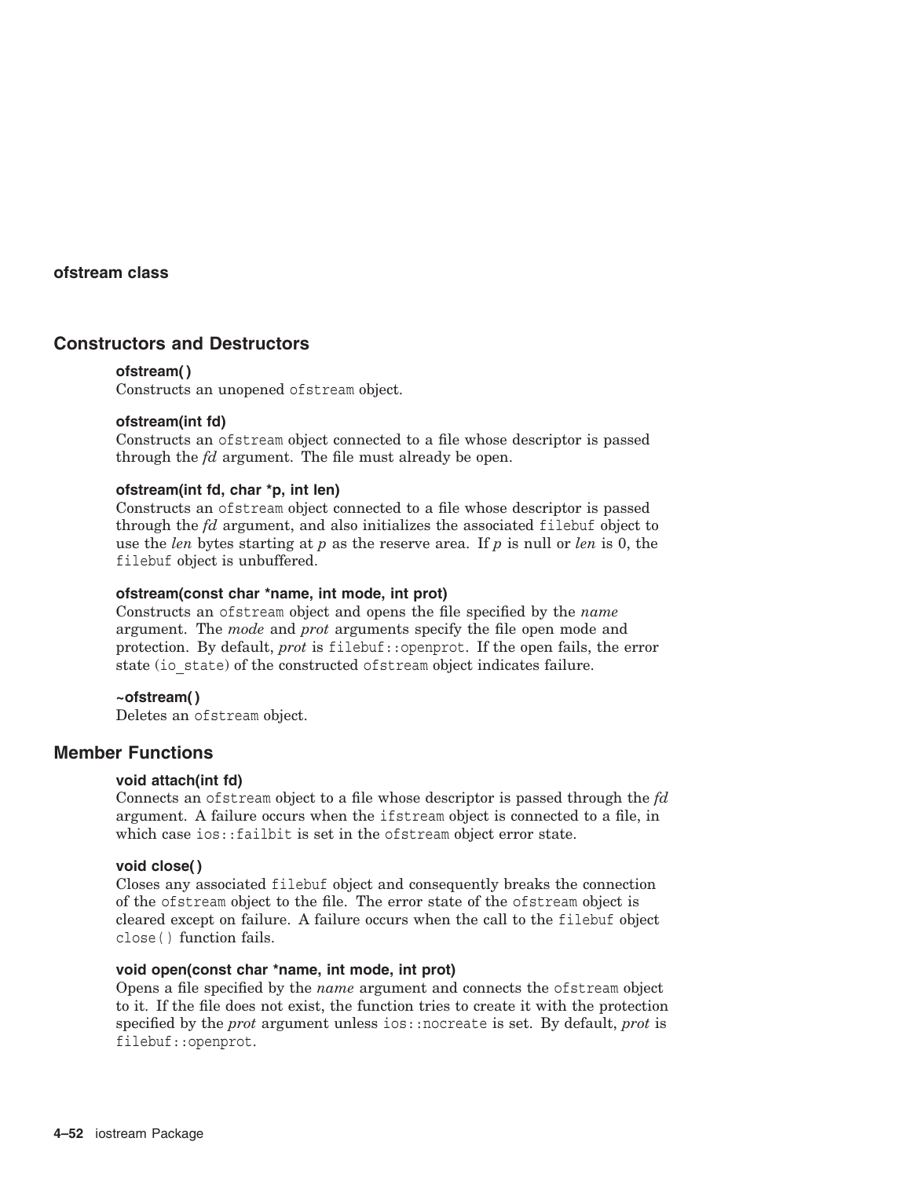## ofstream class

## Constructors and Destructors

**ofstream( )**
Constructs an unopened `ofstream` object.

**ofstream(int fd)**
Constructs an `ofstream` object connected to a file whose descriptor is passed through the *fd* argument. The file must already be open.

**ofstream(int fd, char *p, int len)**
Constructs an `ofstream` object connected to a file whose descriptor is passed through the *fd* argument, and also initializes the associated `filebuf` object to use the *len* bytes starting at *p* as the reserve area. If *p* is null or *len* is 0, the `filebuf` object is unbuffered.

**ofstream(const char *name, int mode, int prot)**
Constructs an `ofstream` object and opens the file specified by the *name* argument. The *mode* and *prot* arguments specify the file open mode and protection. By default, *prot* is `filebuf::openprot`. If the open fails, the error state (`io_state`) of the constructed `ofstream` object indicates failure.

**~ofstream( )**
Deletes an `ofstream` object.

## Member Functions

**void attach(int fd)**
Connects an `ofstream` object to a file whose descriptor is passed through the *fd* argument. A failure occurs when the `ifstream` object is connected to a file, in which case `ios::failbit` is set in the `ofstream` object error state.

**void close( )**
Closes any associated `filebuf` object and consequently breaks the connection of the `ofstream` object to the file. The error state of the `ofstream` object is cleared except on failure. A failure occurs when the call to the `filebuf` object `close()` function fails.

**void open(const char *name, int mode, int prot)**
Opens a file specified by the *name* argument and connects the `ofstream` object to it. If the file does not exist, the function tries to create it with the protection specified by the *prot* argument unless `ios::nocreate` is set. By default, *prot* is `filebuf::openprot`.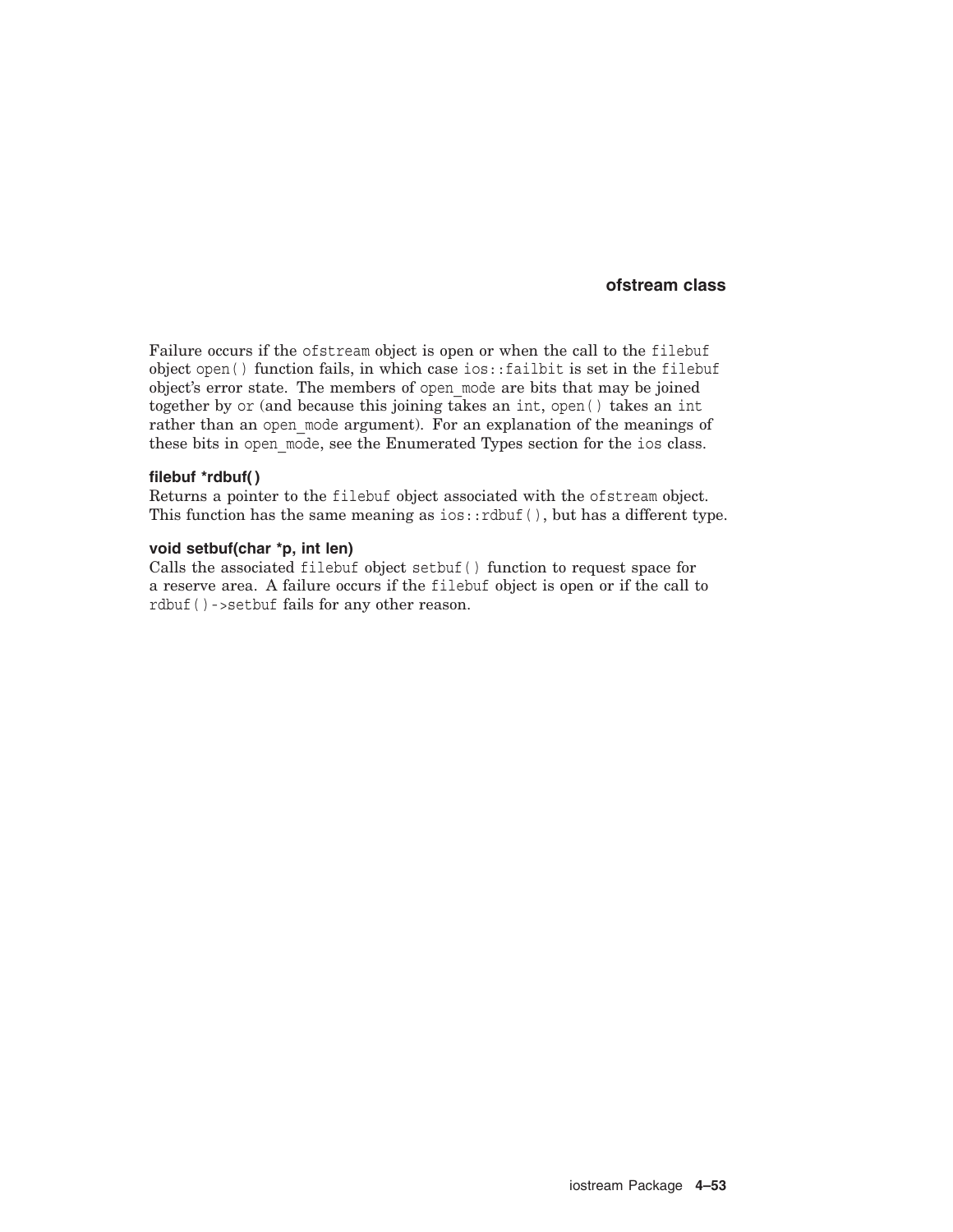Failure occurs if the `ofstream` object is open or when the call to the `filebuf` object `open()` function fails, in which case `ios::failbit` is set in the `filebuf` object's error state. The members of `open_mode` are bits that may be joined together by `or` (and because this joining takes an `int`, `open()` takes an `int` rather than an `open_mode` argument). For an explanation of the meanings of these bits in `open_mode`, see the Enumerated Types section for the `ios` class.

**filebuf *rdbuf( )**

Returns a pointer to the `filebuf` object associated with the `ofstream` object. This function has the same meaning as `ios::rdbuf()`, but has a different type.

**void setbuf(char *p, int len)**

Calls the associated `filebuf` object `setbuf()` function to request space for a reserve area. A failure occurs if the `filebuf` object is open or if the call to `rdbuf()->setbuf` fails for any other reason.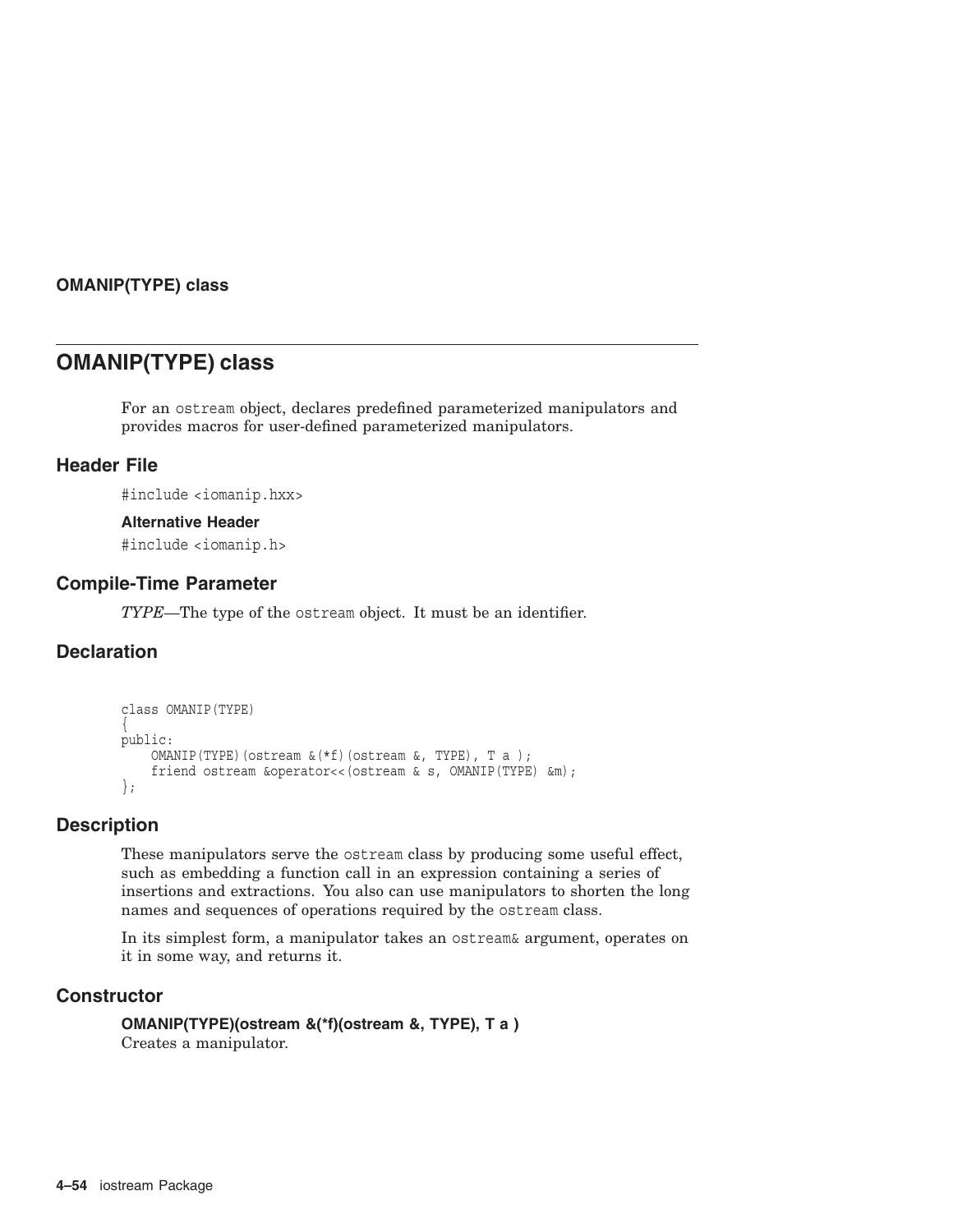# OMANIP(TYPE) class

For an ostream object, declares predefined parameterized manipulators and provides macros for user-defined parameterized manipulators.

## Header File

#include <iomanip.hxx>

### Alternative Header

#include <iomanip.h>

## Compile-Time Parameter

*TYPE*—The type of the ostream object. It must be an identifier.

## Declaration

```
class OMANIP(TYPE)
{
public:
    OMANIP(TYPE)(ostream &(*f)(ostream &, TYPE), T a );
    friend ostream &operator<<(ostream & s, OMANIP(TYPE) &m);
};
```

## Description

These manipulators serve the ostream class by producing some useful effect, such as embedding a function call in an expression containing a series of insertions and extractions. You also can use manipulators to shorten the long names and sequences of operations required by the ostream class.

In its simplest form, a manipulator takes an ostream& argument, operates on it in some way, and returns it.

## Constructor

**OMANIP(TYPE)(ostream &(*f)(ostream &, TYPE), T a )**
Creates a manipulator.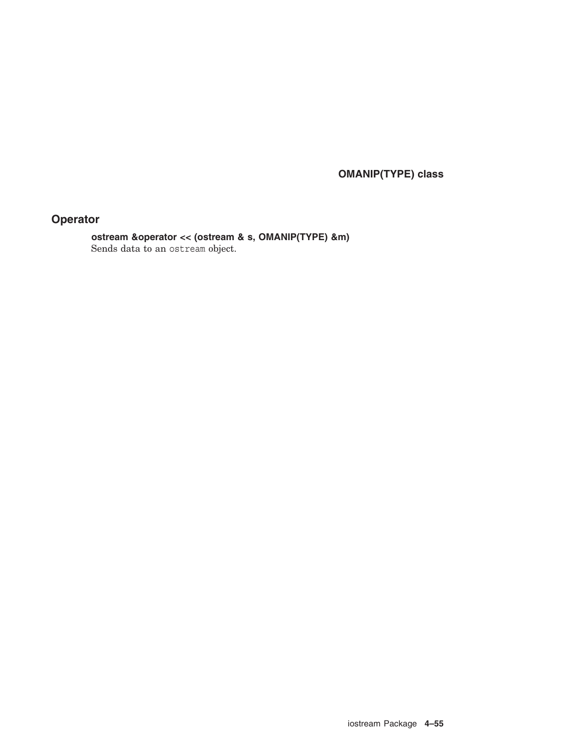## Operator

**ostream &operator << (ostream & s, OMANIP(TYPE) &m)**
Sends data to an `ostream` object.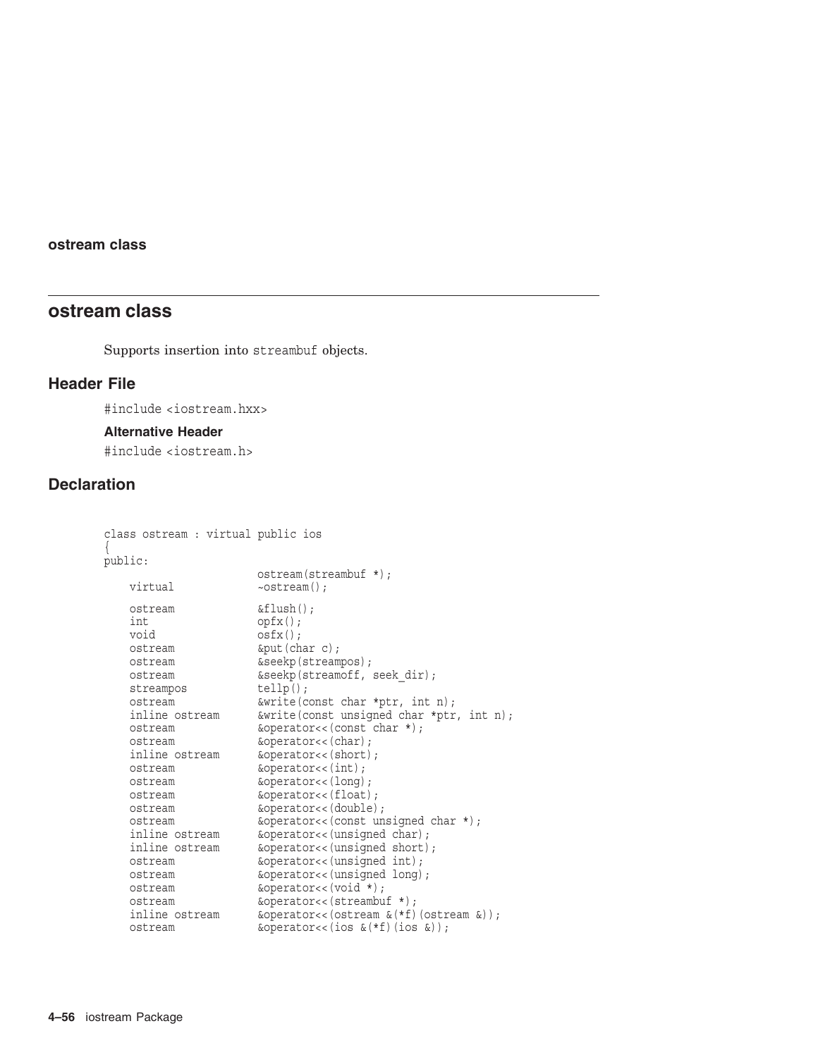# ostream class

Supports insertion into `streambuf` objects.

## Header File

`#include <iostream.hxx>`

### Alternative Header

`#include <iostream.h>`

## Declaration

```
class ostream : virtual public ios
{
public:
                        ostream(streambuf *);
    virtual             ~ostream();

    ostream             &flush();
    int                 opfx();
    void                osfx();
    ostream             &put(char c);
    ostream             &seekp(streampos);
    ostream             &seekp(streamoff, seek_dir);
    streampos           tellp();
    ostream             &write(const char *ptr, int n);
    inline ostream      &write(const unsigned char *ptr, int n);
    ostream             &operator<<(const char *);
    ostream             &operator<<(char);
    inline ostream      &operator<<(short);
    ostream             &operator<<(int);
    ostream             &operator<<(long);
    ostream             &operator<<(float);
    ostream             &operator<<(double);
    ostream             &operator<<(const unsigned char *);
    inline ostream      &operator<<(unsigned char);
    inline ostream      &operator<<(unsigned short);
    ostream             &operator<<(unsigned int);
    ostream             &operator<<(unsigned long);
    ostream             &operator<<(void *);
    ostream             &operator<<(streambuf *);
    inline ostream      &operator<<(ostream &(*f)(ostream &));
    ostream             &operator<<(ios &(*f)(ios &));
```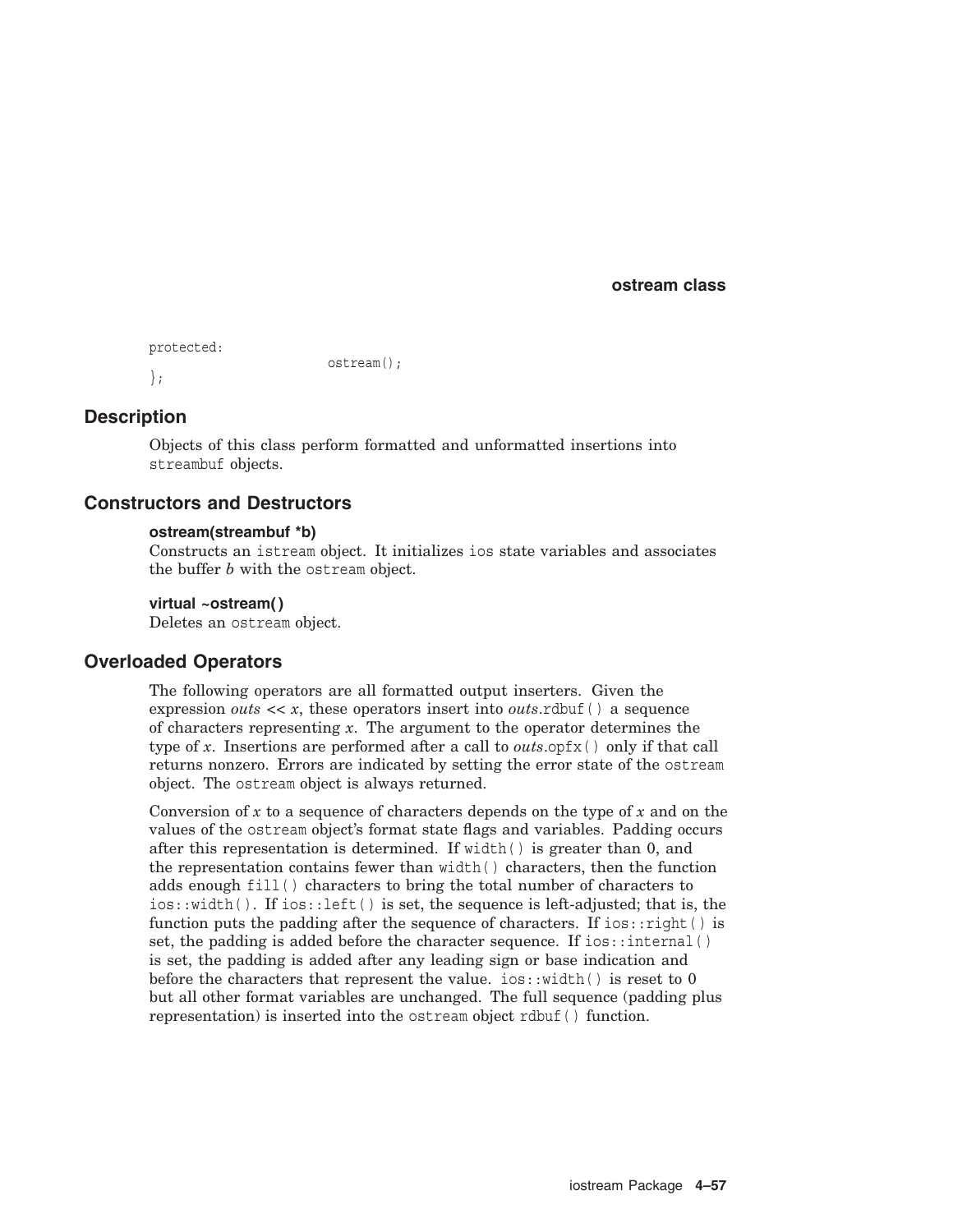```
protected:
                        ostream();
};
```

## Description

Objects of this class perform formatted and unformatted insertions into `streambuf` objects.

## Constructors and Destructors

**ostream(streambuf *b)**
Constructs an `istream` object. It initializes `ios` state variables and associates the buffer *b* with the `ostream` object.

**virtual ~ostream( )**
Deletes an `ostream` object.

## Overloaded Operators

The following operators are all formatted output inserters. Given the expression *outs* << *x*, these operators insert into *outs*.`rdbuf()` a sequence of characters representing *x*. The argument to the operator determines the type of *x*. Insertions are performed after a call to *outs*.`opfx()` only if that call returns nonzero. Errors are indicated by setting the error state of the `ostream` object. The `ostream` object is always returned.

Conversion of *x* to a sequence of characters depends on the type of *x* and on the values of the `ostream` object's format state flags and variables. Padding occurs after this representation is determined. If `width()` is greater than 0, and the representation contains fewer than `width()` characters, then the function adds enough `fill()` characters to bring the total number of characters to `ios::width()`. If `ios::left()` is set, the sequence is left-adjusted; that is, the function puts the padding after the sequence of characters. If `ios::right()` is set, the padding is added before the character sequence. If `ios::internal()` is set, the padding is added after any leading sign or base indication and before the characters that represent the value. `ios::width()` is reset to 0 but all other format variables are unchanged. The full sequence (padding plus representation) is inserted into the `ostream` object `rdbuf()` function.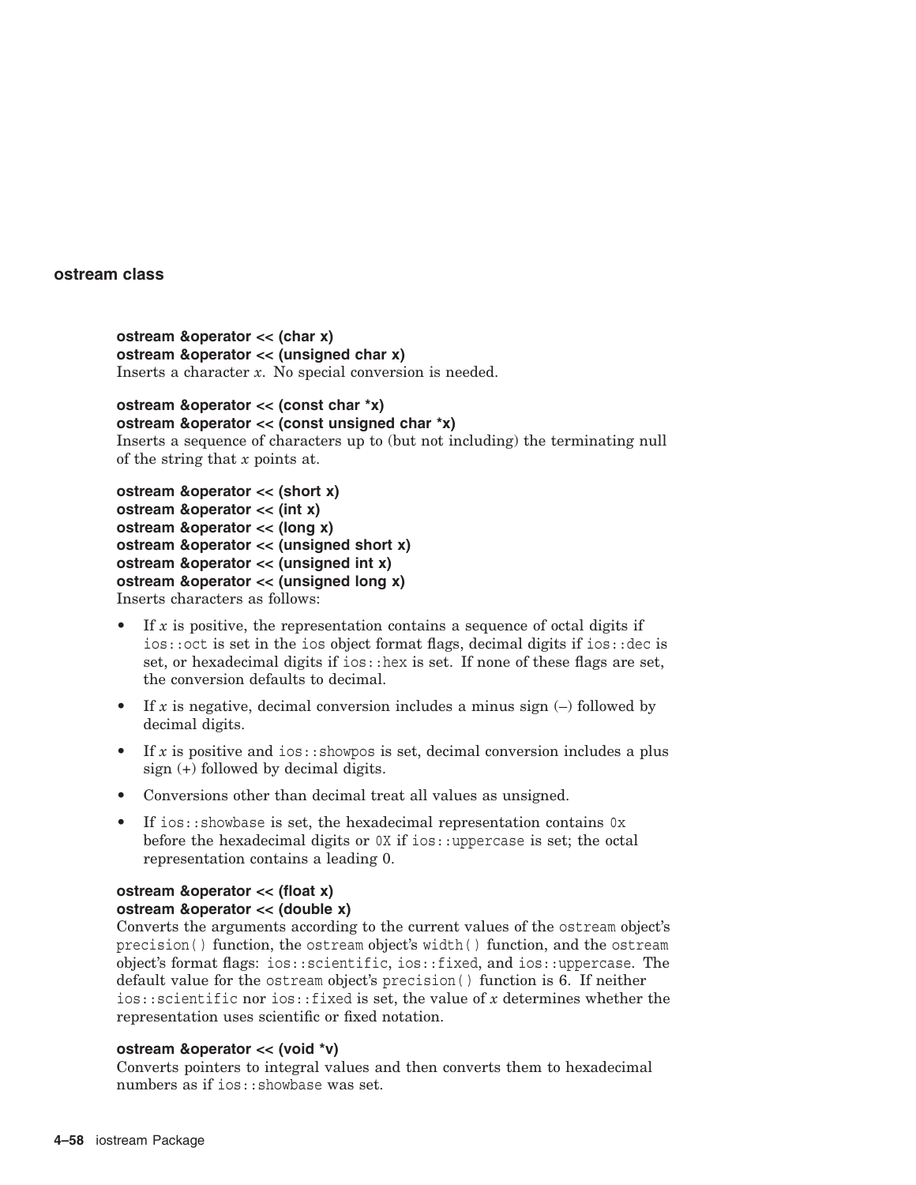## ostream class

**ostream &operator << (char x)**
**ostream &operator << (unsigned char x)**
Inserts a character *x*. No special conversion is needed.

**ostream &operator << (const char *x)**
**ostream &operator << (const unsigned char *x)**
Inserts a sequence of characters up to (but not including) the terminating null of the string that *x* points at.

**ostream &operator << (short x)**
**ostream &operator << (int x)**
**ostream &operator << (long x)**
**ostream &operator << (unsigned short x)**
**ostream &operator << (unsigned int x)**
**ostream &operator << (unsigned long x)**
Inserts characters as follows:

- If *x* is positive, the representation contains a sequence of octal digits if `ios::oct` is set in the `ios` object format flags, decimal digits if `ios::dec` is set, or hexadecimal digits if `ios::hex` is set. If none of these flags are set, the conversion defaults to decimal.
- If *x* is negative, decimal conversion includes a minus sign (–) followed by decimal digits.
- If *x* is positive and `ios::showpos` is set, decimal conversion includes a plus sign (+) followed by decimal digits.
- Conversions other than decimal treat all values as unsigned.
- If `ios::showbase` is set, the hexadecimal representation contains `0x` before the hexadecimal digits or `0X` if `ios::uppercase` is set; the octal representation contains a leading 0.

**ostream &operator << (float x)**
**ostream &operator << (double x)**
Converts the arguments according to the current values of the `ostream` object's `precision()` function, the `ostream` object's `width()` function, and the `ostream` object's format flags: `ios::scientific`, `ios::fixed`, and `ios::uppercase`. The default value for the `ostream` object's `precision()` function is 6. If neither `ios::scientific` nor `ios::fixed` is set, the value of *x* determines whether the representation uses scientific or fixed notation.

**ostream &operator << (void *v)**
Converts pointers to integral values and then converts them to hexadecimal numbers as if `ios::showbase` was set.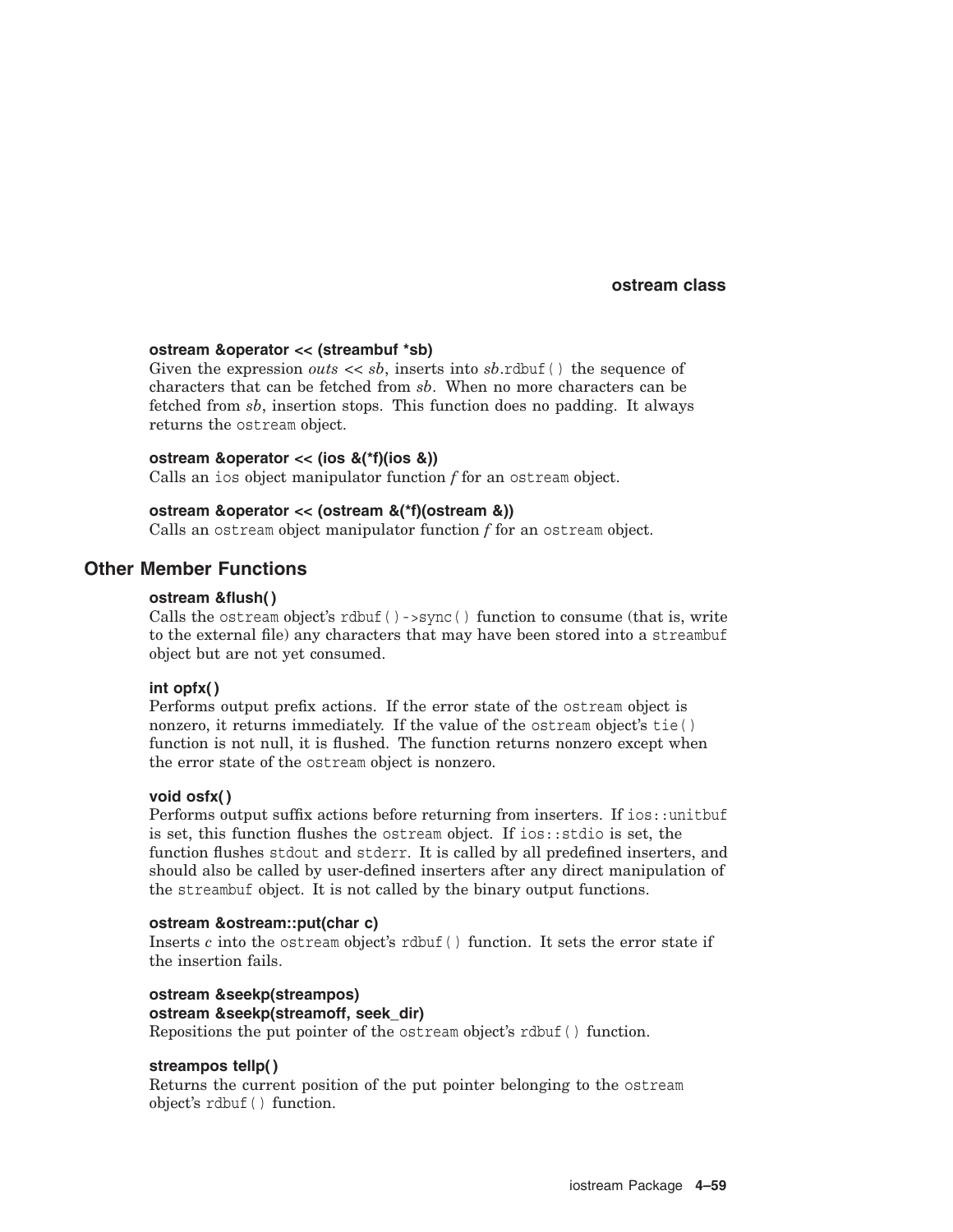**ostream &operator << (streambuf *sb)**
Given the expression *outs* << *sb*, inserts into *sb*.rdbuf() the sequence of characters that can be fetched from *sb*. When no more characters can be fetched from *sb*, insertion stops. This function does no padding. It always returns the ostream object.

**ostream &operator << (ios &(*f)(ios &))**
Calls an ios object manipulator function *f* for an ostream object.

**ostream &operator << (ostream &(*f)(ostream &))**
Calls an ostream object manipulator function *f* for an ostream object.

## Other Member Functions

**ostream &flush( )**
Calls the ostream object's rdbuf()->sync() function to consume (that is, write to the external file) any characters that may have been stored into a streambuf object but are not yet consumed.

**int opfx( )**
Performs output prefix actions. If the error state of the ostream object is nonzero, it returns immediately. If the value of the ostream object's tie() function is not null, it is flushed. The function returns nonzero except when the error state of the ostream object is nonzero.

**void osfx( )**
Performs output suffix actions before returning from inserters. If ios::unitbuf is set, this function flushes the ostream object. If ios::stdio is set, the function flushes stdout and stderr. It is called by all predefined inserters, and should also be called by user-defined inserters after any direct manipulation of the streambuf object. It is not called by the binary output functions.

**ostream &ostream::put(char c)**
Inserts *c* into the ostream object's rdbuf() function. It sets the error state if the insertion fails.

**ostream &seekp(streampos)**
**ostream &seekp(streamoff, seek_dir)**
Repositions the put pointer of the ostream object's rdbuf() function.

**streampos tellp( )**
Returns the current position of the put pointer belonging to the ostream object's rdbuf() function.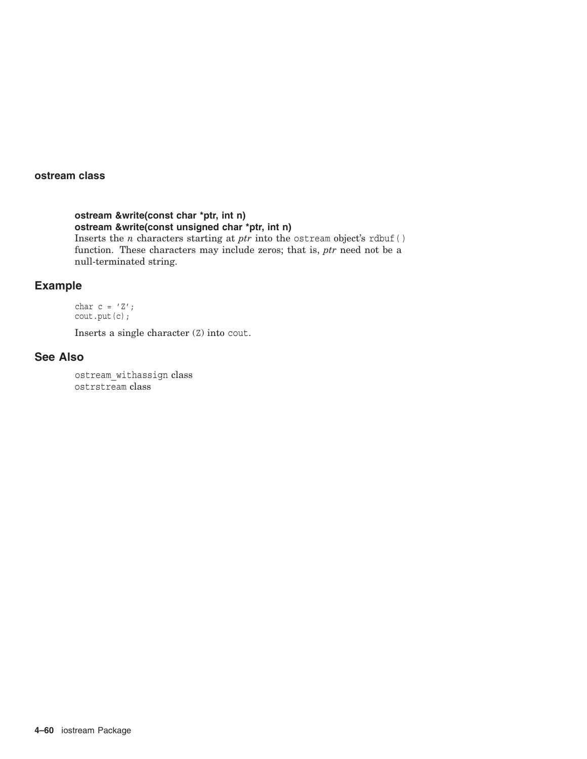**ostream &write(const char *ptr, int n)**
**ostream &write(const unsigned char *ptr, int n)**
Inserts the *n* characters starting at *ptr* into the `ostream` object's `rdbuf()` function. These characters may include zeros; that is, *ptr* need not be a null-terminated string.

## Example

```
char c = 'Z';
cout.put(c);
```

Inserts a single character (`Z`) into `cout`.

## See Also

`ostream_withassign` class
`ostrstream` class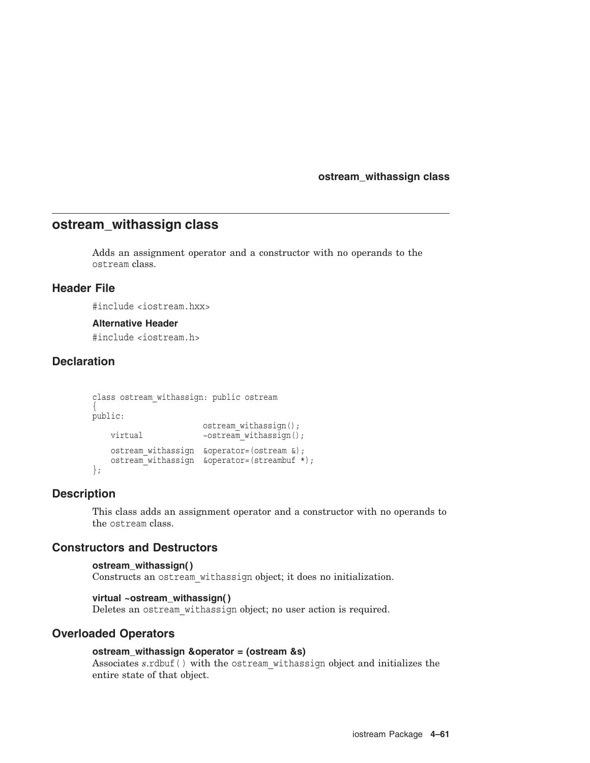## ostream_withassign class

Adds an assignment operator and a constructor with no operands to the `ostream` class.

### Header File

`#include <iostream.hxx>`

#### Alternative Header

`#include <iostream.h>`

### Declaration

```
class ostream_withassign: public ostream
{
public:
                        ostream_withassign();
    virtual             ~ostream_withassign();

    ostream_withassign  &operator=(ostream &);
    ostream_withassign  &operator=(streambuf *);
};
```

### Description

This class adds an assignment operator and a constructor with no operands to the `ostream` class.

### Constructors and Destructors

**ostream_withassign( )**
Constructs an `ostream_withassign` object; it does no initialization.

**virtual ~ostream_withassign( )**
Deletes an `ostream_withassign` object; no user action is required.

### Overloaded Operators

**ostream_withassign &operator = (ostream &s)**
Associates *s*.`rdbuf()` with the `ostream_withassign` object and initializes the entire state of that object.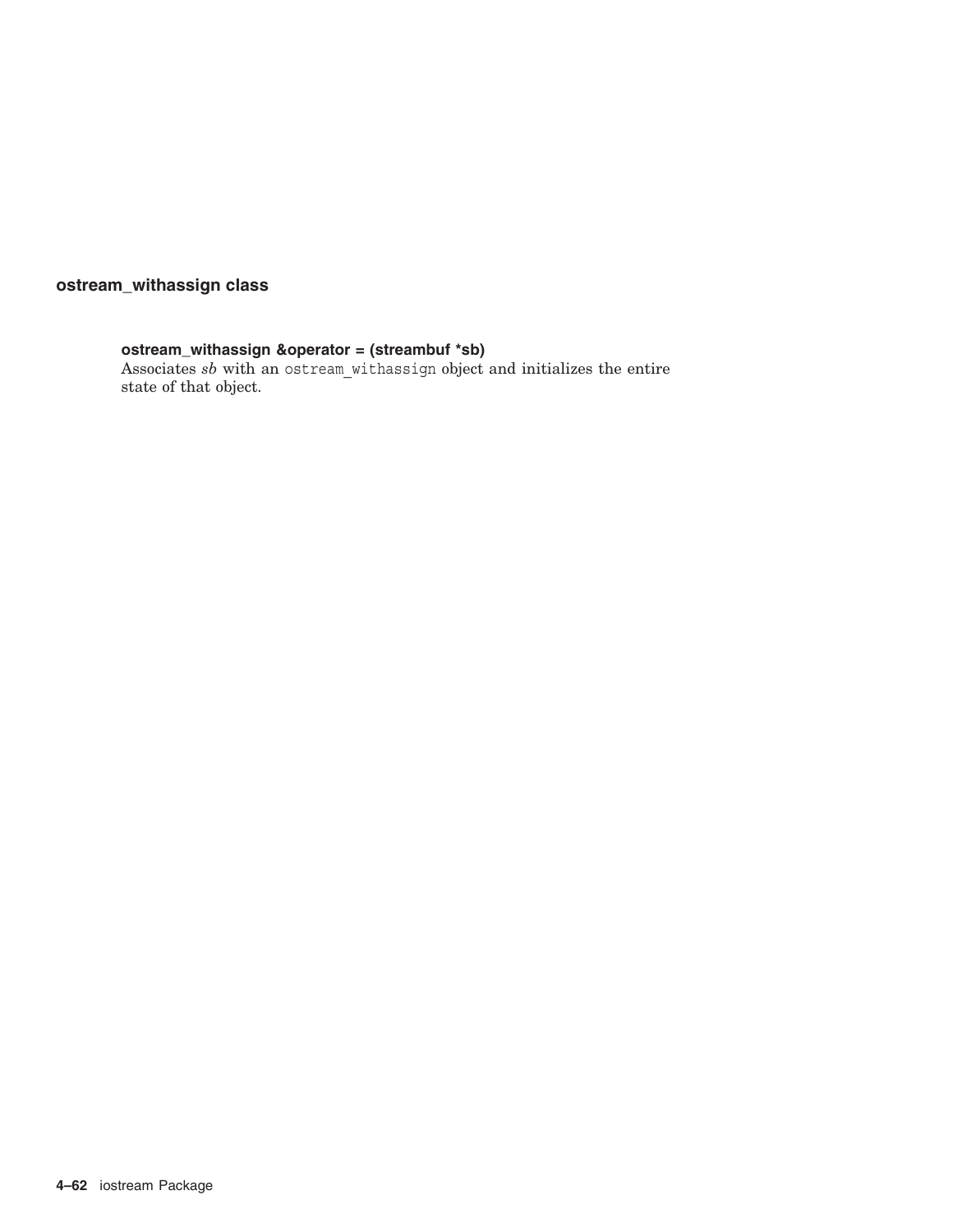## ostream_withassign class

**ostream_withassign &operator = (streambuf *sb)**
Associates *sb* with an `ostream_withassign` object and initializes the entire state of that object.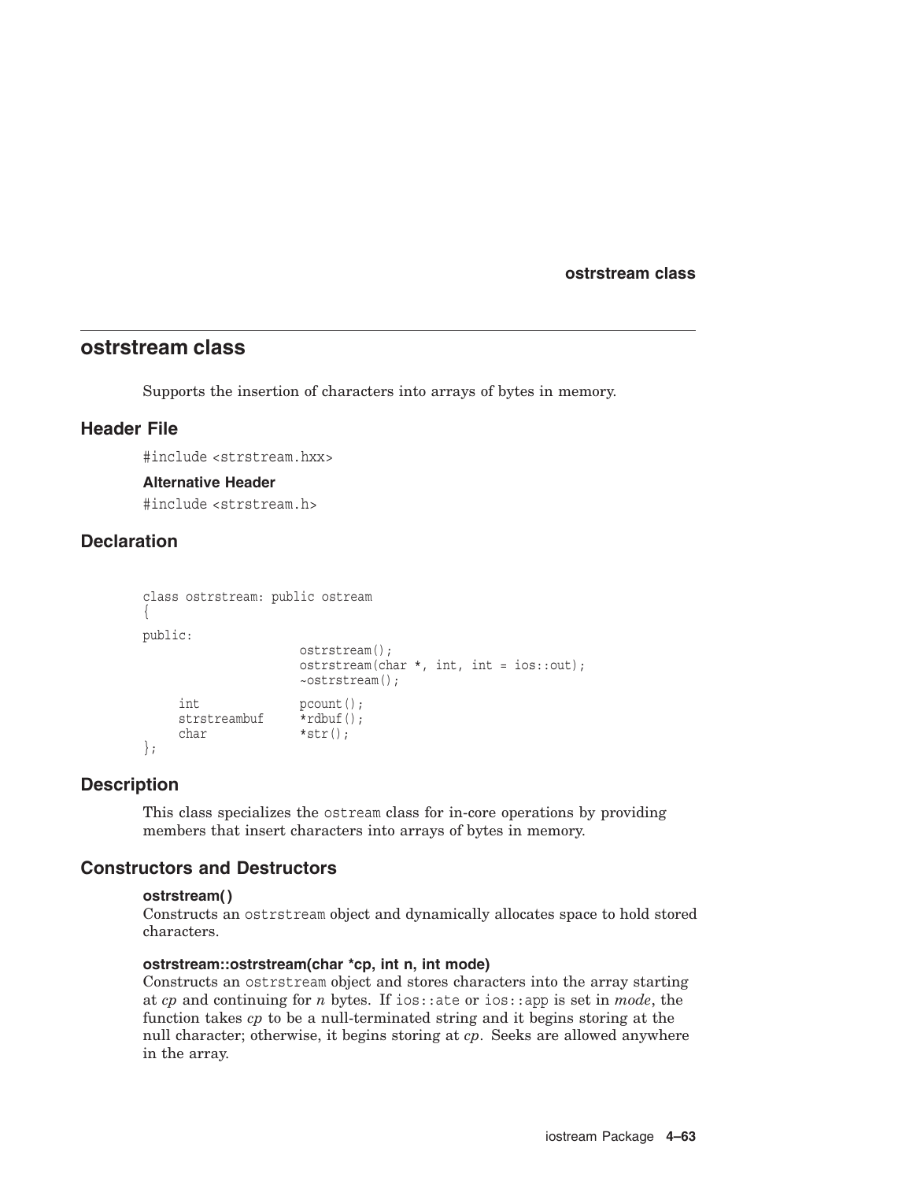## ostrstream class

Supports the insertion of characters into arrays of bytes in memory.

### Header File

```
#include <strstream.hxx>
```

#### Alternative Header

```
#include <strstream.h>
```

### Declaration

```
class ostrstream: public ostream
{
public:
                      ostrstream();
                      ostrstream(char *, int, int = ios::out);
                      ~ostrstream();

     int              pcount();
     strstreambuf     *rdbuf();
     char             *str();
};
```

### Description

This class specializes the `ostream` class for in-core operations by providing members that insert characters into arrays of bytes in memory.

### Constructors and Destructors

#### ostrstream( )

Constructs an `ostrstream` object and dynamically allocates space to hold stored characters.

#### ostrstream::ostrstream(char *cp, int n, int mode)

Constructs an `ostrstream` object and stores characters into the array starting at *cp* and continuing for *n* bytes. If `ios::ate` or `ios::app` is set in *mode*, the function takes *cp* to be a null-terminated string and it begins storing at the null character; otherwise, it begins storing at *cp*. Seeks are allowed anywhere in the array.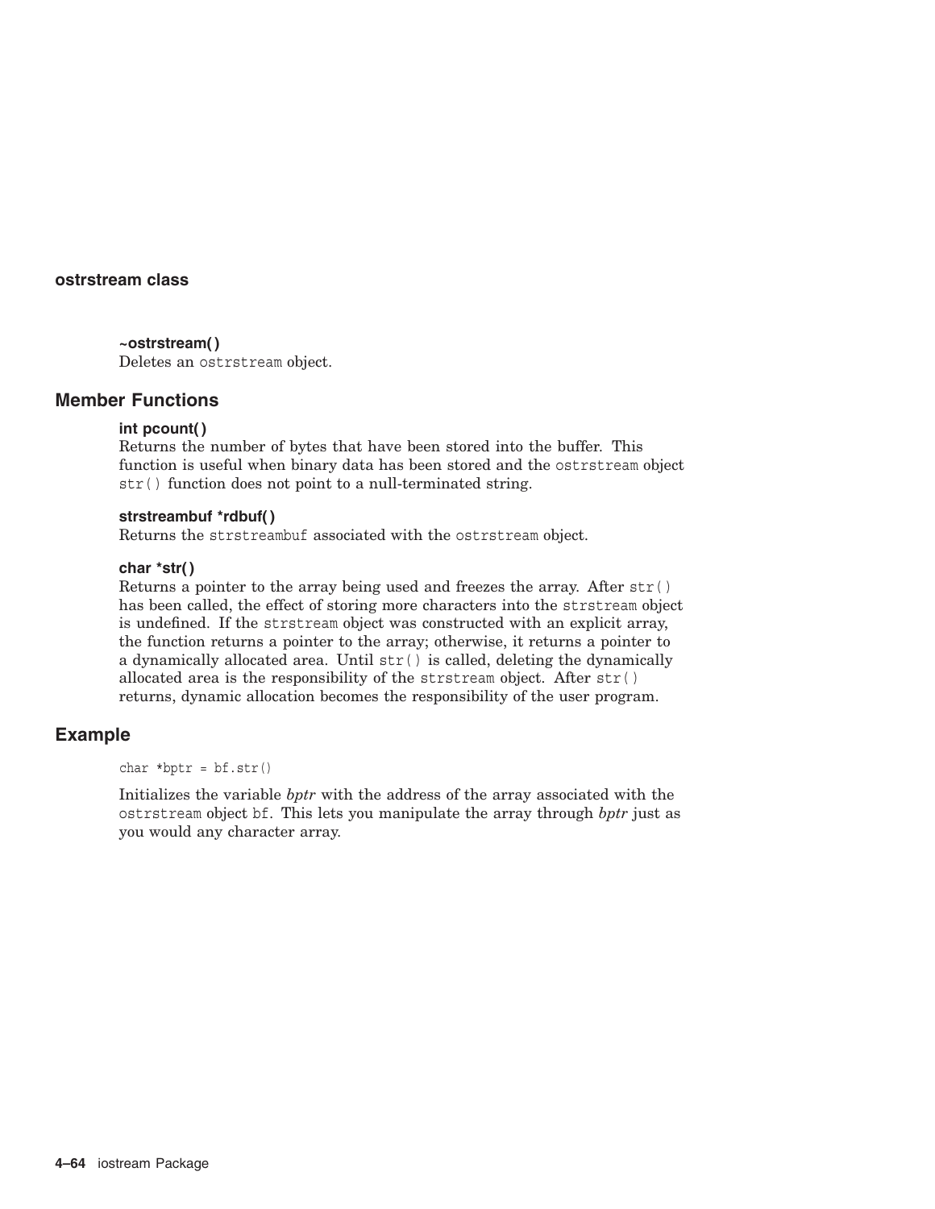**~ostrstream( )**
Deletes an ostrstream object.

## Member Functions

**int pcount( )**
Returns the number of bytes that have been stored into the buffer. This function is useful when binary data has been stored and the ostrstream object str() function does not point to a null-terminated string.

**strstreambuf *rdbuf( )**
Returns the strstreambuf associated with the ostrstream object.

**char *str( )**
Returns a pointer to the array being used and freezes the array. After str() has been called, the effect of storing more characters into the strstream object is undefined. If the strstream object was constructed with an explicit array, the function returns a pointer to the array; otherwise, it returns a pointer to a dynamically allocated area. Until str() is called, deleting the dynamically allocated area is the responsibility of the strstream object. After str() returns, dynamic allocation becomes the responsibility of the user program.

## Example

```
char *bptr = bf.str()
```

Initializes the variable *bptr* with the address of the array associated with the ostrstream object bf. This lets you manipulate the array through *bptr* just as you would any character array.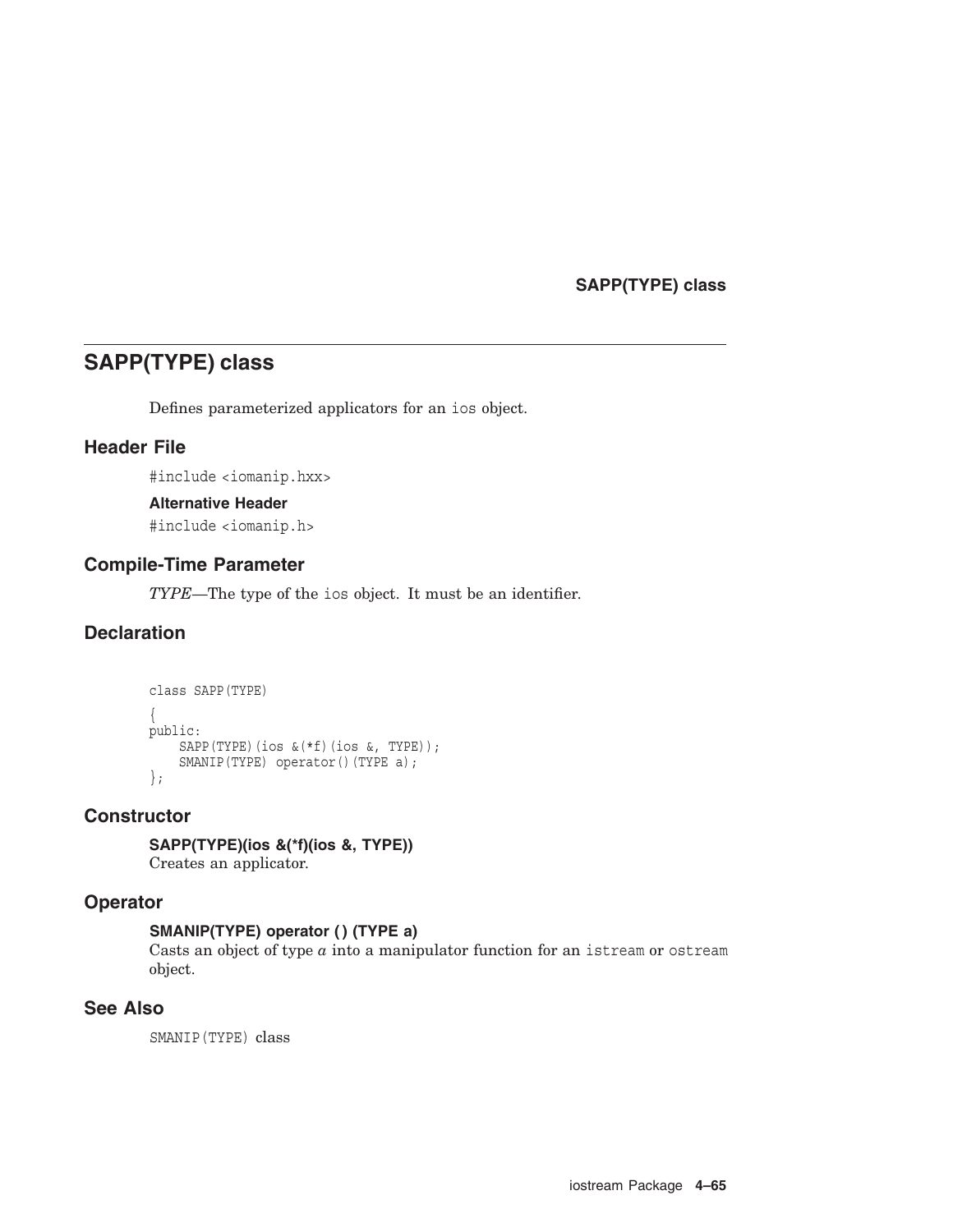# SAPP(TYPE) class

Defines parameterized applicators for an `ios` object.

## Header File

`#include <iomanip.hxx>`

### Alternative Header

`#include <iomanip.h>`

## Compile-Time Parameter

*TYPE*—The type of the `ios` object. It must be an identifier.

## Declaration

```
class SAPP(TYPE)
{
public:
    SAPP(TYPE)(ios &(*f)(ios &, TYPE));
    SMANIP(TYPE) operator()(TYPE a);
};
```

## Constructor

**SAPP(TYPE)(ios &(*f)(ios &, TYPE))**
Creates an applicator.

## Operator

**SMANIP(TYPE) operator ( ) (TYPE a)**
Casts an object of type *a* into a manipulator function for an `istream` or `ostream` object.

## See Also

`SMANIP(TYPE)` class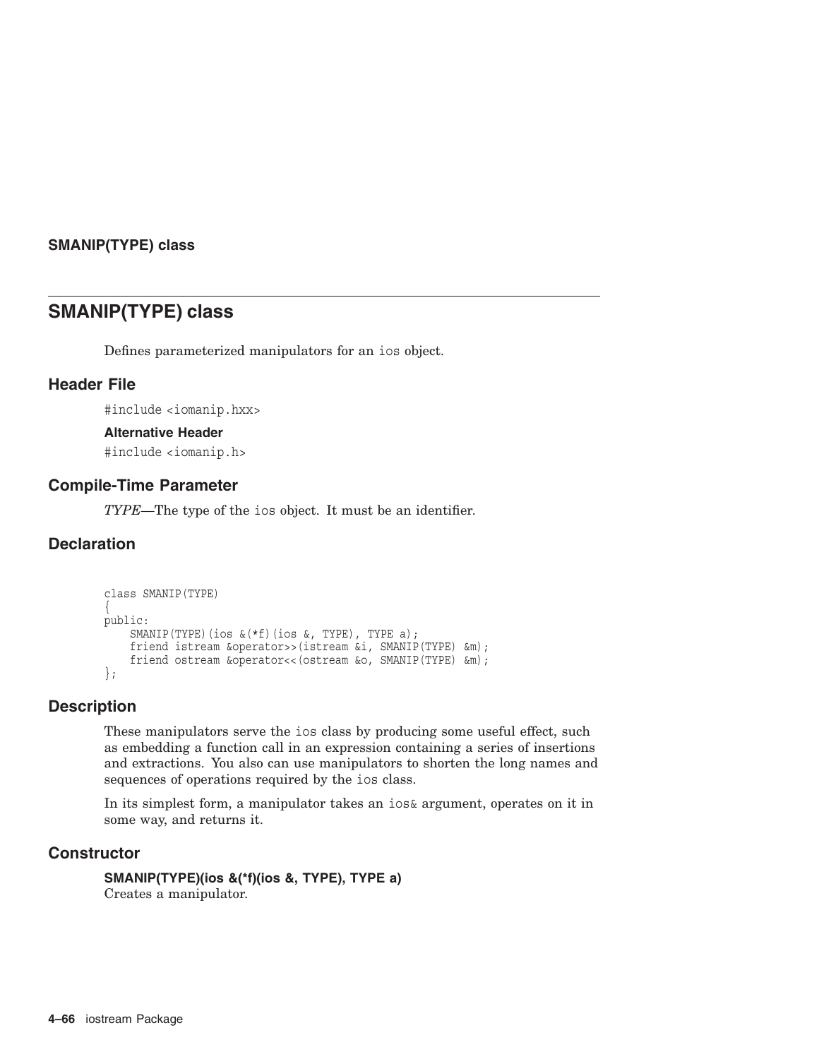## SMANIP(TYPE) class

Defines parameterized manipulators for an `ios` object.

### Header File

`#include <iomanip.hxx>`

**Alternative Header**

`#include <iomanip.h>`

### Compile-Time Parameter

*TYPE*—The type of the `ios` object. It must be an identifier.

### Declaration

```
class SMANIP(TYPE)
{
public:
    SMANIP(TYPE)(ios &(*f)(ios &, TYPE), TYPE a);
    friend istream &operator>>(istream &i, SMANIP(TYPE) &m);
    friend ostream &operator<<(ostream &o, SMANIP(TYPE) &m);
};
```

### Description

These manipulators serve the `ios` class by producing some useful effect, such as embedding a function call in an expression containing a series of insertions and extractions. You also can use manipulators to shorten the long names and sequences of operations required by the `ios` class.

In its simplest form, a manipulator takes an `ios&` argument, operates on it in some way, and returns it.

### Constructor

**SMANIP(TYPE)(ios &(*f)(ios &, TYPE), TYPE a)**
Creates a manipulator.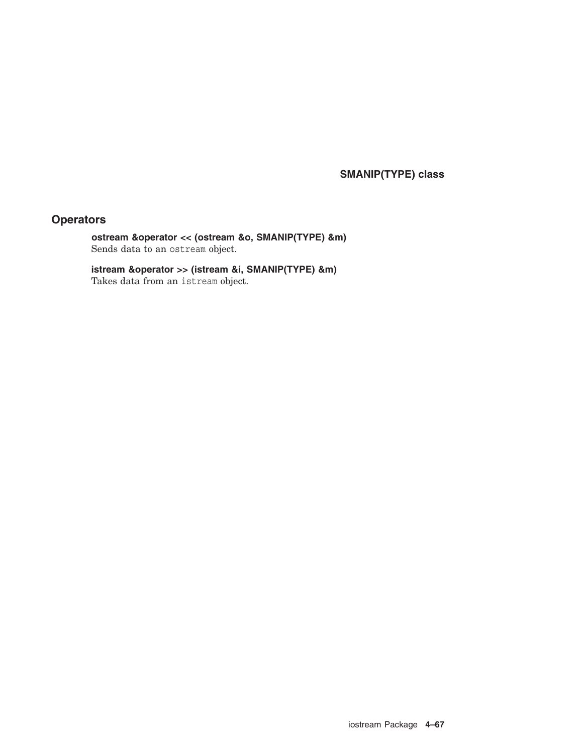## Operators

**ostream &operator << (ostream &o, SMANIP(TYPE) &m)**
Sends data to an `ostream` object.

**istream &operator >> (istream &i, SMANIP(TYPE) &m)**
Takes data from an `istream` object.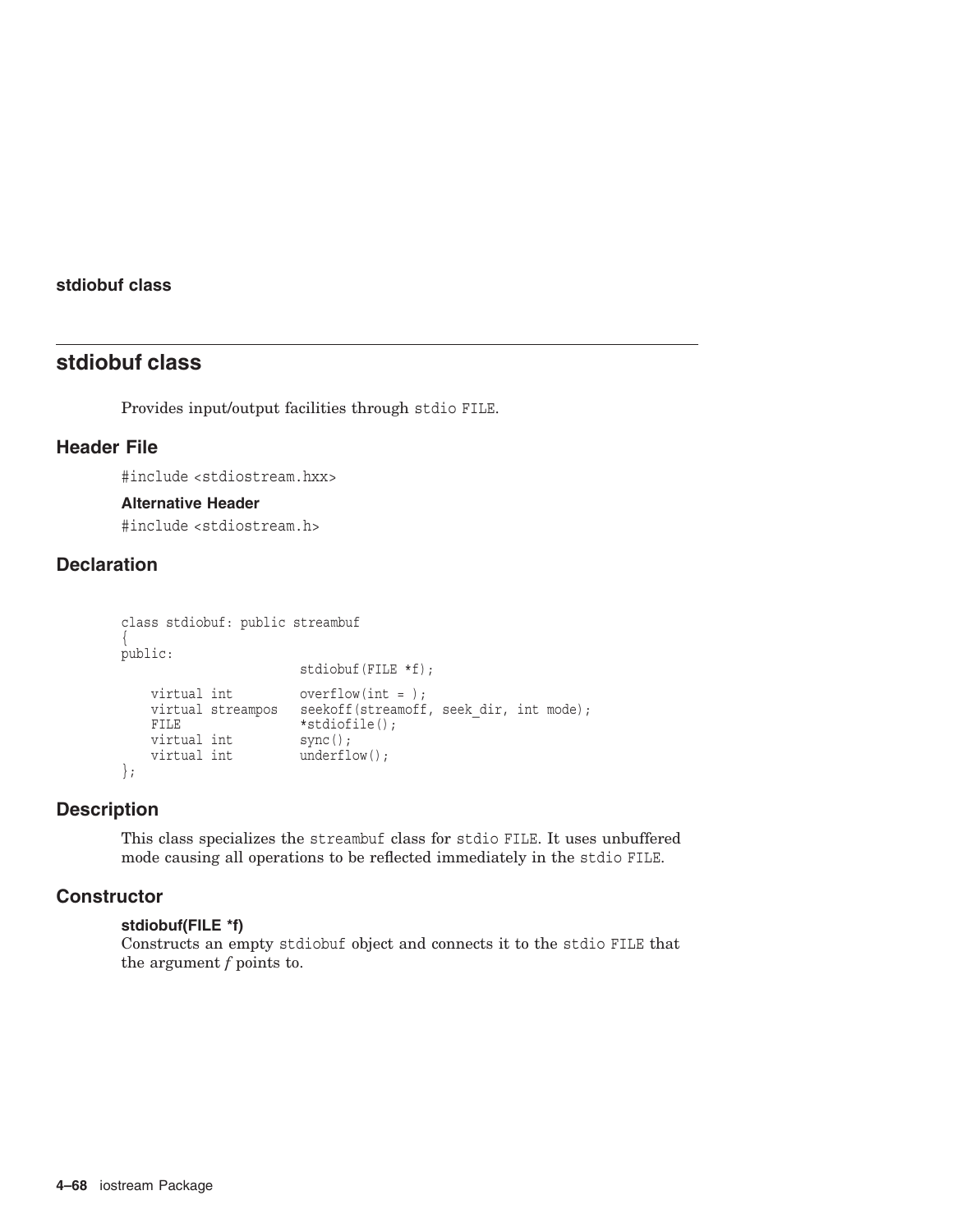# stdiobuf class

Provides input/output facilities through `stdio FILE`.

## Header File

`#include <stdiostream.hxx>`

### Alternative Header

`#include <stdiostream.h>`

## Declaration

```
class stdiobuf: public streambuf
{
public:
                        stdiobuf(FILE *f);

    virtual int         overflow(int = );
    virtual streampos   seekoff(streamoff, seek_dir, int mode);
    FILE                *stdiofile();
    virtual int         sync();
    virtual int         underflow();
};
```

## Description

This class specializes the `streambuf` class for `stdio FILE`. It uses unbuffered mode causing all operations to be reflected immediately in the `stdio FILE`.

## Constructor

**stdiobuf(FILE *f)**
Constructs an empty `stdiobuf` object and connects it to the `stdio FILE` that the argument *f* points to.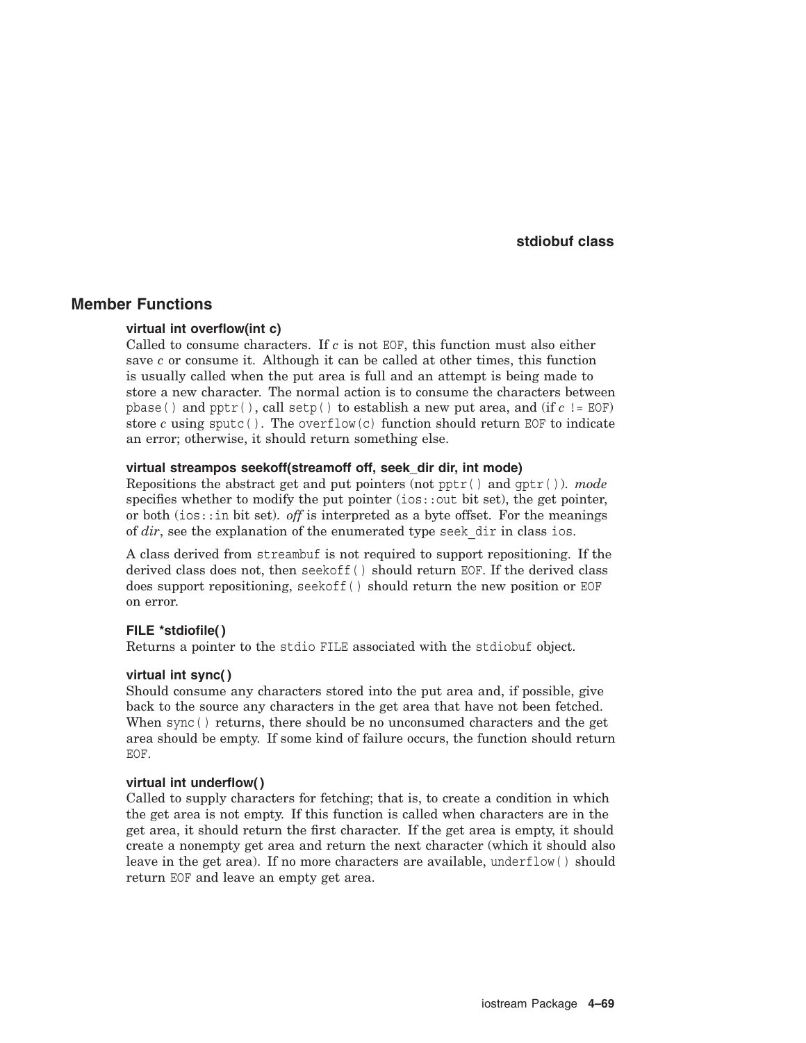## Member Functions

**virtual int overflow(int c)**
Called to consume characters. If *c* is not `EOF`, this function must also either save *c* or consume it. Although it can be called at other times, this function is usually called when the put area is full and an attempt is being made to store a new character. The normal action is to consume the characters between `pbase()` and `pptr()`, call `setp()` to establish a new put area, and (if *c* `!= EOF`) store *c* using `sputc()`. The `overflow(c)` function should return `EOF` to indicate an error; otherwise, it should return something else.

**virtual streampos seekoff(streamoff off, seek_dir dir, int mode)**
Repositions the abstract get and put pointers (not `pptr()` and `gptr()`). *mode* specifies whether to modify the put pointer (`ios::out` bit set), the get pointer, or both (`ios::in` bit set). *off* is interpreted as a byte offset. For the meanings of *dir*, see the explanation of the enumerated type `seek_dir` in class `ios`.

A class derived from `streambuf` is not required to support repositioning. If the derived class does not, then `seekoff()` should return `EOF`. If the derived class does support repositioning, `seekoff()` should return the new position or `EOF` on error.

**FILE *stdiofile( )**
Returns a pointer to the `stdio FILE` associated with the `stdiobuf` object.

**virtual int sync( )**
Should consume any characters stored into the put area and, if possible, give back to the source any characters in the get area that have not been fetched. When `sync()` returns, there should be no unconsumed characters and the get area should be empty. If some kind of failure occurs, the function should return `EOF`.

**virtual int underflow( )**
Called to supply characters for fetching; that is, to create a condition in which the get area is not empty. If this function is called when characters are in the get area, it should return the first character. If the get area is empty, it should create a nonempty get area and return the next character (which it should also leave in the get area). If no more characters are available, `underflow()` should return `EOF` and leave an empty get area.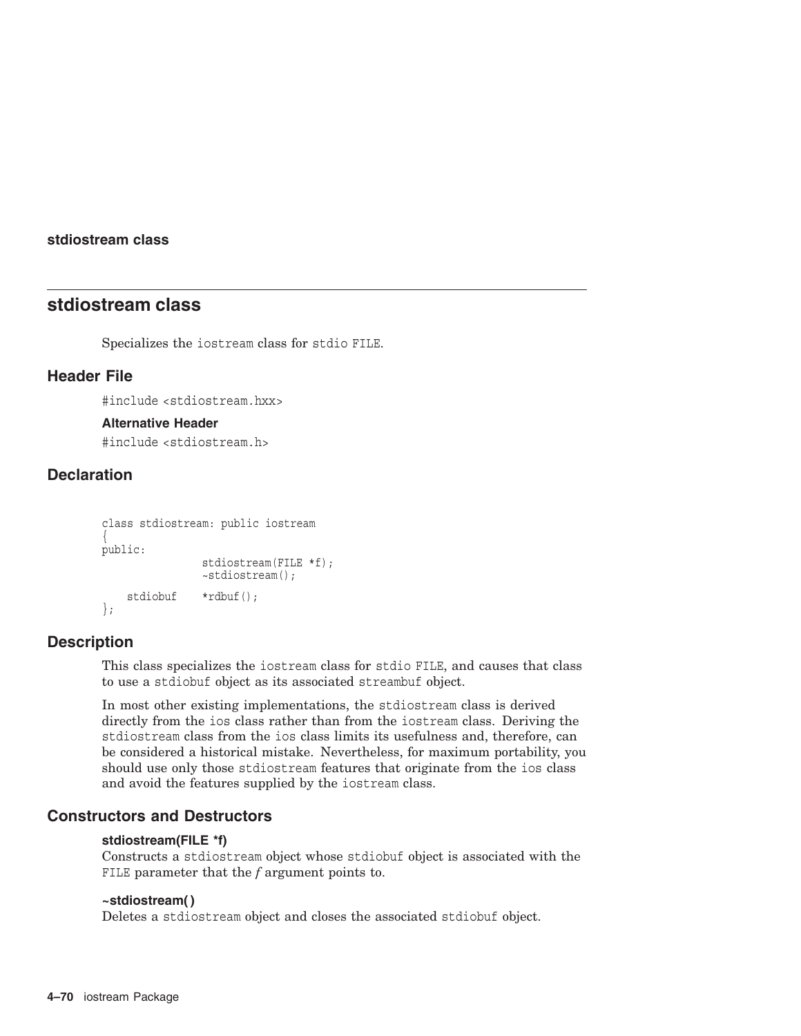# stdiostream class

Specializes the iostream class for stdio FILE.

## Header File

#include <stdiostream.hxx>

### Alternative Header

#include <stdiostream.h>

## Declaration

```
class stdiostream: public iostream
{
public:
                stdiostream(FILE *f);
                ~stdiostream();

    stdiobuf    *rdbuf();
};
```

## Description

This class specializes the iostream class for stdio FILE, and causes that class to use a stdiobuf object as its associated streambuf object.

In most other existing implementations, the stdiostream class is derived directly from the ios class rather than from the iostream class. Deriving the stdiostream class from the ios class limits its usefulness and, therefore, can be considered a historical mistake. Nevertheless, for maximum portability, you should use only those stdiostream features that originate from the ios class and avoid the features supplied by the iostream class.

## Constructors and Destructors

### stdiostream(FILE *f)

Constructs a stdiostream object whose stdiobuf object is associated with the FILE parameter that the *f* argument points to.

### ~stdiostream( )

Deletes a stdiostream object and closes the associated stdiobuf object.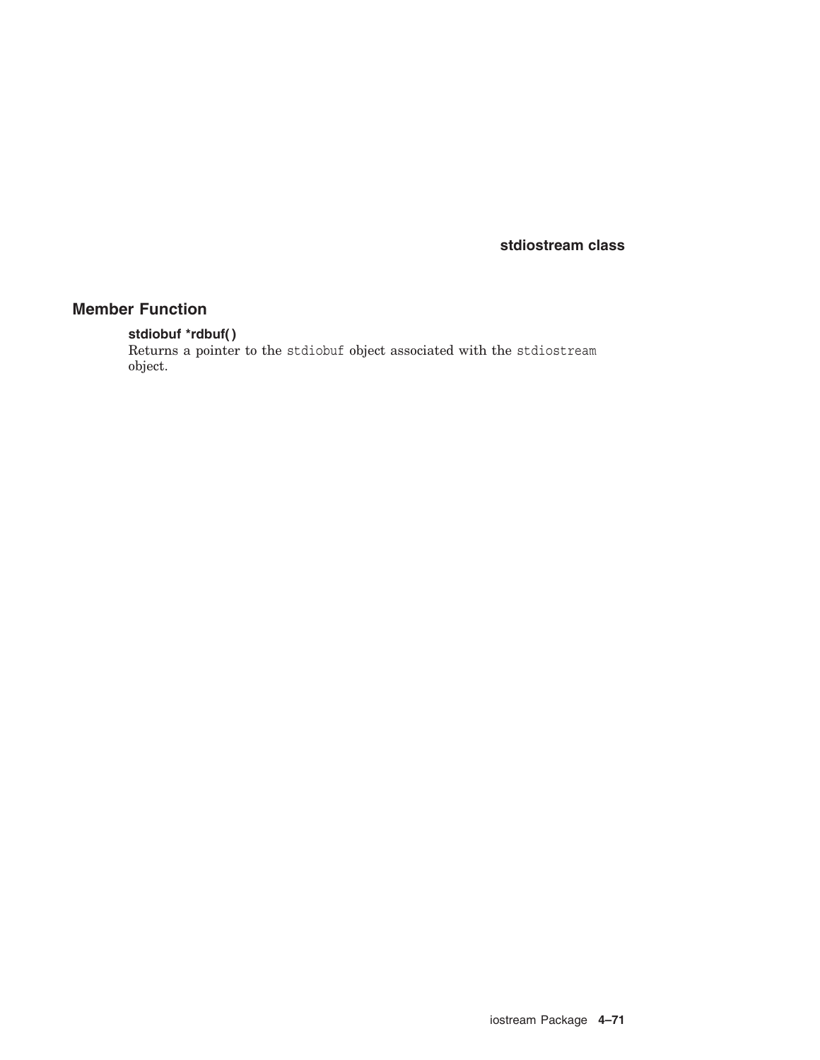## Member Function

**stdiobuf *rdbuf( )**
Returns a pointer to the `stdiobuf` object associated with the `stdiostream` object.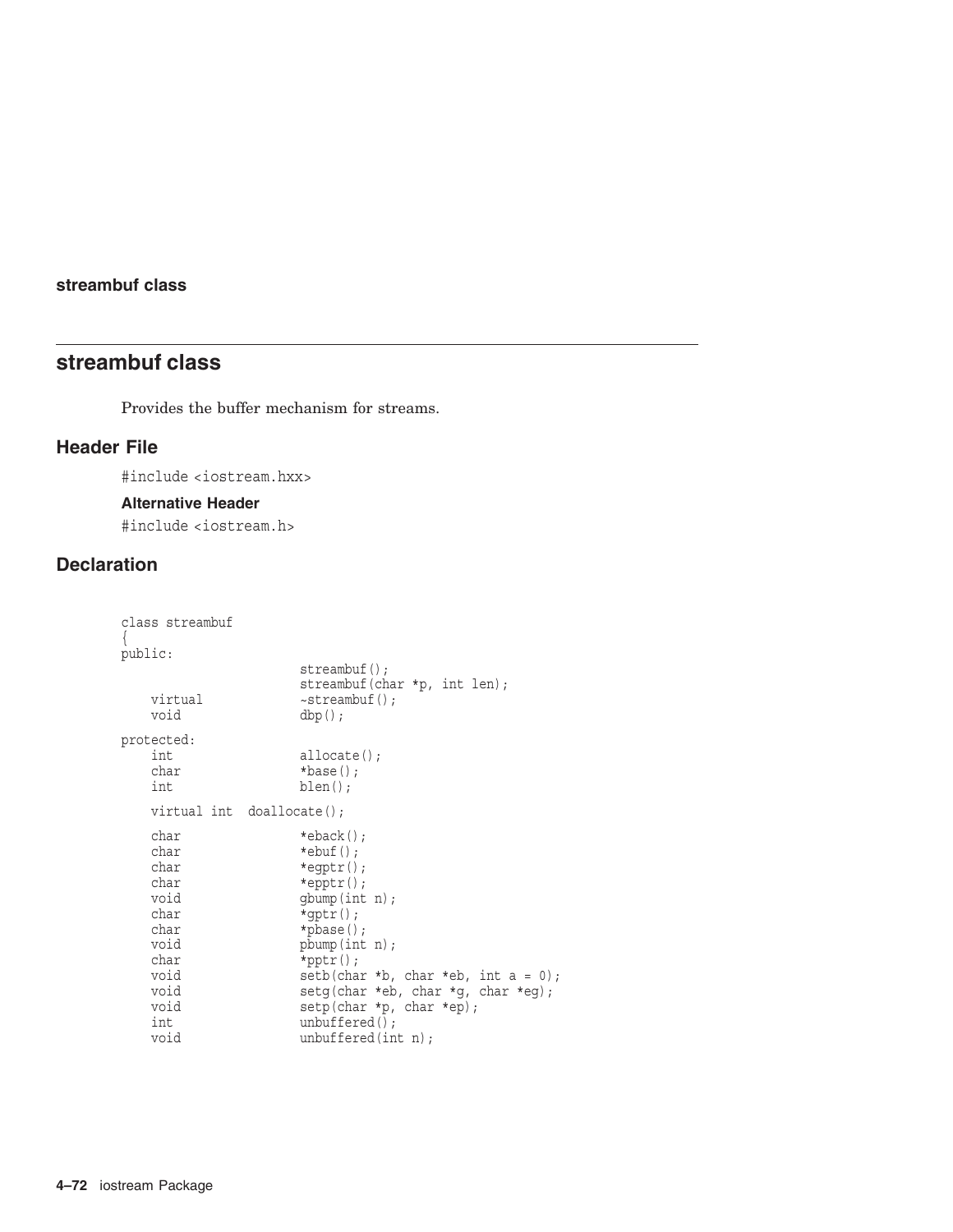## streambuf class

Provides the buffer mechanism for streams.

### Header File

#include <iostream.hxx>

#### Alternative Header

#include <iostream.h>

### Declaration

```
class streambuf
{
public:
                        streambuf();
                        streambuf(char *p, int len);
    virtual             ~streambuf();
    void                dbp();

protected:
    int                 allocate();
    char                *base();
    int                 blen();

    virtual int  doallocate();

    char                *eback();
    char                *ebuf();
    char                *egptr();
    char                *epptr();
    void                gbump(int n);
    char                *gptr();
    char                *pbase();
    void                pbump(int n);
    char                *pptr();
    void                setb(char *b, char *eb, int a = 0);
    void                setg(char *eb, char *g, char *eg);
    void                setp(char *p, char *ep);
    int                 unbuffered();
    void                unbuffered(int n);
```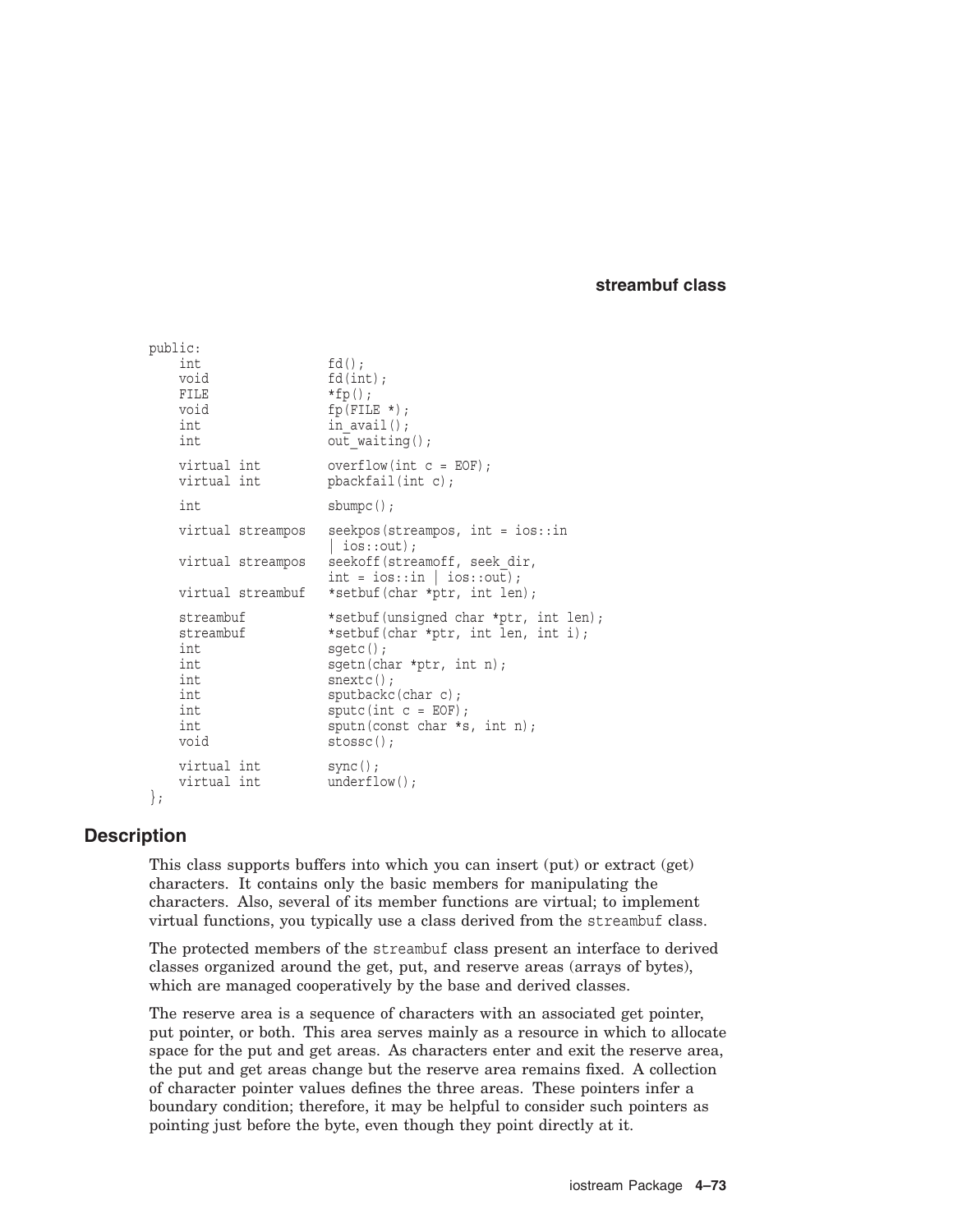```
public:
    int                 fd();
    void                fd(int);
    FILE                *fp();
    void                fp(FILE *);
    int                 in_avail();
    int                 out_waiting();

    virtual int         overflow(int c = EOF);
    virtual int         pbackfail(int c);

    int                 sbumpc();

    virtual streampos   seekpos(streampos, int = ios::in
                        | ios::out);
    virtual streampos   seekoff(streamoff, seek_dir,
                        int = ios::in | ios::out);
    virtual streambuf   *setbuf(char *ptr, int len);

    streambuf           *setbuf(unsigned char *ptr, int len);
    streambuf           *setbuf(char *ptr, int len, int i);
    int                 sgetc();
    int                 sgetn(char *ptr, int n);
    int                 snextc();
    int                 sputbackc(char c);
    int                 sputc(int c = EOF);
    int                 sputn(const char *s, int n);
    void                stossc();

    virtual int         sync();
    virtual int         underflow();
};
```

## Description

This class supports buffers into which you can insert (put) or extract (get) characters. It contains only the basic members for manipulating the characters. Also, several of its member functions are virtual; to implement virtual functions, you typically use a class derived from the `streambuf` class.

The protected members of the `streambuf` class present an interface to derived classes organized around the get, put, and reserve areas (arrays of bytes), which are managed cooperatively by the base and derived classes.

The reserve area is a sequence of characters with an associated get pointer, put pointer, or both. This area serves mainly as a resource in which to allocate space for the put and get areas. As characters enter and exit the reserve area, the put and get areas change but the reserve area remains fixed. A collection of character pointer values defines the three areas. These pointers infer a boundary condition; therefore, it may be helpful to consider such pointers as pointing just before the byte, even though they point directly at it.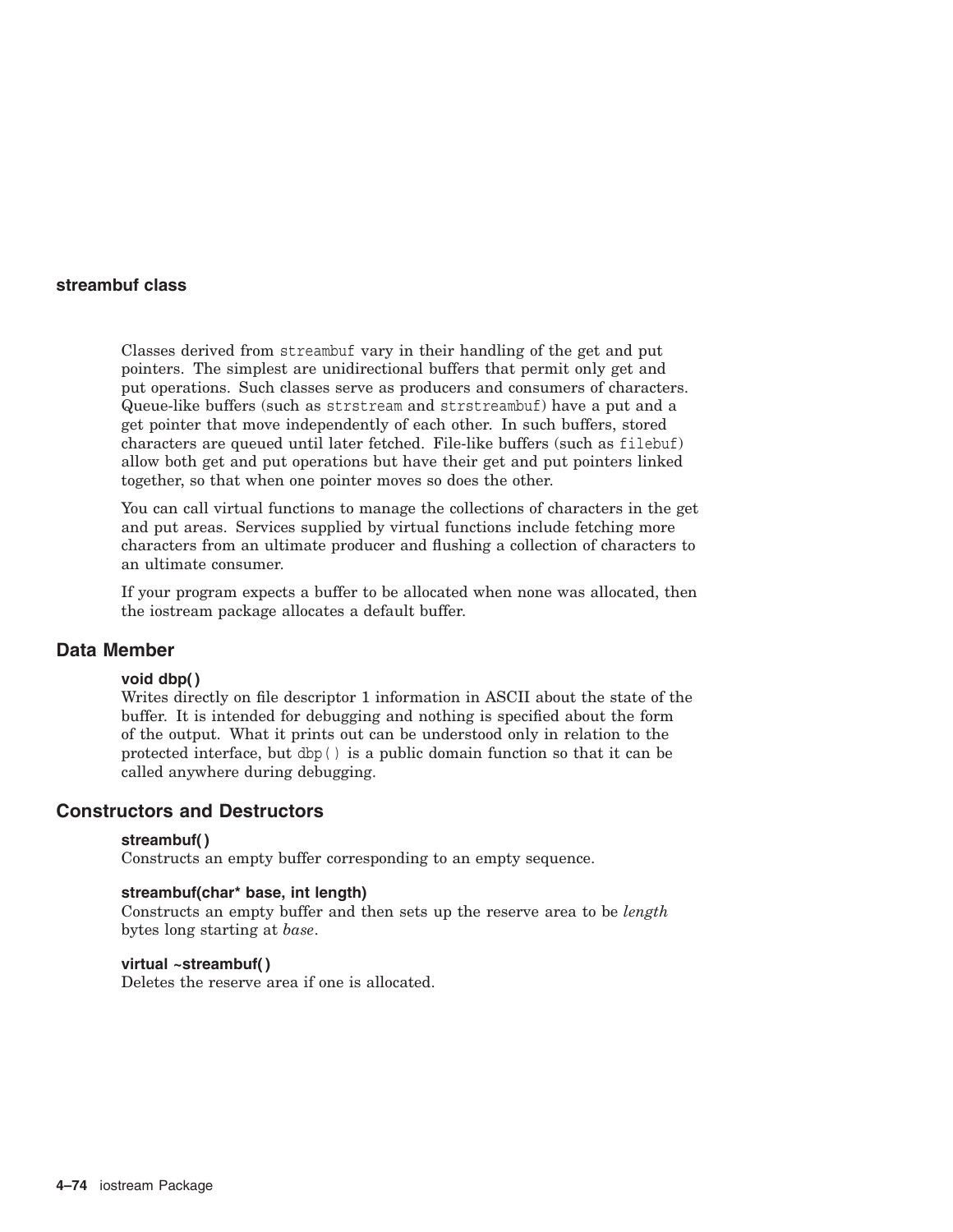## streambuf class

Classes derived from `streambuf` vary in their handling of the get and put pointers. The simplest are unidirectional buffers that permit only get and put operations. Such classes serve as producers and consumers of characters. Queue-like buffers (such as `strstream` and `strstreambuf`) have a put and a get pointer that move independently of each other. In such buffers, stored characters are queued until later fetched. File-like buffers (such as `filebuf`) allow both get and put operations but have their get and put pointers linked together, so that when one pointer moves so does the other.

You can call virtual functions to manage the collections of characters in the get and put areas. Services supplied by virtual functions include fetching more characters from an ultimate producer and flushing a collection of characters to an ultimate consumer.

If your program expects a buffer to be allocated when none was allocated, then the iostream package allocates a default buffer.

## Data Member

**void dbp( )**
Writes directly on file descriptor 1 information in ASCII about the state of the buffer. It is intended for debugging and nothing is specified about the form of the output. What it prints out can be understood only in relation to the protected interface, but `dbp( )` is a public domain function so that it can be called anywhere during debugging.

## Constructors and Destructors

**streambuf( )**
Constructs an empty buffer corresponding to an empty sequence.

**streambuf(char* base, int length)**
Constructs an empty buffer and then sets up the reserve area to be *length* bytes long starting at *base*.

**virtual ~streambuf( )**
Deletes the reserve area if one is allocated.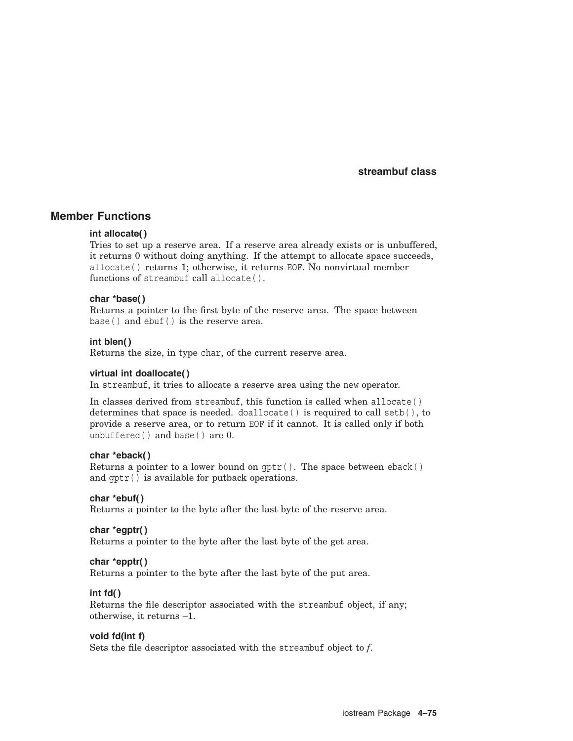## Member Functions

**int allocate( )**
Tries to set up a reserve area. If a reserve area already exists or is unbuffered, it returns 0 without doing anything. If the attempt to allocate space succeeds, `allocate()` returns 1; otherwise, it returns `EOF`. No nonvirtual member functions of `streambuf` call `allocate()`.

**char *base( )**
Returns a pointer to the first byte of the reserve area. The space between `base()` and `ebuf()` is the reserve area.

**int blen( )**
Returns the size, in type `char`, of the current reserve area.

**virtual int doallocate( )**
In `streambuf`, it tries to allocate a reserve area using the `new` operator.

In classes derived from `streambuf`, this function is called when `allocate()` determines that space is needed. `doallocate()` is required to call `setb()`, to provide a reserve area, or to return `EOF` if it cannot. It is called only if both `unbuffered()` and `base()` are 0.

**char *eback( )**
Returns a pointer to a lower bound on `gptr()`. The space between `eback()` and `gptr()` is available for putback operations.

**char *ebuf( )**
Returns a pointer to the byte after the last byte of the reserve area.

**char *egptr( )**
Returns a pointer to the byte after the last byte of the get area.

**char *epptr( )**
Returns a pointer to the byte after the last byte of the put area.

**int fd( )**
Returns the file descriptor associated with the `streambuf` object, if any; otherwise, it returns –1.

**void fd(int f)**
Sets the file descriptor associated with the `streambuf` object to *f*.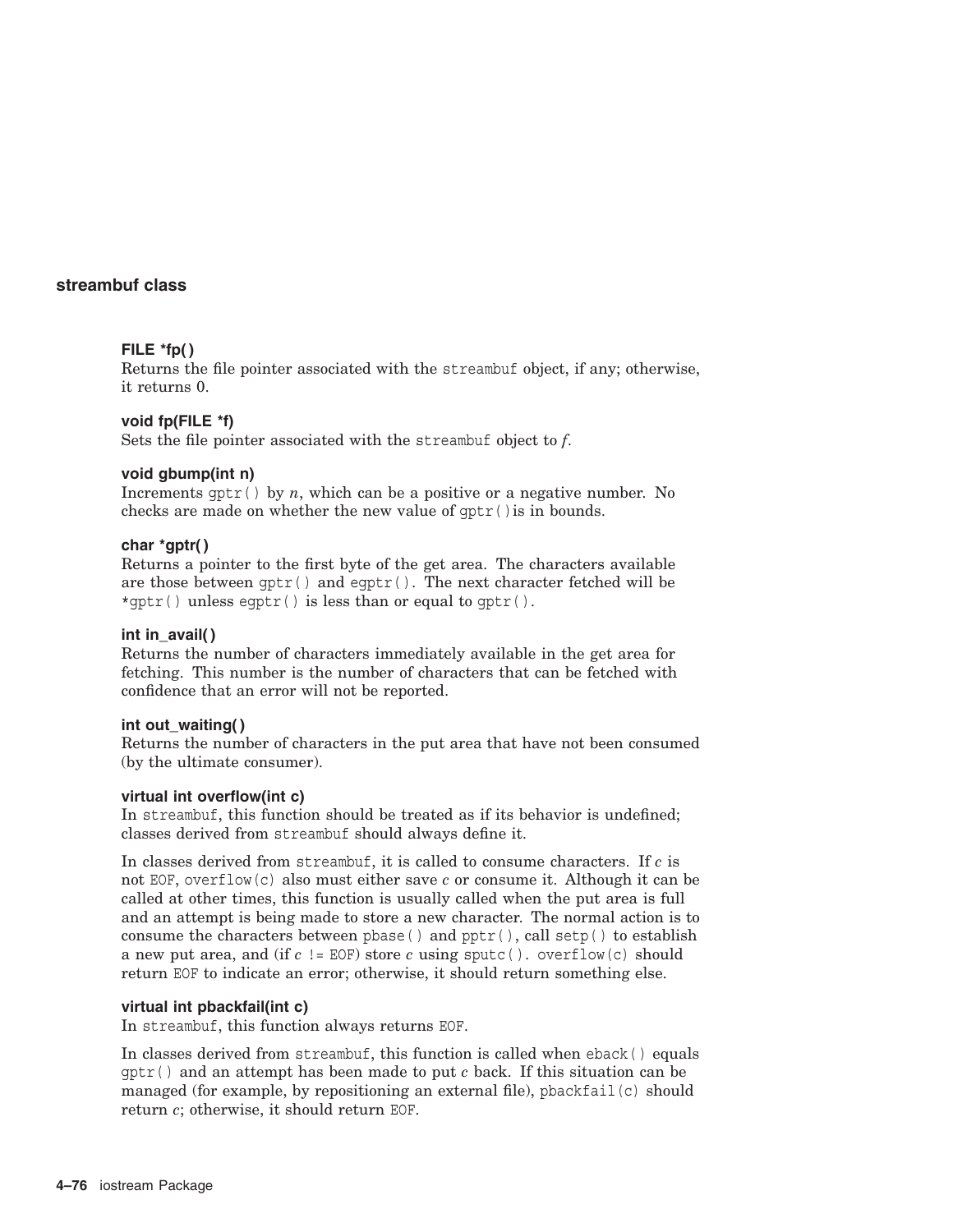## streambuf class

**FILE *fp( )**
Returns the file pointer associated with the `streambuf` object, if any; otherwise, it returns 0.

**void fp(FILE *f)**
Sets the file pointer associated with the `streambuf` object to *f*.

**void gbump(int n)**
Increments `gptr()` by *n*, which can be a positive or a negative number. No checks are made on whether the new value of `gptr()`is in bounds.

**char *gptr( )**
Returns a pointer to the first byte of the get area. The characters available are those between `gptr()` and `egptr()`. The next character fetched will be `*gptr()` unless `egptr()` is less than or equal to `gptr()`.

**int in_avail( )**
Returns the number of characters immediately available in the get area for fetching. This number is the number of characters that can be fetched with confidence that an error will not be reported.

**int out_waiting( )**
Returns the number of characters in the put area that have not been consumed (by the ultimate consumer).

**virtual int overflow(int c)**
In `streambuf`, this function should be treated as if its behavior is undefined; classes derived from `streambuf` should always define it.

In classes derived from `streambuf`, it is called to consume characters. If *c* is not `EOF`, `overflow(c)` also must either save *c* or consume it. Although it can be called at other times, this function is usually called when the put area is full and an attempt is being made to store a new character. The normal action is to consume the characters between `pbase()` and `pptr()`, call `setp()` to establish a new put area, and (if *c* `!= EOF`) store *c* using `sputc()`. `overflow(c)` should return `EOF` to indicate an error; otherwise, it should return something else.

**virtual int pbackfail(int c)**
In `streambuf`, this function always returns `EOF`.

In classes derived from `streambuf`, this function is called when `eback()` equals `gptr()` and an attempt has been made to put *c* back. If this situation can be managed (for example, by repositioning an external file), `pbackfail(c)` should return *c*; otherwise, it should return `EOF`.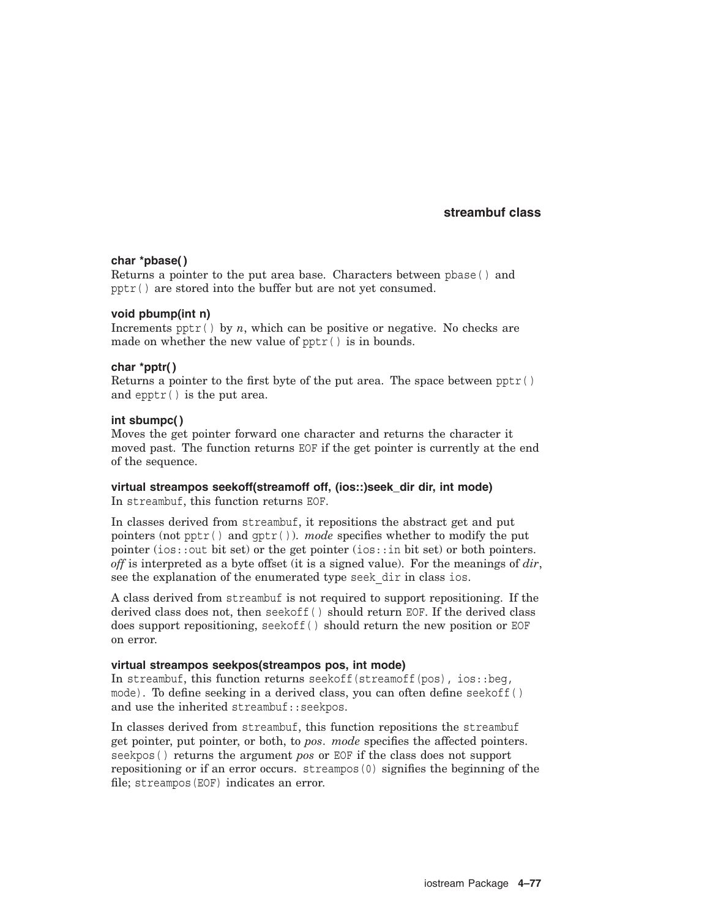**char *pbase( )**

Returns a pointer to the put area base. Characters between `pbase()` and `pptr()` are stored into the buffer but are not yet consumed.

**void pbump(int n)**

Increments `pptr()` by *n*, which can be positive or negative. No checks are made on whether the new value of `pptr()` is in bounds.

**char *pptr( )**

Returns a pointer to the first byte of the put area. The space between `pptr()` and `epptr()` is the put area.

**int sbumpc( )**

Moves the get pointer forward one character and returns the character it moved past. The function returns `EOF` if the get pointer is currently at the end of the sequence.

**virtual streampos seekoff(streamoff off, (ios::)seek_dir dir, int mode)**

In `streambuf`, this function returns `EOF`.

In classes derived from `streambuf`, it repositions the abstract get and put pointers (not `pptr()` and `gptr()`). *mode* specifies whether to modify the put pointer (`ios::out` bit set) or the get pointer (`ios::in` bit set) or both pointers. *off* is interpreted as a byte offset (it is a signed value). For the meanings of *dir*, see the explanation of the enumerated type `seek_dir` in class `ios`.

A class derived from `streambuf` is not required to support repositioning. If the derived class does not, then `seekoff()` should return `EOF`. If the derived class does support repositioning, `seekoff()` should return the new position or `EOF` on error.

**virtual streampos seekpos(streampos pos, int mode)**

In `streambuf`, this function returns `seekoff(streamoff(pos), ios::beg, mode)`. To define seeking in a derived class, you can often define `seekoff()` and use the inherited `streambuf::seekpos`.

In classes derived from `streambuf`, this function repositions the `streambuf` get pointer, put pointer, or both, to *pos*. *mode* specifies the affected pointers. `seekpos()` returns the argument *pos* or `EOF` if the class does not support repositioning or if an error occurs. `streampos(0)` signifies the beginning of the file; `streampos(EOF)` indicates an error.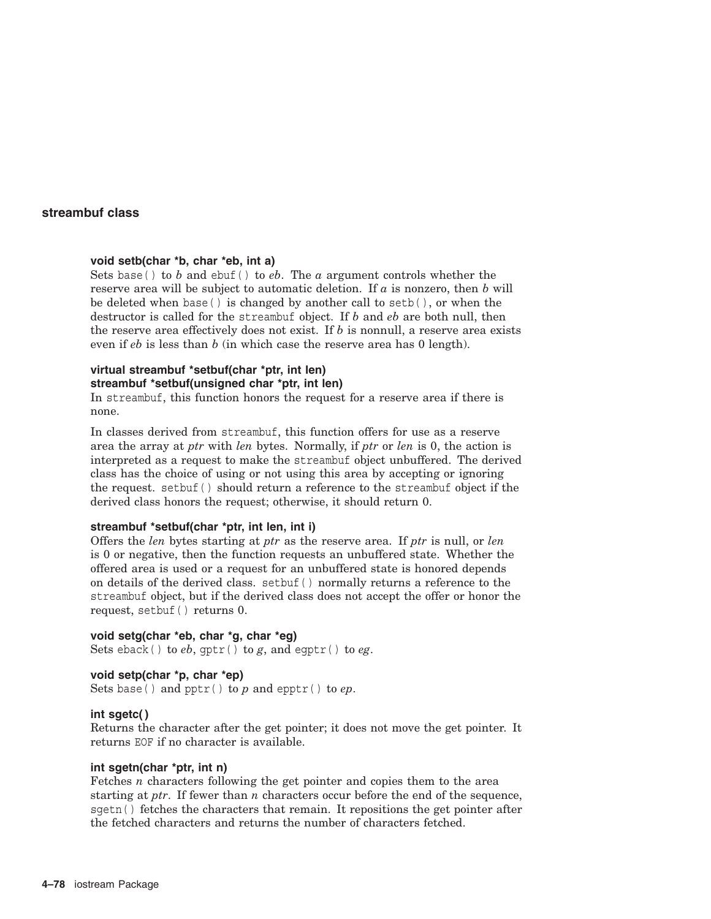## streambuf class

**void setb(char *b, char *eb, int a)**
Sets `base()` to *b* and `ebuf()` to *eb*. The *a* argument controls whether the reserve area will be subject to automatic deletion. If *a* is nonzero, then *b* will be deleted when `base()` is changed by another call to `setb()`, or when the destructor is called for the `streambuf` object. If *b* and *eb* are both null, then the reserve area effectively does not exist. If *b* is nonnull, a reserve area exists even if *eb* is less than *b* (in which case the reserve area has 0 length).

**virtual streambuf *setbuf(char *ptr, int len)**
**streambuf *setbuf(unsigned char *ptr, int len)**
In `streambuf`, this function honors the request for a reserve area if there is none.

In classes derived from `streambuf`, this function offers for use as a reserve area the array at *ptr* with *len* bytes. Normally, if *ptr* or *len* is 0, the action is interpreted as a request to make the `streambuf` object unbuffered. The derived class has the choice of using or not using this area by accepting or ignoring the request. `setbuf()` should return a reference to the `streambuf` object if the derived class honors the request; otherwise, it should return 0.

**streambuf *setbuf(char *ptr, int len, int i)**
Offers the *len* bytes starting at *ptr* as the reserve area. If *ptr* is null, or *len* is 0 or negative, then the function requests an unbuffered state. Whether the offered area is used or a request for an unbuffered state is honored depends on details of the derived class. `setbuf()` normally returns a reference to the `streambuf` object, but if the derived class does not accept the offer or honor the request, `setbuf()` returns 0.

**void setg(char *eb, char *g, char *eg)**
Sets `eback()` to *eb*, `gptr()` to *g*, and `egptr()` to *eg*.

**void setp(char *p, char *ep)**
Sets `base()` and `pptr()` to *p* and `epptr()` to *ep*.

**int sgetc( )**
Returns the character after the get pointer; it does not move the get pointer. It returns `EOF` if no character is available.

**int sgetn(char *ptr, int n)**
Fetches *n* characters following the get pointer and copies them to the area starting at *ptr*. If fewer than *n* characters occur before the end of the sequence, `sgetn()` fetches the characters that remain. It repositions the get pointer after the fetched characters and returns the number of characters fetched.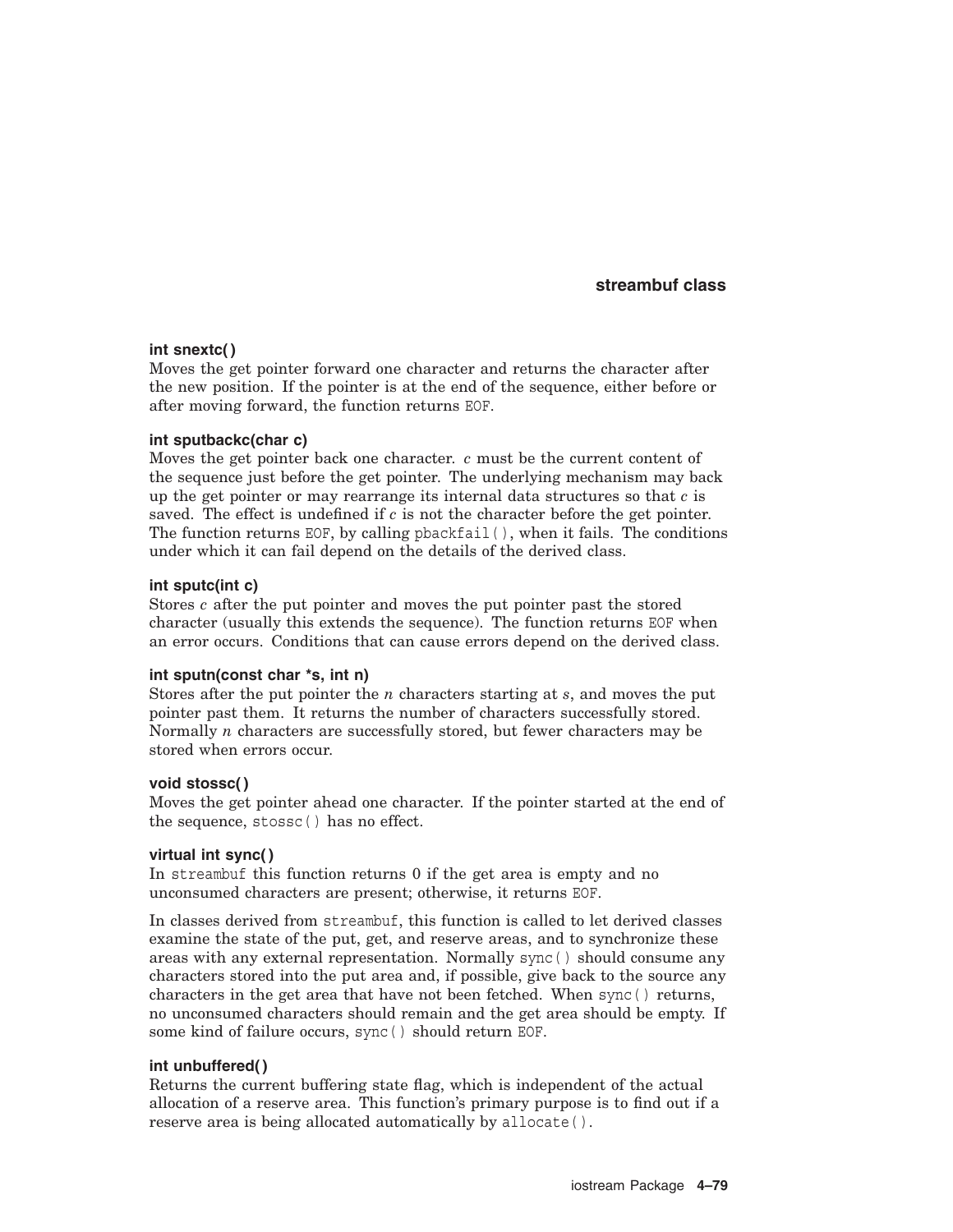**int snextc( )**
Moves the get pointer forward one character and returns the character after the new position. If the pointer is at the end of the sequence, either before or after moving forward, the function returns `EOF`.

**int sputbackc(char c)**
Moves the get pointer back one character. *c* must be the current content of the sequence just before the get pointer. The underlying mechanism may back up the get pointer or may rearrange its internal data structures so that *c* is saved. The effect is undefined if *c* is not the character before the get pointer. The function returns `EOF`, by calling `pbackfail()`, when it fails. The conditions under which it can fail depend on the details of the derived class.

**int sputc(int c)**
Stores *c* after the put pointer and moves the put pointer past the stored character (usually this extends the sequence). The function returns `EOF` when an error occurs. Conditions that can cause errors depend on the derived class.

**int sputn(const char *s, int n)**
Stores after the put pointer the *n* characters starting at *s*, and moves the put pointer past them. It returns the number of characters successfully stored. Normally *n* characters are successfully stored, but fewer characters may be stored when errors occur.

**void stossc( )**
Moves the get pointer ahead one character. If the pointer started at the end of the sequence, `stossc()` has no effect.

**virtual int sync( )**
In `streambuf` this function returns 0 if the get area is empty and no unconsumed characters are present; otherwise, it returns `EOF`.

In classes derived from `streambuf`, this function is called to let derived classes examine the state of the put, get, and reserve areas, and to synchronize these areas with any external representation. Normally `sync()` should consume any characters stored into the put area and, if possible, give back to the source any characters in the get area that have not been fetched. When `sync()` returns, no unconsumed characters should remain and the get area should be empty. If some kind of failure occurs, `sync()` should return `EOF`.

**int unbuffered( )**
Returns the current buffering state flag, which is independent of the actual allocation of a reserve area. This function's primary purpose is to find out if a reserve area is being allocated automatically by `allocate()`.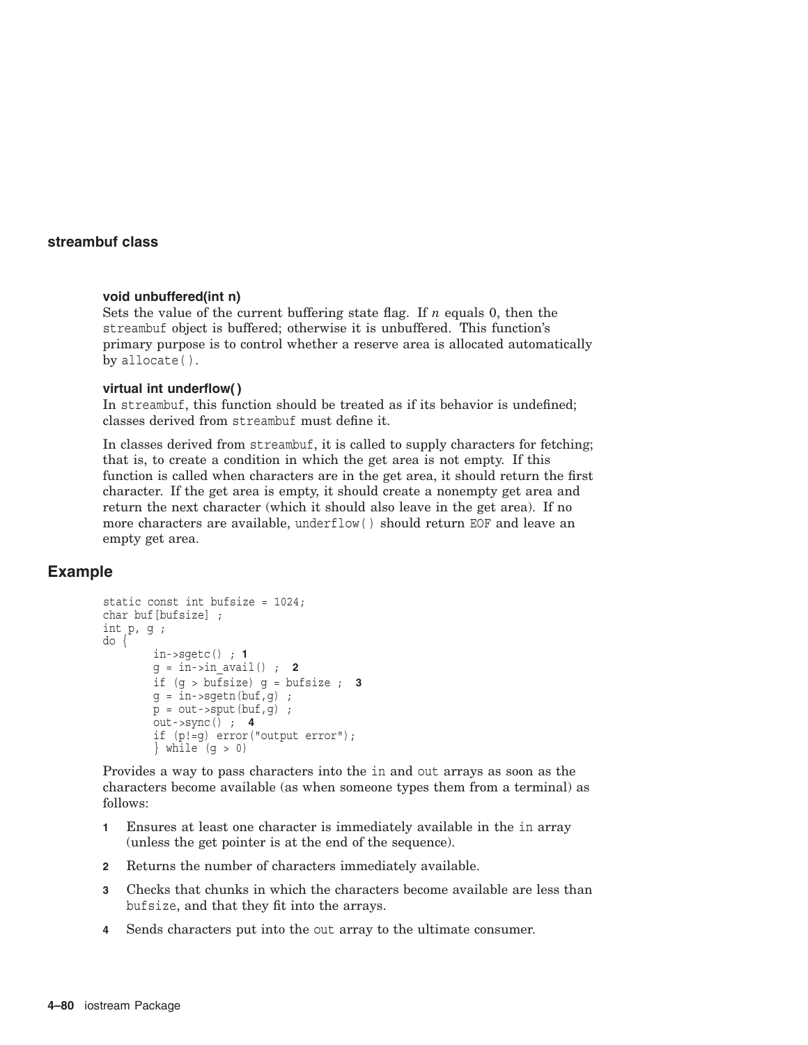### void unbuffered(int n)

Sets the value of the current buffering state flag. If *n* equals 0, then the streambuf object is buffered; otherwise it is unbuffered. This function's primary purpose is to control whether a reserve area is allocated automatically by allocate().

### virtual int underflow( )

In streambuf, this function should be treated as if its behavior is undefined; classes derived from streambuf must define it.

In classes derived from streambuf, it is called to supply characters for fetching; that is, to create a condition in which the get area is not empty. If this function is called when characters are in the get area, it should return the first character. If the get area is empty, it should create a nonempty get area and return the next character (which it should also leave in the get area). If no more characters are available, underflow() should return EOF and leave an empty get area.

## Example

```
static const int bufsize = 1024;
char buf[bufsize] ;
int p, g ;
do {
        in->sgetc() ; 1
        g = in->in_avail() ;  2
        if (g > bufsize) g = bufsize ;  3
        g = in->sgetn(buf,g) ;
        p = out->sput(buf,g) ;
        out->sync() ;  4
        if (p!=g) error("output error");
        } while (g > 0)
```

Provides a way to pass characters into the in and out arrays as soon as the characters become available (as when someone types them from a terminal) as follows:

1. Ensures at least one character is immediately available in the in array (unless the get pointer is at the end of the sequence).
2. Returns the number of characters immediately available.
3. Checks that chunks in which the characters become available are less than bufsize, and that they fit into the arrays.
4. Sends characters put into the out array to the ultimate consumer.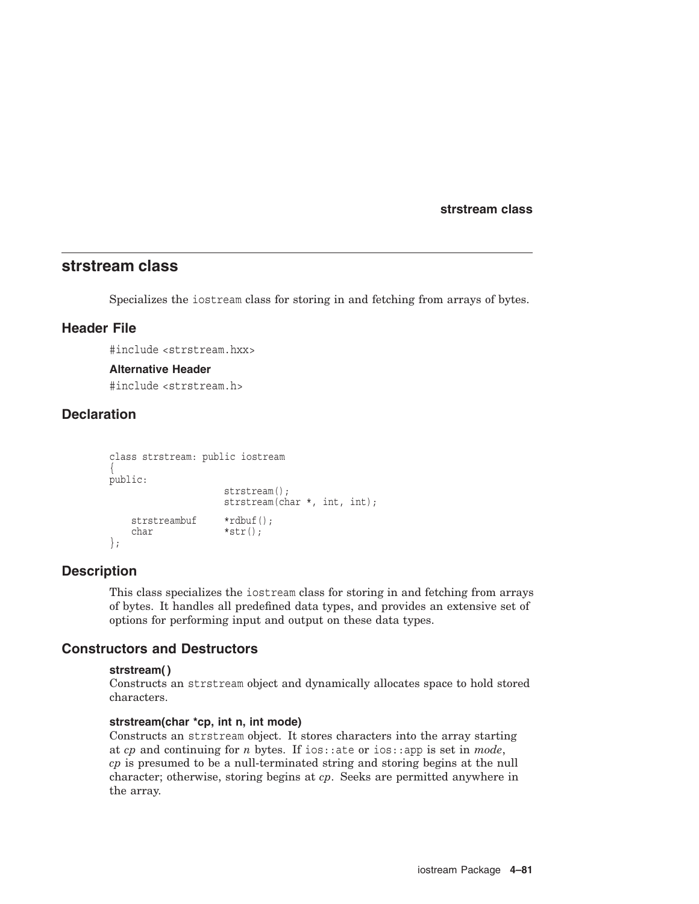# strstream class

Specializes the iostream class for storing in and fetching from arrays of bytes.

## Header File

#include <strstream.hxx>

### Alternative Header

#include <strstream.h>

## Declaration

```
class strstream: public iostream
{
public:
                    strstream();
                    strstream(char *, int, int);

    strstreambuf     *rdbuf();
    char             *str();
};
```

## Description

This class specializes the iostream class for storing in and fetching from arrays of bytes. It handles all predefined data types, and provides an extensive set of options for performing input and output on these data types.

## Constructors and Destructors

**strstream( )**
Constructs an strstream object and dynamically allocates space to hold stored characters.

**strstream(char *cp, int n, int mode)**
Constructs an strstream object. It stores characters into the array starting at *cp* and continuing for *n* bytes. If ios::ate or ios::app is set in *mode*, *cp* is presumed to be a null-terminated string and storing begins at the null character; otherwise, storing begins at *cp*. Seeks are permitted anywhere in the array.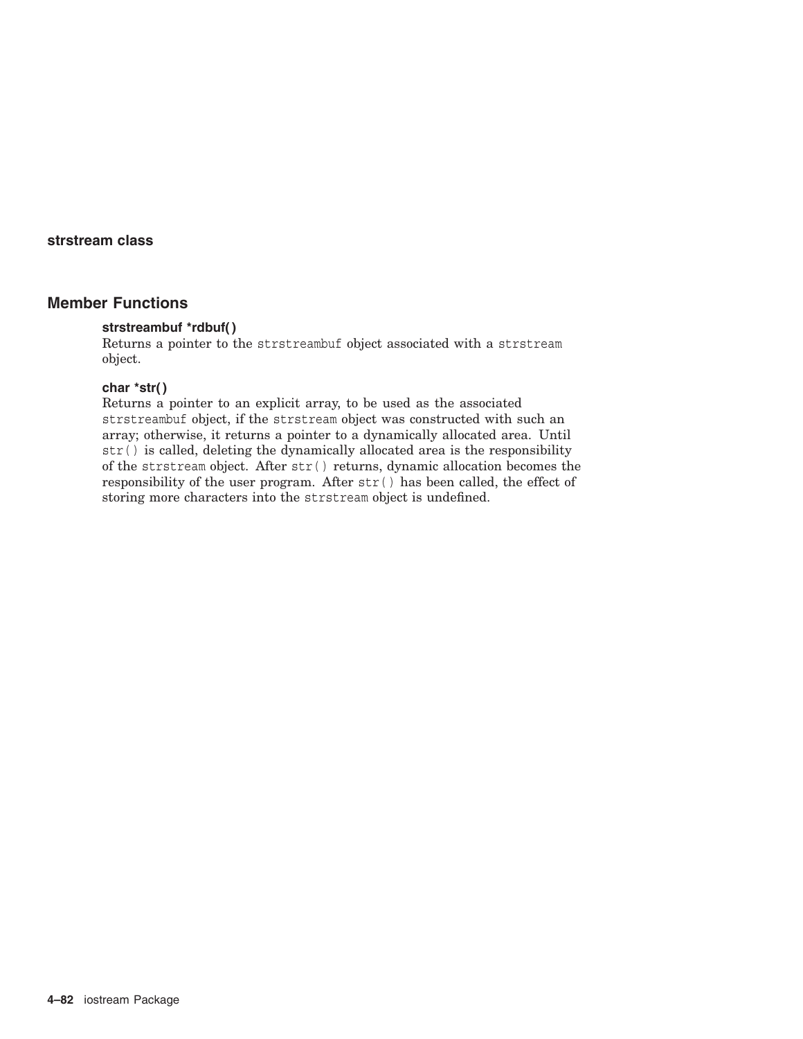## Member Functions

**strstreambuf *rdbuf( )**
Returns a pointer to the `strstreambuf` object associated with a `strstream` object.

**char *str( )**
Returns a pointer to an explicit array, to be used as the associated `strstreambuf` object, if the `strstream` object was constructed with such an array; otherwise, it returns a pointer to a dynamically allocated area. Until `str()` is called, deleting the dynamically allocated area is the responsibility of the `strstream` object. After `str()` returns, dynamic allocation becomes the responsibility of the user program. After `str()` has been called, the effect of storing more characters into the `strstream` object is undefined.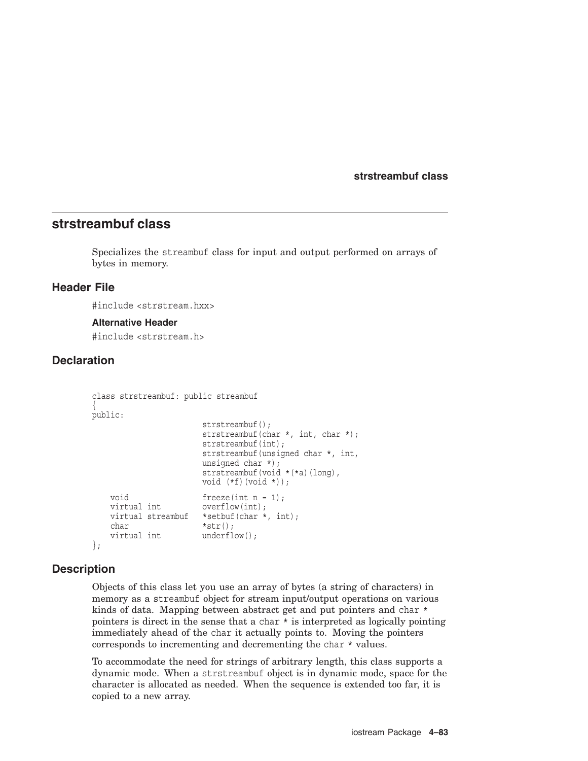## strstreambuf class

Specializes the streambuf class for input and output performed on arrays of bytes in memory.

### Header File

#include <strstream.hxx>

#### Alternative Header

#include <strstream.h>

### Declaration

```
class strstreambuf: public streambuf
{
public:
                        strstreambuf();
                        strstreambuf(char *, int, char *);
                        strstreambuf(int);
                        strstreambuf(unsigned char *, int,
                        unsigned char *);
                        strstreambuf(void *(*a)(long),
                        void (*f)(void *));

    void                freeze(int n = 1);
    virtual int         overflow(int);
    virtual streambuf   *setbuf(char *, int);
    char                *str();
    virtual int         underflow();
};
```

### Description

Objects of this class let you use an array of bytes (a string of characters) in memory as a streambuf object for stream input/output operations on various kinds of data. Mapping between abstract get and put pointers and char * pointers is direct in the sense that a char * is interpreted as logically pointing immediately ahead of the char it actually points to. Moving the pointers corresponds to incrementing and decrementing the char * values.

To accommodate the need for strings of arbitrary length, this class supports a dynamic mode. When a strstreambuf object is in dynamic mode, space for the character is allocated as needed. When the sequence is extended too far, it is copied to a new array.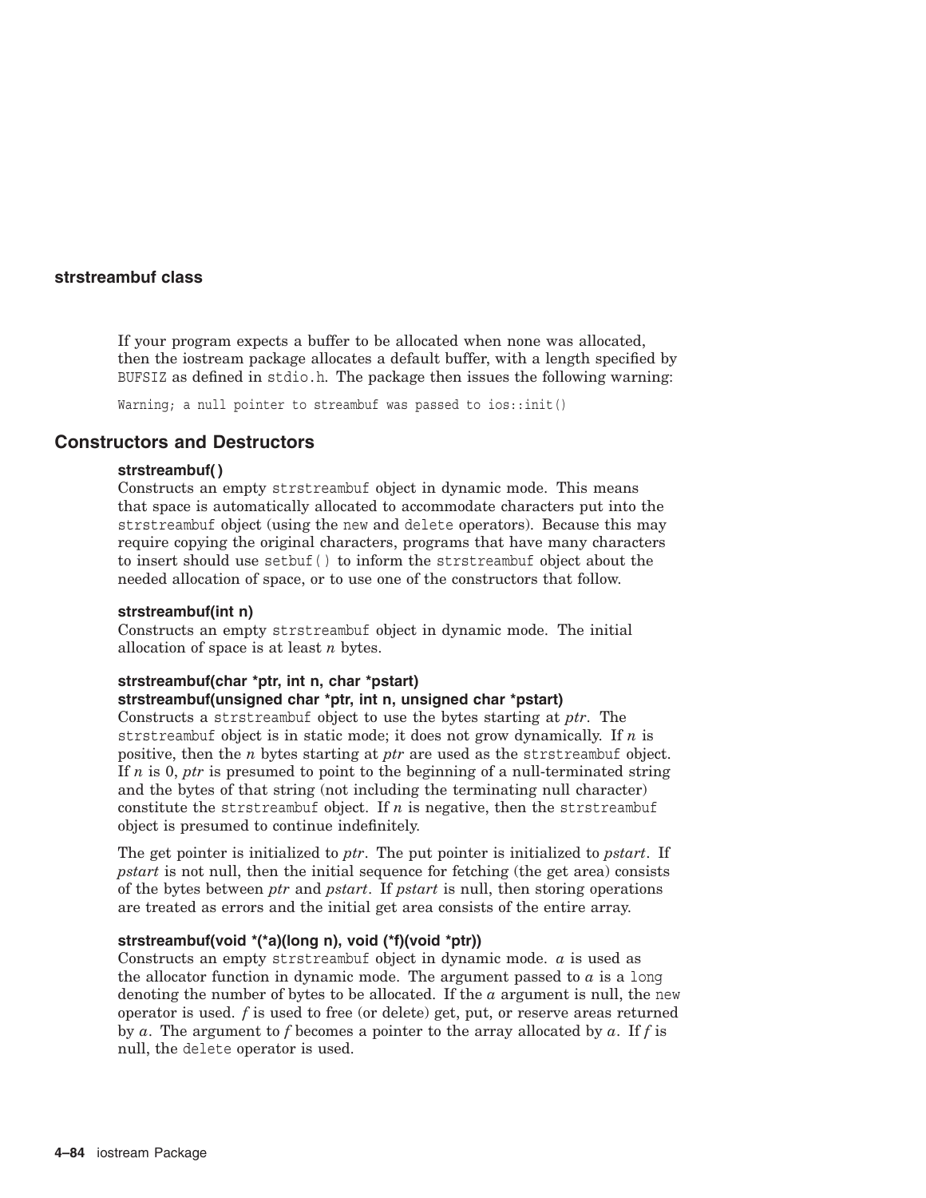### strstreambuf class

If your program expects a buffer to be allocated when none was allocated, then the iostream package allocates a default buffer, with a length specified by `BUFSIZ` as defined in `stdio.h`. The package then issues the following warning:

```
Warning; a null pointer to streambuf was passed to ios::init()
```

## Constructors and Destructors

**strstreambuf( )**
Constructs an empty `strstreambuf` object in dynamic mode. This means that space is automatically allocated to accommodate characters put into the `strstreambuf` object (using the `new` and `delete` operators). Because this may require copying the original characters, programs that have many characters to insert should use `setbuf( )` to inform the `strstreambuf` object about the needed allocation of space, or to use one of the constructors that follow.

**strstreambuf(int n)**
Constructs an empty `strstreambuf` object in dynamic mode. The initial allocation of space is at least *n* bytes.

**strstreambuf(char *ptr, int n, char *pstart)**
**strstreambuf(unsigned char *ptr, int n, unsigned char *pstart)**
Constructs a `strstreambuf` object to use the bytes starting at *ptr*. The `strstreambuf` object is in static mode; it does not grow dynamically. If *n* is positive, then the *n* bytes starting at *ptr* are used as the `strstreambuf` object. If *n* is 0, *ptr* is presumed to point to the beginning of a null-terminated string and the bytes of that string (not including the terminating null character) constitute the `strstreambuf` object. If *n* is negative, then the `strstreambuf` object is presumed to continue indefinitely.

The get pointer is initialized to *ptr*. The put pointer is initialized to *pstart*. If *pstart* is not null, then the initial sequence for fetching (the get area) consists of the bytes between *ptr* and *pstart*. If *pstart* is null, then storing operations are treated as errors and the initial get area consists of the entire array.

**strstreambuf(void *(*a)(long n), void (*f)(void *ptr))**
Constructs an empty `strstreambuf` object in dynamic mode. *a* is used as the allocator function in dynamic mode. The argument passed to *a* is a `long` denoting the number of bytes to be allocated. If the *a* argument is null, the `new` operator is used. *f* is used to free (or delete) get, put, or reserve areas returned by *a*. The argument to *f* becomes a pointer to the array allocated by *a*. If *f* is null, the `delete` operator is used.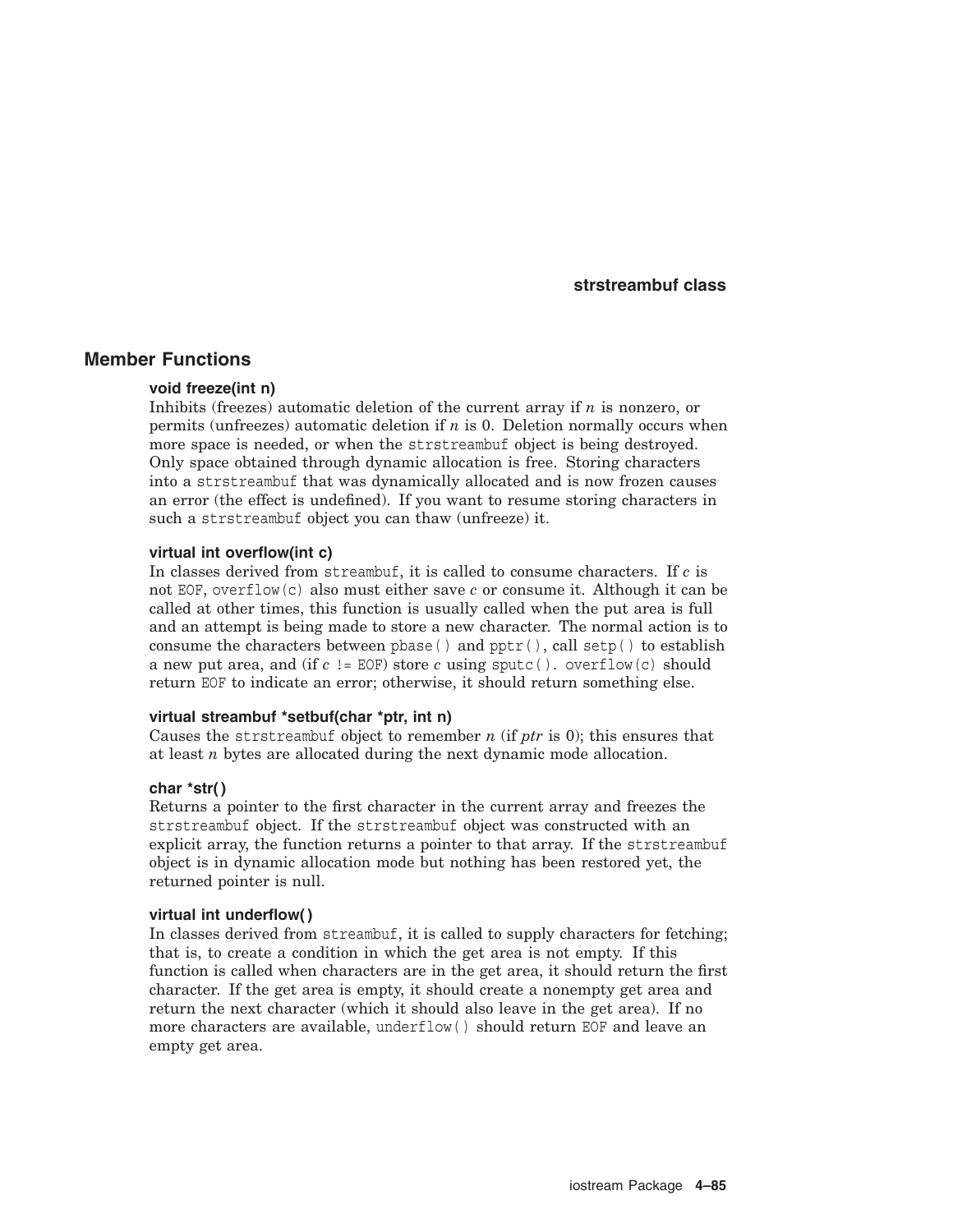## Member Functions

**void freeze(int n)**
Inhibits (freezes) automatic deletion of the current array if *n* is nonzero, or permits (unfreezes) automatic deletion if *n* is 0. Deletion normally occurs when more space is needed, or when the `strstreambuf` object is being destroyed. Only space obtained through dynamic allocation is free. Storing characters into a `strstreambuf` that was dynamically allocated and is now frozen causes an error (the effect is undefined). If you want to resume storing characters in such a `strstreambuf` object you can thaw (unfreeze) it.

**virtual int overflow(int c)**
In classes derived from `streambuf`, it is called to consume characters. If *c* is not `EOF`, `overflow(c)` also must either save *c* or consume it. Although it can be called at other times, this function is usually called when the put area is full and an attempt is being made to store a new character. The normal action is to consume the characters between `pbase()` and `pptr()`, call `setp()` to establish a new put area, and (if *c* `!= EOF`) store *c* using `sputc()`. `overflow(c)` should return `EOF` to indicate an error; otherwise, it should return something else.

**virtual streambuf *setbuf(char *ptr, int n)**
Causes the `strstreambuf` object to remember *n* (if *ptr* is 0); this ensures that at least *n* bytes are allocated during the next dynamic mode allocation.

**char *str( )**
Returns a pointer to the first character in the current array and freezes the `strstreambuf` object. If the `strstreambuf` object was constructed with an explicit array, the function returns a pointer to that array. If the `strstreambuf` object is in dynamic allocation mode but nothing has been restored yet, the returned pointer is null.

**virtual int underflow( )**
In classes derived from `streambuf`, it is called to supply characters for fetching; that is, to create a condition in which the get area is not empty. If this function is called when characters are in the get area, it should return the first character. If the get area is empty, it should create a nonempty get area and return the next character (which it should also leave in the get area). If no more characters are available, `underflow()` should return `EOF` and leave an empty get area.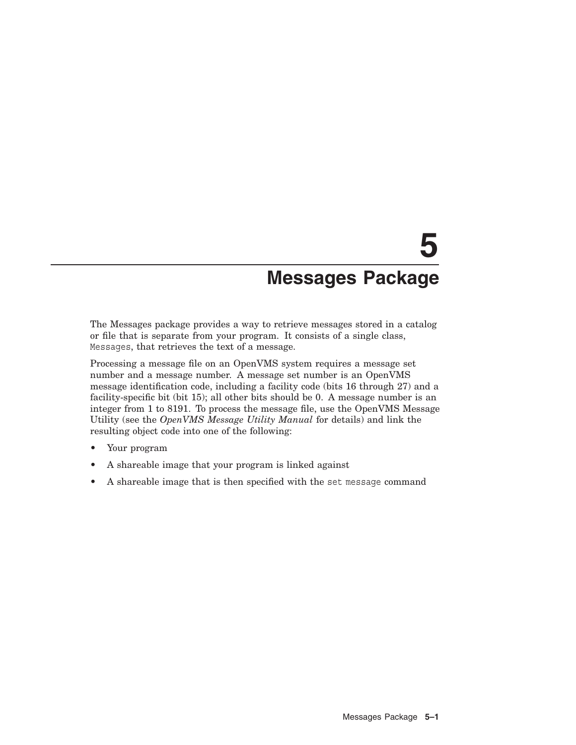# 5 Messages Package

The Messages package provides a way to retrieve messages stored in a catalog or file that is separate from your program. It consists of a single class, `Messages`, that retrieves the text of a message.

Processing a message file on an OpenVMS system requires a message set number and a message number. A message set number is an OpenVMS message identification code, including a facility code (bits 16 through 27) and a facility-specific bit (bit 15); all other bits should be 0. A message number is an integer from 1 to 8191. To process the message file, use the OpenVMS Message Utility (see the *OpenVMS Message Utility Manual* for details) and link the resulting object code into one of the following:

- Your program
- A shareable image that your program is linked against
- A shareable image that is then specified with the `set message` command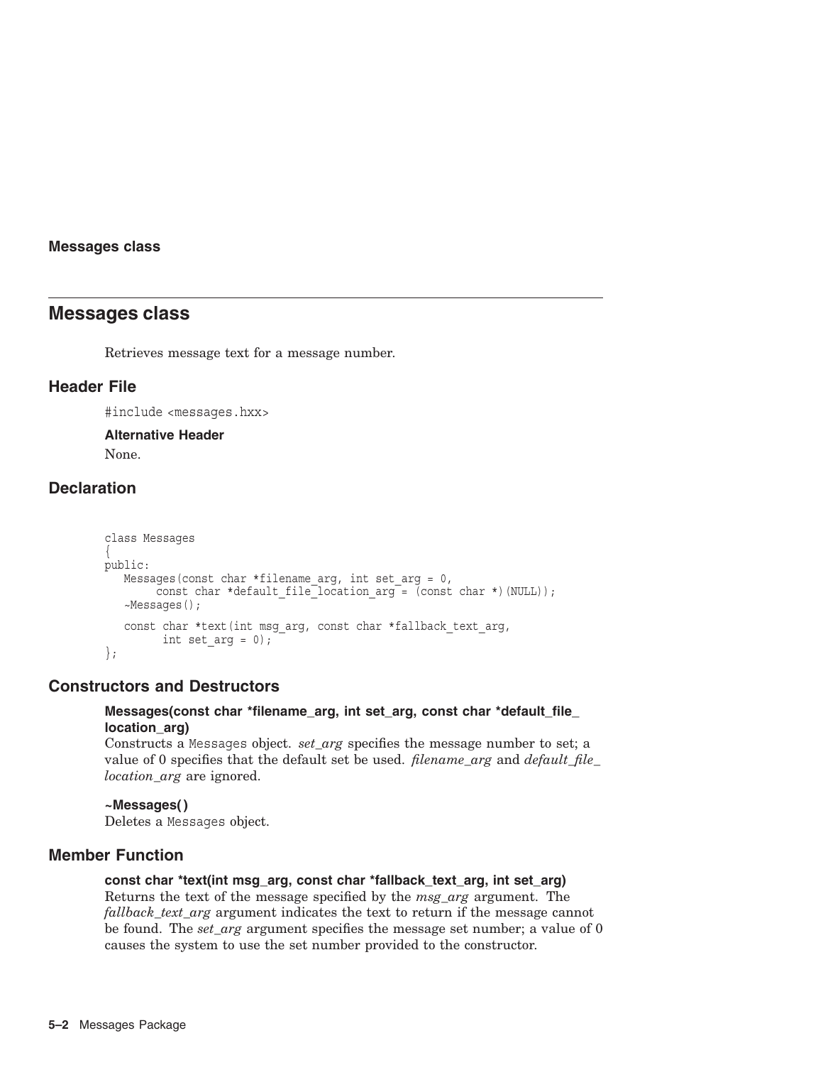# Messages class

Retrieves message text for a message number.

## Header File

`#include <messages.hxx>`

### Alternative Header

None.

## Declaration

```
class Messages
{
public:
   Messages(const char *filename_arg, int set_arg = 0,
        const char *default_file_location_arg = (const char *)(NULL));
   ~Messages();

   const char *text(int msg_arg, const char *fallback_text_arg,
         int set_arg = 0);
};
```

## Constructors and Destructors

**Messages(const char *filename_arg, int set_arg, const char *default_file_location_arg)**
Constructs a `Messages` object. *set_arg* specifies the message number to set; a value of 0 specifies that the default set be used. *filename_arg* and *default_file_location_arg* are ignored.

**~Messages( )**
Deletes a `Messages` object.

## Member Function

**const char *text(int msg_arg, const char *fallback_text_arg, int set_arg)**
Returns the text of the message specified by the *msg_arg* argument. The *fallback_text_arg* argument indicates the text to return if the message cannot be found. The *set_arg* argument specifies the message set number; a value of 0 causes the system to use the set number provided to the constructor.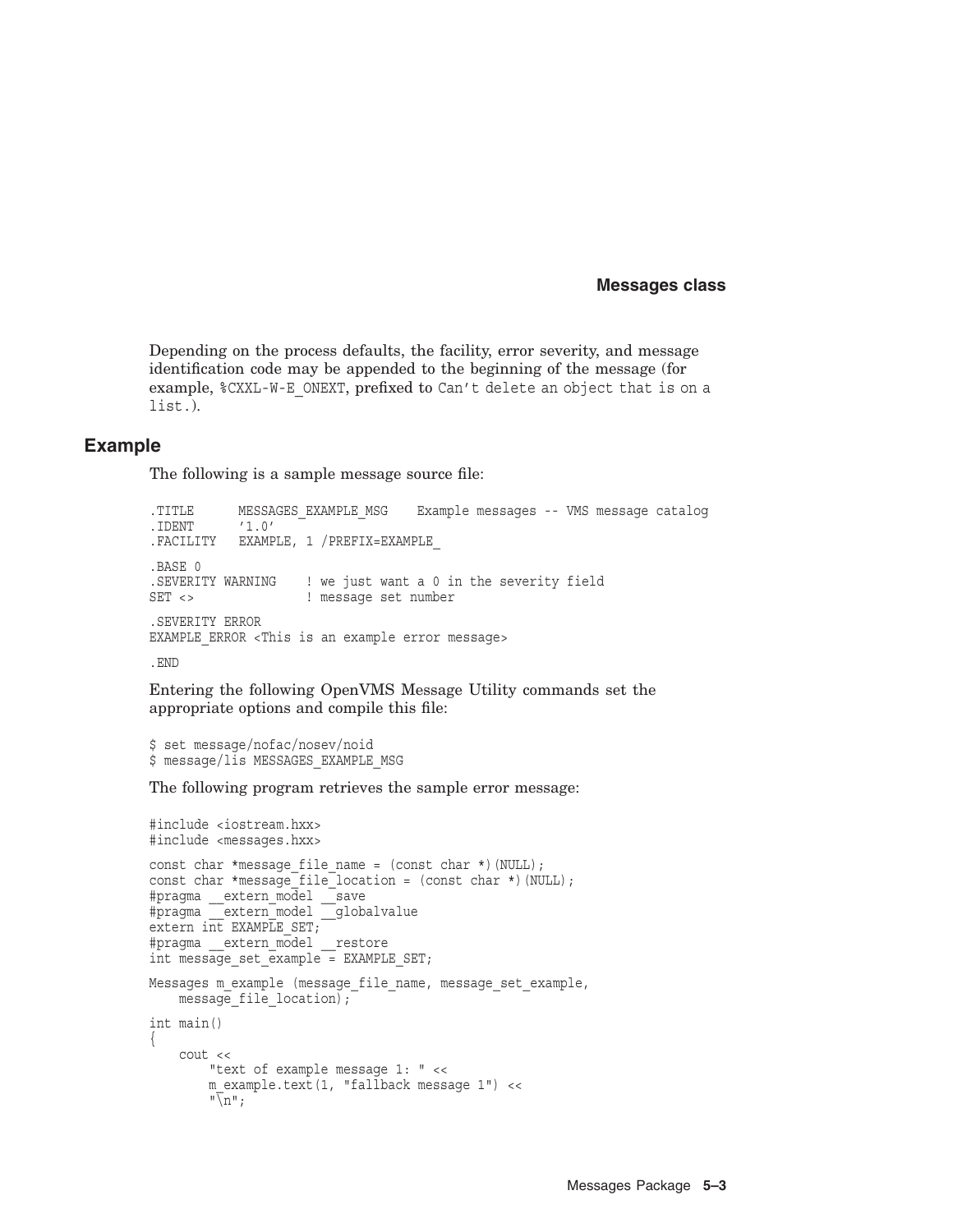Depending on the process defaults, the facility, error severity, and message identification code may be appended to the beginning of the message (for example, `%CXXL-W-E_ONEXT`, prefixed to `Can't delete an object that is on a list.`).

## Example

The following is a sample message source file:

```
.TITLE      MESSAGES_EXAMPLE_MSG    Example messages -- VMS message catalog
.IDENT      '1.0'
.FACILITY   EXAMPLE, 1 /PREFIX=EXAMPLE_

.BASE 0
.SEVERITY WARNING    ! we just want a 0 in the severity field
SET <>               ! message set number

.SEVERITY ERROR
EXAMPLE_ERROR <This is an example error message>

.END
```

Entering the following OpenVMS Message Utility commands set the appropriate options and compile this file:

```
$ set message/nofac/nosev/noid
$ message/lis MESSAGES_EXAMPLE_MSG
```

The following program retrieves the sample error message:

```
#include <iostream.hxx>
#include <messages.hxx>

const char *message_file_name = (const char *)(NULL);
const char *message_file_location = (const char *)(NULL);
#pragma __extern_model __save
#pragma __extern_model __globalvalue
extern int EXAMPLE_SET;
#pragma __extern_model __restore
int message_set_example = EXAMPLE_SET;

Messages m_example (message_file_name, message_set_example,
    message_file_location);

int main()
{
    cout <<
        "text of example message 1: " <<
        m_example.text(1, "fallback message 1") <<
        "\n";
```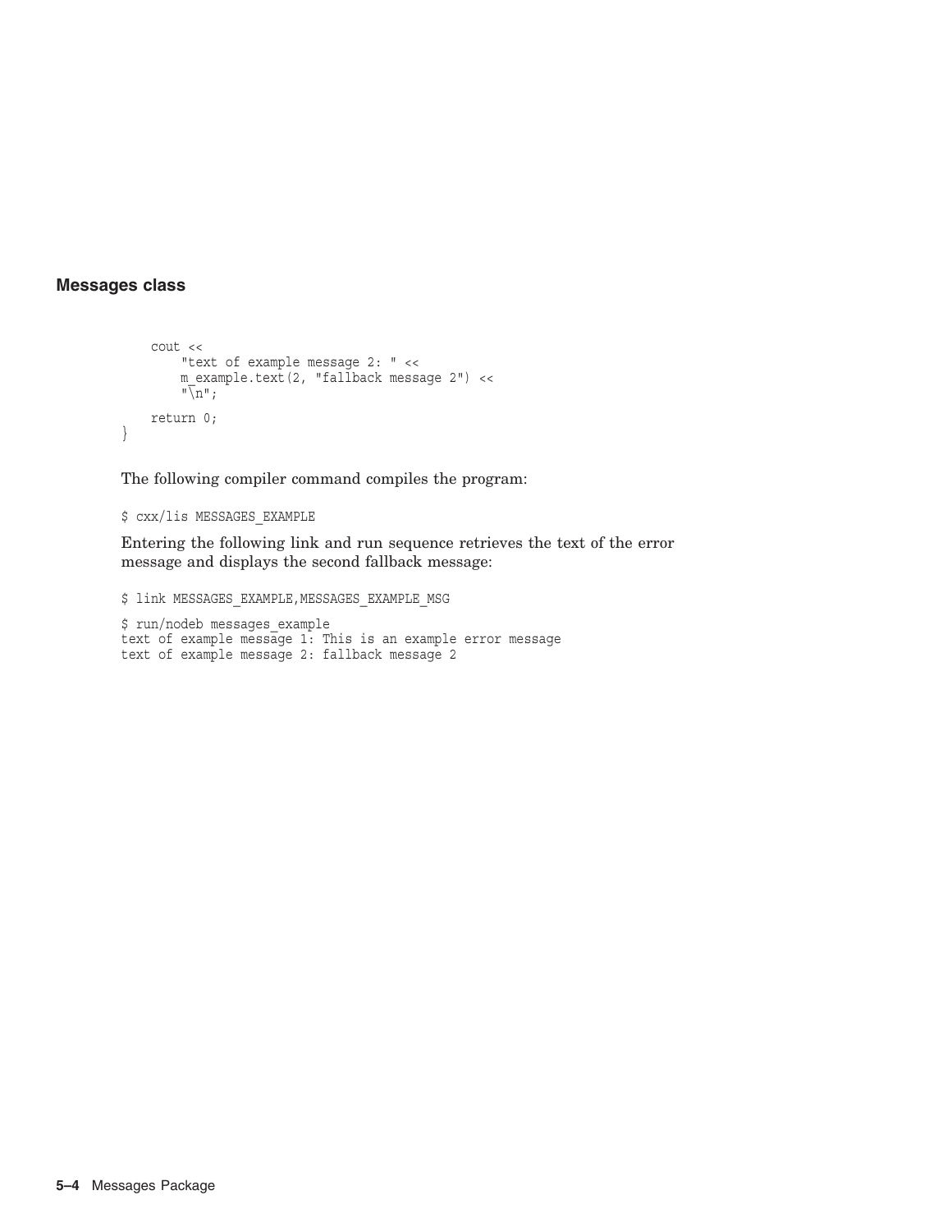## Messages class

```
    cout <<
        "text of example message 2: " <<
        m_example.text(2, "fallback message 2") <<
        "\n";

    return 0;
}
```

The following compiler command compiles the program:

```
$ cxx/lis MESSAGES_EXAMPLE
```

Entering the following link and run sequence retrieves the text of the error message and displays the second fallback message:

```
$ link MESSAGES_EXAMPLE,MESSAGES_EXAMPLE_MSG

$ run/nodeb messages_example
text of example message 1: This is an example error message
text of example message 2: fallback message 2
```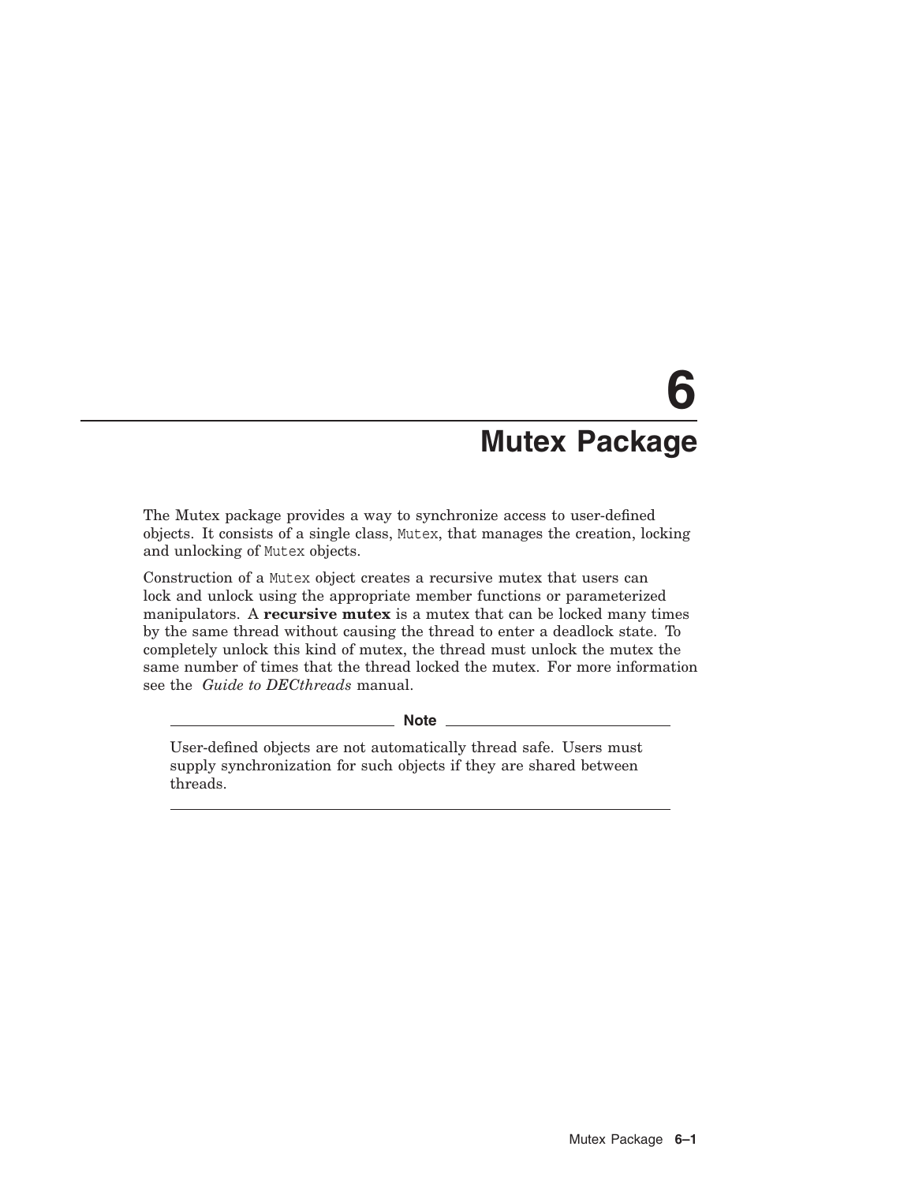# 6 Mutex Package

The Mutex package provides a way to synchronize access to user-defined objects. It consists of a single class, `Mutex`, that manages the creation, locking and unlocking of `Mutex` objects.

Construction of a `Mutex` object creates a recursive mutex that users can lock and unlock using the appropriate member functions or parameterized manipulators. A **recursive mutex** is a mutex that can be locked many times by the same thread without causing the thread to enter a deadlock state. To completely unlock this kind of mutex, the thread must unlock the mutex the same number of times that the thread locked the mutex. For more information see the *Guide to DECthreads* manual.

> **Note**
>
> User-defined objects are not automatically thread safe. Users must supply synchronization for such objects if they are shared between threads.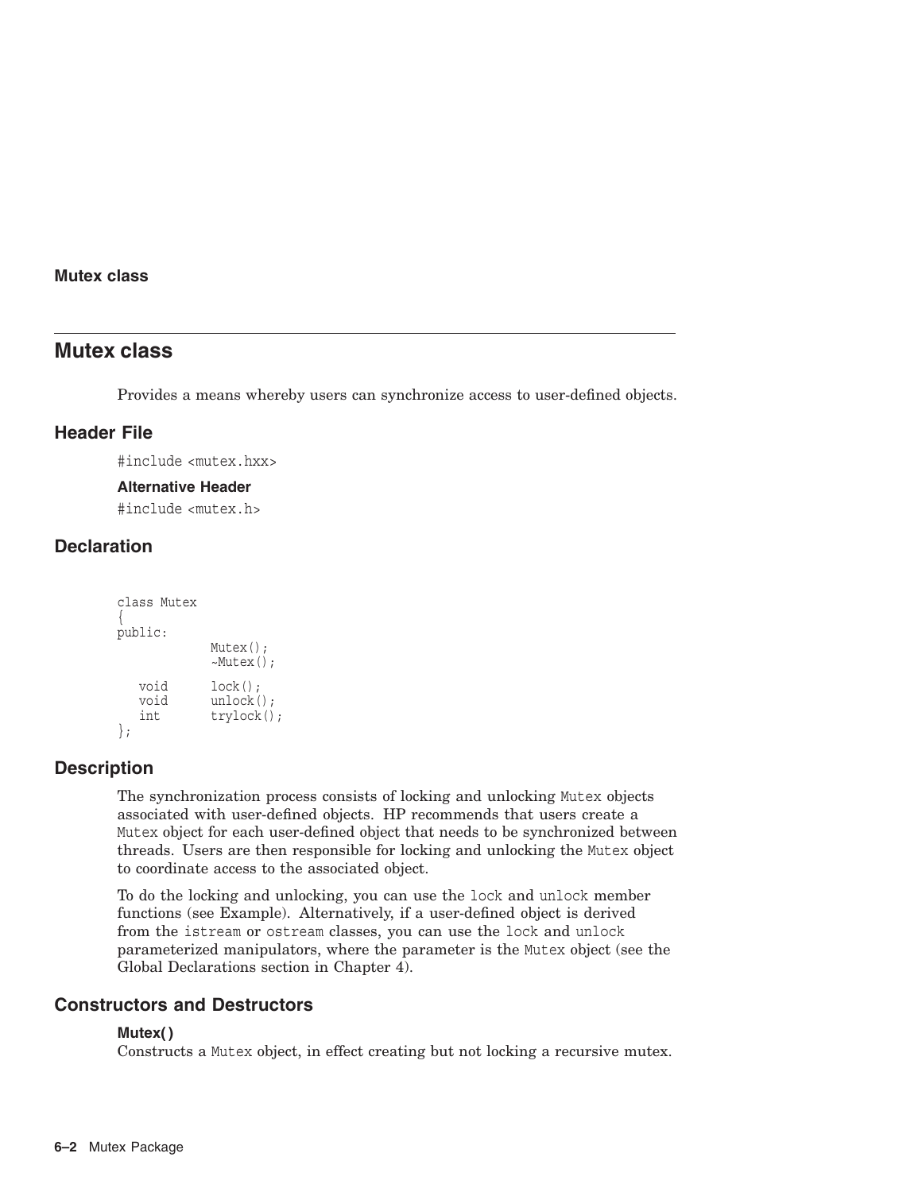## Mutex class

Provides a means whereby users can synchronize access to user-defined objects.

### Header File

```
#include <mutex.hxx>
```

#### Alternative Header

```
#include <mutex.h>
```

### Declaration

```
class Mutex
{
public:
             Mutex();
             ~Mutex();

   void      lock();
   void      unlock();
   int       trylock();
};
```

### Description

The synchronization process consists of locking and unlocking `Mutex` objects associated with user-defined objects. HP recommends that users create a `Mutex` object for each user-defined object that needs to be synchronized between threads. Users are then responsible for locking and unlocking the `Mutex` object to coordinate access to the associated object.

To do the locking and unlocking, you can use the `lock` and `unlock` member functions (see Example). Alternatively, if a user-defined object is derived from the `istream` or `ostream` classes, you can use the `lock` and `unlock` parameterized manipulators, where the parameter is the `Mutex` object (see the Global Declarations section in Chapter 4).

### Constructors and Destructors

#### Mutex( )

Constructs a `Mutex` object, in effect creating but not locking a recursive mutex.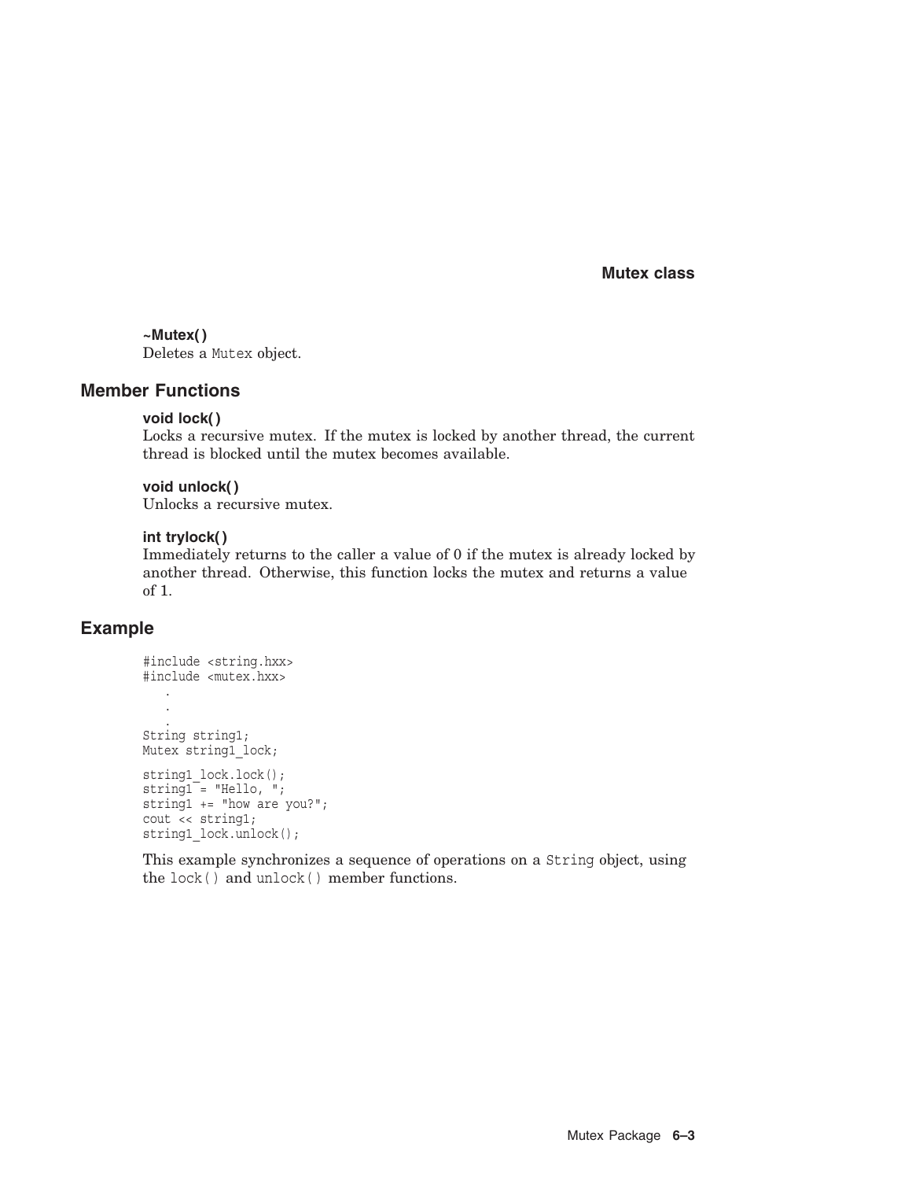**~Mutex( )**
Deletes a `Mutex` object.

## Member Functions

**void lock( )**
Locks a recursive mutex. If the mutex is locked by another thread, the current thread is blocked until the mutex becomes available.

**void unlock( )**
Unlocks a recursive mutex.

**int trylock( )**
Immediately returns to the caller a value of 0 if the mutex is already locked by another thread. Otherwise, this function locks the mutex and returns a value of 1.

## Example

```
#include <string.hxx>
#include <mutex.hxx>
   .
   .
   .
String string1;
Mutex string1_lock;

string1_lock.lock();
string1 = "Hello, ";
string1 += "how are you?";
cout << string1;
string1_lock.unlock();
```

This example synchronizes a sequence of operations on a `String` object, using the `lock()` and `unlock()` member functions.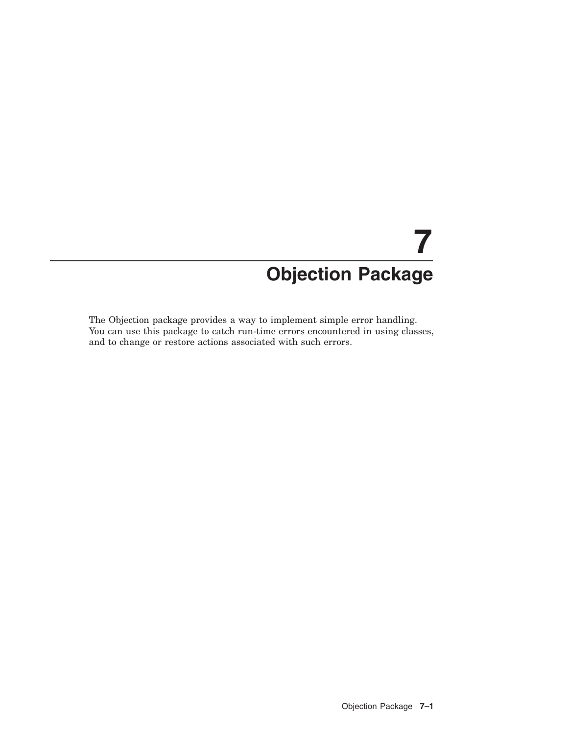# 7 Objection Package

The Objection package provides a way to implement simple error handling. You can use this package to catch run-time errors encountered in using classes, and to change or restore actions associated with such errors.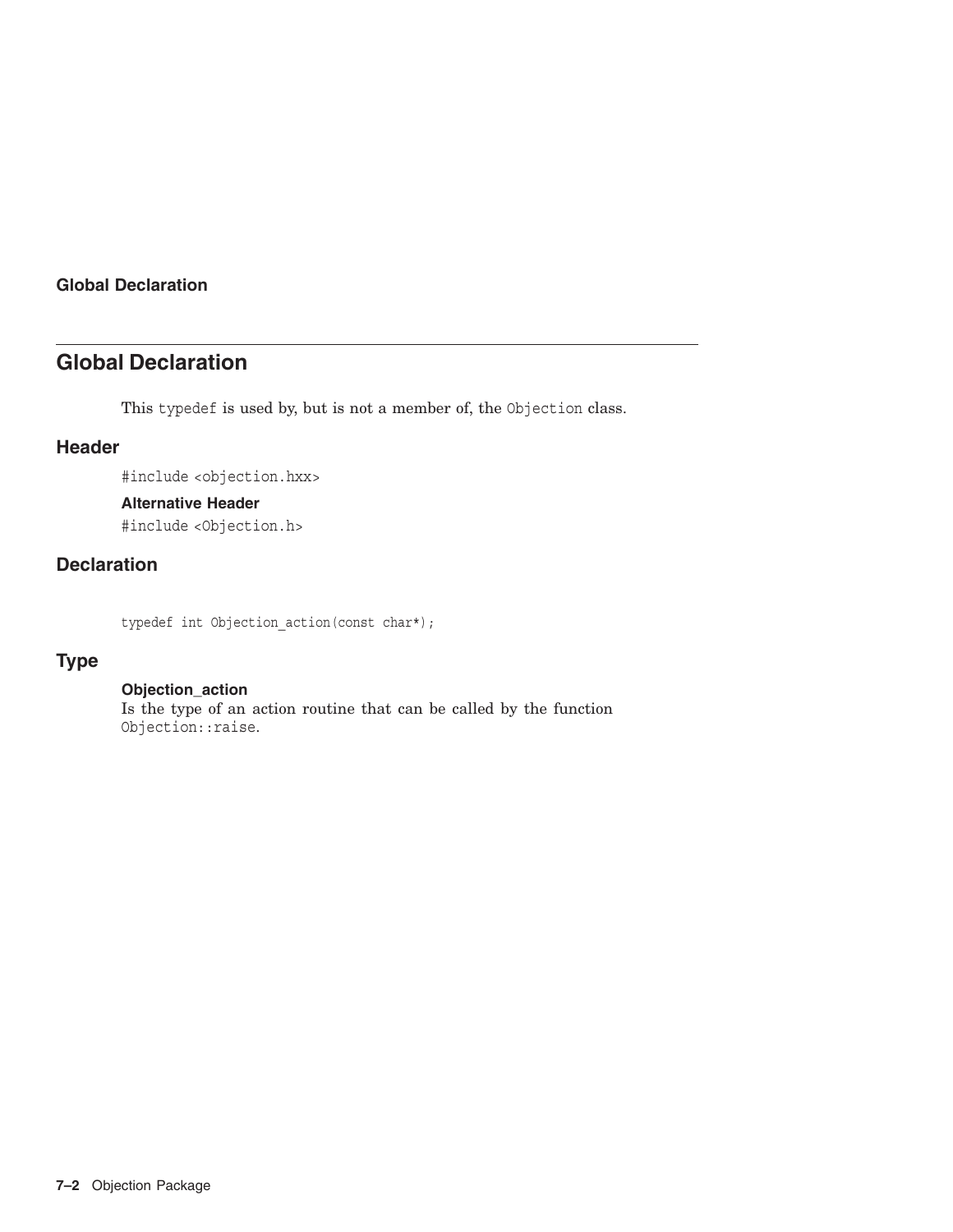## Global Declaration

This typedef is used by, but is not a member of, the Objection class.

### Header

```
#include <objection.hxx>
```

#### Alternative Header

```
#include <Objection.h>
```

### Declaration

```
typedef int Objection_action(const char*);
```

### Type

**Objection_action**
Is the type of an action routine that can be called by the function Objection::raise.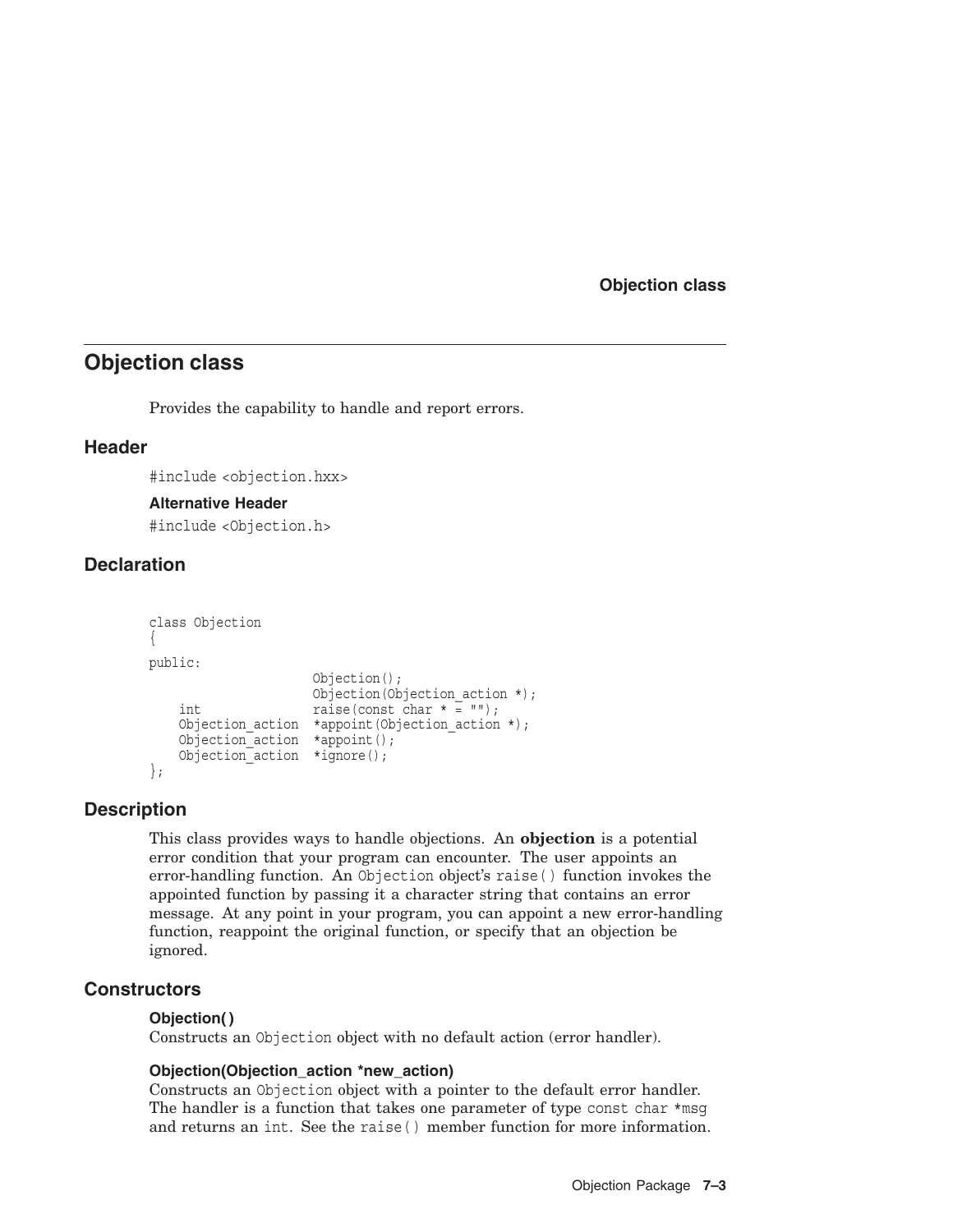# Objection class

Provides the capability to handle and report errors.

## Header

`#include <objection.hxx>`

### Alternative Header

`#include <Objection.h>`

## Declaration

```
class Objection
{
public:
                      Objection();
                      Objection(Objection_action *);
    int               raise(const char * = "");
    Objection_action  *appoint(Objection_action *);
    Objection_action  *appoint();
    Objection_action  *ignore();
};
```

## Description

This class provides ways to handle objections. An **objection** is a potential error condition that your program can encounter. The user appoints an error-handling function. An `Objection` object's `raise()` function invokes the appointed function by passing it a character string that contains an error message. At any point in your program, you can appoint a new error-handling function, reappoint the original function, or specify that an objection be ignored.

## Constructors

### Objection( )

Constructs an `Objection` object with no default action (error handler).

### Objection(Objection_action *new_action)

Constructs an `Objection` object with a pointer to the default error handler. The handler is a function that takes one parameter of type `const char *msg` and returns an `int`. See the `raise()` member function for more information.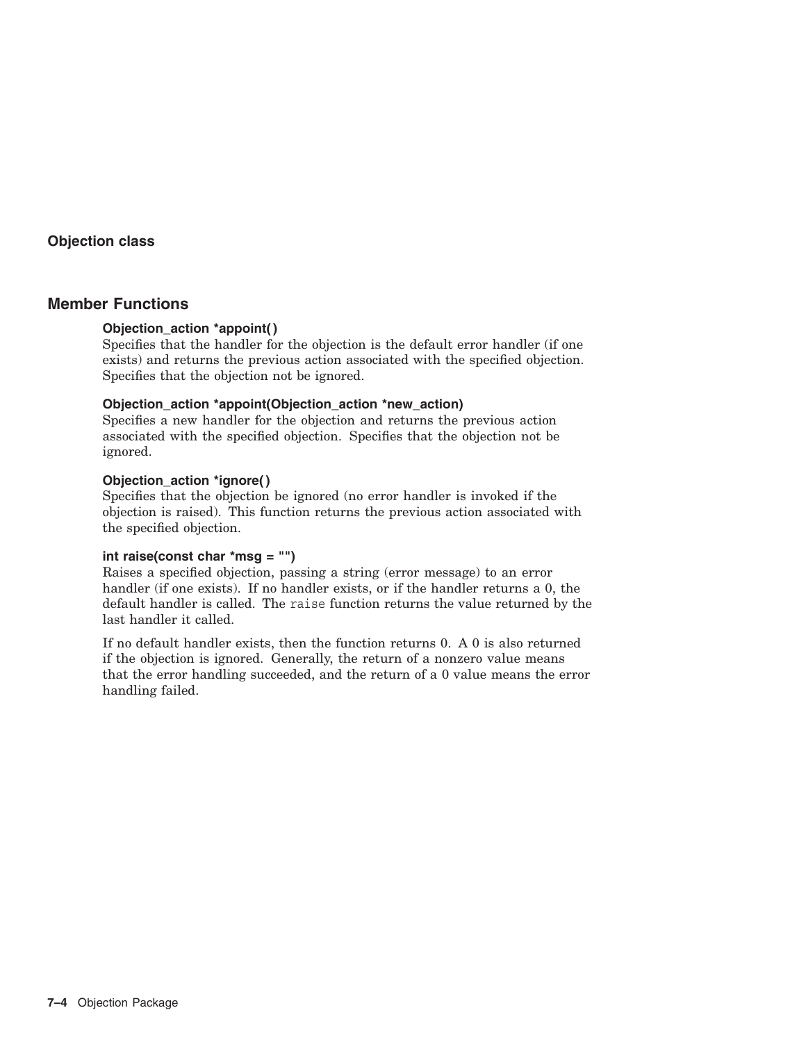## Objection class

## Member Functions

**Objection_action *appoint( )**

Specifies that the handler for the objection is the default error handler (if one exists) and returns the previous action associated with the specified objection. Specifies that the objection not be ignored.

**Objection_action *appoint(Objection_action *new_action)**

Specifies a new handler for the objection and returns the previous action associated with the specified objection. Specifies that the objection not be ignored.

**Objection_action *ignore( )**

Specifies that the objection be ignored (no error handler is invoked if the objection is raised). This function returns the previous action associated with the specified objection.

**int raise(const char *msg = "")**

Raises a specified objection, passing a string (error message) to an error handler (if one exists). If no handler exists, or if the handler returns a 0, the default handler is called. The `raise` function returns the value returned by the last handler it called.

If no default handler exists, then the function returns 0. A 0 is also returned if the objection is ignored. Generally, the return of a nonzero value means that the error handling succeeded, and the return of a 0 value means the error handling failed.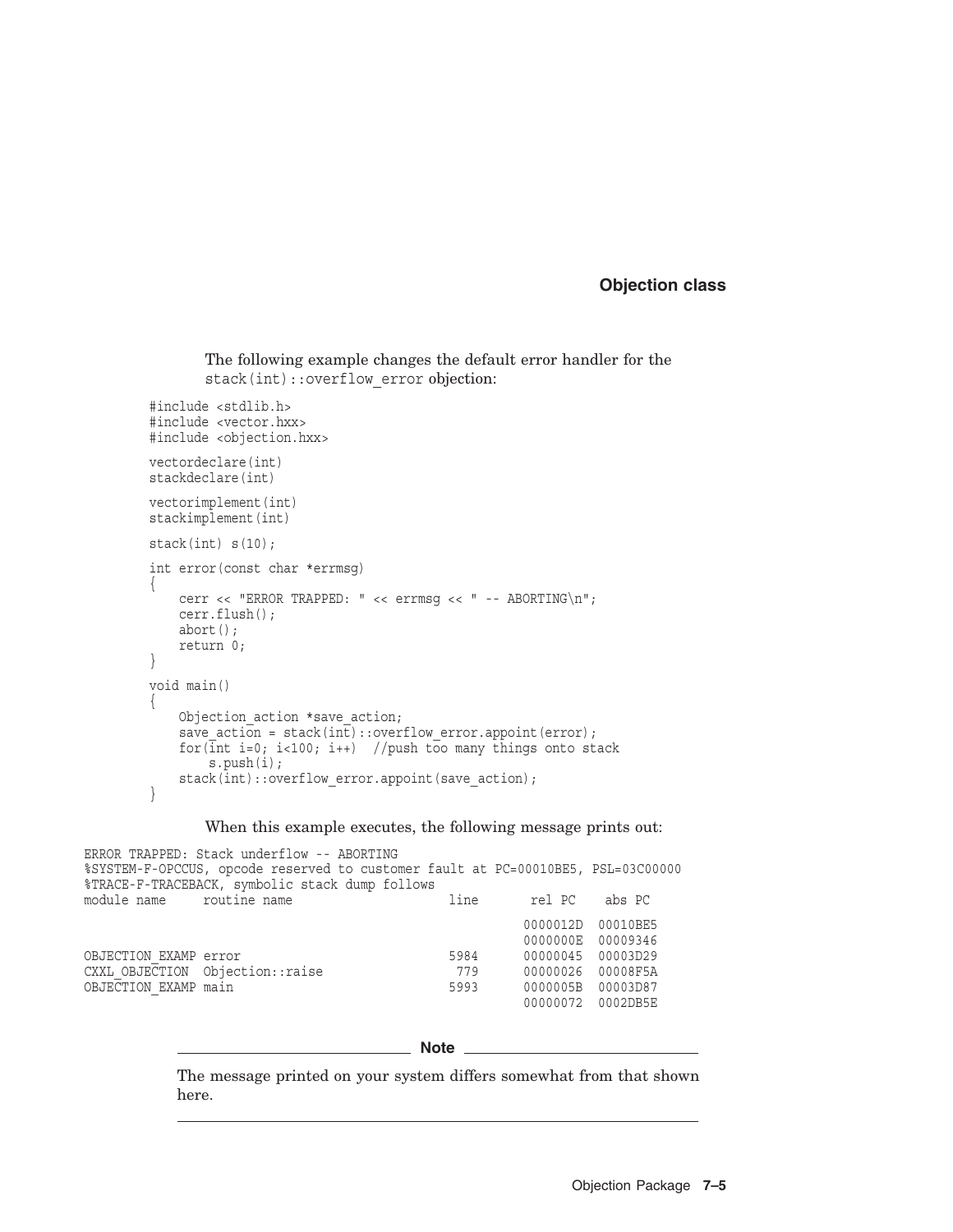The following example changes the default error handler for the `stack(int)::overflow_error` objection:

```
#include <stdlib.h>
#include <vector.hxx>
#include <objection.hxx>

vectordeclare(int)
stackdeclare(int)

vectorimplement(int)
stackimplement(int)

stack(int) s(10);

int error(const char *errmsg)
{
    cerr << "ERROR TRAPPED: " << errmsg << " -- ABORTING\n";
    cerr.flush();
    abort();
    return 0;
}

void main()
{
    Objection_action *save_action;
    save_action = stack(int)::overflow_error.appoint(error);
    for(int i=0; i<100; i++)  //push too many things onto stack
        s.push(i);
    stack(int)::overflow_error.appoint(save_action);
}
```

When this example executes, the following message prints out:

```
ERROR TRAPPED: Stack underflow -- ABORTING
%SYSTEM-F-OPCCUS, opcode reserved to customer fault at PC=00010BE5, PSL=03C00000
%TRACE-F-TRACEBACK, symbolic stack dump follows
module name     routine name                     line       rel PC    abs PC

                                                            0000012D  00010BE5
                                                            0000000E  00009346
OBJECTION_EXAMP error                            5984       00000045  00003D29
CXXL_OBJECTION  Objection::raise                  779       00000026  00008F5A
OBJECTION_EXAMP main                             5993       0000005B  00003D87
                                                            00000072  0002DB5E
```

---

**Note**

The message printed on your system differs somewhat from that shown here.

---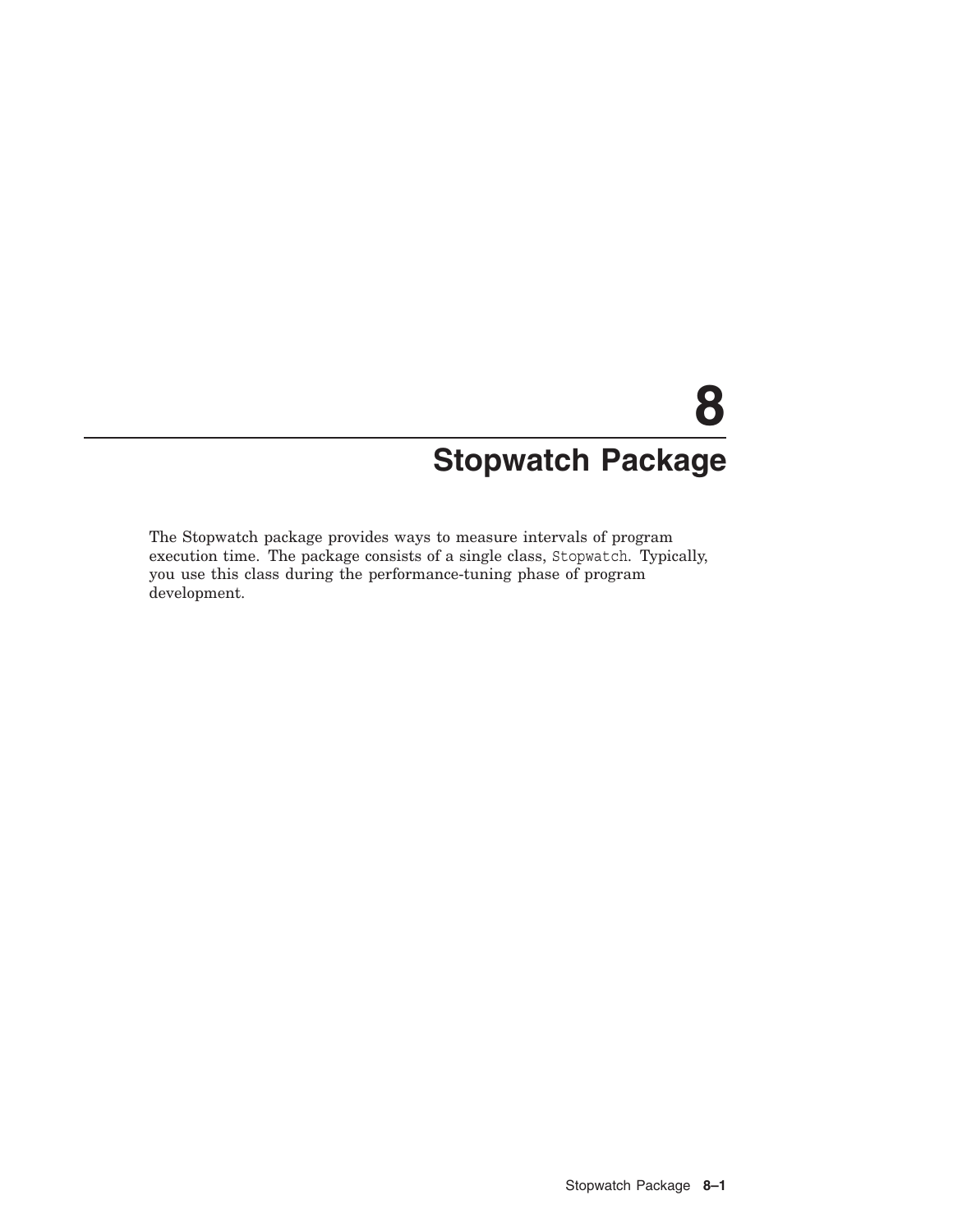# 8 Stopwatch Package

The Stopwatch package provides ways to measure intervals of program execution time. The package consists of a single class, `Stopwatch`. Typically, you use this class during the performance-tuning phase of program development.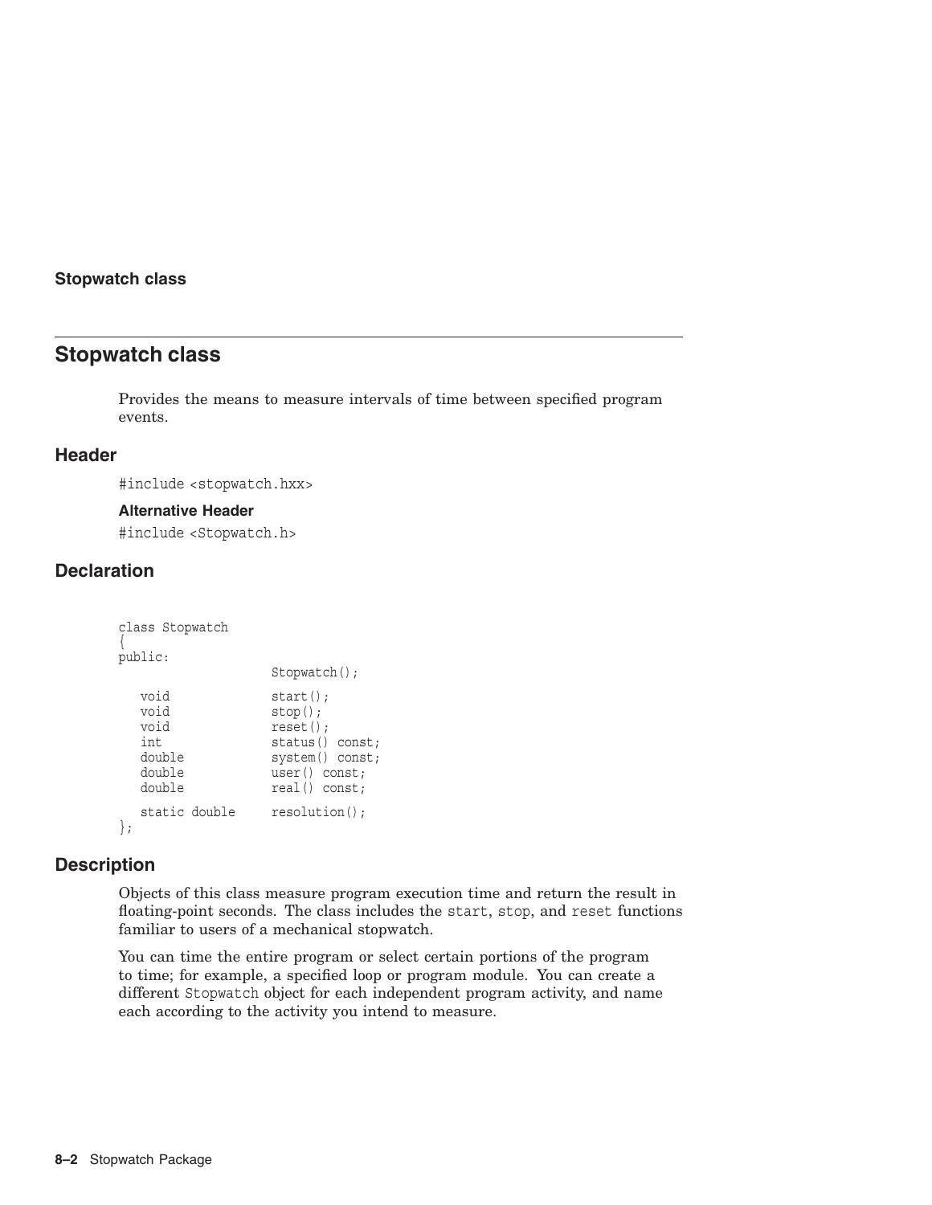# Stopwatch class

Provides the means to measure intervals of time between specified program events.

## Header

`#include <stopwatch.hxx>`

### Alternative Header

`#include <Stopwatch.h>`

## Declaration

```
class Stopwatch
{
public:
                     Stopwatch();

   void              start();
   void              stop();
   void              reset();
   int               status() const;
   double            system() const;
   double            user() const;
   double            real() const;

   static double     resolution();
};
```

## Description

Objects of this class measure program execution time and return the result in floating-point seconds. The class includes the `start`, `stop`, and `reset` functions familiar to users of a mechanical stopwatch.

You can time the entire program or select certain portions of the program to time; for example, a specified loop or program module. You can create a different `Stopwatch` object for each independent program activity, and name each according to the activity you intend to measure.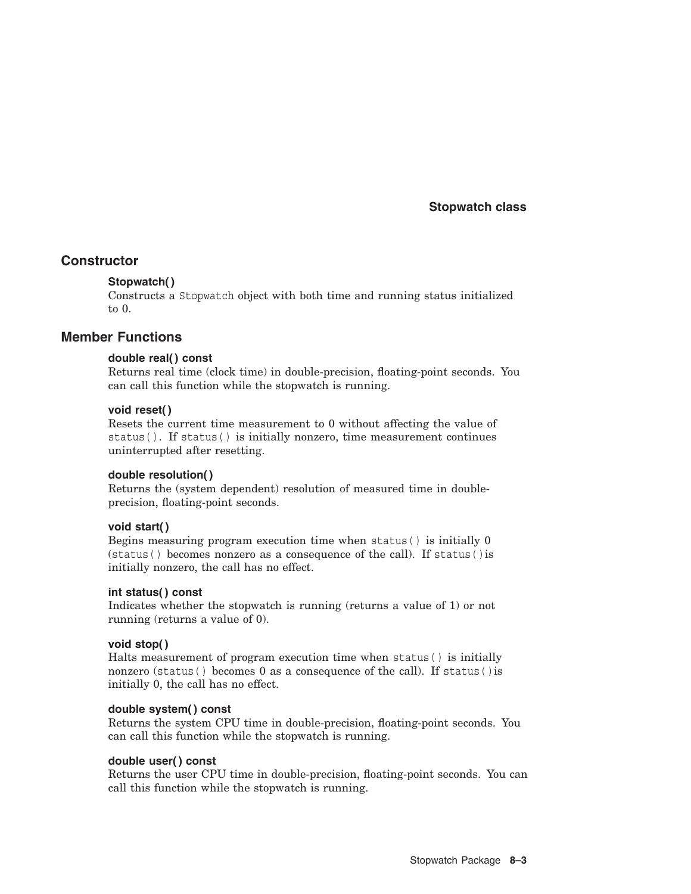## Constructor

**Stopwatch( )**

Constructs a `Stopwatch` object with both time and running status initialized to 0.

## Member Functions

**double real( ) const**

Returns real time (clock time) in double-precision, floating-point seconds. You can call this function while the stopwatch is running.

**void reset( )**

Resets the current time measurement to 0 without affecting the value of `status()`. If `status()` is initially nonzero, time measurement continues uninterrupted after resetting.

**double resolution( )**

Returns the (system dependent) resolution of measured time in double-precision, floating-point seconds.

**void start( )**

Begins measuring program execution time when `status()` is initially 0 (`status()` becomes nonzero as a consequence of the call). If `status()`is initially nonzero, the call has no effect.

**int status( ) const**

Indicates whether the stopwatch is running (returns a value of 1) or not running (returns a value of 0).

**void stop( )**

Halts measurement of program execution time when `status()` is initially nonzero (`status()` becomes 0 as a consequence of the call). If `status()`is initially 0, the call has no effect.

**double system( ) const**

Returns the system CPU time in double-precision, floating-point seconds. You can call this function while the stopwatch is running.

**double user( ) const**

Returns the user CPU time in double-precision, floating-point seconds. You can call this function while the stopwatch is running.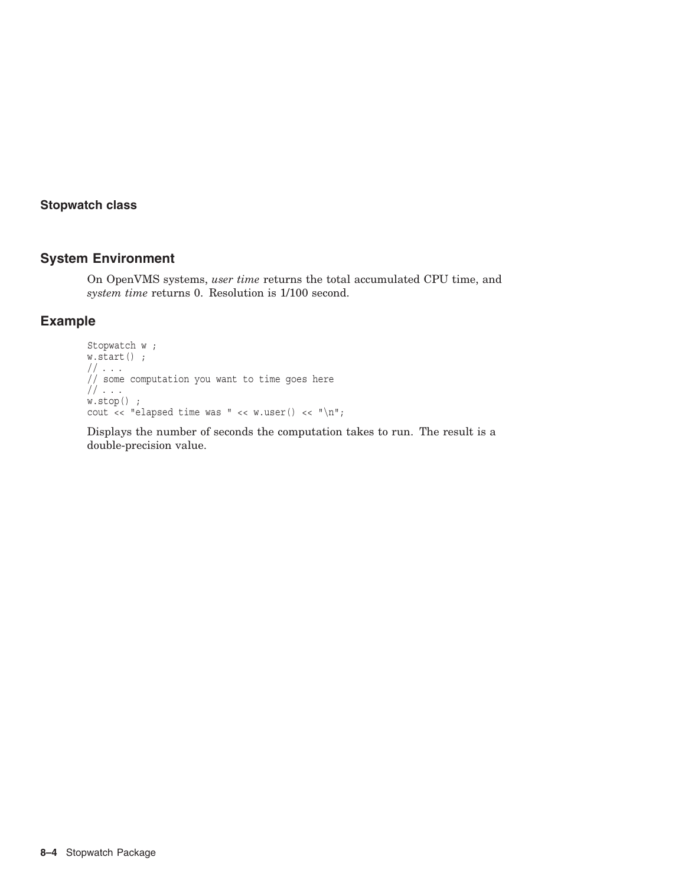**Stopwatch class**

## System Environment

On OpenVMS systems, *user time* returns the total accumulated CPU time, and *system time* returns 0. Resolution is 1/100 second.

## Example

```
Stopwatch w ;
w.start() ;
// . . .
// some computation you want to time goes here
// . . .
w.stop() ;
cout << "elapsed time was " << w.user() << "\n";
```

Displays the number of seconds the computation takes to run. The result is a double-precision value.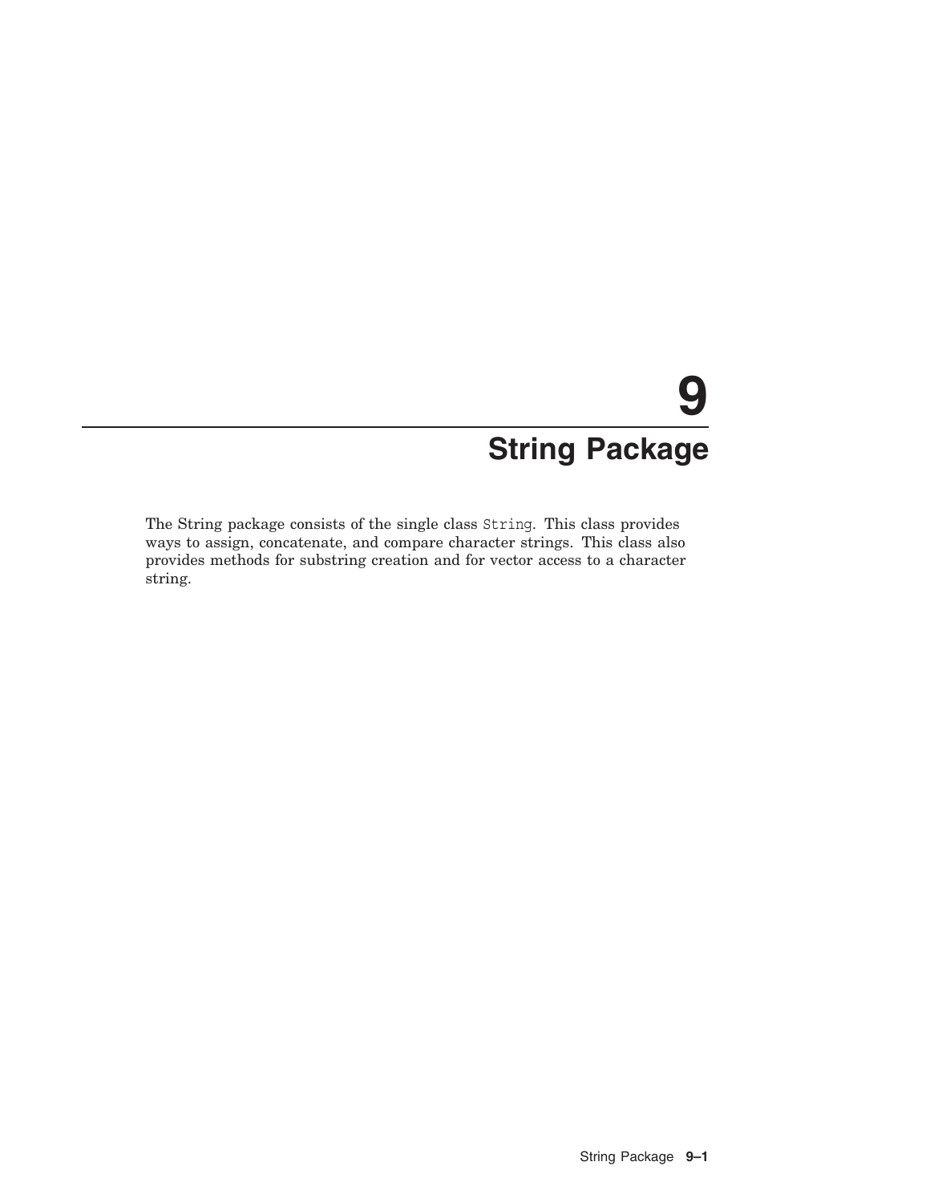# 9 String Package

The String package consists of the single class `String`. This class provides ways to assign, concatenate, and compare character strings. This class also provides methods for substring creation and for vector access to a character string.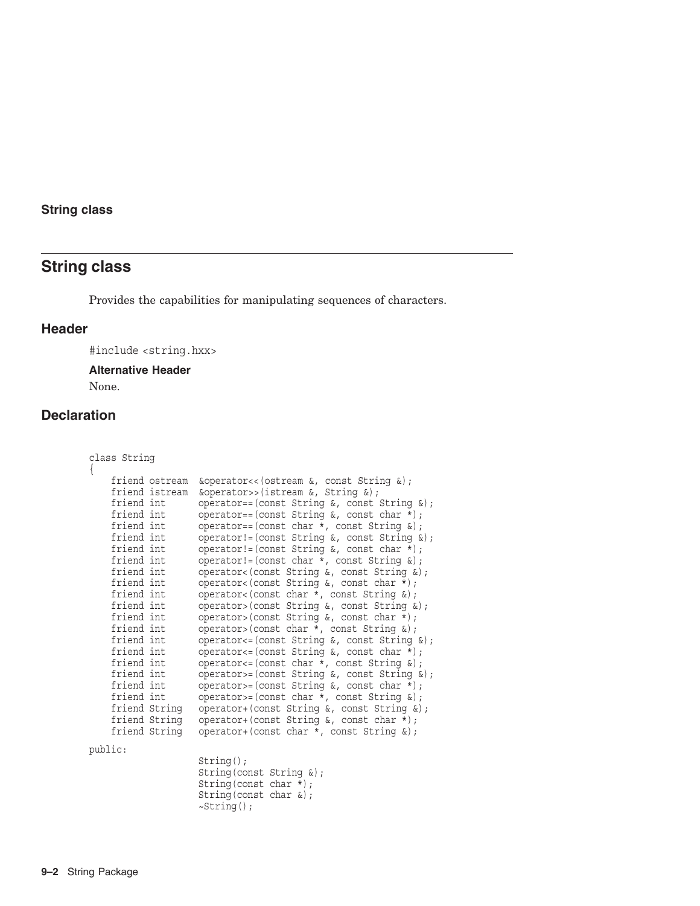## String class

Provides the capabilities for manipulating sequences of characters.

### Header

#include <string.hxx>

#### Alternative Header

None.

### Declaration

```
class String
{
    friend ostream  &operator<<(ostream &, const String &);
    friend istream  &operator>>(istream &, String &);
    friend int      operator==(const String &, const String &);
    friend int      operator==(const String &, const char *);
    friend int      operator==(const char *, const String &);
    friend int      operator!=(const String &, const String &);
    friend int      operator!=(const String &, const char *);
    friend int      operator!=(const char *, const String &);
    friend int      operator<(const String &, const String &);
    friend int      operator<(const String &, const char *);
    friend int      operator<(const char *, const String &);
    friend int      operator>(const String &, const String &);
    friend int      operator>(const String &, const char *);
    friend int      operator>(const char *, const String &);
    friend int      operator<=(const String &, const String &);
    friend int      operator<=(const String &, const char *);
    friend int      operator<=(const char *, const String &);
    friend int      operator>=(const String &, const String &);
    friend int      operator>=(const String &, const char *);
    friend int      operator>=(const char *, const String &);
    friend String   operator+(const String &, const String &);
    friend String   operator+(const String &, const char *);
    friend String   operator+(const char *, const String &);

public:
                    String();
                    String(const String &);
                    String(const char *);
                    String(const char &);
                    ~String();
```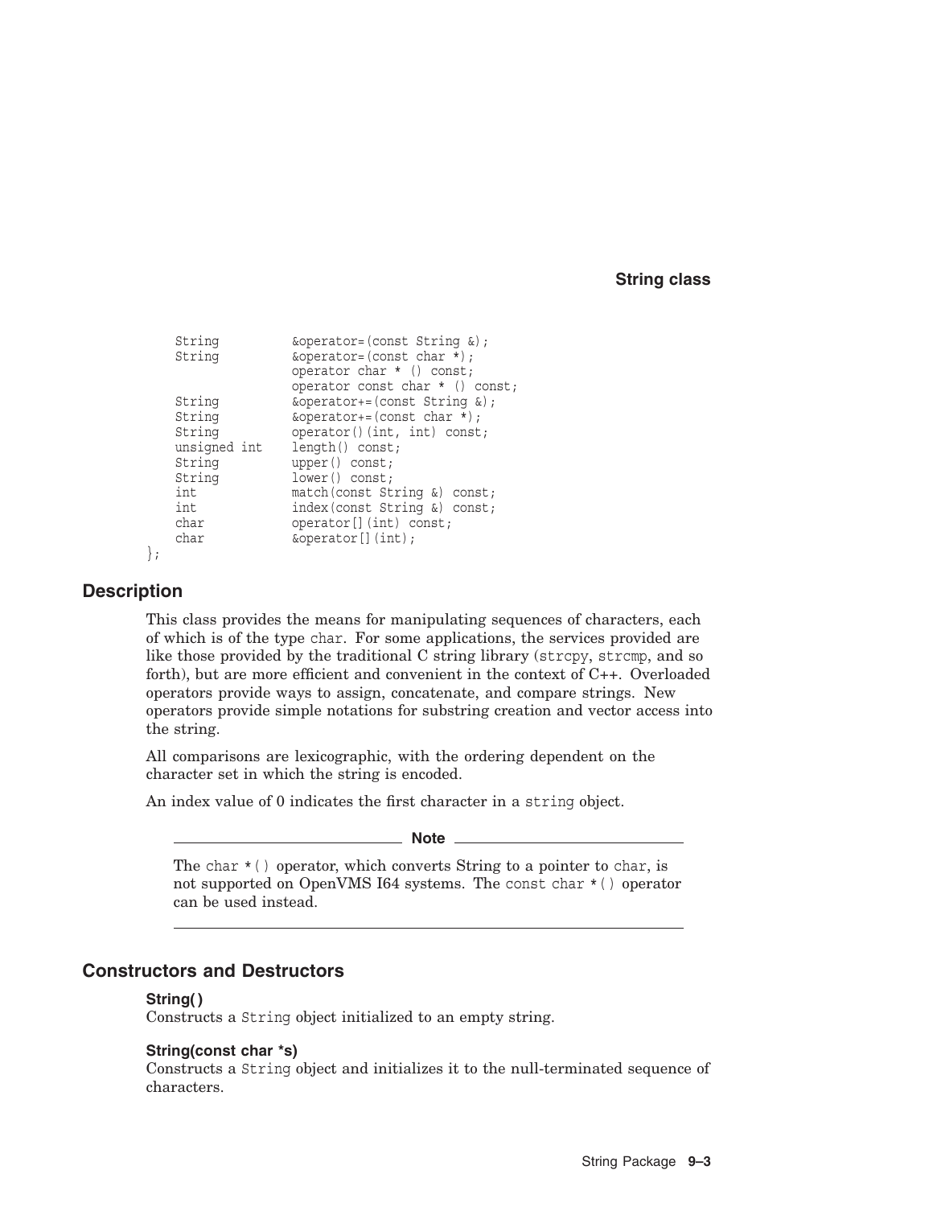```
    String          &operator=(const String &);
    String          &operator=(const char *);
                    operator char * () const;
                    operator const char * () const;
    String          &operator+=(const String &);
    String          &operator+=(const char *);
    String          operator()(int, int) const;
    unsigned int    length() const;
    String          upper() const;
    String          lower() const;
    int             match(const String &) const;
    int             index(const String &) const;
    char            operator[](int) const;
    char            &operator[](int);
};
```

## Description

This class provides the means for manipulating sequences of characters, each of which is of the type `char`. For some applications, the services provided are like those provided by the traditional C string library (`strcpy`, `strcmp`, and so forth), but are more efficient and convenient in the context of C++. Overloaded operators provide ways to assign, concatenate, and compare strings. New operators provide simple notations for substring creation and vector access into the string.

All comparisons are lexicographic, with the ordering dependent on the character set in which the string is encoded.

An index value of 0 indicates the first character in a `string` object.

---

**Note**

The `char *()` operator, which converts String to a pointer to `char`, is not supported on OpenVMS I64 systems. The `const char *()` operator can be used instead.

---

## Constructors and Destructors

**String( )**
Constructs a `String` object initialized to an empty string.

**String(const char *s)**
Constructs a `String` object and initializes it to the null-terminated sequence of characters.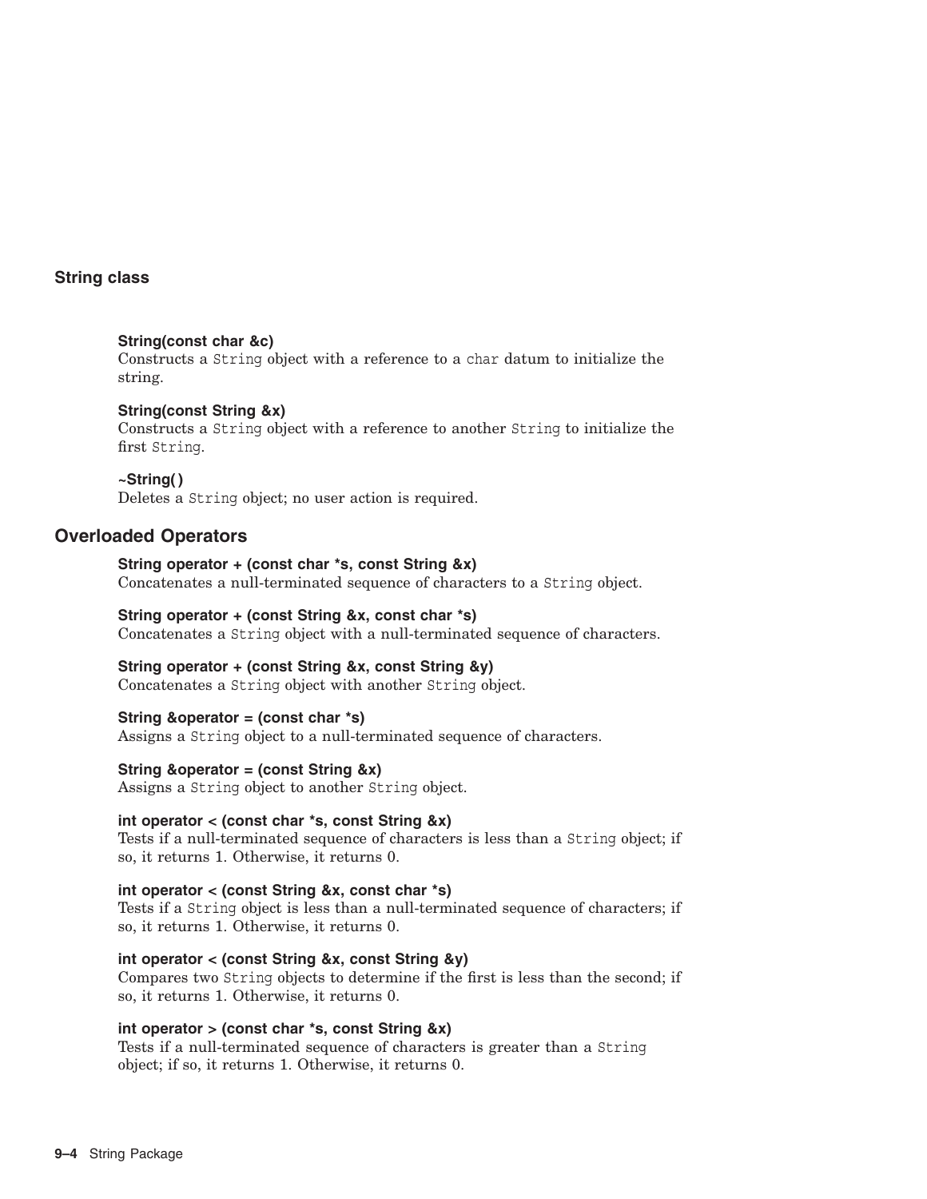### String class

**String(const char &c)**
Constructs a `String` object with a reference to a `char` datum to initialize the string.

**String(const String &x)**
Constructs a `String` object with a reference to another `String` to initialize the first `String`.

**~String( )**
Deletes a `String` object; no user action is required.

## Overloaded Operators

**String operator + (const char *s, const String &x)**
Concatenates a null-terminated sequence of characters to a `String` object.

**String operator + (const String &x, const char *s)**
Concatenates a `String` object with a null-terminated sequence of characters.

**String operator + (const String &x, const String &y)**
Concatenates a `String` object with another `String` object.

**String &operator = (const char *s)**
Assigns a `String` object to a null-terminated sequence of characters.

**String &operator = (const String &x)**
Assigns a `String` object to another `String` object.

**int operator < (const char *s, const String &x)**
Tests if a null-terminated sequence of characters is less than a `String` object; if so, it returns 1. Otherwise, it returns 0.

**int operator < (const String &x, const char *s)**
Tests if a `String` object is less than a null-terminated sequence of characters; if so, it returns 1. Otherwise, it returns 0.

**int operator < (const String &x, const String &y)**
Compares two `String` objects to determine if the first is less than the second; if so, it returns 1. Otherwise, it returns 0.

**int operator > (const char *s, const String &x)**
Tests if a null-terminated sequence of characters is greater than a `String` object; if so, it returns 1. Otherwise, it returns 0.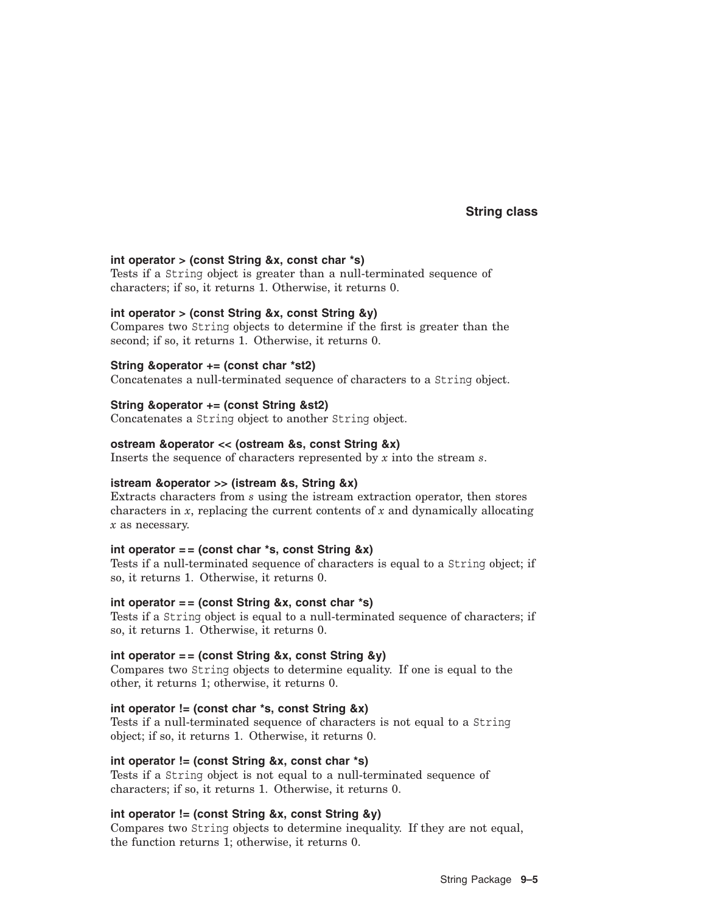**int operator > (const String &x, const char *s)**
Tests if a `String` object is greater than a null-terminated sequence of characters; if so, it returns 1. Otherwise, it returns 0.

**int operator > (const String &x, const String &y)**
Compares two `String` objects to determine if the first is greater than the second; if so, it returns 1. Otherwise, it returns 0.

**String &operator += (const char *st2)**
Concatenates a null-terminated sequence of characters to a `String` object.

**String &operator += (const String &st2)**
Concatenates a `String` object to another `String` object.

**ostream &operator << (ostream &s, const String &x)**
Inserts the sequence of characters represented by *x* into the stream *s*.

**istream &operator >> (istream &s, String &x)**
Extracts characters from *s* using the istream extraction operator, then stores characters in *x*, replacing the current contents of *x* and dynamically allocating *x* as necessary.

**int operator == (const char *s, const String &x)**
Tests if a null-terminated sequence of characters is equal to a `String` object; if so, it returns 1. Otherwise, it returns 0.

**int operator == (const String &x, const char *s)**
Tests if a `String` object is equal to a null-terminated sequence of characters; if so, it returns 1. Otherwise, it returns 0.

**int operator == (const String &x, const String &y)**
Compares two `String` objects to determine equality. If one is equal to the other, it returns 1; otherwise, it returns 0.

**int operator != (const char *s, const String &x)**
Tests if a null-terminated sequence of characters is not equal to a `String` object; if so, it returns 1. Otherwise, it returns 0.

**int operator != (const String &x, const char *s)**
Tests if a `String` object is not equal to a null-terminated sequence of characters; if so, it returns 1. Otherwise, it returns 0.

**int operator != (const String &x, const String &y)**
Compares two `String` objects to determine inequality. If they are not equal, the function returns 1; otherwise, it returns 0.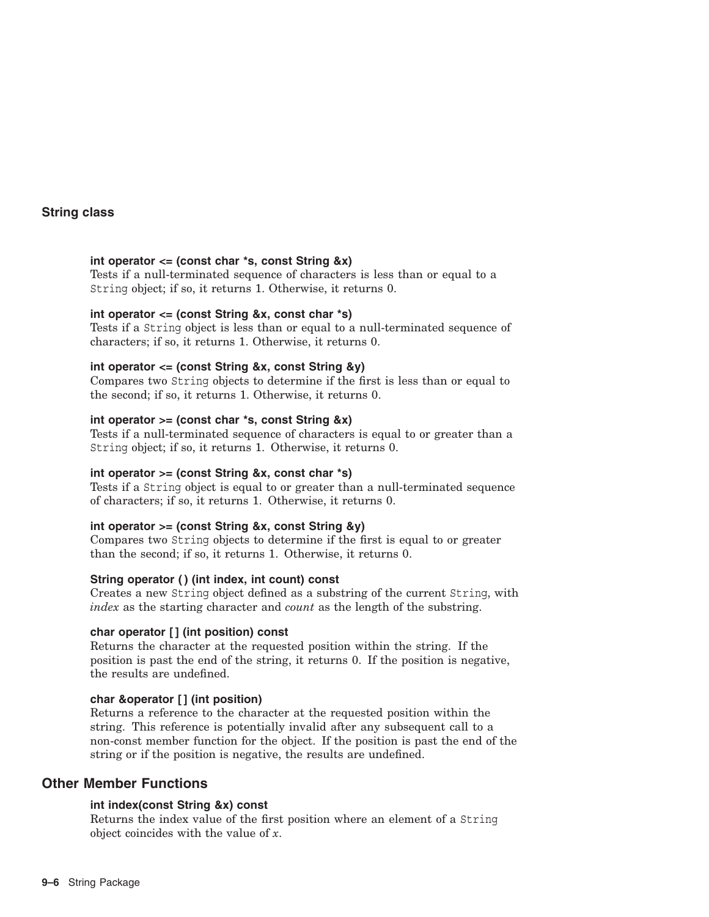## String class

**int operator <= (const char *s, const String &x)**
Tests if a null-terminated sequence of characters is less than or equal to a `String` object; if so, it returns 1. Otherwise, it returns 0.

**int operator <= (const String &x, const char *s)**
Tests if a `String` object is less than or equal to a null-terminated sequence of characters; if so, it returns 1. Otherwise, it returns 0.

**int operator <= (const String &x, const String &y)**
Compares two `String` objects to determine if the first is less than or equal to the second; if so, it returns 1. Otherwise, it returns 0.

**int operator >= (const char *s, const String &x)**
Tests if a null-terminated sequence of characters is equal to or greater than a `String` object; if so, it returns 1. Otherwise, it returns 0.

**int operator >= (const String &x, const char *s)**
Tests if a `String` object is equal to or greater than a null-terminated sequence of characters; if so, it returns 1. Otherwise, it returns 0.

**int operator >= (const String &x, const String &y)**
Compares two `String` objects to determine if the first is equal to or greater than the second; if so, it returns 1. Otherwise, it returns 0.

**String operator ( ) (int index, int count) const**
Creates a new `String` object defined as a substring of the current `String`, with *index* as the starting character and *count* as the length of the substring.

**char operator [ ] (int position) const**
Returns the character at the requested position within the string. If the position is past the end of the string, it returns 0. If the position is negative, the results are undefined.

**char &operator [ ] (int position)**
Returns a reference to the character at the requested position within the string. This reference is potentially invalid after any subsequent call to a non-const member function for the object. If the position is past the end of the string or if the position is negative, the results are undefined.

## Other Member Functions

**int index(const String &x) const**
Returns the index value of the first position where an element of a `String` object coincides with the value of *x*.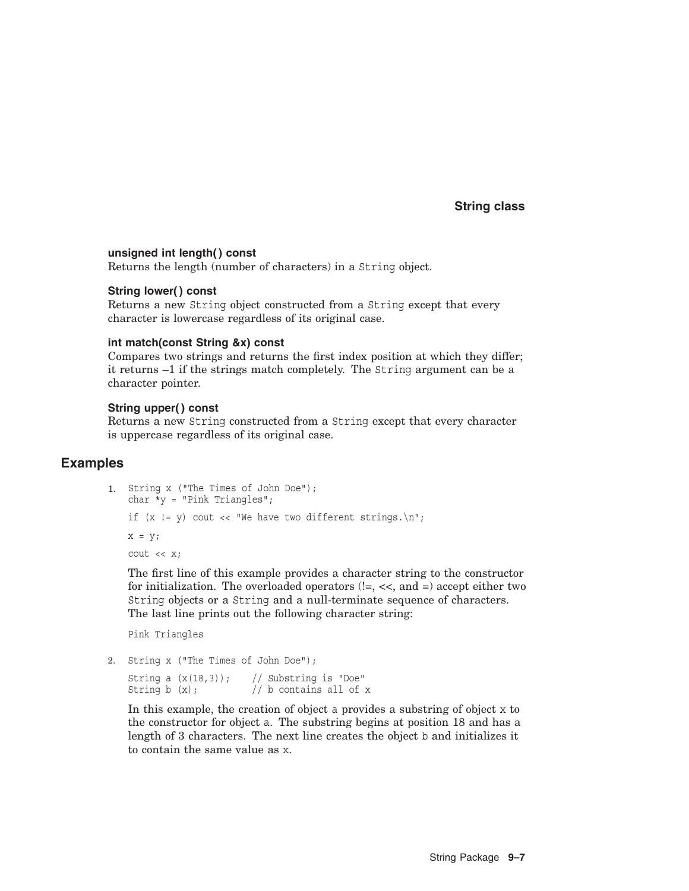**unsigned int length( ) const**
Returns the length (number of characters) in a `String` object.

**String lower( ) const**
Returns a new `String` object constructed from a `String` except that every character is lowercase regardless of its original case.

**int match(const String &x) const**
Compares two strings and returns the first index position at which they differ; it returns –1 if the strings match completely. The `String` argument can be a character pointer.

**String upper( ) const**
Returns a new `String` constructed from a `String` except that every character is uppercase regardless of its original case.

## Examples

1.
```
String x ("The Times of John Doe");
char *y = "Pink Triangles";

if (x != y) cout << "We have two different strings.\n";

x = y;

cout << x;
```

The first line of this example provides a character string to the constructor for initialization. The overloaded operators (!=, <<, and =) accept either two `String` objects or a `String` and a null-terminate sequence of characters. The last line prints out the following character string:

```
Pink Triangles
```

2.
```
String x ("The Times of John Doe");

String a (x(18,3));    // Substring is "Doe"
String b (x);          // b contains all of x
```

In this example, the creation of object `a` provides a substring of object `x` to the constructor for object `a`. The substring begins at position 18 and has a length of 3 characters. The next line creates the object `b` and initializes it to contain the same value as `x`.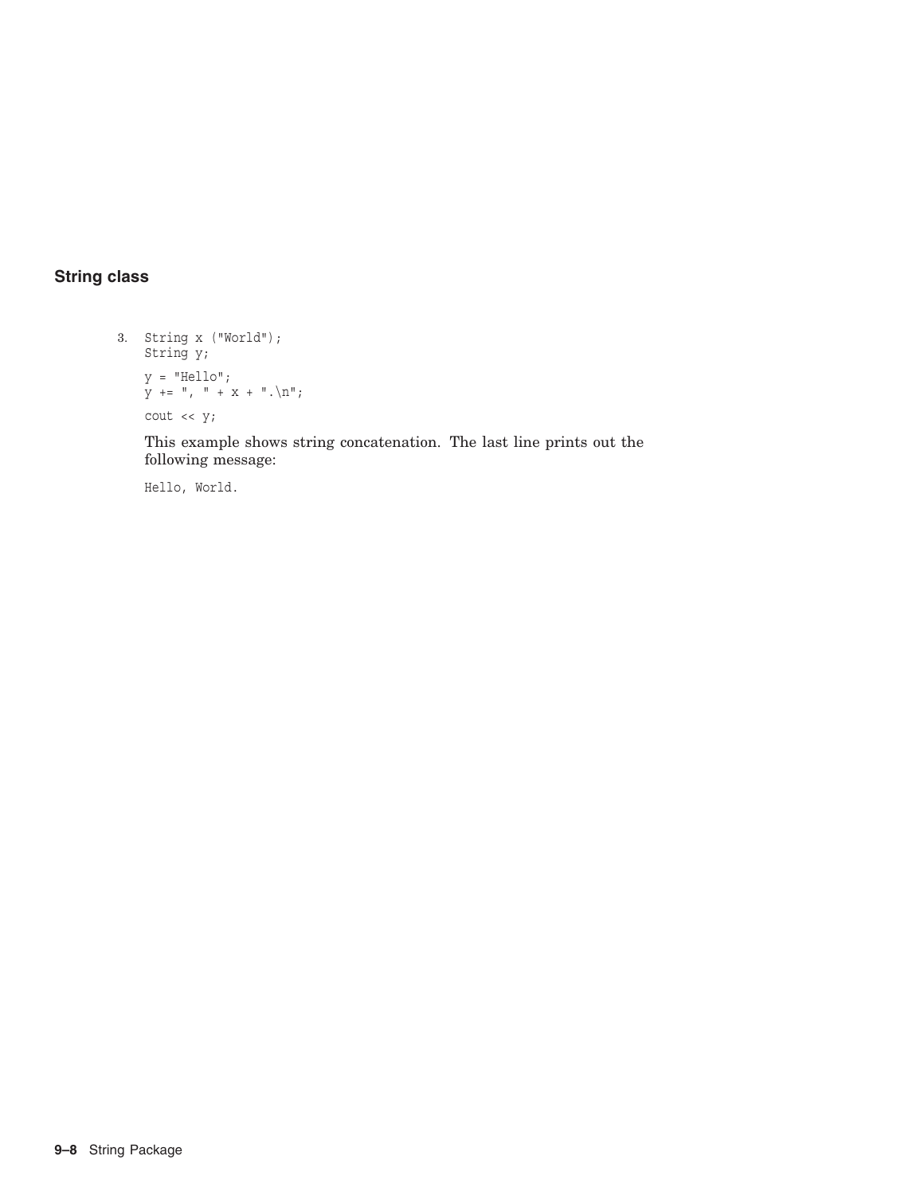## String class

3. 
```
String x ("World");
String y;

y = "Hello";
y += ", " + x + ".\n";

cout << y;
```

   This example shows string concatenation. The last line prints out the following message:

```
Hello, World.
```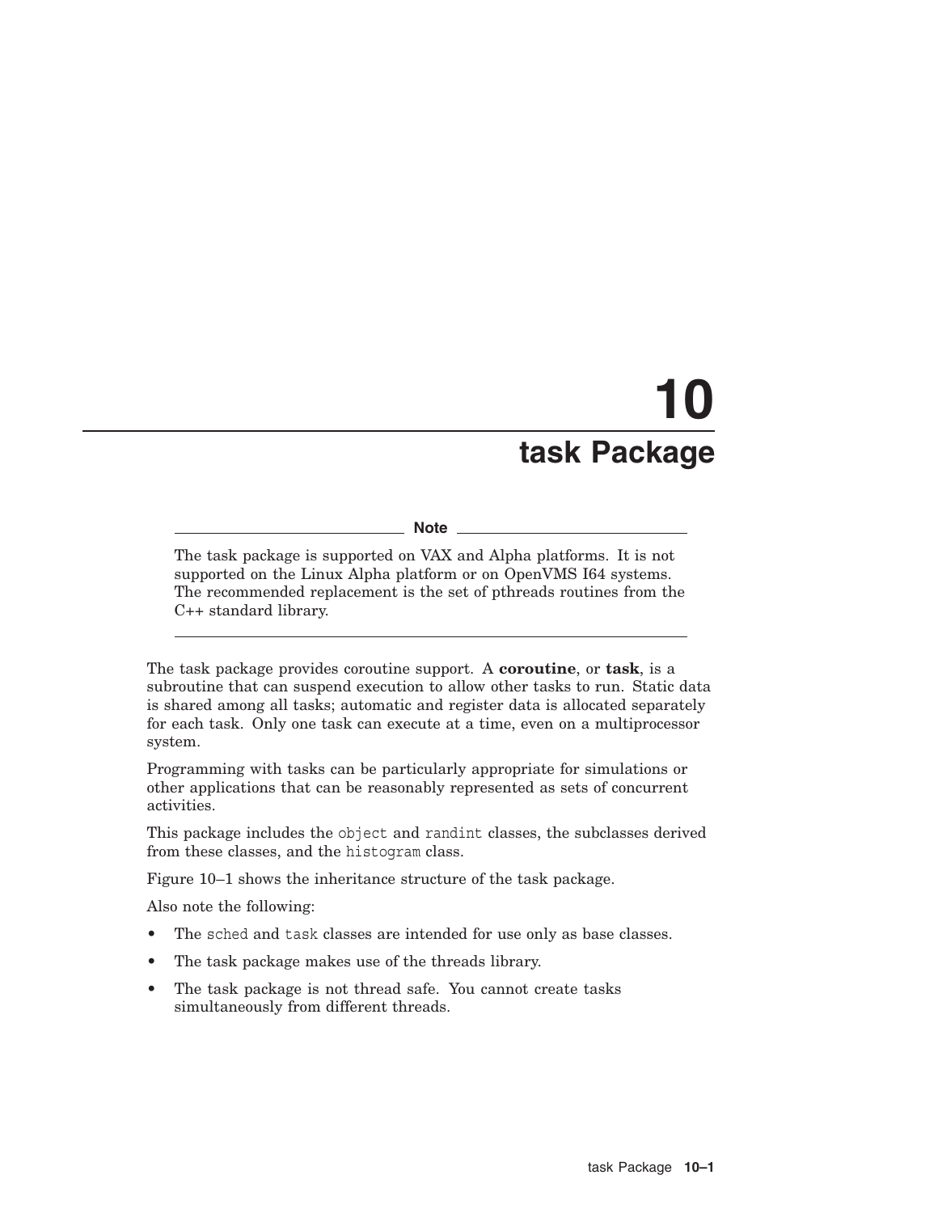# 10 task Package

**Note**

The task package is supported on VAX and Alpha platforms. It is not supported on the Linux Alpha platform or on OpenVMS I64 systems. The recommended replacement is the set of pthreads routines from the C++ standard library.

---

The task package provides coroutine support. A **coroutine**, or **task**, is a subroutine that can suspend execution to allow other tasks to run. Static data is shared among all tasks; automatic and register data is allocated separately for each task. Only one task can execute at a time, even on a multiprocessor system.

Programming with tasks can be particularly appropriate for simulations or other applications that can be reasonably represented as sets of concurrent activities.

This package includes the `object` and `randint` classes, the subclasses derived from these classes, and the `histogram` class.

Figure 10–1 shows the inheritance structure of the task package.

Also note the following:

- The `sched` and `task` classes are intended for use only as base classes.
- The task package makes use of the threads library.
- The task package is not thread safe. You cannot create tasks simultaneously from different threads.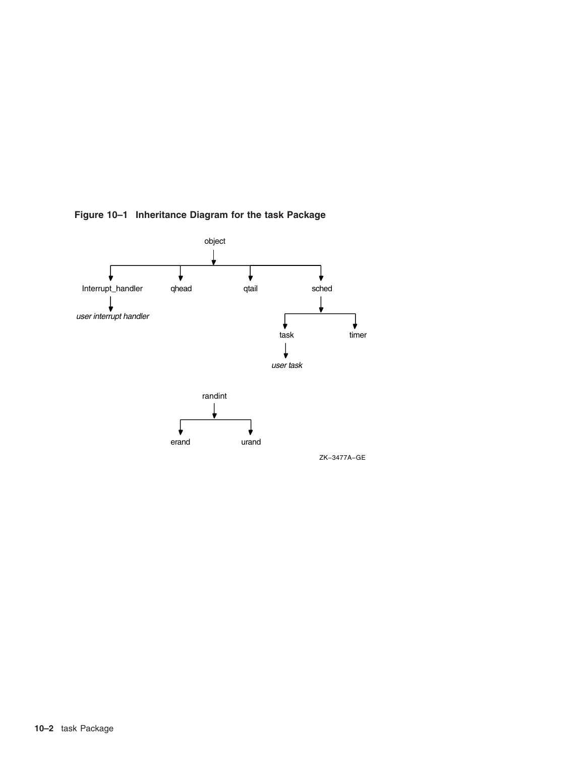**Figure 10–1 Inheritance Diagram for the task Package**

object

Interrupt_handler qhead qtail sched

*user interrupt handler*

task timer

*user task*

randint

erand urand

ZK−3477A−GE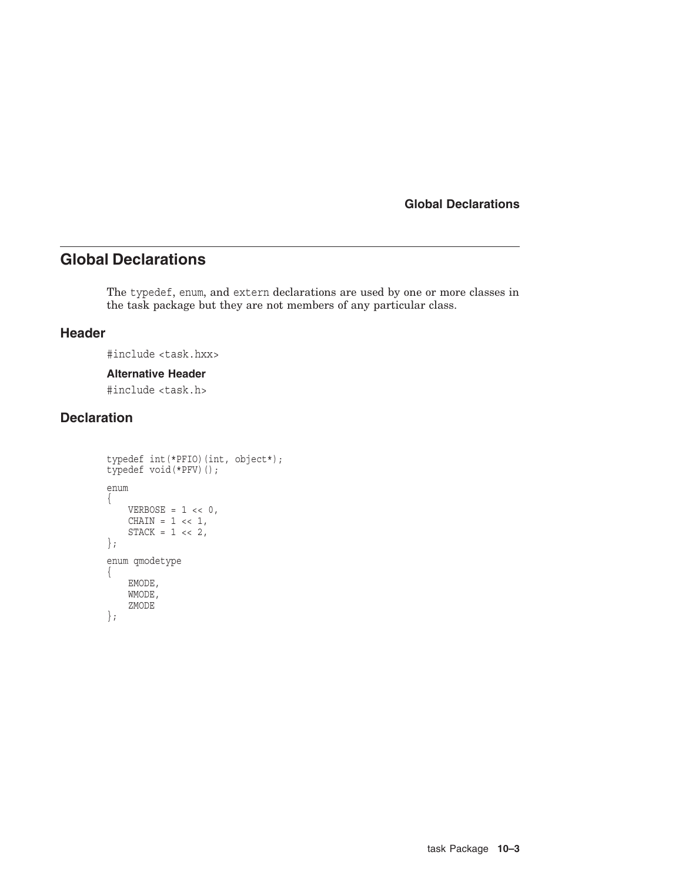## Global Declarations

The `typedef`, `enum`, and `extern` declarations are used by one or more classes in the task package but they are not members of any particular class.

### Header

```
#include <task.hxx>
```

#### Alternative Header

```
#include <task.h>
```

### Declaration

```
typedef int(*PFIO)(int, object*);
typedef void(*PFV)();

enum
{
    VERBOSE = 1 << 0,
    CHAIN = 1 << 1,
    STACK = 1 << 2,
};

enum qmodetype
{
    EMODE,
    WMODE,
    ZMODE
};
```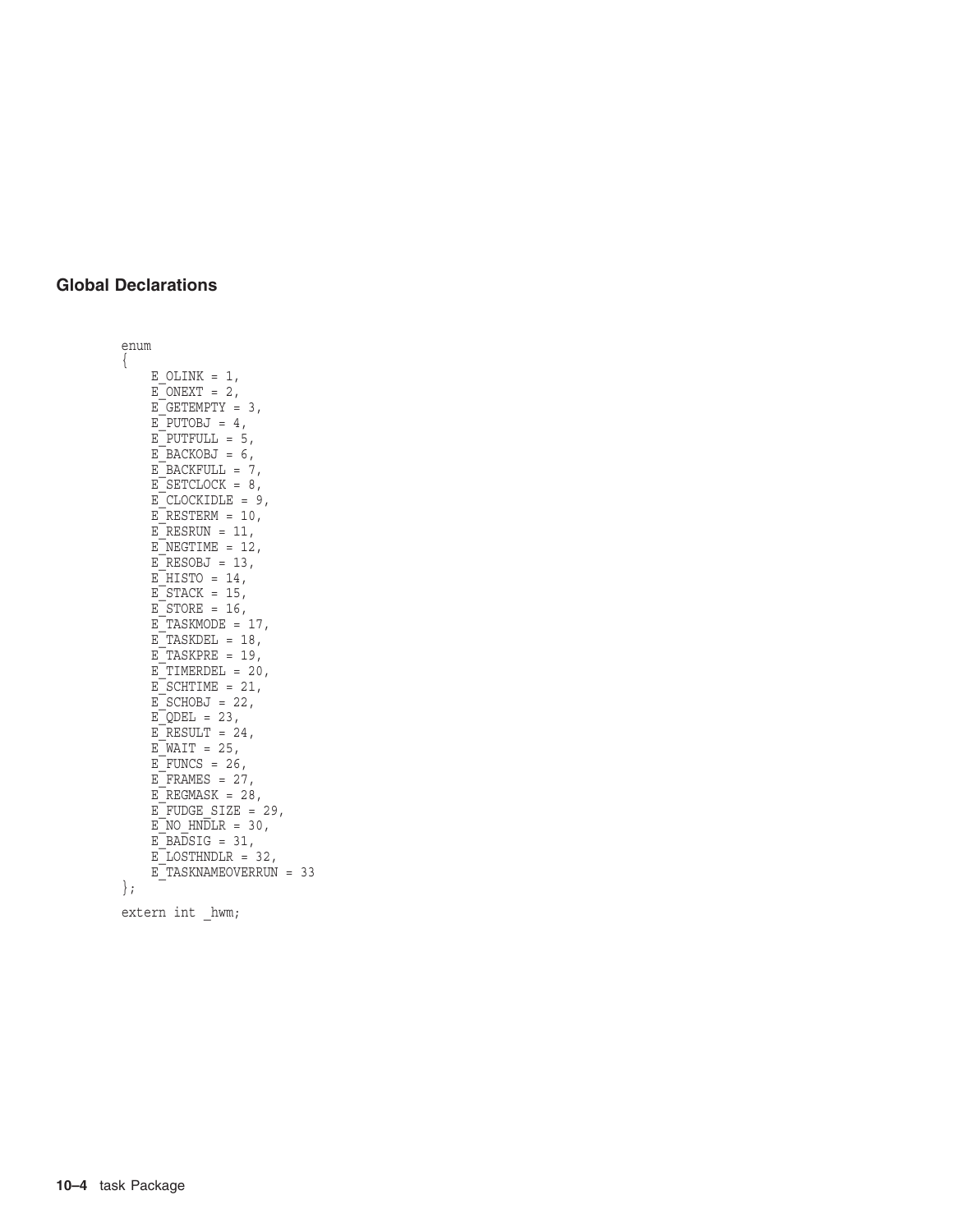## Global Declarations

```
enum
{
    E_OLINK = 1,
    E_ONEXT = 2,
    E_GETEMPTY = 3,
    E_PUTOBJ = 4,
    E_PUTFULL = 5,
    E_BACKOBJ = 6,
    E_BACKFULL = 7,
    E_SETCLOCK = 8,
    E_CLOCKIDLE = 9,
    E_RESTERM = 10,
    E_RESRUN = 11,
    E_NEGTIME = 12,
    E_RESOBJ = 13,
    E_HISTO = 14,
    E_STACK = 15,
    E_STORE = 16,
    E_TASKMODE = 17,
    E_TASKDEL = 18,
    E_TASKPRE = 19,
    E_TIMERDEL = 20,
    E_SCHTIME = 21,
    E_SCHOBJ = 22,
    E_QDEL = 23,
    E_RESULT = 24,
    E_WAIT = 25,
    E_FUNCS = 26,
    E_FRAMES = 27,
    E_REGMASK = 28,
    E_FUDGE_SIZE = 29,
    E_NO_HNDLR = 30,
    E_BADSIG = 31,
    E_LOSTHNDLR = 32,
    E_TASKNAMEOVERRUN = 33
};

extern int _hwm;
```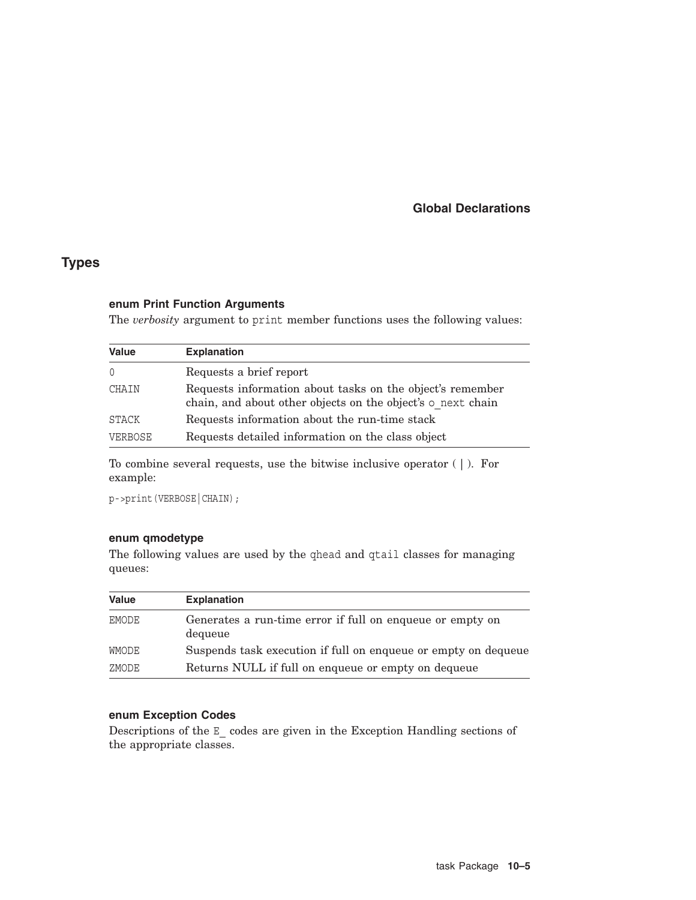## Types

### enum Print Function Arguments

The *verbosity* argument to `print` member functions uses the following values:

| Value | Explanation |
|---|---|
| 0 | Requests a brief report |
| CHAIN | Requests information about tasks on the object's remember chain, and about other objects on the object's o_next chain |
| STACK | Requests information about the run-time stack |
| VERBOSE | Requests detailed information on the class object |

To combine several requests, use the bitwise inclusive operator ( | ). For example:

```
p->print(VERBOSE|CHAIN);
```

### enum qmodetype

The following values are used by the `qhead` and `qtail` classes for managing queues:

| Value | Explanation |
|---|---|
| EMODE | Generates a run-time error if full on enqueue or empty on dequeue |
| WMODE | Suspends task execution if full on enqueue or empty on dequeue |
| ZMODE | Returns NULL if full on enqueue or empty on dequeue |

### enum Exception Codes

Descriptions of the `E_` codes are given in the Exception Handling sections of the appropriate classes.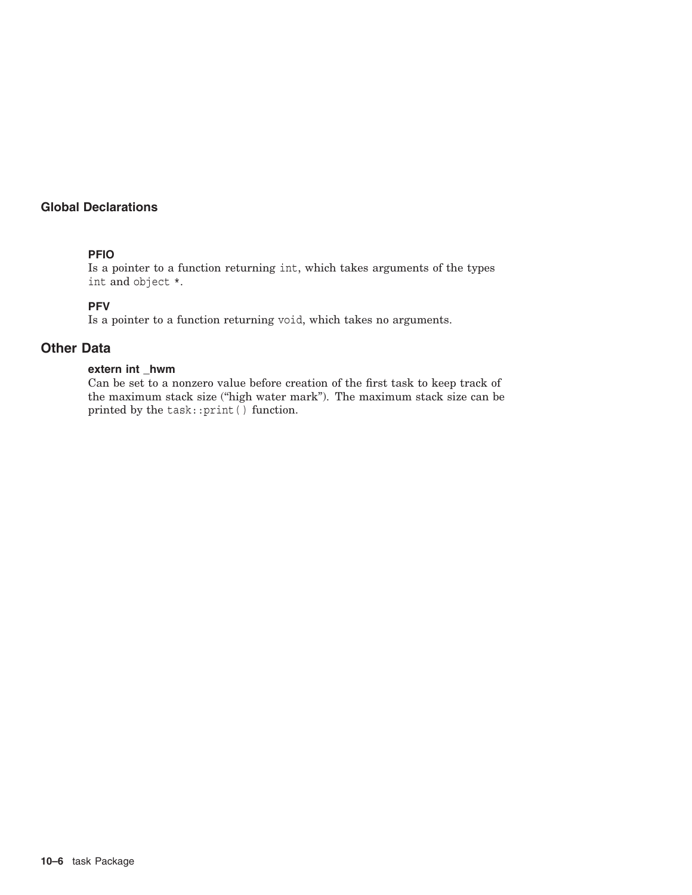### Global Declarations

#### PFIO

Is a pointer to a function returning `int`, which takes arguments of the types `int` and `object *`.

#### PFV

Is a pointer to a function returning `void`, which takes no arguments.

## Other Data

#### extern int _hwm

Can be set to a nonzero value before creation of the first task to keep track of the maximum stack size (“high water mark”). The maximum stack size can be printed by the `task::print()` function.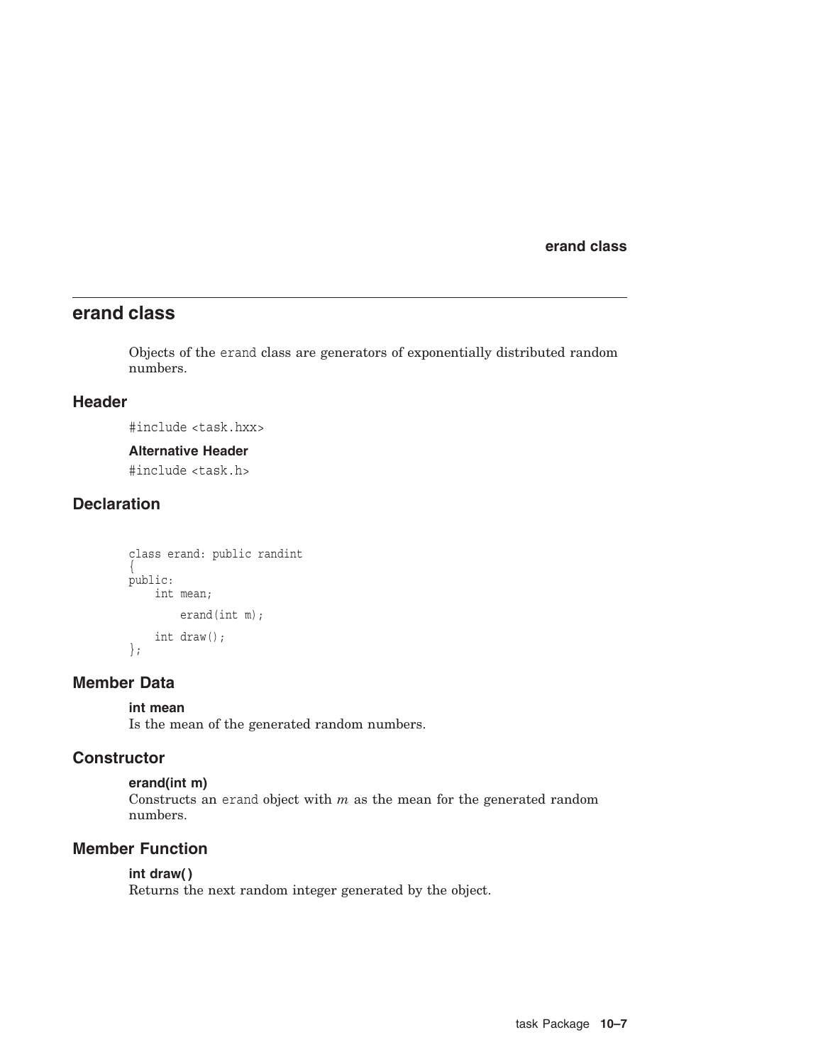# erand class

Objects of the erand class are generators of exponentially distributed random numbers.

## Header

```
#include <task.hxx>
```

### Alternative Header

```
#include <task.h>
```

## Declaration

```
class erand: public randint
{
public:
    int mean;

        erand(int m);

    int draw();
};
```

## Member Data

**int mean**

Is the mean of the generated random numbers.

## Constructor

**erand(int m)**

Constructs an erand object with *m* as the mean for the generated random numbers.

## Member Function

**int draw( )**

Returns the next random integer generated by the object.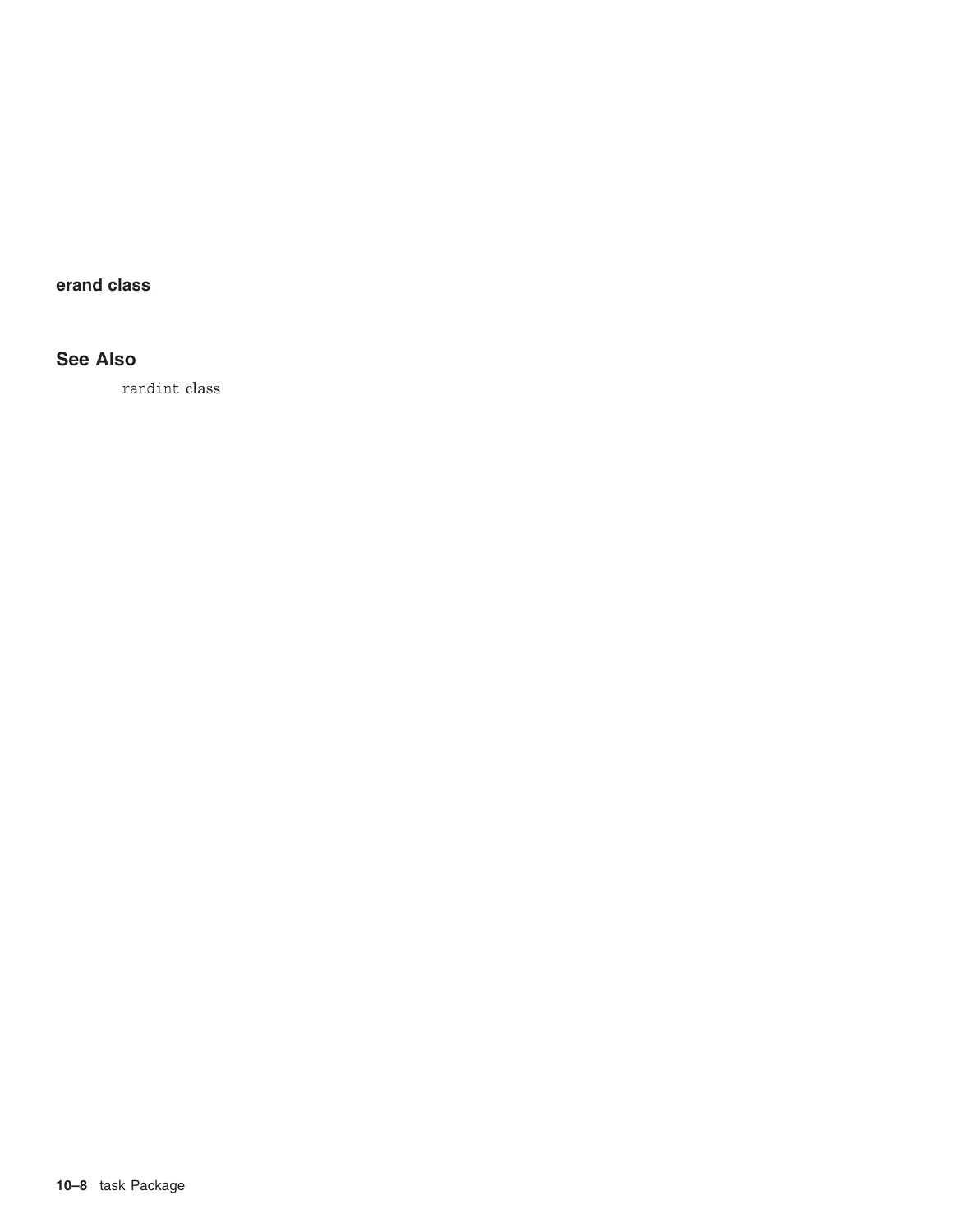**erand class**

## See Also

randint class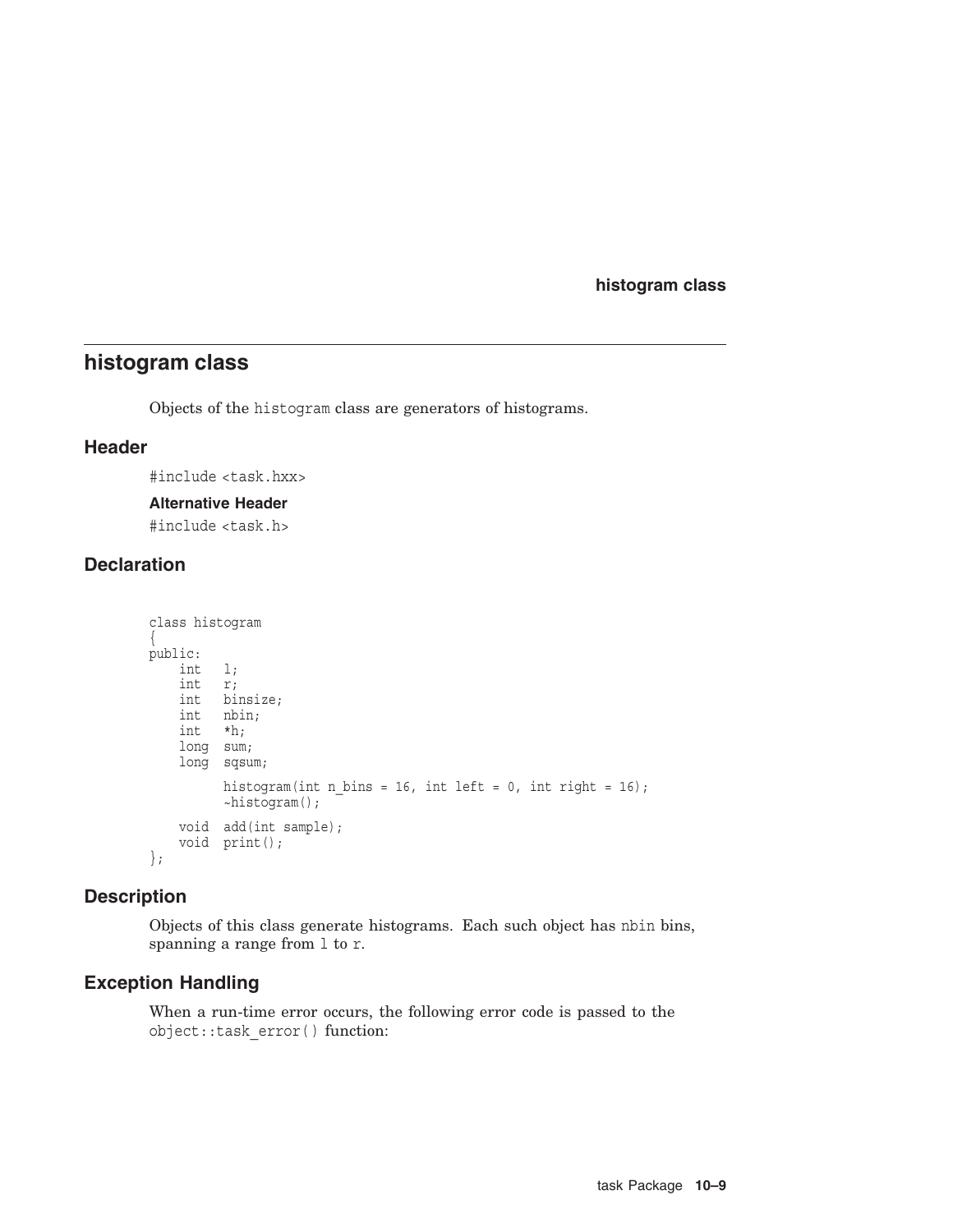## histogram class

Objects of the `histogram` class are generators of histograms.

### Header

`#include <task.hxx>`

#### Alternative Header

`#include <task.h>`

### Declaration

```
class histogram
{
public:
    int   l;
    int   r;
    int   binsize;
    int   nbin;
    int   *h;
    long  sum;
    long  sqsum;

          histogram(int n_bins = 16, int left = 0, int right = 16);
          ~histogram();

    void  add(int sample);
    void  print();
};
```

### Description

Objects of this class generate histograms. Each such object has `nbin` bins, spanning a range from `l` to `r`.

### Exception Handling

When a run-time error occurs, the following error code is passed to the `object::task_error()` function: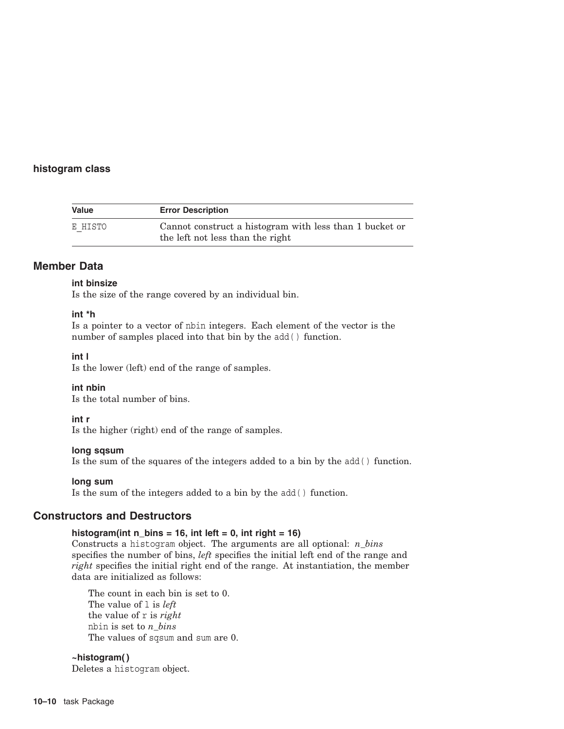### histogram class

| Value | Error Description |
| --- | --- |
| E_HISTO | Cannot construct a histogram with less than 1 bucket or the left not less than the right |

## Member Data

**int binsize**
Is the size of the range covered by an individual bin.

**int *h**
Is a pointer to a vector of `nbin` integers. Each element of the vector is the number of samples placed into that bin by the `add()` function.

**int l**
Is the lower (left) end of the range of samples.

**int nbin**
Is the total number of bins.

**int r**
Is the higher (right) end of the range of samples.

**long sqsum**
Is the sum of the squares of the integers added to a bin by the `add()` function.

**long sum**
Is the sum of the integers added to a bin by the `add()` function.

## Constructors and Destructors

**histogram(int n_bins = 16, int left = 0, int right = 16)**
Constructs a `histogram` object. The arguments are all optional: *n_bins* specifies the number of bins, *left* specifies the initial left end of the range and *right* specifies the initial right end of the range. At instantiation, the member data are initialized as follows:

> The count in each bin is set to 0.
> The value of `l` is *left*
> the value of `r` is *right*
> `nbin` is set to *n_bins*
> The values of `sqsum` and `sum` are 0.

**~histogram( )**
Deletes a `histogram` object.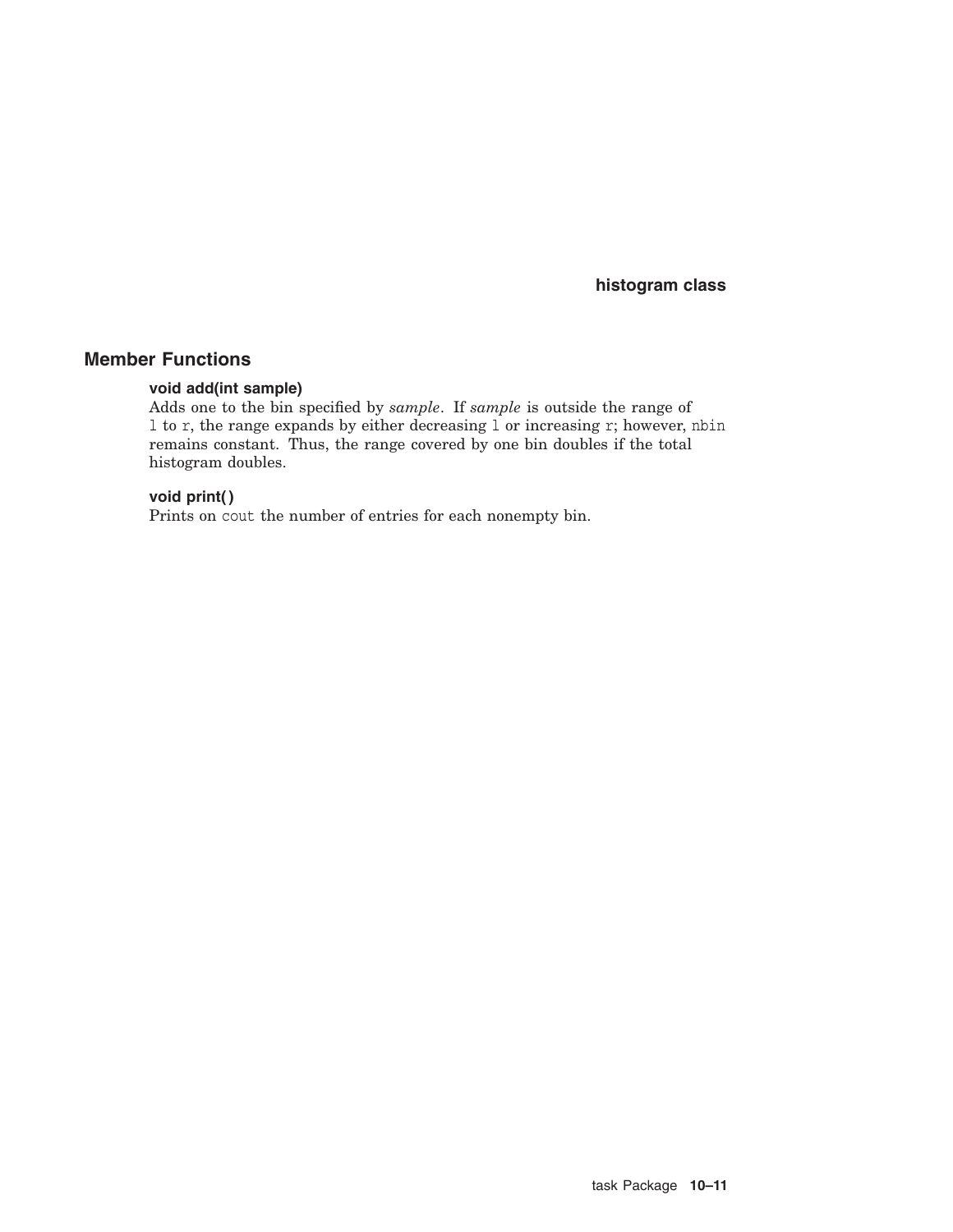## Member Functions

**void add(int sample)**

Adds one to the bin specified by *sample*. If *sample* is outside the range of `l` to `r`, the range expands by either decreasing `l` or increasing `r`; however, `nbin` remains constant. Thus, the range covered by one bin doubles if the total histogram doubles.

**void print( )**

Prints on `cout` the number of entries for each nonempty bin.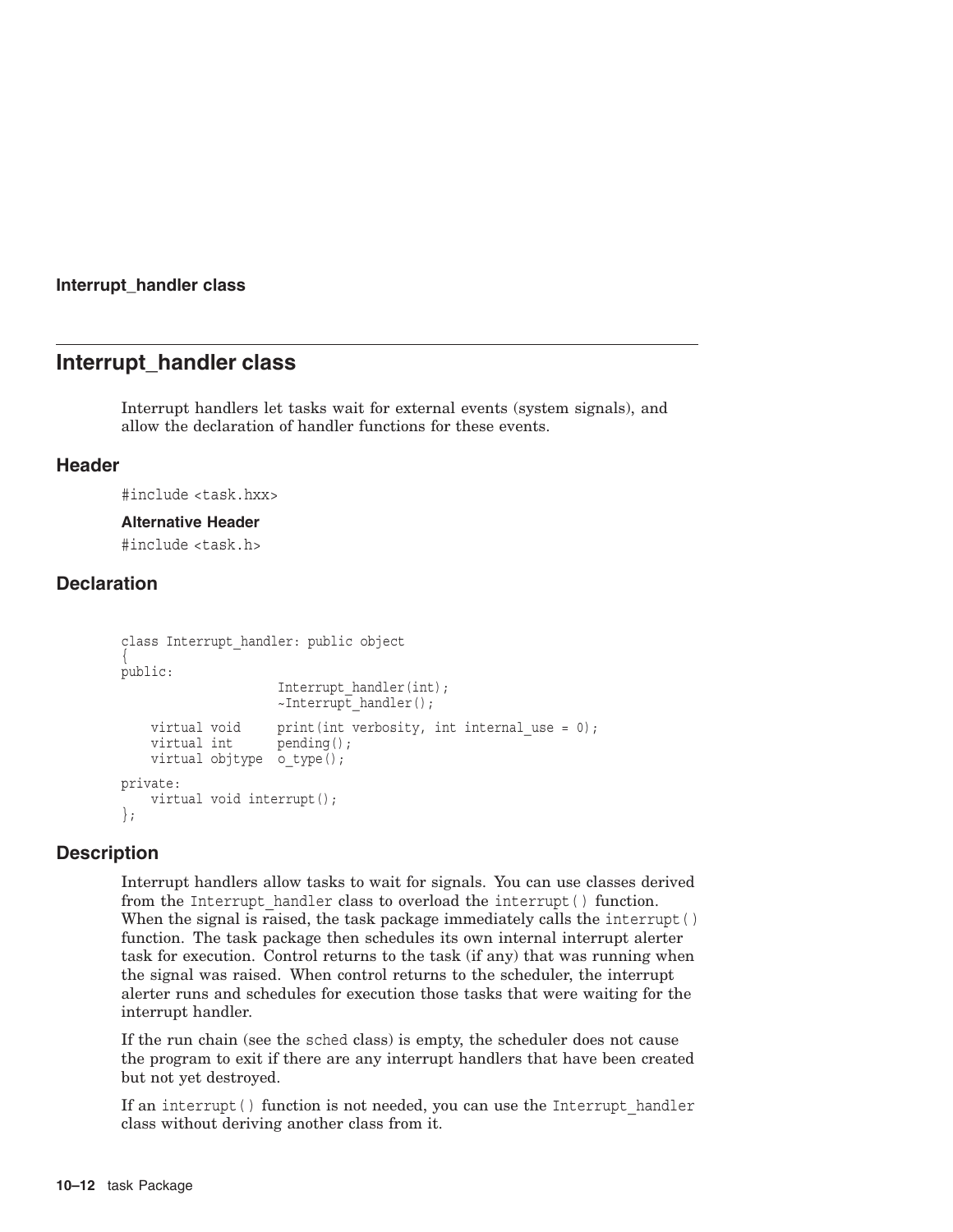## Interrupt_handler class

Interrupt handlers let tasks wait for external events (system signals), and allow the declaration of handler functions for these events.

### Header

```
#include <task.hxx>
```

#### Alternative Header

```
#include <task.h>
```

### Declaration

```
class Interrupt_handler: public object
{
public:
                     Interrupt_handler(int);
                     ~Interrupt_handler();

    virtual void     print(int verbosity, int internal_use = 0);
    virtual int      pending();
    virtual objtype  o_type();

private:
    virtual void interrupt();
};
```

### Description

Interrupt handlers allow tasks to wait for signals. You can use classes derived from the Interrupt_handler class to overload the interrupt() function. When the signal is raised, the task package immediately calls the interrupt() function. The task package then schedules its own internal interrupt alerter task for execution. Control returns to the task (if any) that was running when the signal was raised. When control returns to the scheduler, the interrupt alerter runs and schedules for execution those tasks that were waiting for the interrupt handler.

If the run chain (see the sched class) is empty, the scheduler does not cause the program to exit if there are any interrupt handlers that have been created but not yet destroyed.

If an interrupt() function is not needed, you can use the Interrupt_handler class without deriving another class from it.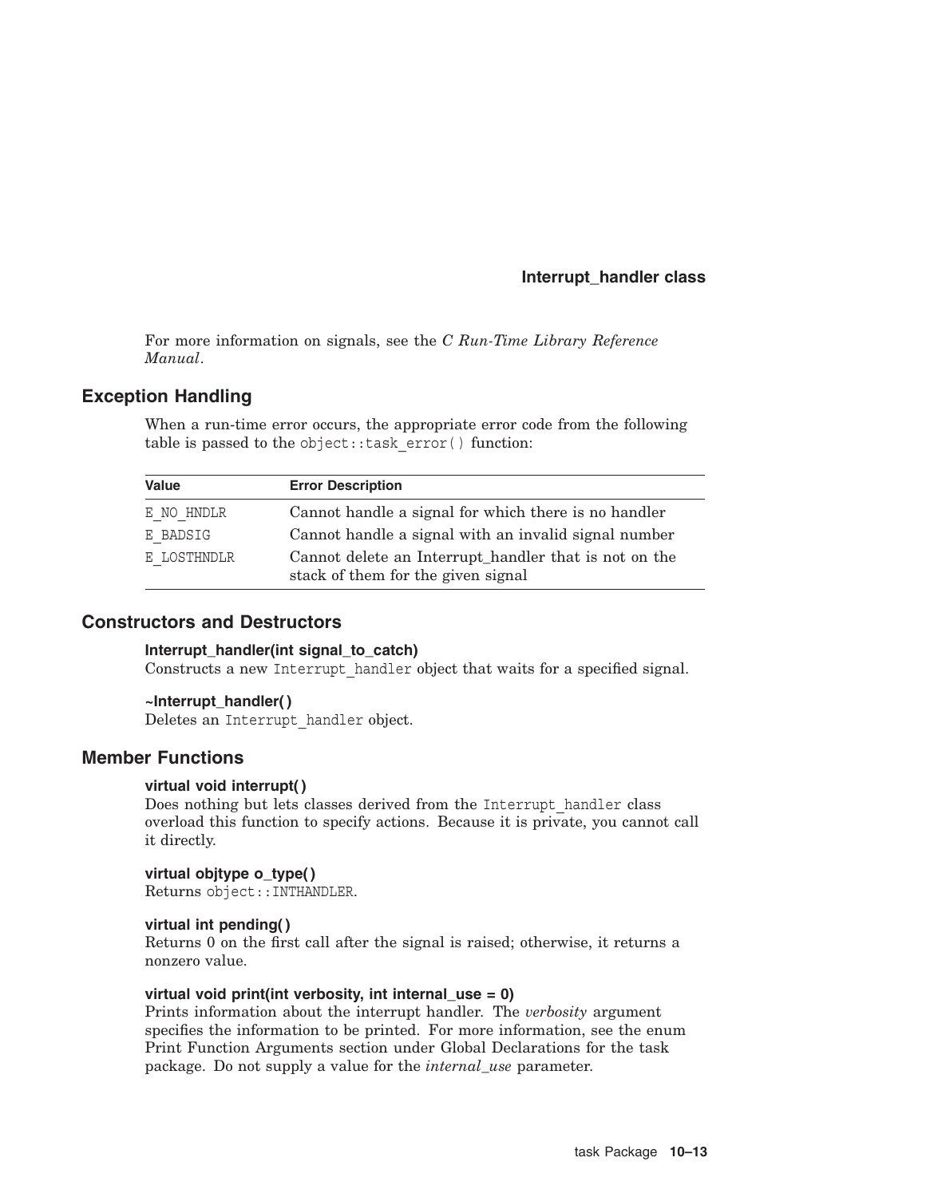For more information on signals, see the *C Run-Time Library Reference Manual*.

## Exception Handling

When a run-time error occurs, the appropriate error code from the following table is passed to the `object::task_error()` function:

| Value | Error Description |
|---|---|
| E_NO_HNDLR | Cannot handle a signal for which there is no handler |
| E_BADSIG | Cannot handle a signal with an invalid signal number |
| E_LOSTHNDLR | Cannot delete an Interrupt_handler that is not on the stack of them for the given signal |

## Constructors and Destructors

**Interrupt_handler(int signal_to_catch)**
Constructs a new `Interrupt_handler` object that waits for a specified signal.

**~Interrupt_handler( )**
Deletes an `Interrupt_handler` object.

## Member Functions

**virtual void interrupt( )**
Does nothing but lets classes derived from the `Interrupt_handler` class overload this function to specify actions. Because it is private, you cannot call it directly.

**virtual objtype o_type( )**
Returns `object::INTHANDLER`.

**virtual int pending( )**
Returns 0 on the first call after the signal is raised; otherwise, it returns a nonzero value.

**virtual void print(int verbosity, int internal_use = 0)**
Prints information about the interrupt handler. The *verbosity* argument specifies the information to be printed. For more information, see the enum Print Function Arguments section under Global Declarations for the task package. Do not supply a value for the *internal_use* parameter.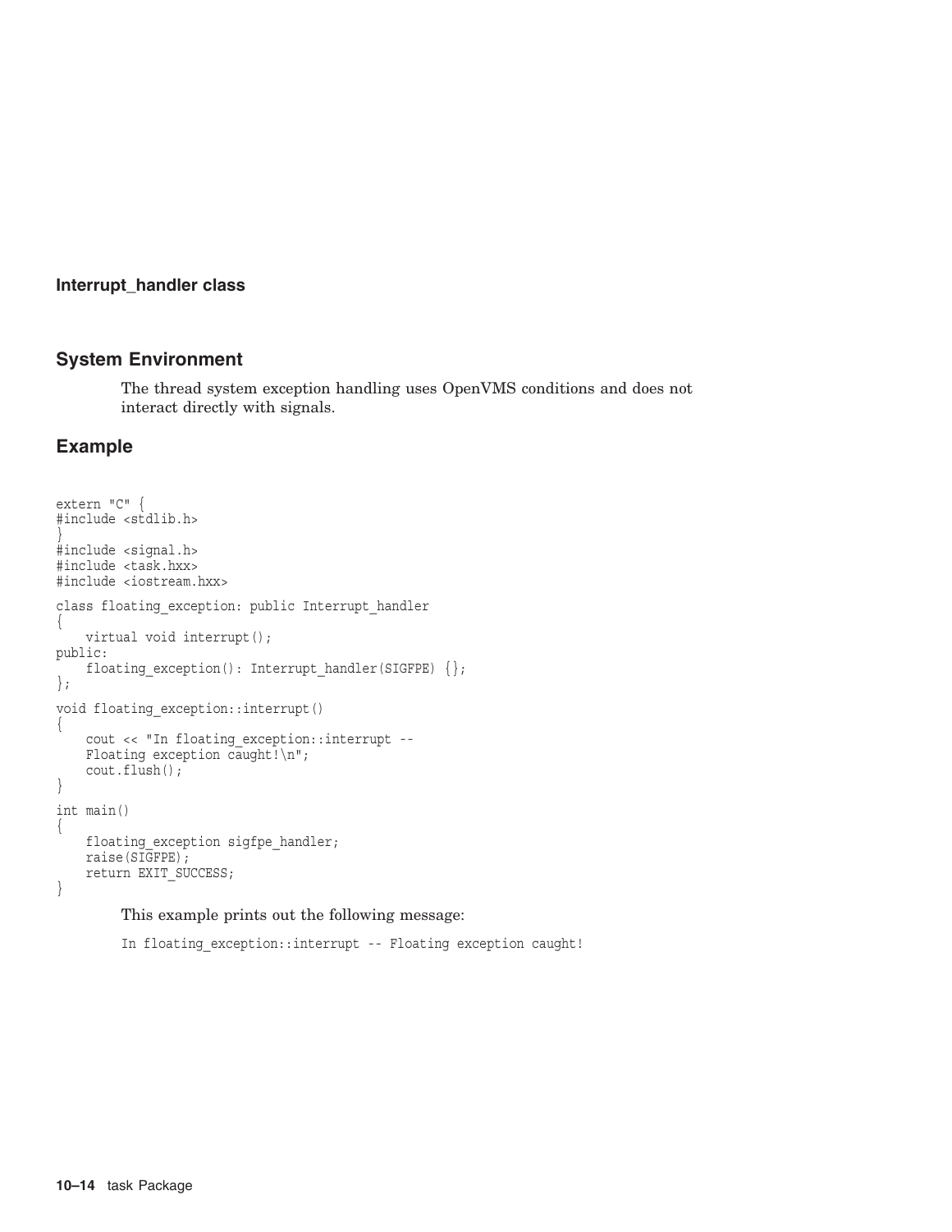**Interrupt_handler class**

## System Environment

The thread system exception handling uses OpenVMS conditions and does not interact directly with signals.

## Example

```
extern "C" {
#include <stdlib.h>
}
#include <signal.h>
#include <task.hxx>
#include <iostream.hxx>

class floating_exception: public Interrupt_handler
{
    virtual void interrupt();
public:
    floating_exception(): Interrupt_handler(SIGFPE) {};
};

void floating_exception::interrupt()
{
    cout << "In floating_exception::interrupt --
    Floating exception caught!\n";
    cout.flush();
}

int main()
{
    floating_exception sigfpe_handler;
    raise(SIGFPE);
    return EXIT_SUCCESS;
}
```

This example prints out the following message:

```
In floating_exception::interrupt -- Floating exception caught!
```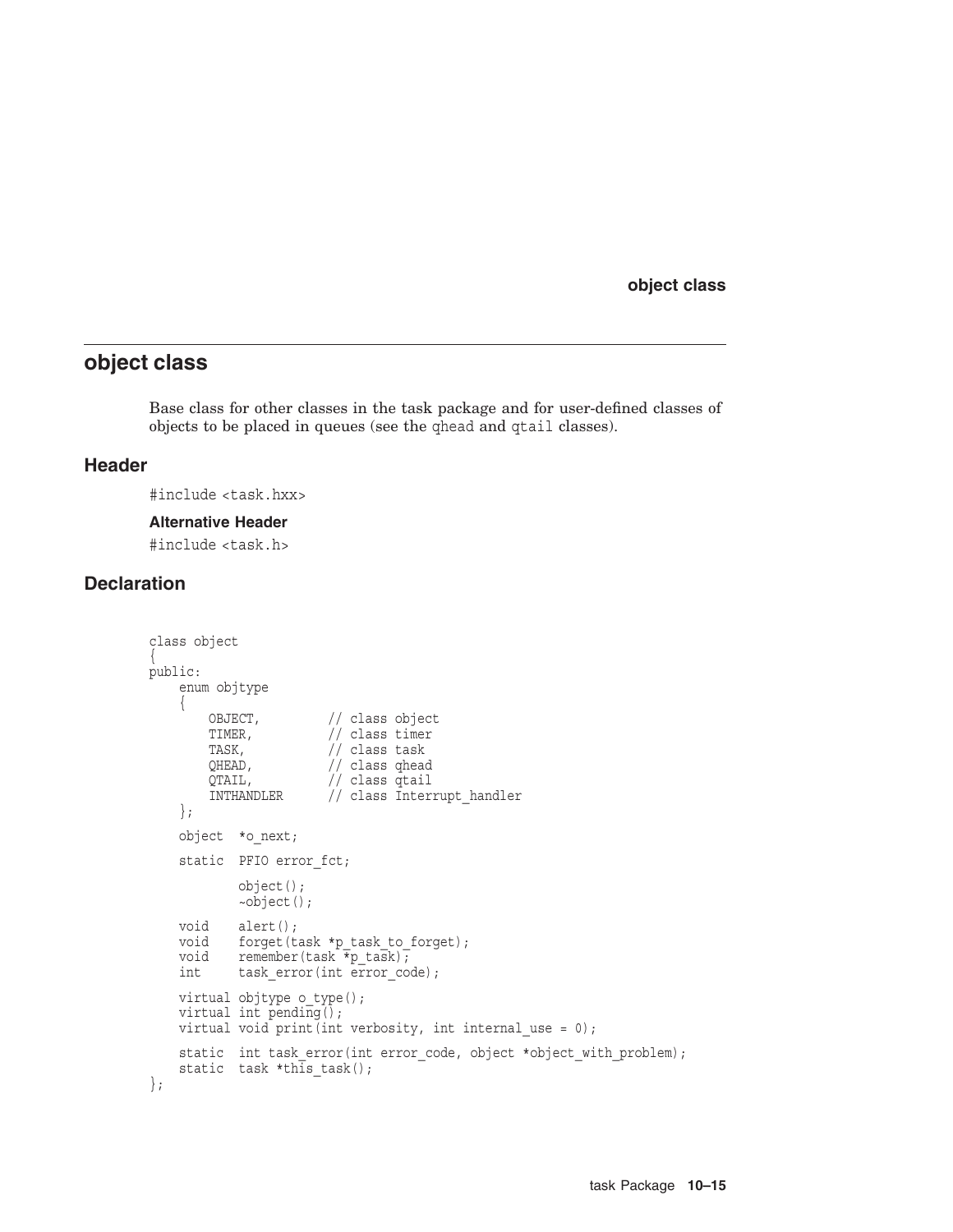## object class

Base class for other classes in the task package and for user-defined classes of objects to be placed in queues (see the qhead and qtail classes).

### Header

```
#include <task.hxx>
```

#### Alternative Header

```
#include <task.h>
```

### Declaration

```
class object
{
public:
    enum objtype
    {
        OBJECT,         // class object
        TIMER,          // class timer
        TASK,           // class task
        QHEAD,          // class qhead
        QTAIL,          // class qtail
        INTHANDLER      // class Interrupt_handler
    };

    object  *o_next;

    static  PFIO error_fct;

            object();
            ~object();

    void    alert();
    void    forget(task *p_task_to_forget);
    void    remember(task *p_task);
    int     task_error(int error_code);

    virtual objtype o_type();
    virtual int pending();
    virtual void print(int verbosity, int internal_use = 0);

    static  int task_error(int error_code, object *object_with_problem);
    static  task *this_task();
};
```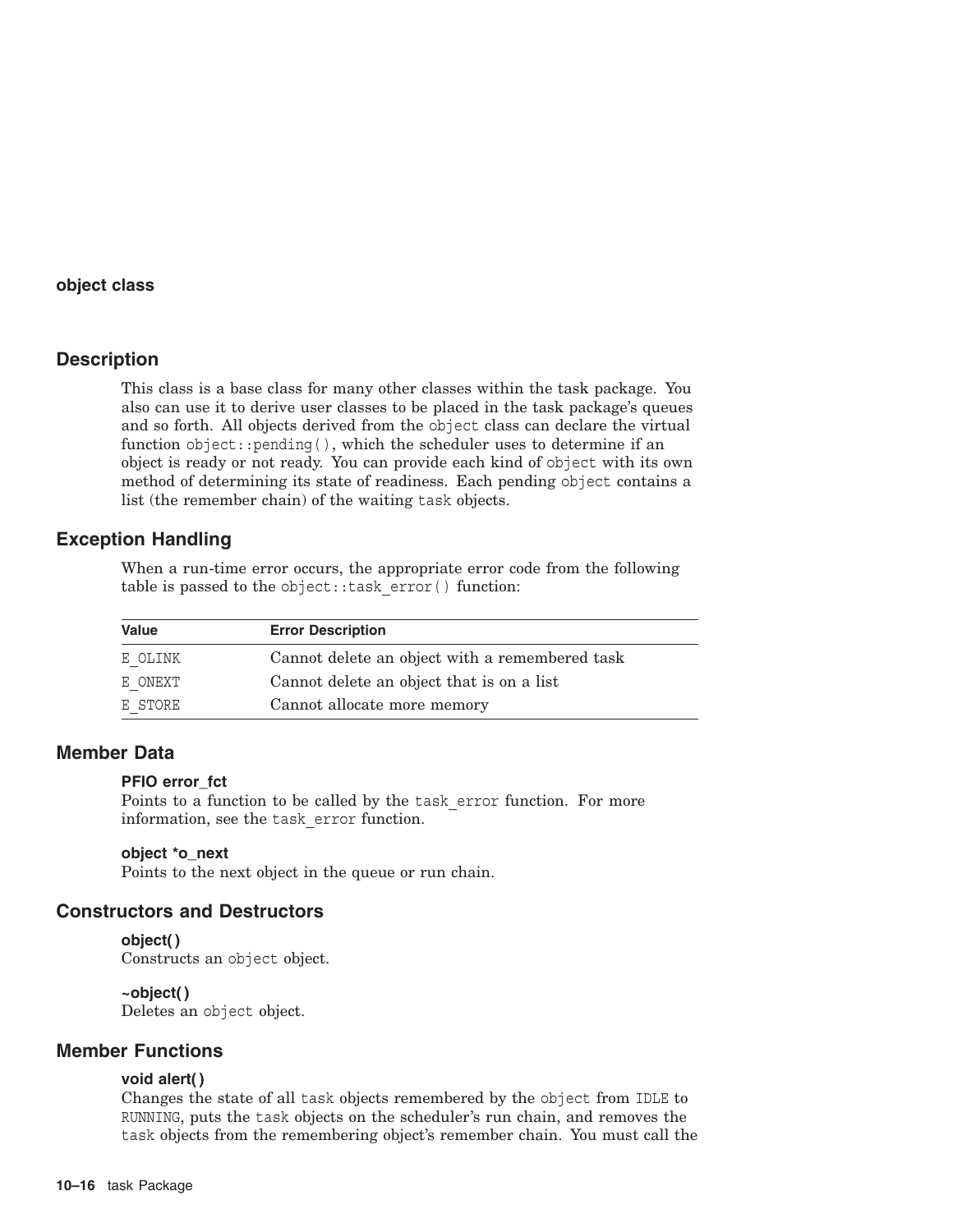# object class

## Description

This class is a base class for many other classes within the task package. You also can use it to derive user classes to be placed in the task package's queues and so forth. All objects derived from the object class can declare the virtual function object::pending(), which the scheduler uses to determine if an object is ready or not ready. You can provide each kind of object with its own method of determining its state of readiness. Each pending object contains a list (the remember chain) of the waiting task objects.

## Exception Handling

When a run-time error occurs, the appropriate error code from the following table is passed to the object::task_error() function:

| Value | Error Description |
|---|---|
| E_OLINK | Cannot delete an object with a remembered task |
| E_ONEXT | Cannot delete an object that is on a list |
| E_STORE | Cannot allocate more memory |

## Member Data

**PFIO error_fct**
Points to a function to be called by the task_error function. For more information, see the task_error function.

**object *o_next**
Points to the next object in the queue or run chain.

## Constructors and Destructors

**object( )**
Constructs an object object.

**~object( )**
Deletes an object object.

## Member Functions

**void alert( )**
Changes the state of all task objects remembered by the object from IDLE to RUNNING, puts the task objects on the scheduler's run chain, and removes the task objects from the remembering object's remember chain. You must call the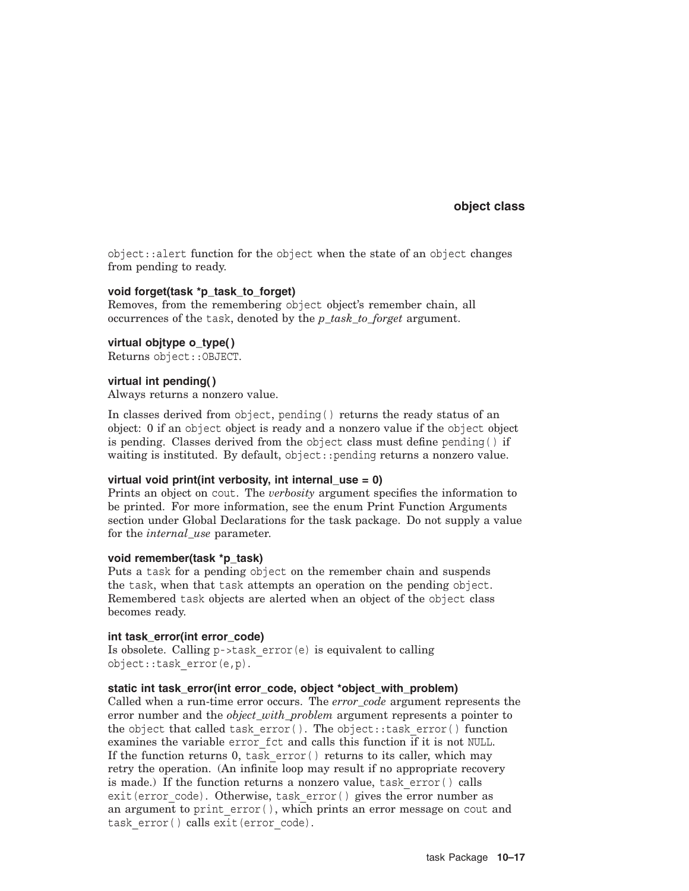object::alert function for the object when the state of an object changes from pending to ready.

**void forget(task *p_task_to_forget)**
Removes, from the remembering object object's remember chain, all occurrences of the task, denoted by the *p_task_to_forget* argument.

**virtual objtype o_type( )**
Returns object::OBJECT.

**virtual int pending( )**
Always returns a nonzero value.

In classes derived from object, pending() returns the ready status of an object: 0 if an object object is ready and a nonzero value if the object object is pending. Classes derived from the object class must define pending() if waiting is instituted. By default, object::pending returns a nonzero value.

**virtual void print(int verbosity, int internal_use = 0)**
Prints an object on cout. The *verbosity* argument specifies the information to be printed. For more information, see the enum Print Function Arguments section under Global Declarations for the task package. Do not supply a value for the *internal_use* parameter.

**void remember(task *p_task)**
Puts a task for a pending object on the remember chain and suspends the task, when that task attempts an operation on the pending object. Remembered task objects are alerted when an object of the object class becomes ready.

**int task_error(int error_code)**
Is obsolete. Calling p->task_error(e) is equivalent to calling object::task_error(e,p).

**static int task_error(int error_code, object *object_with_problem)**
Called when a run-time error occurs. The *error_code* argument represents the error number and the *object_with_problem* argument represents a pointer to the object that called task_error(). The object::task_error() function examines the variable error_fct and calls this function if it is not NULL. If the function returns 0, task_error() returns to its caller, which may retry the operation. (An infinite loop may result if no appropriate recovery is made.) If the function returns a nonzero value, task_error() calls exit(error_code). Otherwise, task_error() gives the error number as an argument to print_error(), which prints an error message on cout and task_error() calls exit(error_code).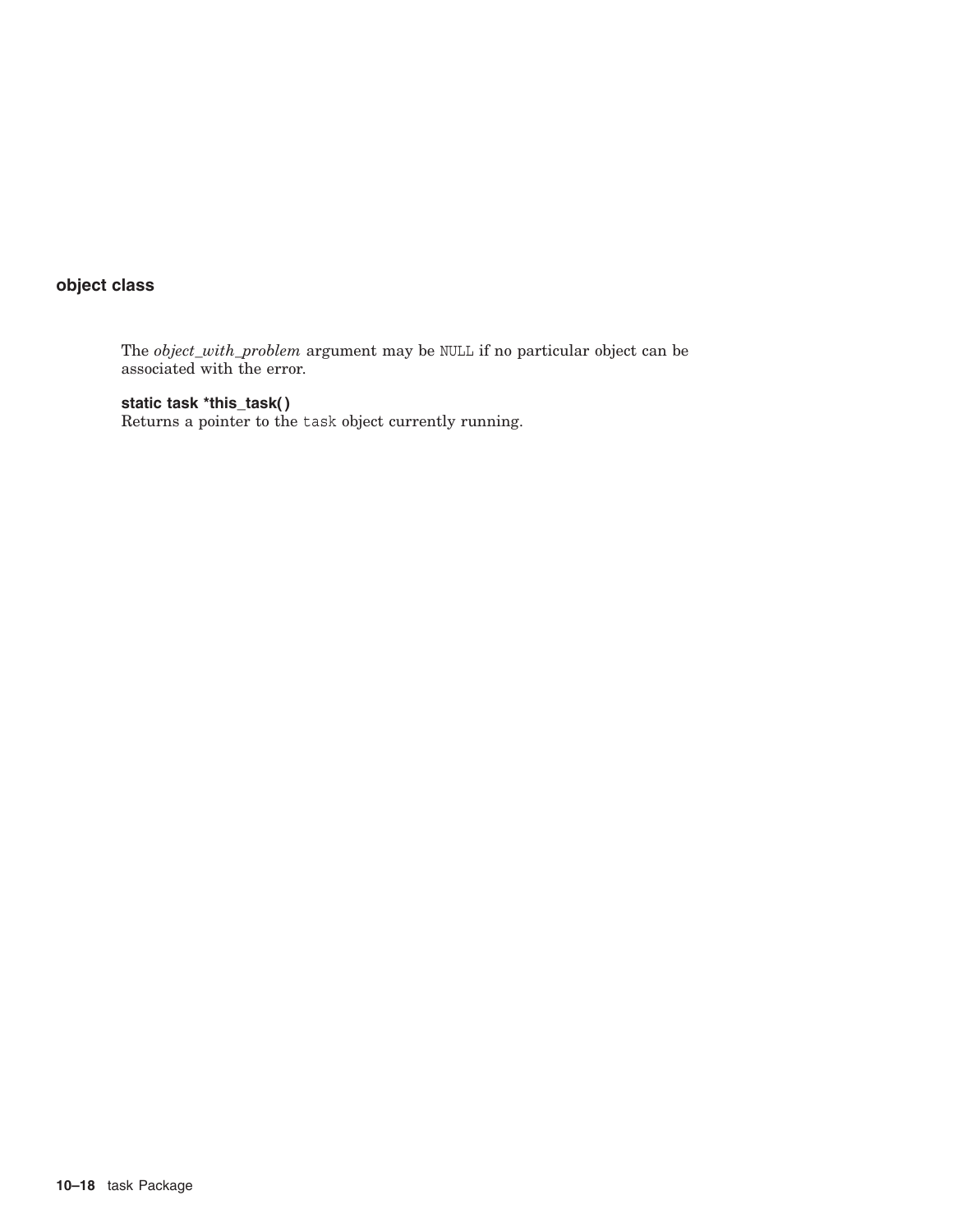## object class

The *object_with_problem* argument may be `NULL` if no particular object can be associated with the error.

**static task *this_task( )**
Returns a pointer to the `task` object currently running.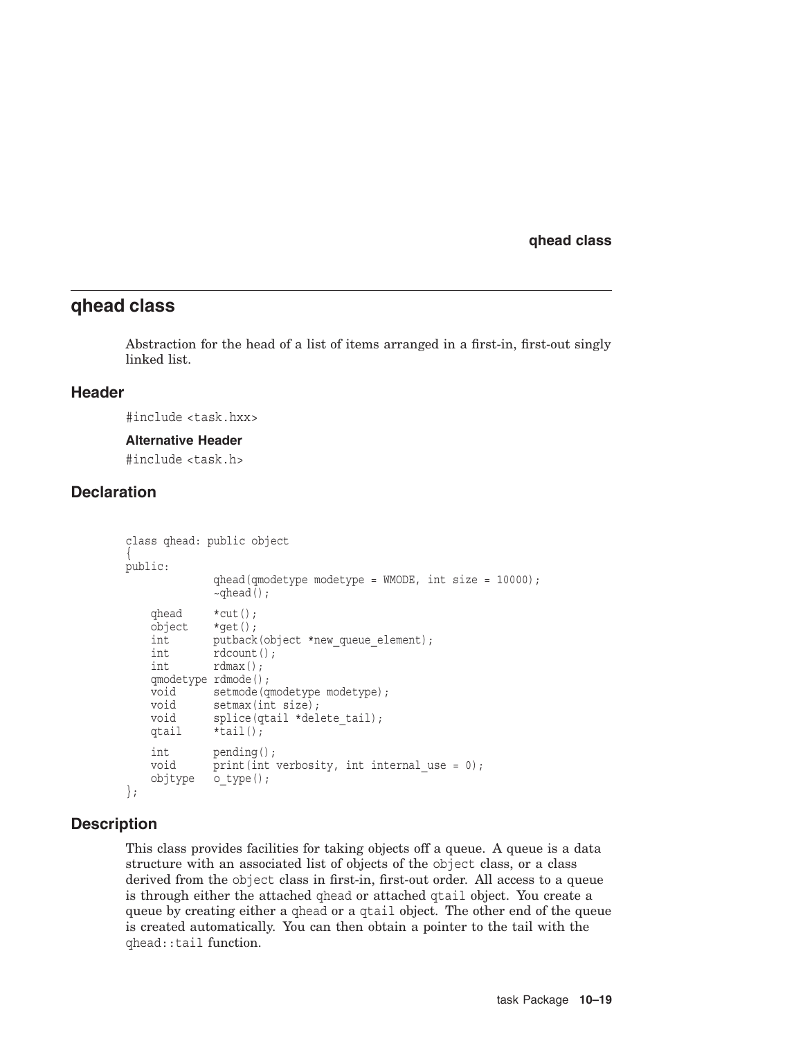# qhead class

Abstraction for the head of a list of items arranged in a first-in, first-out singly linked list.

## Header

```
#include <task.hxx>
```

### Alternative Header

```
#include <task.h>
```

## Declaration

```
class qhead: public object
{
public:
              qhead(qmodetype modetype = WMODE, int size = 10000);
              ~qhead();

    qhead     *cut();
    object    *get();
    int       putback(object *new_queue_element);
    int       rdcount();
    int       rdmax();
    qmodetype rdmode();
    void      setmode(qmodetype modetype);
    void      setmax(int size);
    void      splice(qtail *delete_tail);
    qtail     *tail();

    int       pending();
    void      print(int verbosity, int internal_use = 0);
    objtype   o_type();
};
```

## Description

This class provides facilities for taking objects off a queue. A queue is a data structure with an associated list of objects of the `object` class, or a class derived from the `object` class in first-in, first-out order. All access to a queue is through either the attached `qhead` or attached `qtail` object. You create a queue by creating either a `qhead` or a `qtail` object. The other end of the queue is created automatically. You can then obtain a pointer to the tail with the `qhead::tail` function.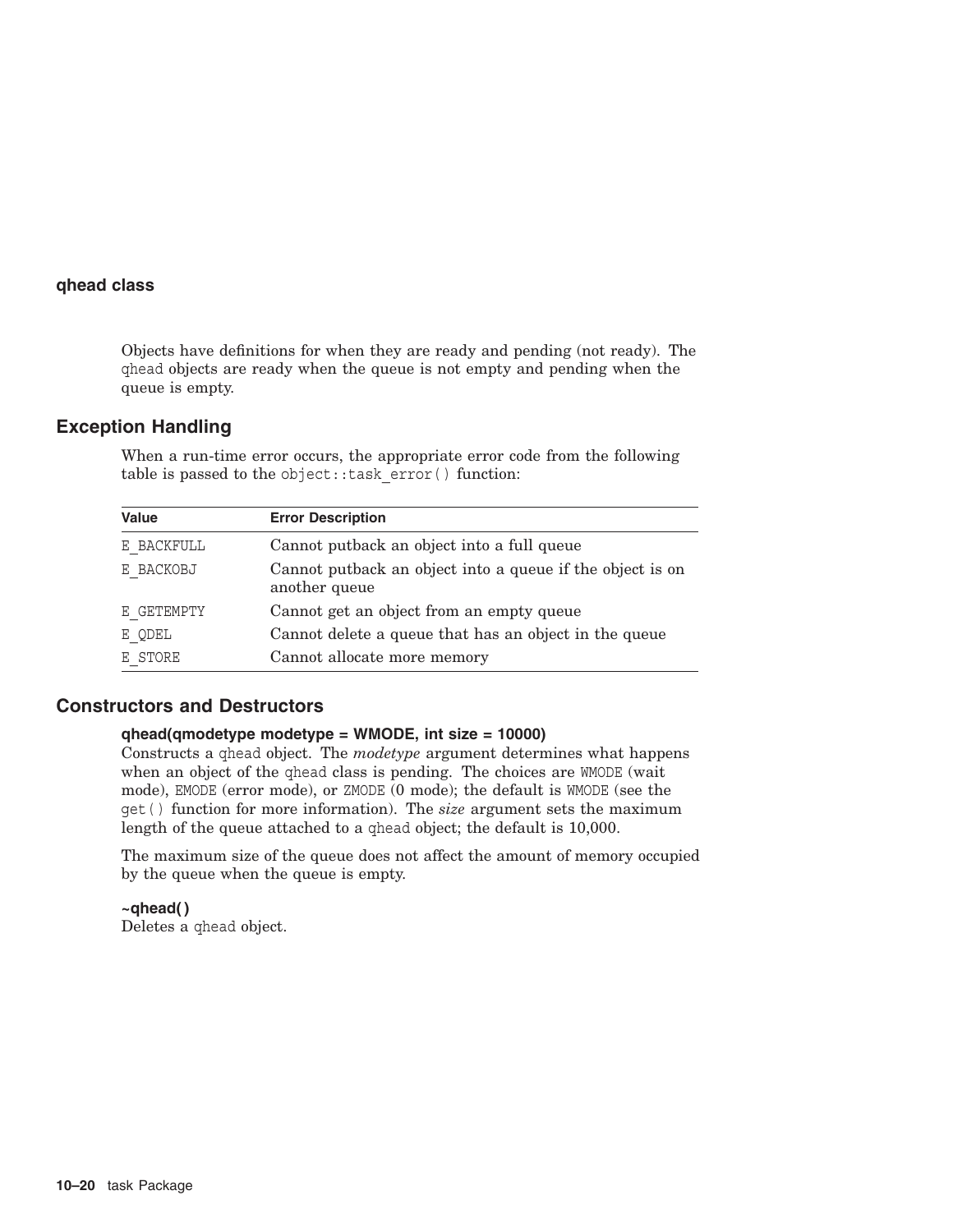## qhead class

Objects have definitions for when they are ready and pending (not ready). The qhead objects are ready when the queue is not empty and pending when the queue is empty.

## Exception Handling

When a run-time error occurs, the appropriate error code from the following table is passed to the object::task_error() function:

| Value | Error Description |
|---|---|
| E_BACKFULL | Cannot putback an object into a full queue |
| E_BACKOBJ | Cannot putback an object into a queue if the object is on another queue |
| E_GETEMPTY | Cannot get an object from an empty queue |
| E_QDEL | Cannot delete a queue that has an object in the queue |
| E_STORE | Cannot allocate more memory |

## Constructors and Destructors

**qhead(qmodetype modetype = WMODE, int size = 10000)**
Constructs a qhead object. The *modetype* argument determines what happens when an object of the qhead class is pending. The choices are WMODE (wait mode), EMODE (error mode), or ZMODE (0 mode); the default is WMODE (see the get() function for more information). The *size* argument sets the maximum length of the queue attached to a qhead object; the default is 10,000.

The maximum size of the queue does not affect the amount of memory occupied by the queue when the queue is empty.

**~qhead( )**
Deletes a qhead object.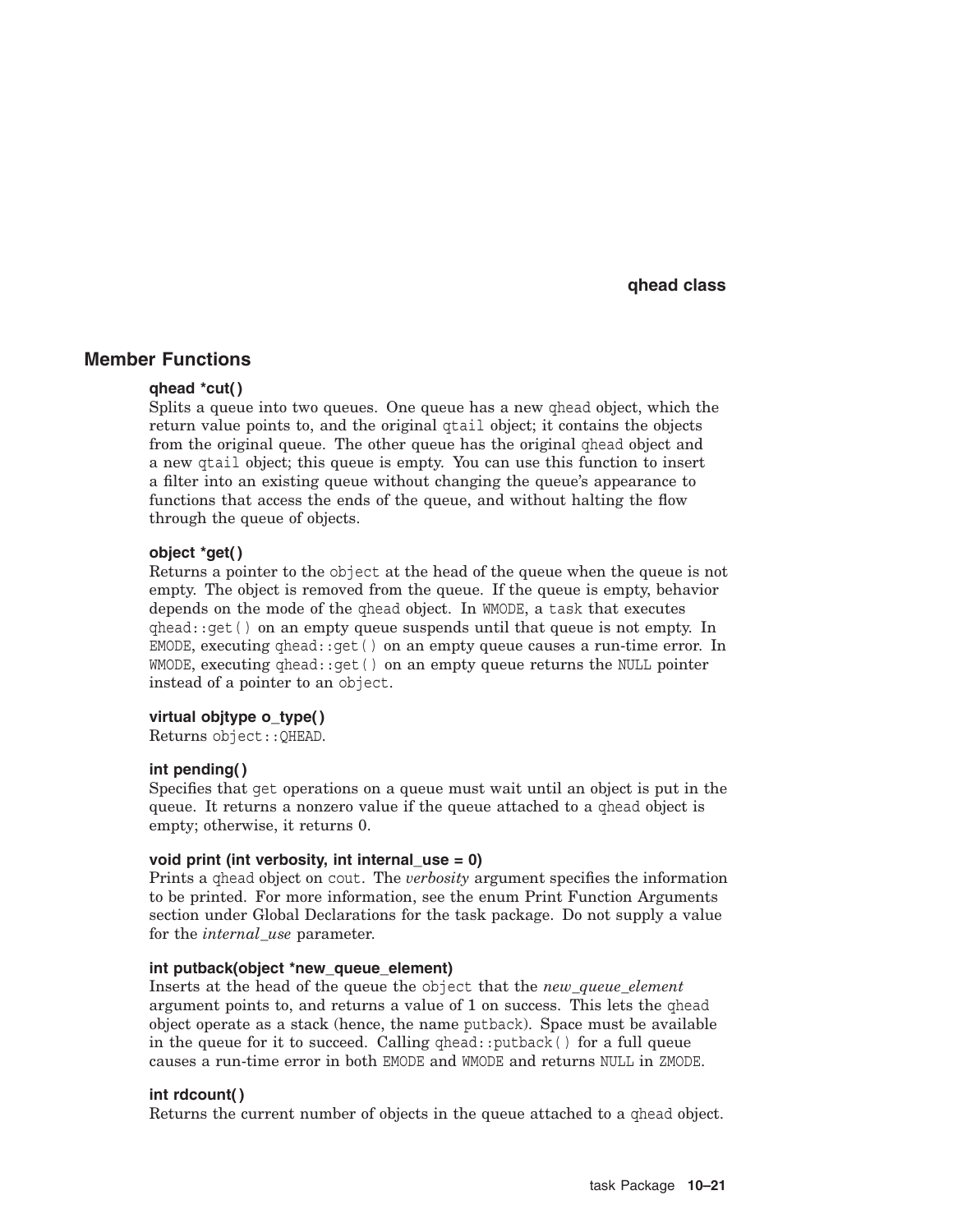## Member Functions

**qhead *cut( )**

Splits a queue into two queues. One queue has a new qhead object, which the return value points to, and the original qtail object; it contains the objects from the original queue. The other queue has the original qhead object and a new qtail object; this queue is empty. You can use this function to insert a filter into an existing queue without changing the queue's appearance to functions that access the ends of the queue, and without halting the flow through the queue of objects.

**object *get( )**

Returns a pointer to the object at the head of the queue when the queue is not empty. The object is removed from the queue. If the queue is empty, behavior depends on the mode of the qhead object. In WMODE, a task that executes qhead::get() on an empty queue suspends until that queue is not empty. In EMODE, executing qhead::get() on an empty queue causes a run-time error. In WMODE, executing qhead::get() on an empty queue returns the NULL pointer instead of a pointer to an object.

**virtual objtype o_type( )**

Returns object::QHEAD.

**int pending( )**

Specifies that get operations on a queue must wait until an object is put in the queue. It returns a nonzero value if the queue attached to a qhead object is empty; otherwise, it returns 0.

**void print (int verbosity, int internal_use = 0)**

Prints a qhead object on cout. The *verbosity* argument specifies the information to be printed. For more information, see the enum Print Function Arguments section under Global Declarations for the task package. Do not supply a value for the *internal_use* parameter.

**int putback(object *new_queue_element)**

Inserts at the head of the queue the object that the *new_queue_element* argument points to, and returns a value of 1 on success. This lets the qhead object operate as a stack (hence, the name putback). Space must be available in the queue for it to succeed. Calling qhead::putback() for a full queue causes a run-time error in both EMODE and WMODE and returns NULL in ZMODE.

**int rdcount( )**

Returns the current number of objects in the queue attached to a qhead object.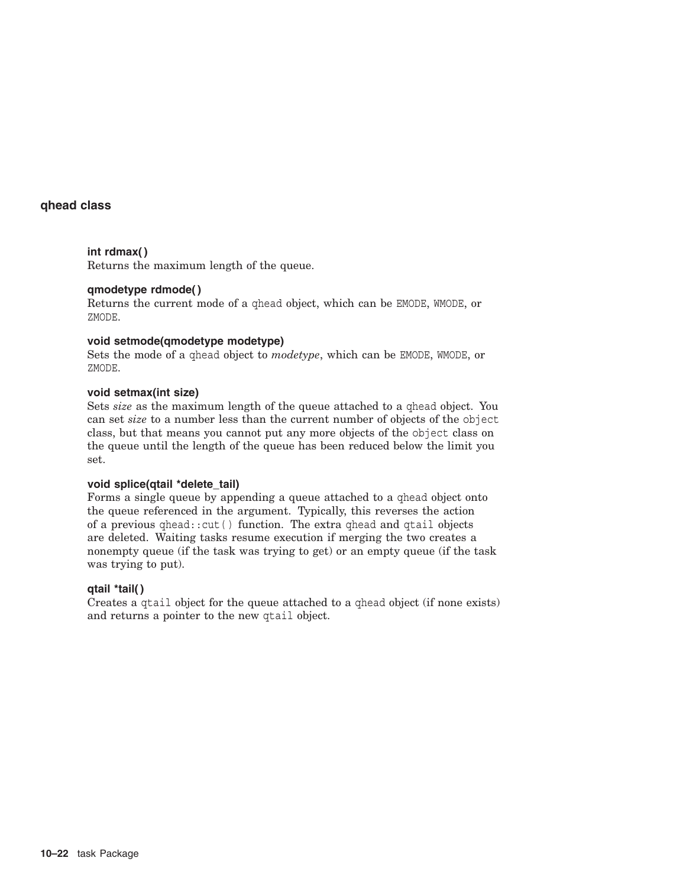## qhead class

#### int rdmax( )

Returns the maximum length of the queue.

#### qmodetype rdmode( )

Returns the current mode of a `qhead` object, which can be `EMODE`, `WMODE`, or `ZMODE`.

#### void setmode(qmodetype modetype)

Sets the mode of a `qhead` object to *modetype*, which can be `EMODE`, `WMODE`, or `ZMODE`.

#### void setmax(int size)

Sets *size* as the maximum length of the queue attached to a `qhead` object. You can set *size* to a number less than the current number of objects of the `object` class, but that means you cannot put any more objects of the `object` class on the queue until the length of the queue has been reduced below the limit you set.

#### void splice(qtail *delete_tail)

Forms a single queue by appending a queue attached to a `qhead` object onto the queue referenced in the argument. Typically, this reverses the action of a previous `qhead::cut()` function. The extra `qhead` and `qtail` objects are deleted. Waiting tasks resume execution if merging the two creates a nonempty queue (if the task was trying to get) or an empty queue (if the task was trying to put).

#### qtail *tail( )

Creates a `qtail` object for the queue attached to a `qhead` object (if none exists) and returns a pointer to the new `qtail` object.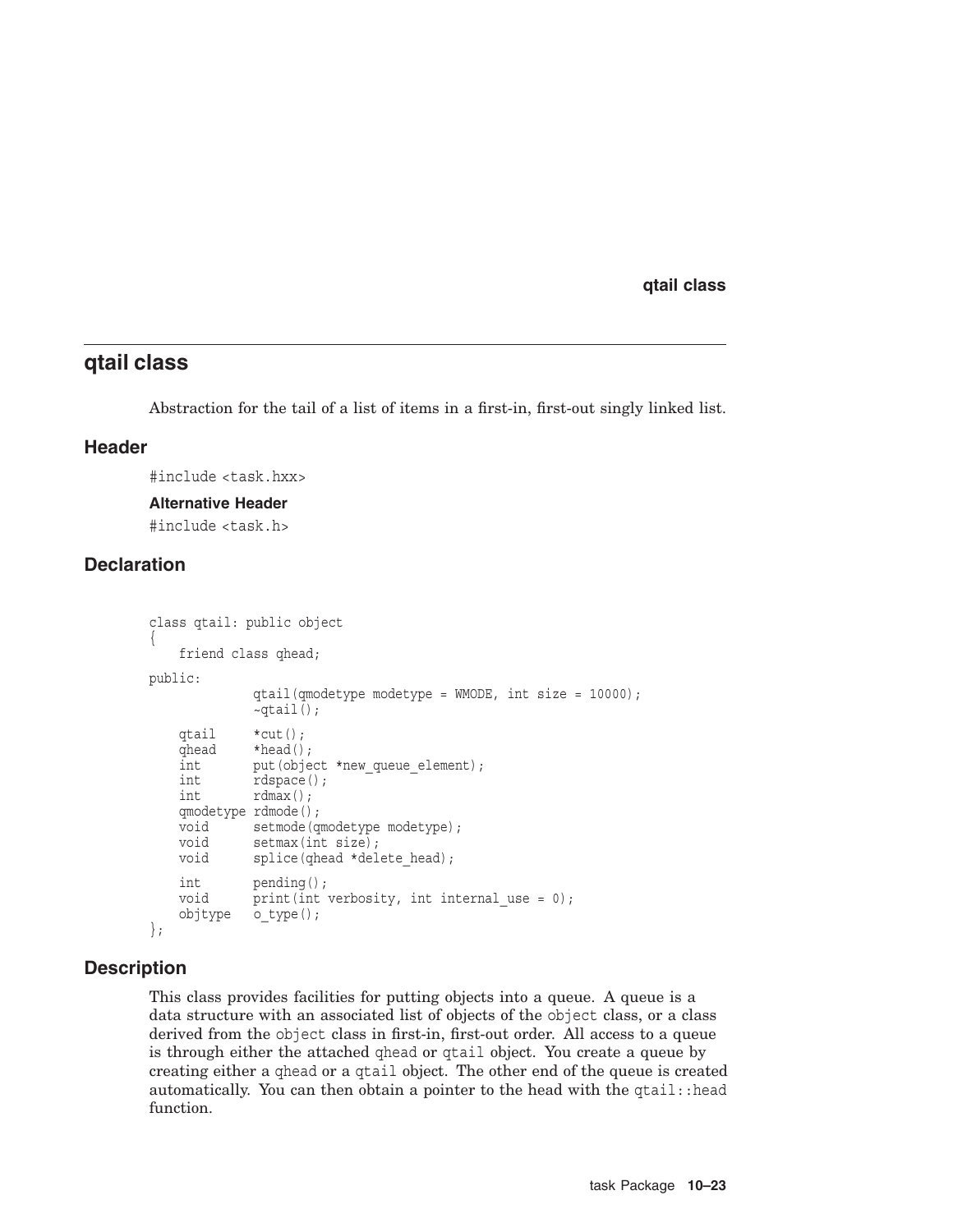## qtail class

Abstraction for the tail of a list of items in a first-in, first-out singly linked list.

### Header

```
#include <task.hxx>
```

#### Alternative Header

```
#include <task.h>
```

### Declaration

```
class qtail: public object
{
    friend class qhead;

public:
              qtail(qmodetype modetype = WMODE, int size = 10000);
              ~qtail();

    qtail     *cut();
    qhead     *head();
    int       put(object *new_queue_element);
    int       rdspace();
    int       rdmax();
    qmodetype rdmode();
    void      setmode(qmodetype modetype);
    void      setmax(int size);
    void      splice(qhead *delete_head);

    int       pending();
    void      print(int verbosity, int internal_use = 0);
    objtype   o_type();
};
```

### Description

This class provides facilities for putting objects into a queue. A queue is a data structure with an associated list of objects of the `object` class, or a class derived from the `object` class in first-in, first-out order. All access to a queue is through either the attached `qhead` or `qtail` object. You create a queue by creating either a `qhead` or a `qtail` object. The other end of the queue is created automatically. You can then obtain a pointer to the head with the `qtail::head` function.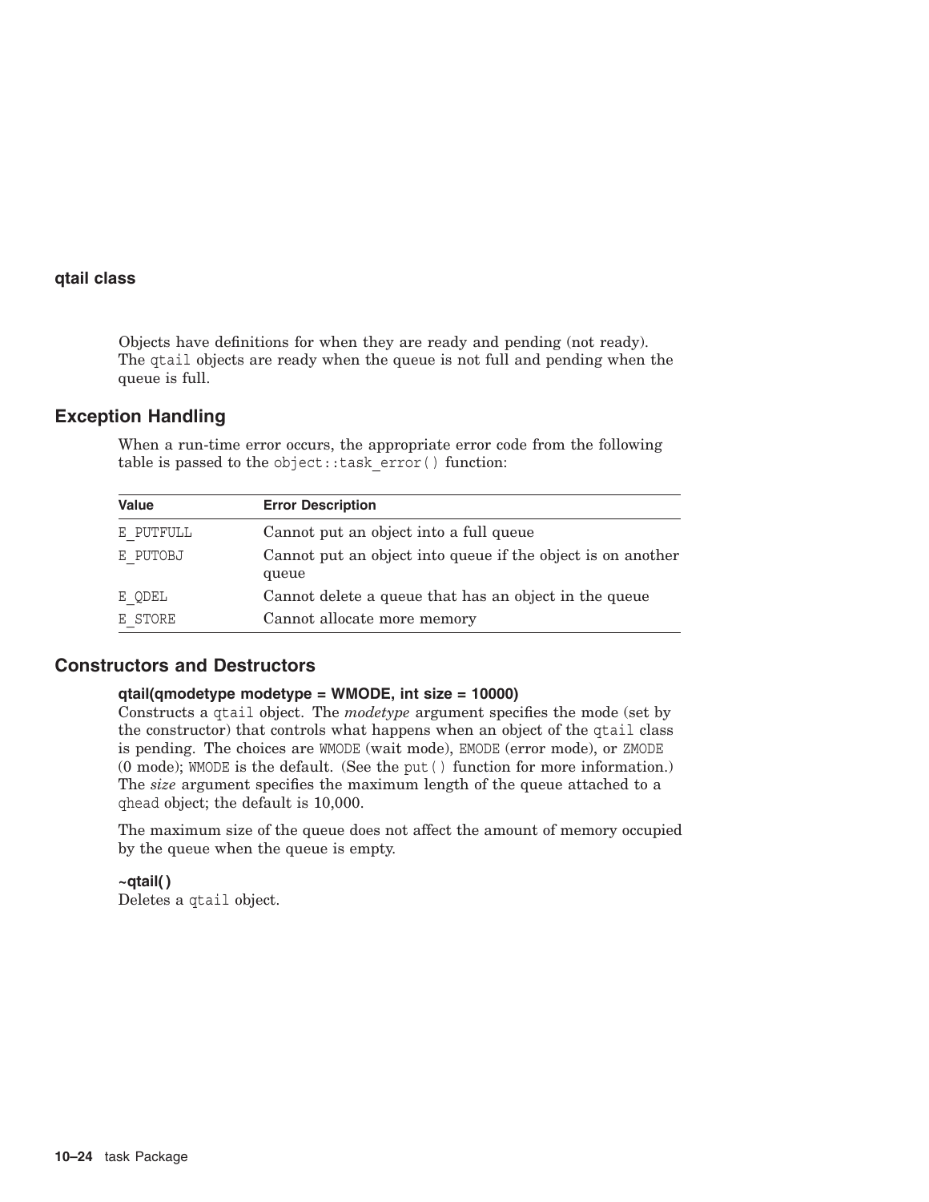Objects have definitions for when they are ready and pending (not ready). The `qtail` objects are ready when the queue is not full and pending when the queue is full.

## Exception Handling

When a run-time error occurs, the appropriate error code from the following table is passed to the `object::task_error()` function:

| Value | Error Description |
|---|---|
| E_PUTFULL | Cannot put an object into a full queue |
| E_PUTOBJ | Cannot put an object into queue if the object is on another queue |
| E_QDEL | Cannot delete a queue that has an object in the queue |
| E_STORE | Cannot allocate more memory |

## Constructors and Destructors

**qtail(qmodetype modetype = WMODE, int size = 10000)**
Constructs a `qtail` object. The *modetype* argument specifies the mode (set by the constructor) that controls what happens when an object of the `qtail` class is pending. The choices are `WMODE` (wait mode), `EMODE` (error mode), or `ZMODE` (0 mode); `WMODE` is the default. (See the `put()` function for more information.) The *size* argument specifies the maximum length of the queue attached to a `qhead` object; the default is 10,000.

The maximum size of the queue does not affect the amount of memory occupied by the queue when the queue is empty.

**~qtail( )**
Deletes a `qtail` object.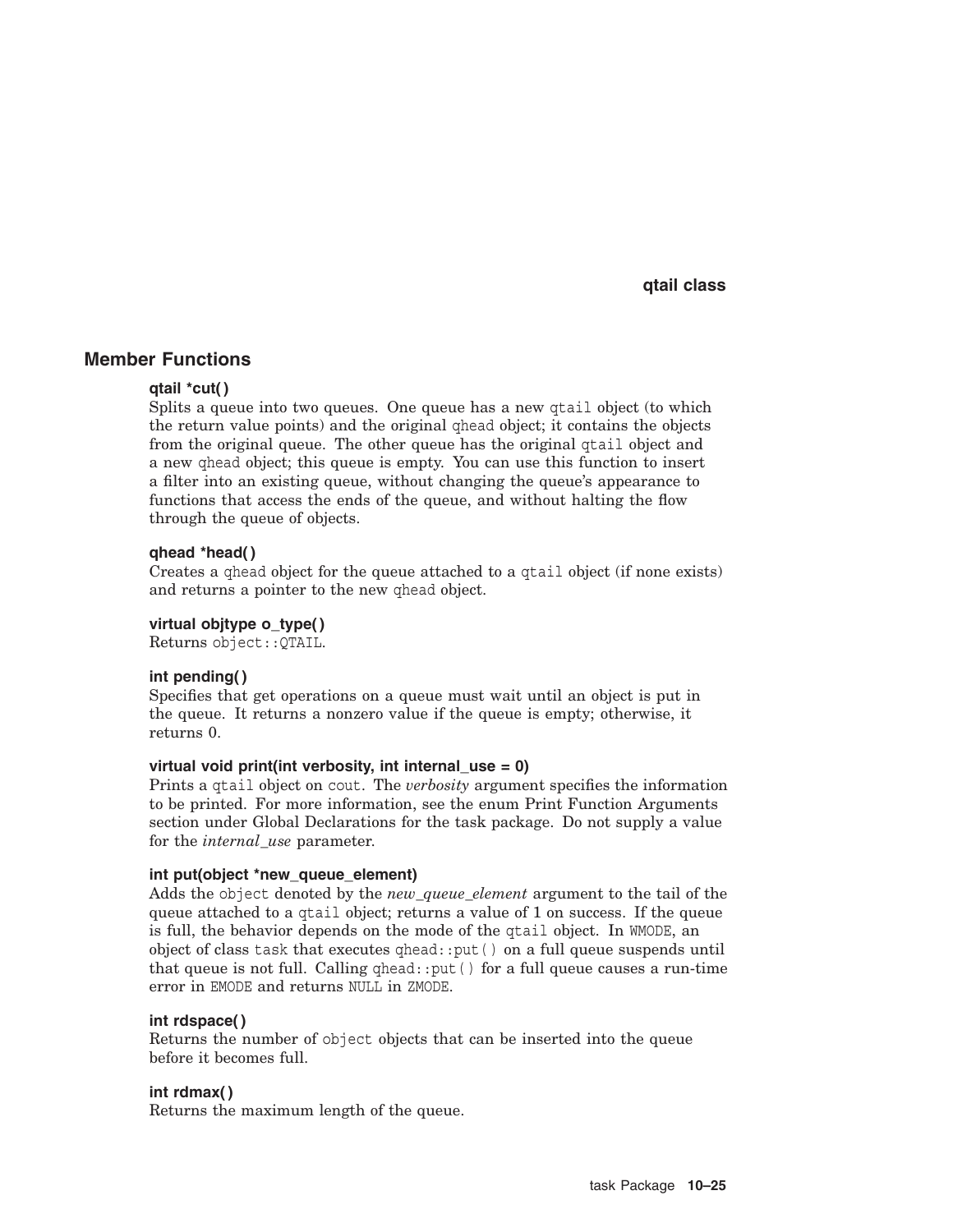## Member Functions

**qtail *cut( )**
Splits a queue into two queues. One queue has a new `qtail` object (to which the return value points) and the original `qhead` object; it contains the objects from the original queue. The other queue has the original `qtail` object and a new `qhead` object; this queue is empty. You can use this function to insert a filter into an existing queue, without changing the queue's appearance to functions that access the ends of the queue, and without halting the flow through the queue of objects.

**qhead *head( )**
Creates a `qhead` object for the queue attached to a `qtail` object (if none exists) and returns a pointer to the new `qhead` object.

**virtual objtype o_type( )**
Returns `object::QTAIL`.

**int pending( )**
Specifies that get operations on a queue must wait until an object is put in the queue. It returns a nonzero value if the queue is empty; otherwise, it returns 0.

**virtual void print(int verbosity, int internal_use = 0)**
Prints a `qtail` object on `cout`. The *verbosity* argument specifies the information to be printed. For more information, see the enum Print Function Arguments section under Global Declarations for the task package. Do not supply a value for the *internal_use* parameter.

**int put(object *new_queue_element)**
Adds the `object` denoted by the *new_queue_element* argument to the tail of the queue attached to a `qtail` object; returns a value of 1 on success. If the queue is full, the behavior depends on the mode of the `qtail` object. In `WMODE`, an object of class `task` that executes `qhead::put()` on a full queue suspends until that queue is not full. Calling `qhead::put()` for a full queue causes a run-time error in `EMODE` and returns `NULL` in `ZMODE`.

**int rdspace( )**
Returns the number of `object` objects that can be inserted into the queue before it becomes full.

**int rdmax( )**
Returns the maximum length of the queue.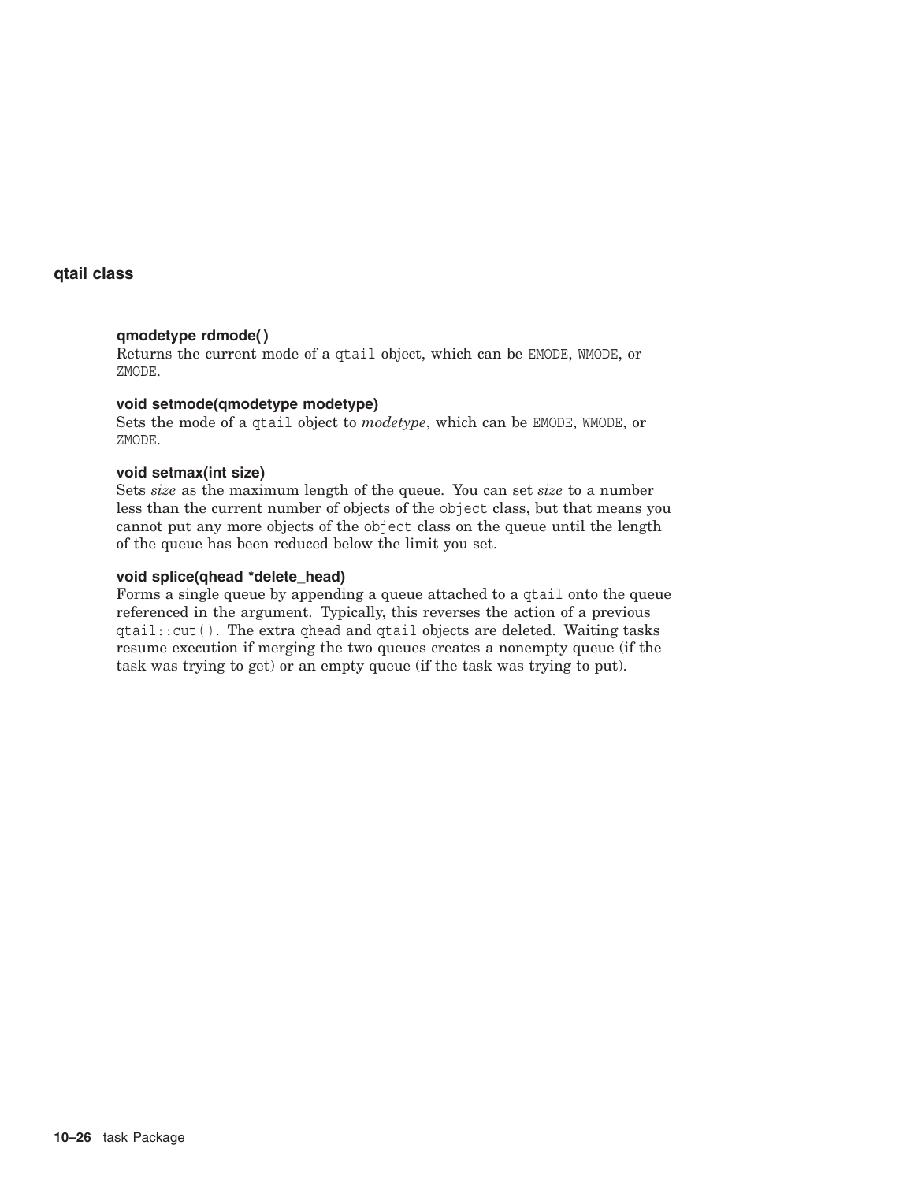## qtail class

#### qmodetype rdmode( )

Returns the current mode of a `qtail` object, which can be `EMODE`, `WMODE`, or `ZMODE`.

#### void setmode(qmodetype modetype)

Sets the mode of a `qtail` object to *modetype*, which can be `EMODE`, `WMODE`, or `ZMODE`.

#### void setmax(int size)

Sets *size* as the maximum length of the queue. You can set *size* to a number less than the current number of objects of the `object` class, but that means you cannot put any more objects of the `object` class on the queue until the length of the queue has been reduced below the limit you set.

#### void splice(qhead *delete_head)

Forms a single queue by appending a queue attached to a `qtail` onto the queue referenced in the argument. Typically, this reverses the action of a previous `qtail::cut()`. The extra `qhead` and `qtail` objects are deleted. Waiting tasks resume execution if merging the two queues creates a nonempty queue (if the task was trying to get) or an empty queue (if the task was trying to put).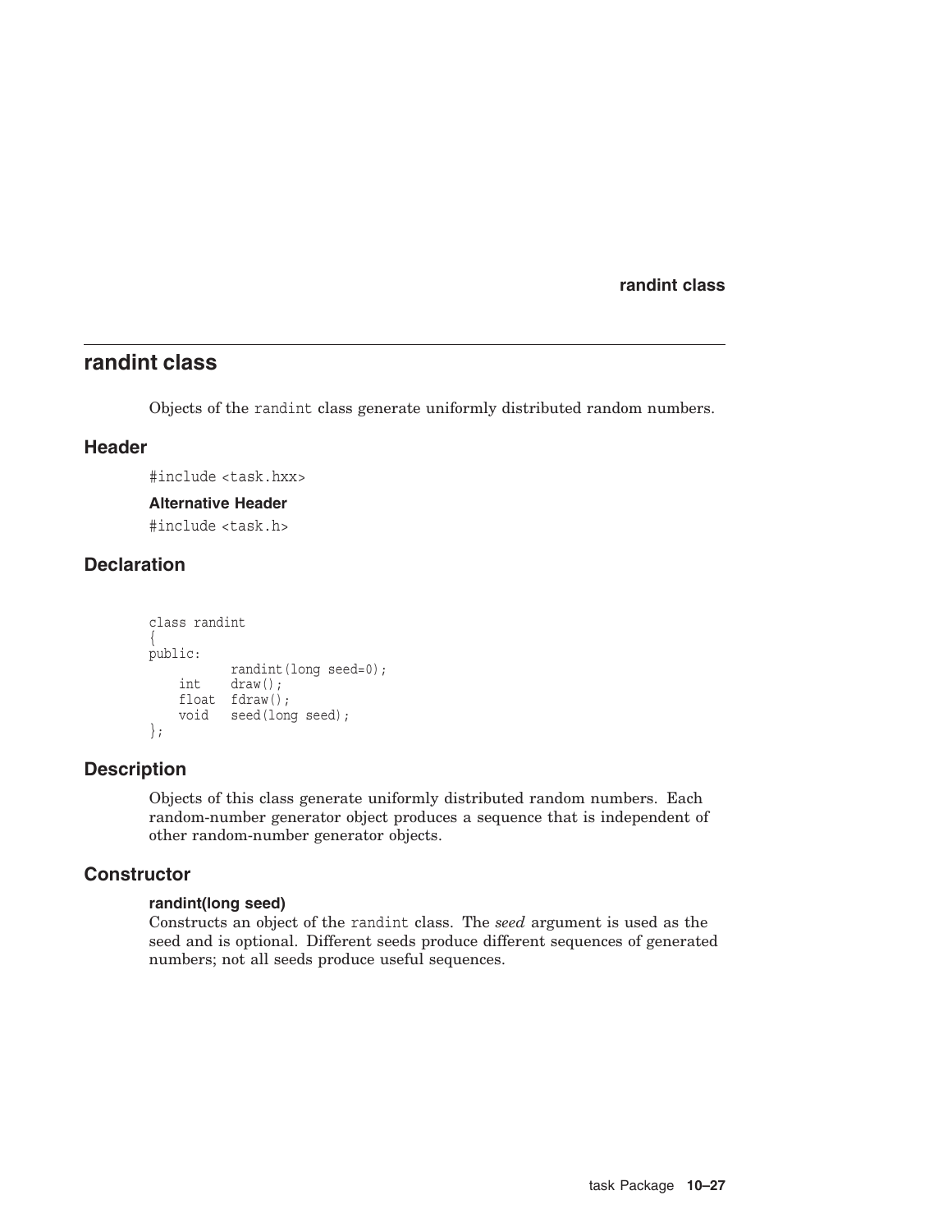## randint class

Objects of the randint class generate uniformly distributed random numbers.

### Header

#include <task.hxx>

#### Alternative Header

#include <task.h>

### Declaration

```
class randint
{
public:
            randint(long seed=0);
    int     draw();
    float   fdraw();
    void    seed(long seed);
};
```

### Description

Objects of this class generate uniformly distributed random numbers. Each random-number generator object produces a sequence that is independent of other random-number generator objects.

### Constructor

#### randint(long seed)

Constructs an object of the randint class. The *seed* argument is used as the seed and is optional. Different seeds produce different sequences of generated numbers; not all seeds produce useful sequences.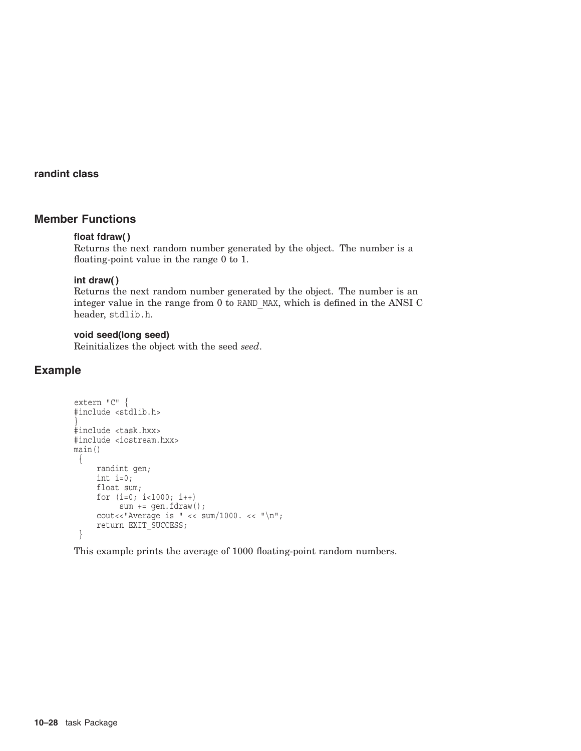## randint class

## Member Functions

**float fdraw( )**
Returns the next random number generated by the object. The number is a floating-point value in the range 0 to 1.

**int draw( )**
Returns the next random number generated by the object. The number is an integer value in the range from 0 to `RAND_MAX`, which is defined in the ANSI C header, `stdlib.h`.

**void seed(long seed)**
Reinitializes the object with the seed *seed*.

## Example

```
extern "C" {
#include <stdlib.h>
}
#include <task.hxx>
#include <iostream.hxx>
main()
 {
     randint gen;
     int i=0;
     float sum;
     for (i=0; i<1000; i++)
          sum += gen.fdraw();
     cout<<"Average is " << sum/1000. << "\n";
     return EXIT_SUCCESS;
 }
```

This example prints the average of 1000 floating-point random numbers.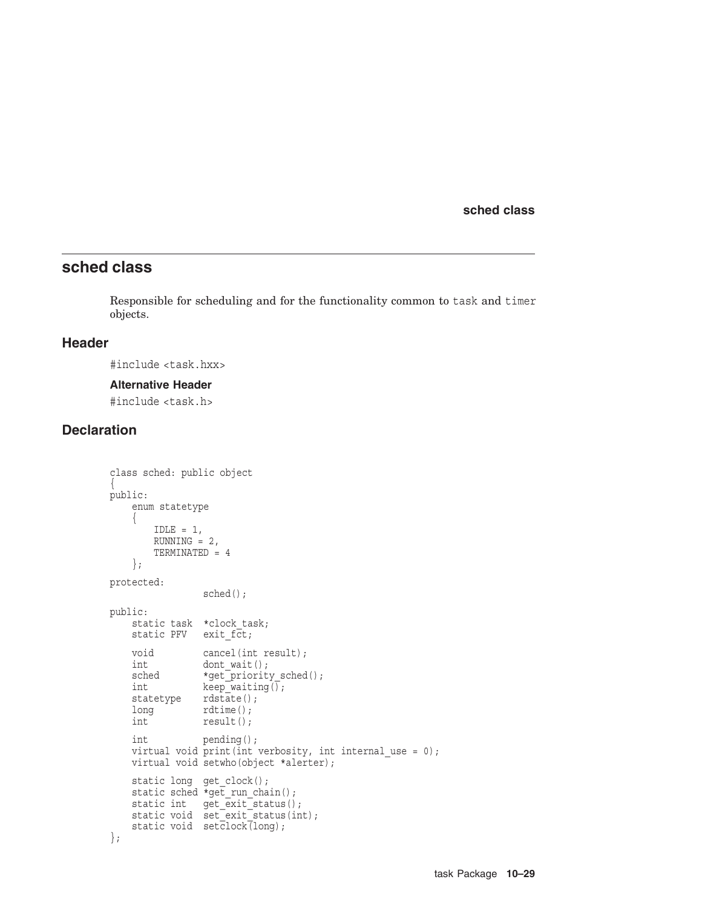## sched class

Responsible for scheduling and for the functionality common to `task` and `timer` objects.

### Header

```
#include <task.hxx>
```

#### Alternative Header

```
#include <task.h>
```

### Declaration

```
class sched: public object
{
public:
    enum statetype
    {
        IDLE = 1,
        RUNNING = 2,
        TERMINATED = 4
    };

protected:
                sched();

public:
    static task  *clock_task;
    static PFV   exit_fct;

    void         cancel(int result);
    int          dont_wait();
    sched        *get_priority_sched();
    int          keep_waiting();
    statetype    rdstate();
    long         rdtime();
    int          result();

    int          pending();
    virtual void print(int verbosity, int internal_use = 0);
    virtual void setwho(object *alerter);

    static long  get_clock();
    static sched *get_run_chain();
    static int   get_exit_status();
    static void  set_exit_status(int);
    static void  setclock(long);
};
```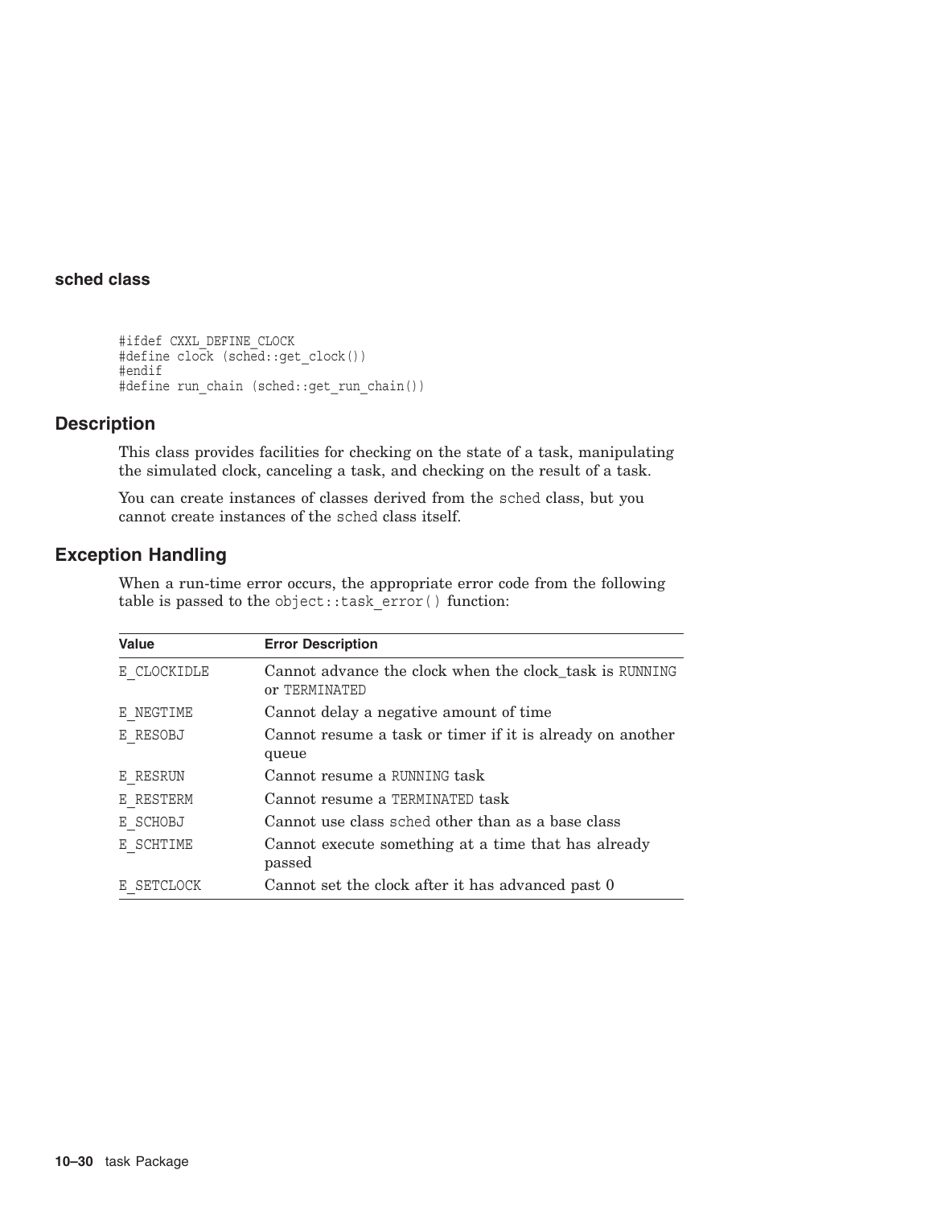**sched class**

```
#ifdef CXXL_DEFINE_CLOCK
#define clock (sched::get_clock())
#endif
#define run_chain (sched::get_run_chain())
```

## Description

This class provides facilities for checking on the state of a task, manipulating the simulated clock, canceling a task, and checking on the result of a task.

You can create instances of classes derived from the sched class, but you cannot create instances of the sched class itself.

## Exception Handling

When a run-time error occurs, the appropriate error code from the following table is passed to the object::task_error() function:

| Value | Error Description |
|---|---|
| E_CLOCKIDLE | Cannot advance the clock when the clock_task is RUNNING or TERMINATED |
| E_NEGTIME | Cannot delay a negative amount of time |
| E_RESOBJ | Cannot resume a task or timer if it is already on another queue |
| E_RESRUN | Cannot resume a RUNNING task |
| E_RESTERM | Cannot resume a TERMINATED task |
| E_SCHOBJ | Cannot use class sched other than as a base class |
| E_SCHTIME | Cannot execute something at a time that has already passed |
| E_SETCLOCK | Cannot set the clock after it has advanced past 0 |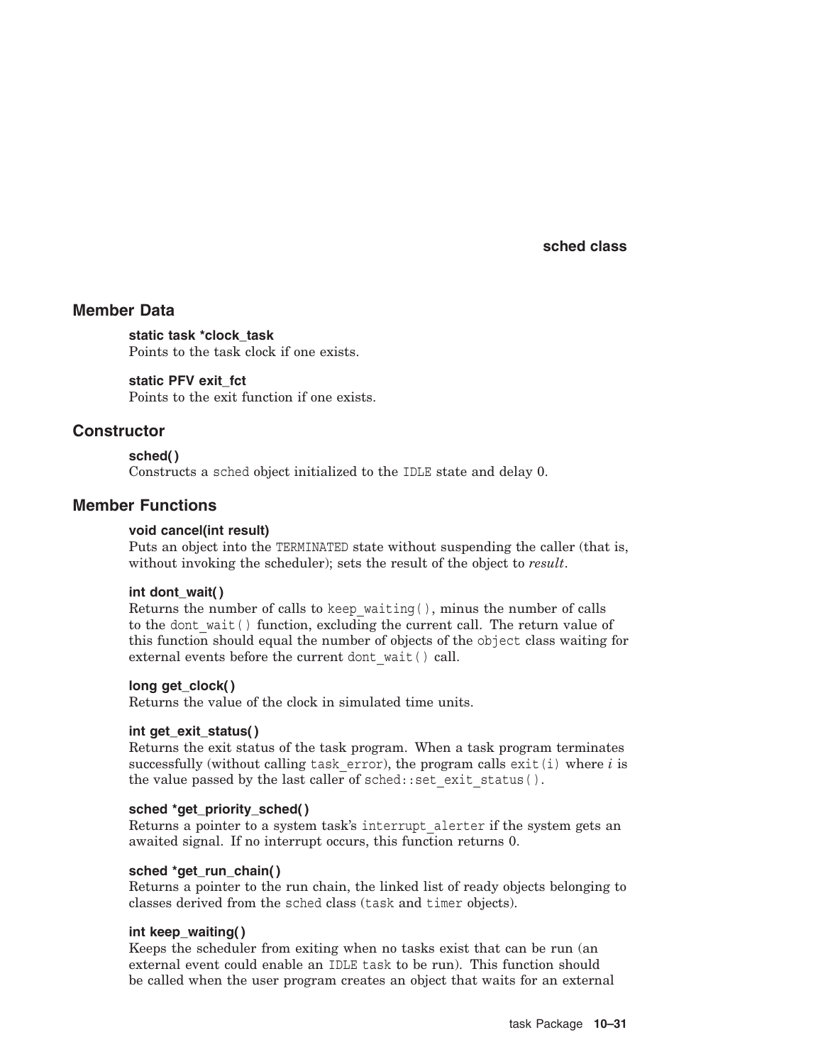## Member Data

**static task *clock_task**
Points to the task clock if one exists.

**static PFV exit_fct**
Points to the exit function if one exists.

## Constructor

**sched( )**
Constructs a `sched` object initialized to the `IDLE` state and delay 0.

## Member Functions

**void cancel(int result)**
Puts an object into the `TERMINATED` state without suspending the caller (that is, without invoking the scheduler); sets the result of the object to *result*.

**int dont_wait( )**
Returns the number of calls to `keep_waiting()`, minus the number of calls to the `dont_wait()` function, excluding the current call. The return value of this function should equal the number of objects of the `object` class waiting for external events before the current `dont_wait()` call.

**long get_clock( )**
Returns the value of the clock in simulated time units.

**int get_exit_status( )**
Returns the exit status of the task program. When a task program terminates successfully (without calling `task_error`), the program calls `exit(i)` where *i* is the value passed by the last caller of `sched::set_exit_status()`.

**sched *get_priority_sched( )**
Returns a pointer to a system task's `interrupt_alerter` if the system gets an awaited signal. If no interrupt occurs, this function returns 0.

**sched *get_run_chain( )**
Returns a pointer to the run chain, the linked list of ready objects belonging to classes derived from the `sched` class (`task` and `timer` objects).

**int keep_waiting( )**
Keeps the scheduler from exiting when no tasks exist that can be run (an external event could enable an `IDLE` `task` to be run). This function should be called when the user program creates an object that waits for an external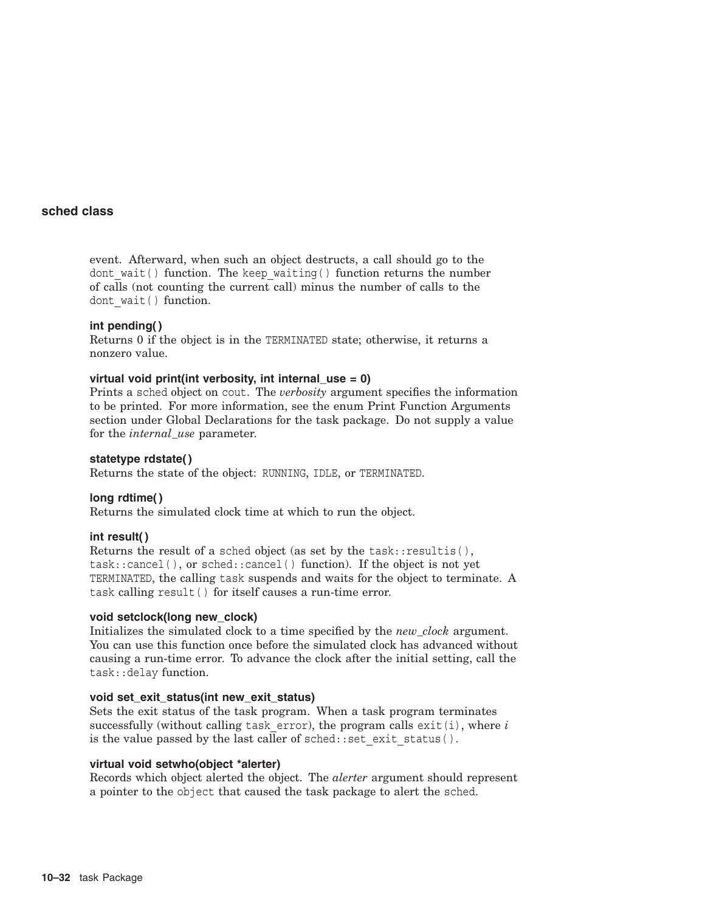## sched class

event. Afterward, when such an object destructs, a call should go to the `dont_wait()` function. The `keep_waiting()` function returns the number of calls (not counting the current call) minus the number of calls to the `dont_wait()` function.

**int pending( )**
Returns 0 if the object is in the `TERMINATED` state; otherwise, it returns a nonzero value.

**virtual void print(int verbosity, int internal_use = 0)**
Prints a `sched` object on `cout`. The *verbosity* argument specifies the information to be printed. For more information, see the enum Print Function Arguments section under Global Declarations for the task package. Do not supply a value for the *internal_use* parameter.

**statetype rdstate( )**
Returns the state of the object: `RUNNING`, `IDLE`, or `TERMINATED`.

**long rdtime( )**
Returns the simulated clock time at which to run the object.

**int result( )**
Returns the result of a `sched` object (as set by the `task::resultis()`, `task::cancel()`, or `sched::cancel()` function). If the object is not yet `TERMINATED`, the calling `task` suspends and waits for the object to terminate. A `task` calling `result()` for itself causes a run-time error.

**void setclock(long new_clock)**
Initializes the simulated clock to a time specified by the *new_clock* argument. You can use this function once before the simulated clock has advanced without causing a run-time error. To advance the clock after the initial setting, call the `task::delay` function.

**void set_exit_status(int new_exit_status)**
Sets the exit status of the task program. When a task program terminates successfully (without calling `task_error`), the program calls `exit(i)`, where *i* is the value passed by the last caller of `sched::set_exit_status()`.

**virtual void setwho(object *alerter)**
Records which object alerted the object. The *alerter* argument should represent a pointer to the `object` that caused the task package to alert the `sched`.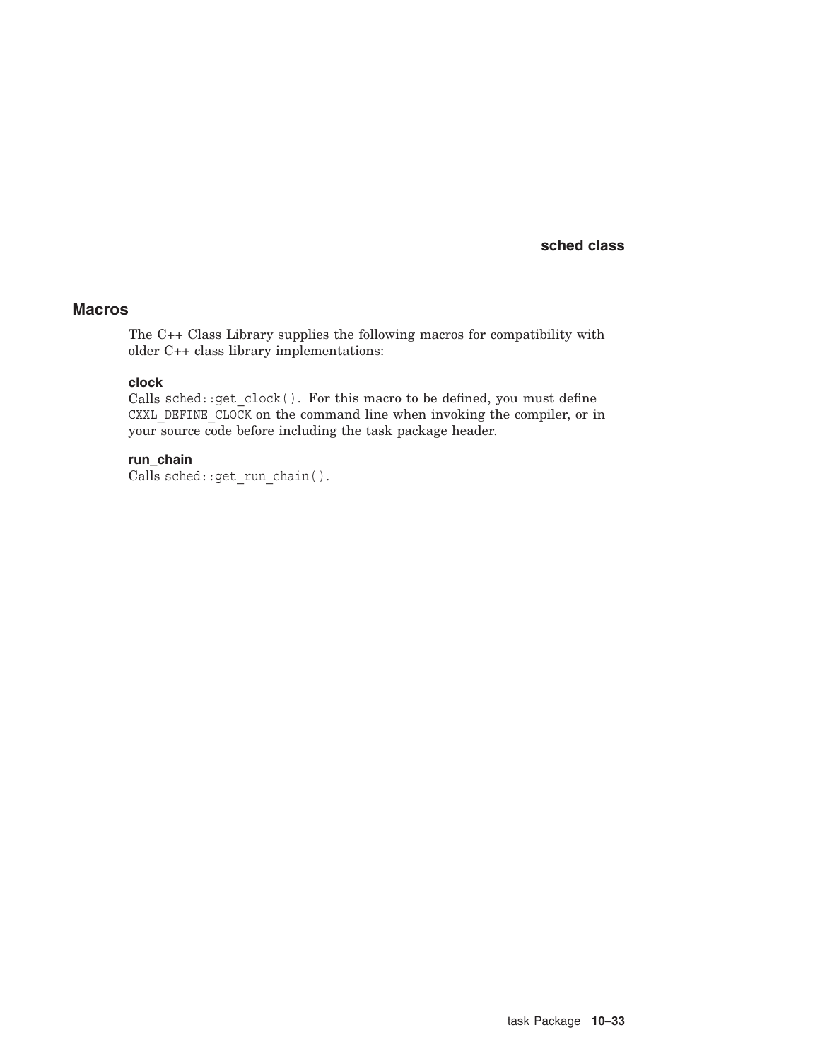## Macros

The C++ Class Library supplies the following macros for compatibility with older C++ class library implementations:

**clock**
Calls `sched::get_clock()`. For this macro to be defined, you must define `CXXL_DEFINE_CLOCK` on the command line when invoking the compiler, or in your source code before including the task package header.

**run_chain**
Calls `sched::get_run_chain()`.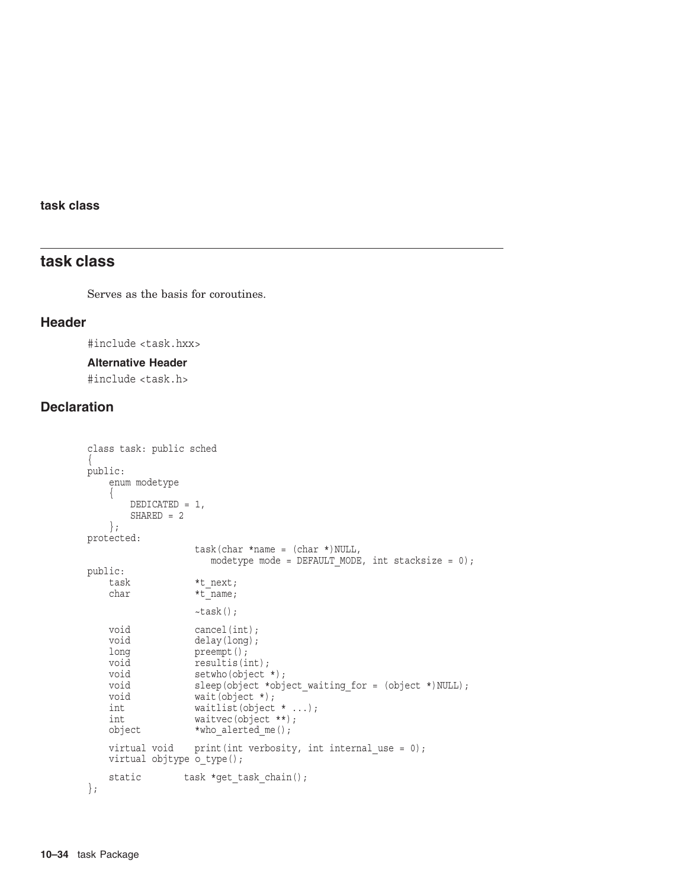## task class

Serves as the basis for coroutines.

### Header

#include <task.hxx>

#### Alternative Header

#include <task.h>

### Declaration

```
class task: public sched
{
public:
    enum modetype
    {
        DEDICATED = 1,
        SHARED = 2
    };
protected:
                    task(char *name = (char *)NULL,
                       modetype mode = DEFAULT_MODE, int stacksize = 0);
public:
    task            *t_next;
    char            *t_name;

                    ~task();

    void            cancel(int);
    void            delay(long);
    long            preempt();
    void            resultis(int);
    void            setwho(object *);
    void            sleep(object *object_waiting_for = (object *)NULL);
    void            wait(object *);
    int             waitlist(object * ...);
    int             waitvec(object **);
    object          *who_alerted_me();

    virtual void    print(int verbosity, int internal_use = 0);
    virtual objtype o_type();

    static        task *get_task_chain();
};
```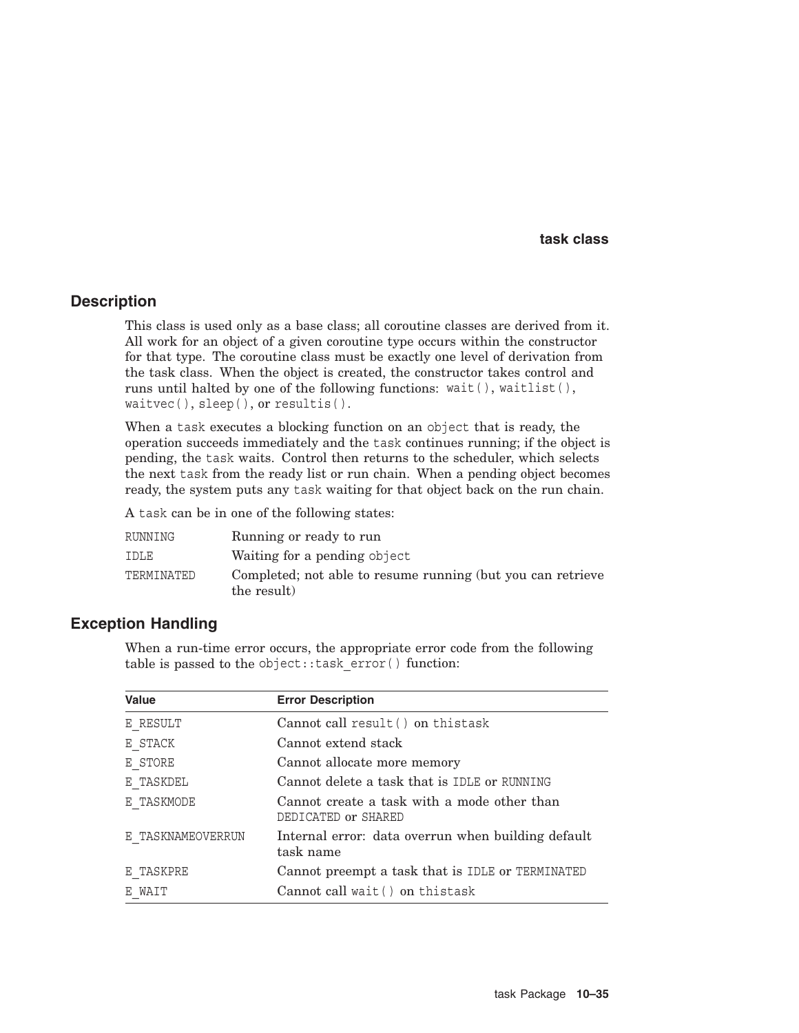## Description

This class is used only as a base class; all coroutine classes are derived from it. All work for an object of a given coroutine type occurs within the constructor for that type. The coroutine class must be exactly one level of derivation from the task class. When the object is created, the constructor takes control and runs until halted by one of the following functions: `wait()`, `waitlist()`, `waitvec()`, `sleep()`, or `resultis()`.

When a `task` executes a blocking function on an `object` that is ready, the operation succeeds immediately and the `task` continues running; if the object is pending, the `task` waits. Control then returns to the scheduler, which selects the next `task` from the ready list or run chain. When a pending object becomes ready, the system puts any `task` waiting for that object back on the run chain.

A `task` can be in one of the following states:

| | |
|---|---|
| `RUNNING` | Running or ready to run |
| `IDLE` | Waiting for a pending `object` |
| `TERMINATED` | Completed; not able to resume running (but you can retrieve the result) |

## Exception Handling

When a run-time error occurs, the appropriate error code from the following table is passed to the `object::task_error()` function:

| Value | Error Description |
|---|---|
| `E_RESULT` | Cannot call `result()` on `thistask` |
| `E_STACK` | Cannot extend stack |
| `E_STORE` | Cannot allocate more memory |
| `E_TASKDEL` | Cannot delete a task that is `IDLE` or `RUNNING` |
| `E_TASKMODE` | Cannot create a task with a mode other than `DEDICATED` or `SHARED` |
| `E_TASKNAMEOVERRUN` | Internal error: data overrun when building default task name |
| `E_TASKPRE` | Cannot preempt a task that is `IDLE` or `TERMINATED` |
| `E_WAIT` | Cannot call `wait()` on `thistask` |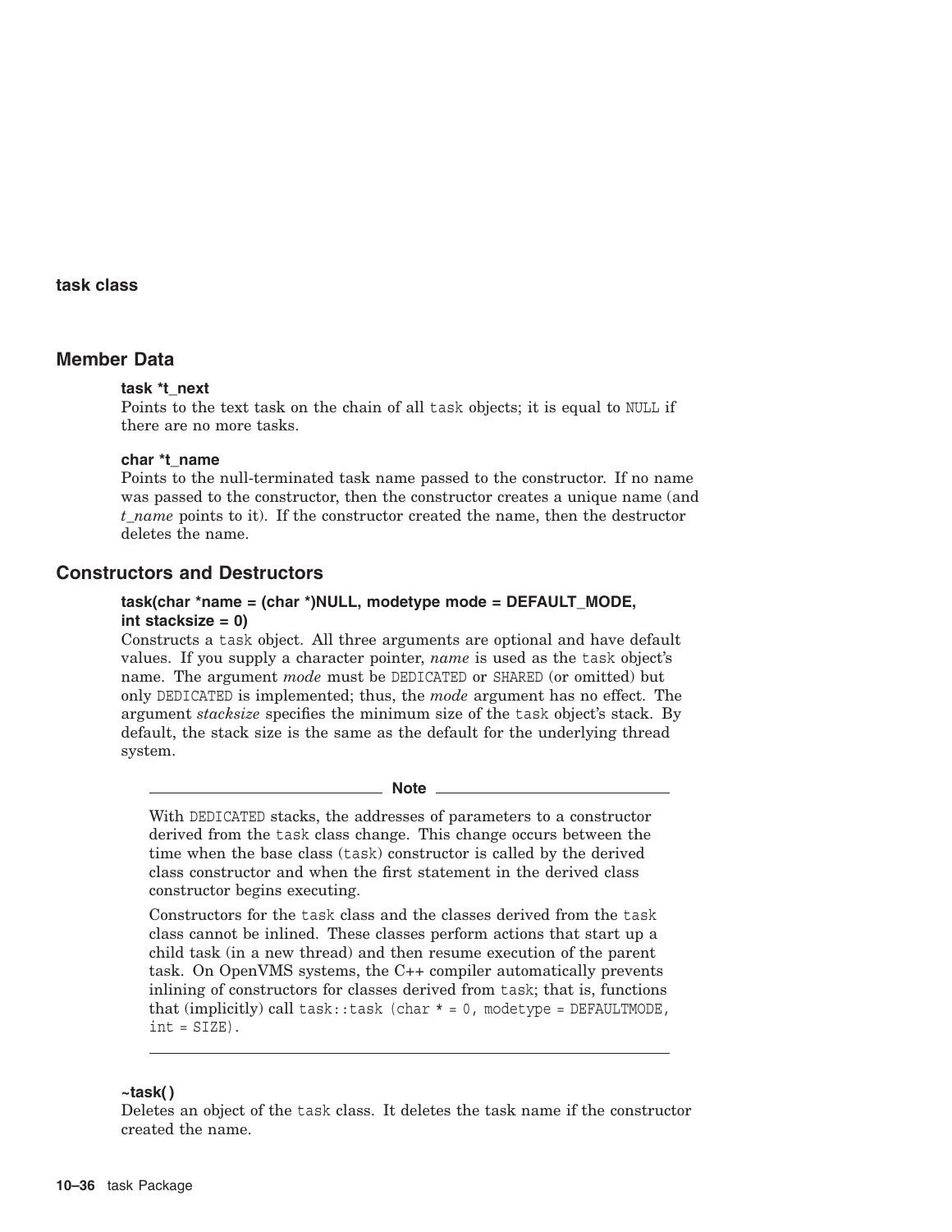**task class**

## Member Data

**task *t_next**

Points to the text task on the chain of all `task` objects; it is equal to `NULL` if there are no more tasks.

**char *t_name**

Points to the null-terminated task name passed to the constructor. If no name was passed to the constructor, then the constructor creates a unique name (and *t_name* points to it). If the constructor created the name, then the destructor deletes the name.

## Constructors and Destructors

**task(char *name = (char *)NULL, modetype mode = DEFAULT_MODE, int stacksize = 0)**

Constructs a `task` object. All three arguments are optional and have default values. If you supply a character pointer, *name* is used as the `task` object's name. The argument *mode* must be `DEDICATED` or `SHARED` (or omitted) but only `DEDICATED` is implemented; thus, the *mode* argument has no effect. The argument *stacksize* specifies the minimum size of the `task` object's stack. By default, the stack size is the same as the default for the underlying thread system.

> **Note**
>
> With `DEDICATED` stacks, the addresses of parameters to a constructor derived from the `task` class change. This change occurs between the time when the base class (`task`) constructor is called by the derived class constructor and when the first statement in the derived class constructor begins executing.
>
> Constructors for the `task` class and the classes derived from the `task` class cannot be inlined. These classes perform actions that start up a child task (in a new thread) and then resume execution of the parent task. On OpenVMS systems, the C++ compiler automatically prevents inlining of constructors for classes derived from `task`; that is, functions that (implicitly) call `task::task (char * = 0, modetype = DEFAULTMODE, int = SIZE)`.

**~task( )**

Deletes an object of the `task` class. It deletes the task name if the constructor created the name.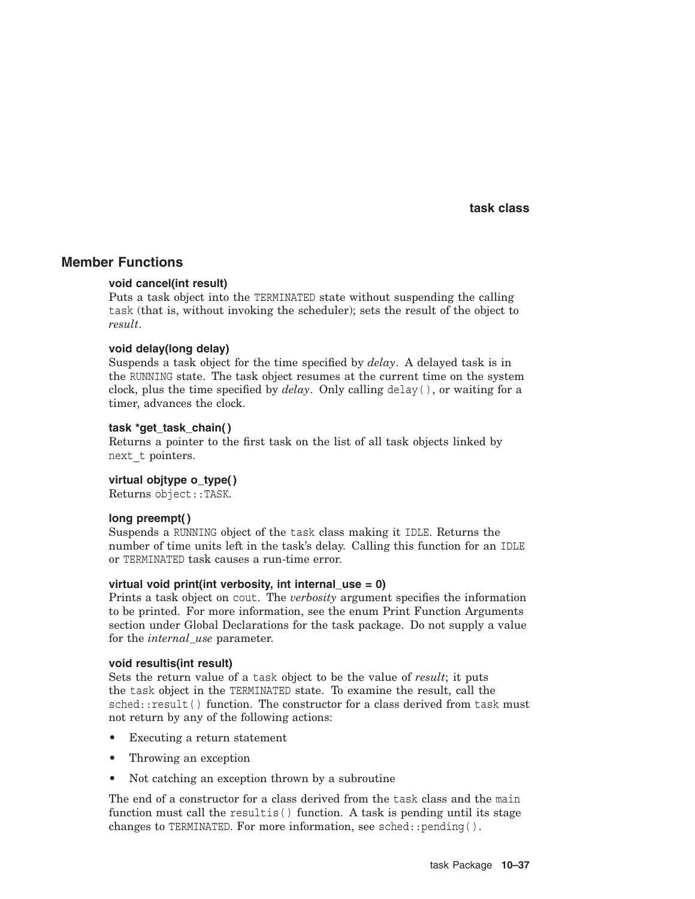## Member Functions

**void cancel(int result)**

Puts a task object into the `TERMINATED` state without suspending the calling `task` (that is, without invoking the scheduler); sets the result of the object to *result*.

**void delay(long delay)**

Suspends a task object for the time specified by *delay*. A delayed task is in the `RUNNING` state. The task object resumes at the current time on the system clock, plus the time specified by *delay*. Only calling `delay()`, or waiting for a timer, advances the clock.

**task *get_task_chain( )**

Returns a pointer to the first task on the list of all task objects linked by `next_t` pointers.

**virtual objtype o_type( )**

Returns `object::TASK`.

**long preempt( )**

Suspends a `RUNNING` object of the `task` class making it `IDLE`. Returns the number of time units left in the task's delay. Calling this function for an `IDLE` or `TERMINATED` task causes a run-time error.

**virtual void print(int verbosity, int internal_use = 0)**

Prints a task object on `cout`. The *verbosity* argument specifies the information to be printed. For more information, see the enum Print Function Arguments section under Global Declarations for the task package. Do not supply a value for the *internal_use* parameter.

**void resultis(int result)**

Sets the return value of a `task` object to be the value of *result*; it puts the `task` object in the `TERMINATED` state. To examine the result, call the `sched::result()` function. The constructor for a class derived from `task` must not return by any of the following actions:

- Executing a return statement
- Throwing an exception
- Not catching an exception thrown by a subroutine

The end of a constructor for a class derived from the `task` class and the `main` function must call the `resultis()` function. A task is pending until its stage changes to `TERMINATED`. For more information, see `sched::pending()`.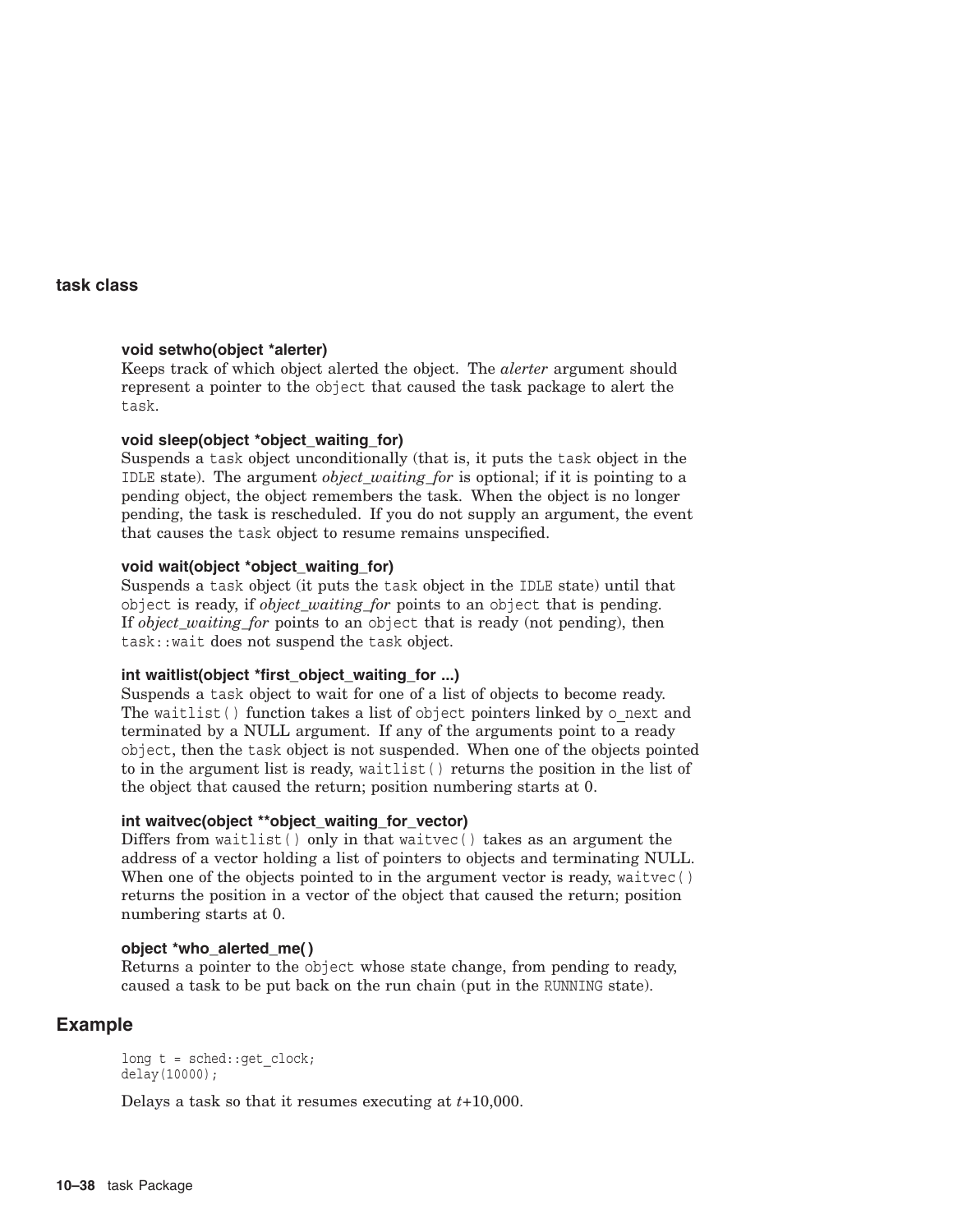**void setwho(object *alerter)**
Keeps track of which object alerted the object. The *alerter* argument should represent a pointer to the `object` that caused the task package to alert the `task`.

**void sleep(object *object_waiting_for)**
Suspends a `task` object unconditionally (that is, it puts the `task` object in the `IDLE` state). The argument *object_waiting_for* is optional; if it is pointing to a pending object, the object remembers the task. When the object is no longer pending, the task is rescheduled. If you do not supply an argument, the event that causes the `task` object to resume remains unspecified.

**void wait(object *object_waiting_for)**
Suspends a `task` object (it puts the `task` object in the `IDLE` state) until that `object` is ready, if *object_waiting_for* points to an `object` that is pending. If *object_waiting_for* points to an `object` that is ready (not pending), then `task::wait` does not suspend the `task` object.

**int waitlist(object *first_object_waiting_for ...)**
Suspends a `task` object to wait for one of a list of objects to become ready. The `waitlist()` function takes a list of `object` pointers linked by `o_next` and terminated by a NULL argument. If any of the arguments point to a ready `object`, then the `task` object is not suspended. When one of the objects pointed to in the argument list is ready, `waitlist()` returns the position in the list of the object that caused the return; position numbering starts at 0.

**int waitvec(object **object_waiting_for_vector)**
Differs from `waitlist()` only in that `waitvec()` takes as an argument the address of a vector holding a list of pointers to objects and terminating NULL. When one of the objects pointed to in the argument vector is ready, `waitvec()` returns the position in a vector of the object that caused the return; position numbering starts at 0.

**object *who_alerted_me( )**
Returns a pointer to the `object` whose state change, from pending to ready, caused a task to be put back on the run chain (put in the `RUNNING` state).

## Example

```
long t = sched::get_clock;
delay(10000);
```

Delays a task so that it resumes executing at *t*+10,000.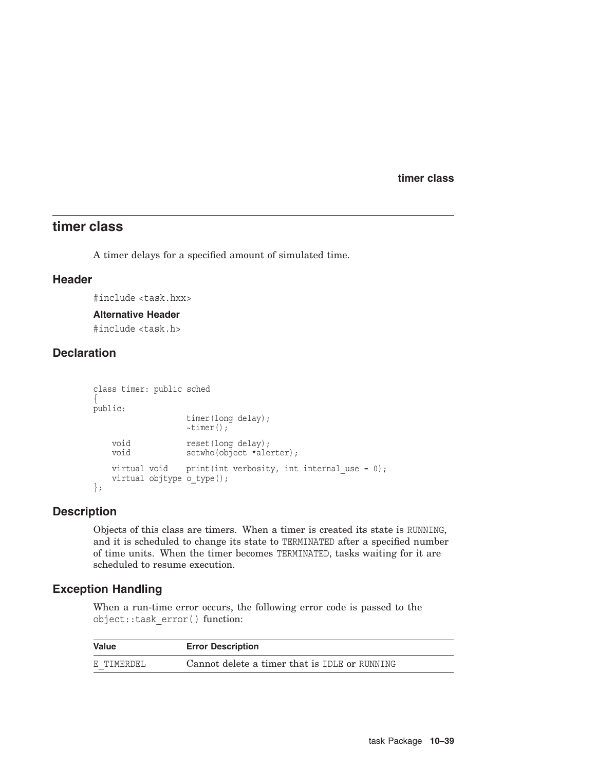## timer class

A timer delays for a specified amount of simulated time.

### Header

```
#include <task.hxx>
```

#### Alternative Header

```
#include <task.h>
```

### Declaration

```
class timer: public sched
{
public:
                    timer(long delay);
                    ~timer();

    void            reset(long delay);
    void            setwho(object *alerter);

    virtual void    print(int verbosity, int internal_use = 0);
    virtual objtype o_type();
};
```

### Description

Objects of this class are timers. When a timer is created its state is RUNNING, and it is scheduled to change its state to TERMINATED after a specified number of time units. When the timer becomes TERMINATED, tasks waiting for it are scheduled to resume execution.

### Exception Handling

When a run-time error occurs, the following error code is passed to the object::task_error() function:

| Value | Error Description |
| --- | --- |
| E_TIMERDEL | Cannot delete a timer that is IDLE or RUNNING |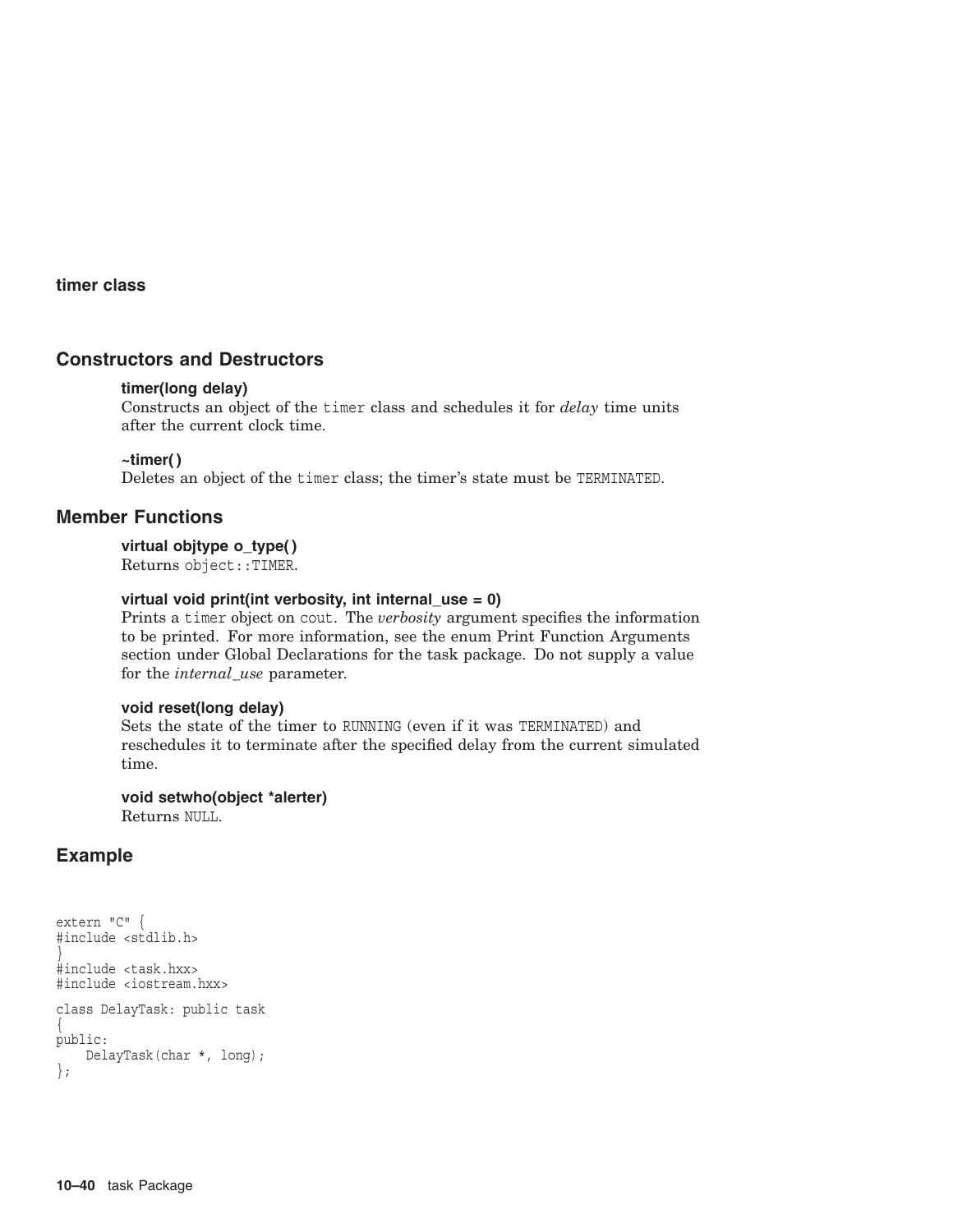**timer class**

## Constructors and Destructors

**timer(long delay)**
Constructs an object of the `timer` class and schedules it for *delay* time units after the current clock time.

**~timer( )**
Deletes an object of the `timer` class; the timer's state must be `TERMINATED`.

## Member Functions

**virtual objtype o_type( )**
Returns `object::TIMER`.

**virtual void print(int verbosity, int internal_use = 0)**
Prints a `timer` object on `cout`. The *verbosity* argument specifies the information to be printed. For more information, see the enum Print Function Arguments section under Global Declarations for the task package. Do not supply a value for the *internal_use* parameter.

**void reset(long delay)**
Sets the state of the timer to `RUNNING` (even if it was `TERMINATED`) and reschedules it to terminate after the specified delay from the current simulated time.

**void setwho(object *alerter)**
Returns `NULL`.

## Example

```
extern "C" {
#include <stdlib.h>
}
#include <task.hxx>
#include <iostream.hxx>

class DelayTask: public task
{
public:
    DelayTask(char *, long);
};
```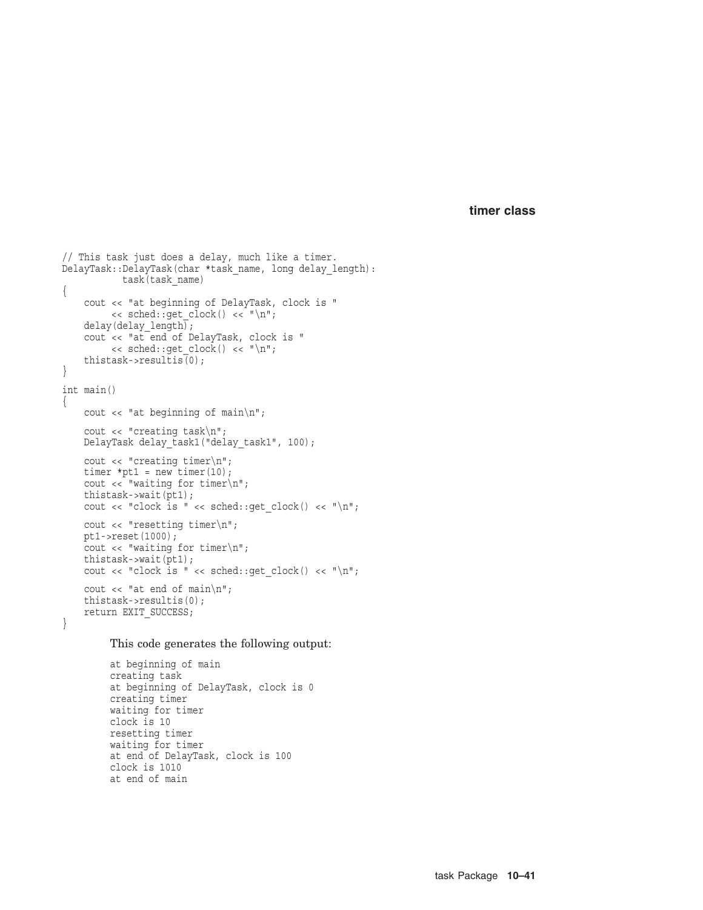```
// This task just does a delay, much like a timer.
DelayTask::DelayTask(char *task_name, long delay_length):
          task(task_name)
{
    cout << "at beginning of DelayTask, clock is "
        << sched::get_clock() << "\n";
    delay(delay_length);
    cout << "at end of DelayTask, clock is "
        << sched::get_clock() << "\n";
    thistask->resultis(0);
}

int main()
{
    cout << "at beginning of main\n";

    cout << "creating task\n";
    DelayTask delay_task1("delay_task1", 100);

    cout << "creating timer\n";
    timer *pt1 = new timer(10);
    cout << "waiting for timer\n";
    thistask->wait(pt1);
    cout << "clock is " << sched::get_clock() << "\n";

    cout << "resetting timer\n";
    pt1->reset(1000);
    cout << "waiting for timer\n";
    thistask->wait(pt1);
    cout << "clock is " << sched::get_clock() << "\n";

    cout << "at end of main\n";
    thistask->resultis(0);
    return EXIT_SUCCESS;
}
```

This code generates the following output:

```
at beginning of main
creating task
at beginning of DelayTask, clock is 0
creating timer
waiting for timer
clock is 10
resetting timer
waiting for timer
at end of DelayTask, clock is 100
clock is 1010
at end of main
```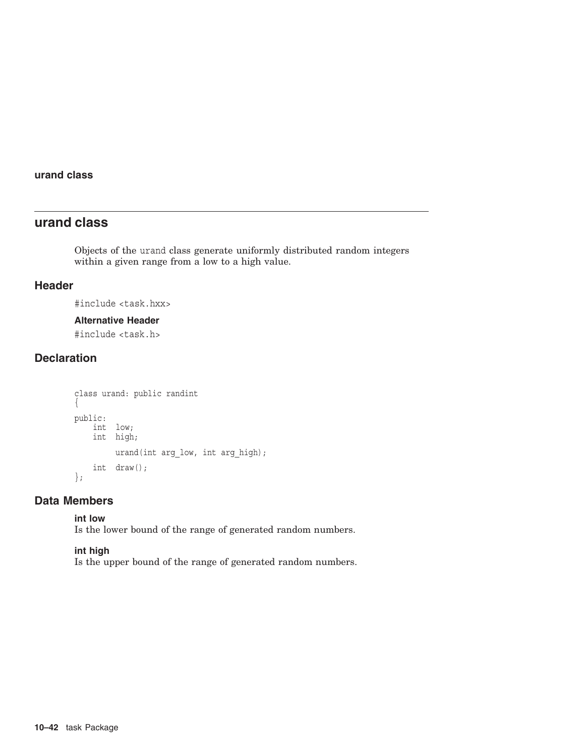# urand class

Objects of the urand class generate uniformly distributed random integers within a given range from a low to a high value.

## Header

```
#include <task.hxx>
```

### Alternative Header

```
#include <task.h>
```

## Declaration

```
class urand: public randint
{
public:
    int  low;
    int  high;

         urand(int arg_low, int arg_high);

    int  draw();
};
```

## Data Members

**int low**
Is the lower bound of the range of generated random numbers.

**int high**
Is the upper bound of the range of generated random numbers.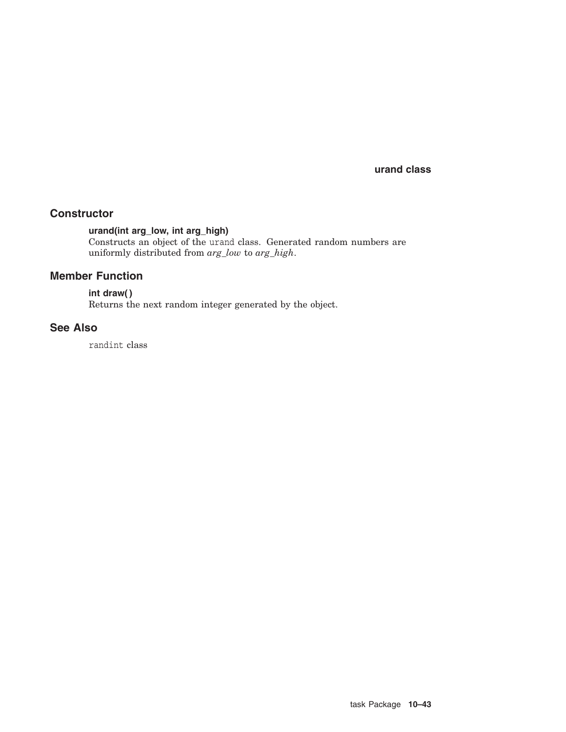## Constructor

**urand(int arg_low, int arg_high)**
Constructs an object of the `urand` class. Generated random numbers are uniformly distributed from *arg_low* to *arg_high*.

## Member Function

**int draw( )**
Returns the next random integer generated by the object.

## See Also

`randint` class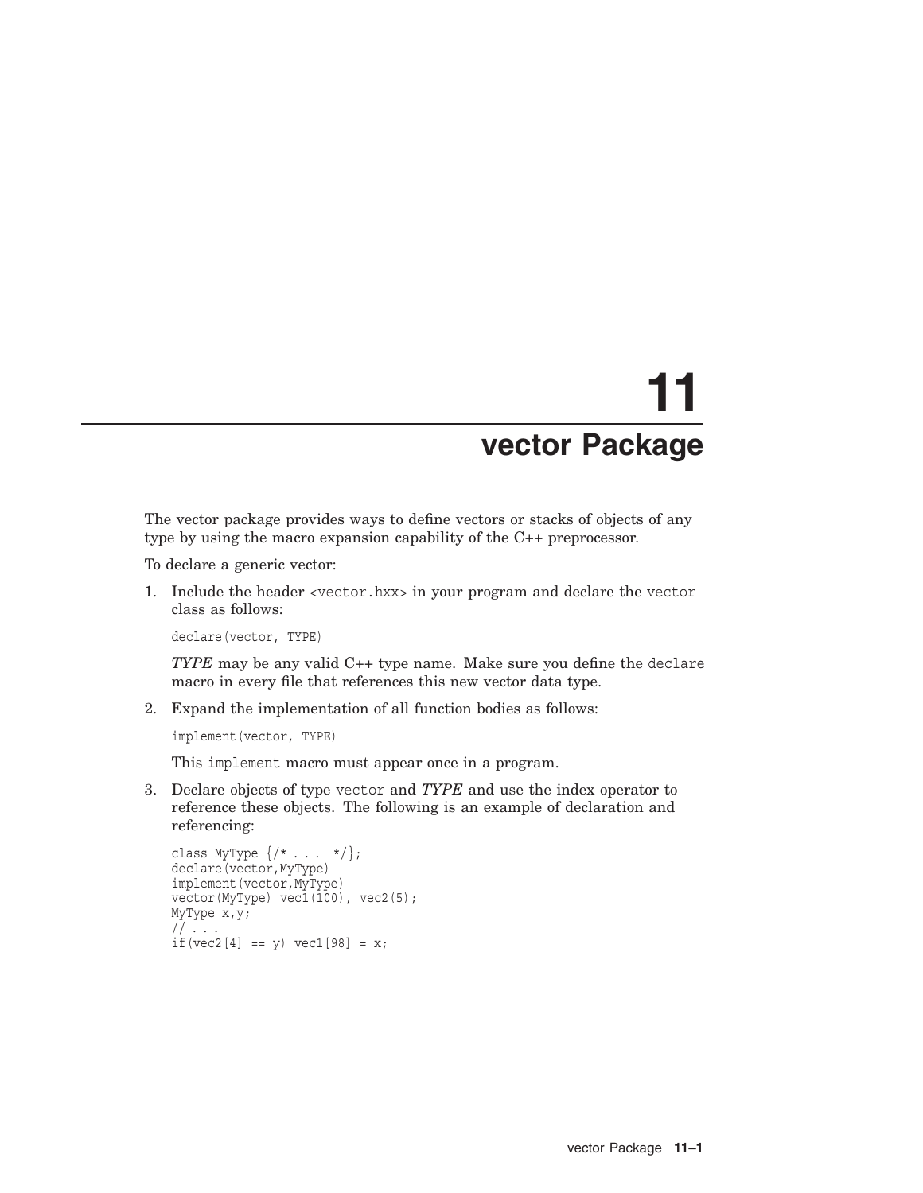# 11 vector Package

The vector package provides ways to define vectors or stacks of objects of any type by using the macro expansion capability of the C++ preprocessor.

To declare a generic vector:

1. Include the header `<vector.hxx>` in your program and declare the `vector` class as follows:

   ```
   declare(vector, TYPE)
   ```

   *TYPE* may be any valid C++ type name. Make sure you define the `declare` macro in every file that references this new vector data type.

2. Expand the implementation of all function bodies as follows:

   ```
   implement(vector, TYPE)
   ```

   This `implement` macro must appear once in a program.

3. Declare objects of type `vector` and *TYPE* and use the index operator to reference these objects. The following is an example of declaration and referencing:

   ```
   class MyType {/* . . .  */};
   declare(vector,MyType)
   implement(vector,MyType)
   vector(MyType) vec1(100), vec2(5);
   MyType x,y;
   // . . .
   if(vec2[4] == y) vec1[98] = x;
   ```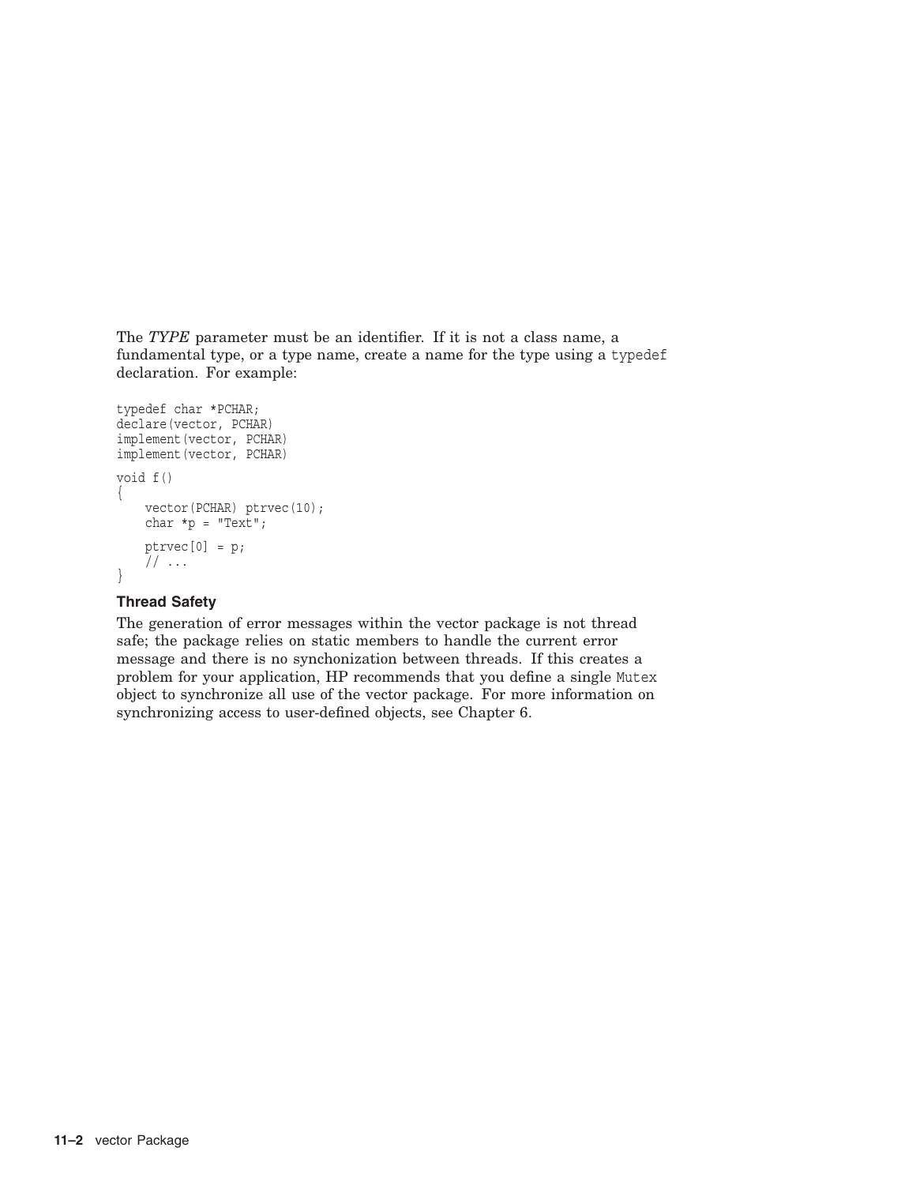The *TYPE* parameter must be an identifier. If it is not a class name, a fundamental type, or a type name, create a name for the type using a `typedef` declaration. For example:

```
typedef char *PCHAR;
declare(vector, PCHAR)
implement(vector, PCHAR)
implement(vector, PCHAR)

void f()
{
    vector(PCHAR) ptrvec(10);
    char *p = "Text";

    ptrvec[0] = p;
    // ...
}
```

### Thread Safety

The generation of error messages within the vector package is not thread safe; the package relies on static members to handle the current error message and there is no synchonization between threads. If this creates a problem for your application, HP recommends that you define a single `Mutex` object to synchronize all use of the vector package. For more information on synchronizing access to user-defined objects, see Chapter 6.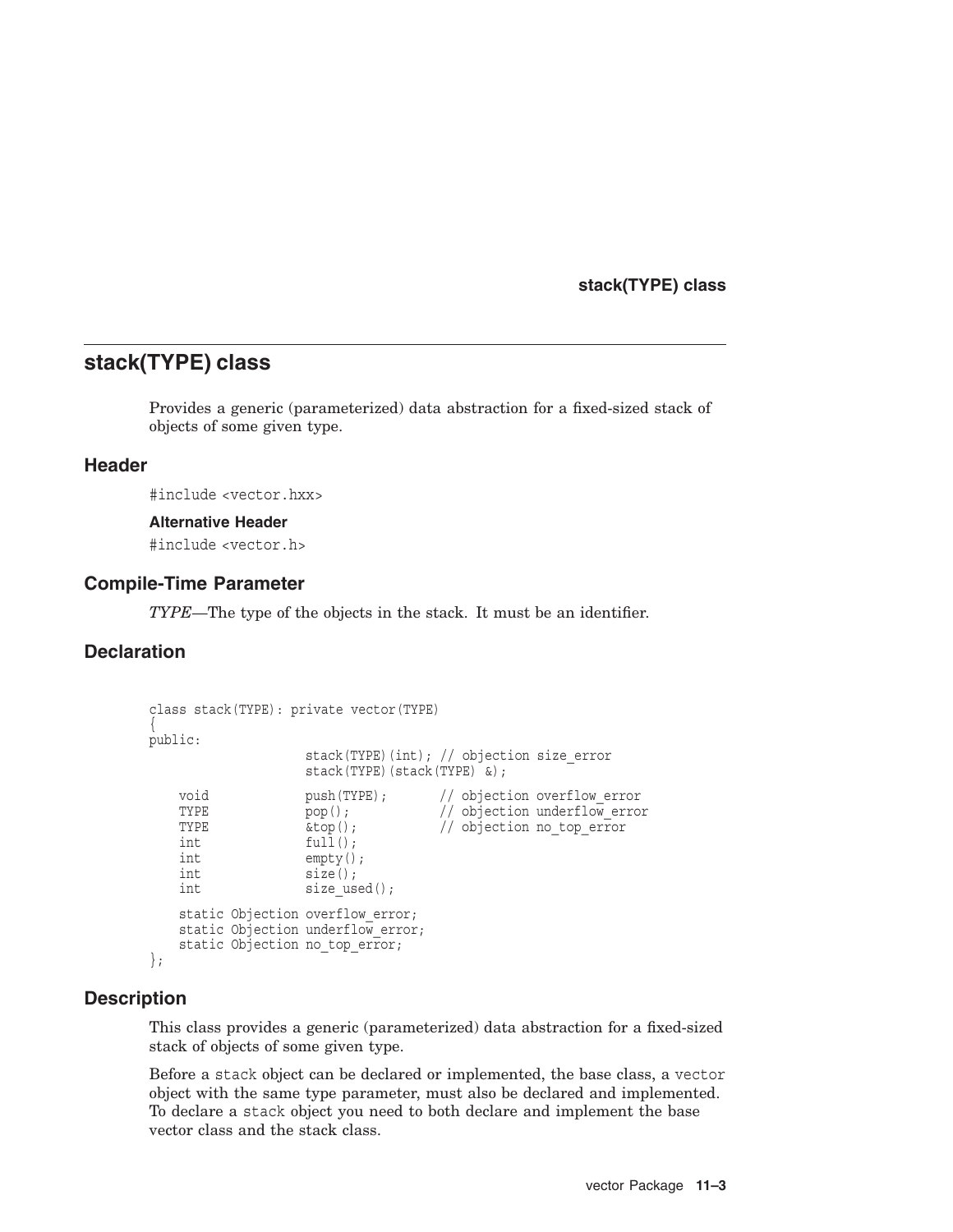## stack(TYPE) class

Provides a generic (parameterized) data abstraction for a fixed-sized stack of objects of some given type.

### Header

```
#include <vector.hxx>
```

#### Alternative Header

```
#include <vector.h>
```

### Compile-Time Parameter

*TYPE*—The type of the objects in the stack. It must be an identifier.

### Declaration

```
class stack(TYPE): private vector(TYPE)
{
public:
                    stack(TYPE)(int); // objection size_error
                    stack(TYPE)(stack(TYPE) &);

    void            push(TYPE);       // objection overflow_error
    TYPE            pop();            // objection underflow_error
    TYPE            &top();           // objection no_top_error
    int             full();
    int             empty();
    int             size();
    int             size_used();

    static Objection overflow_error;
    static Objection underflow_error;
    static Objection no_top_error;
};
```

### Description

This class provides a generic (parameterized) data abstraction for a fixed-sized stack of objects of some given type.

Before a `stack` object can be declared or implemented, the base class, a `vector` object with the same type parameter, must also be declared and implemented. To declare a `stack` object you need to both declare and implement the base vector class and the stack class.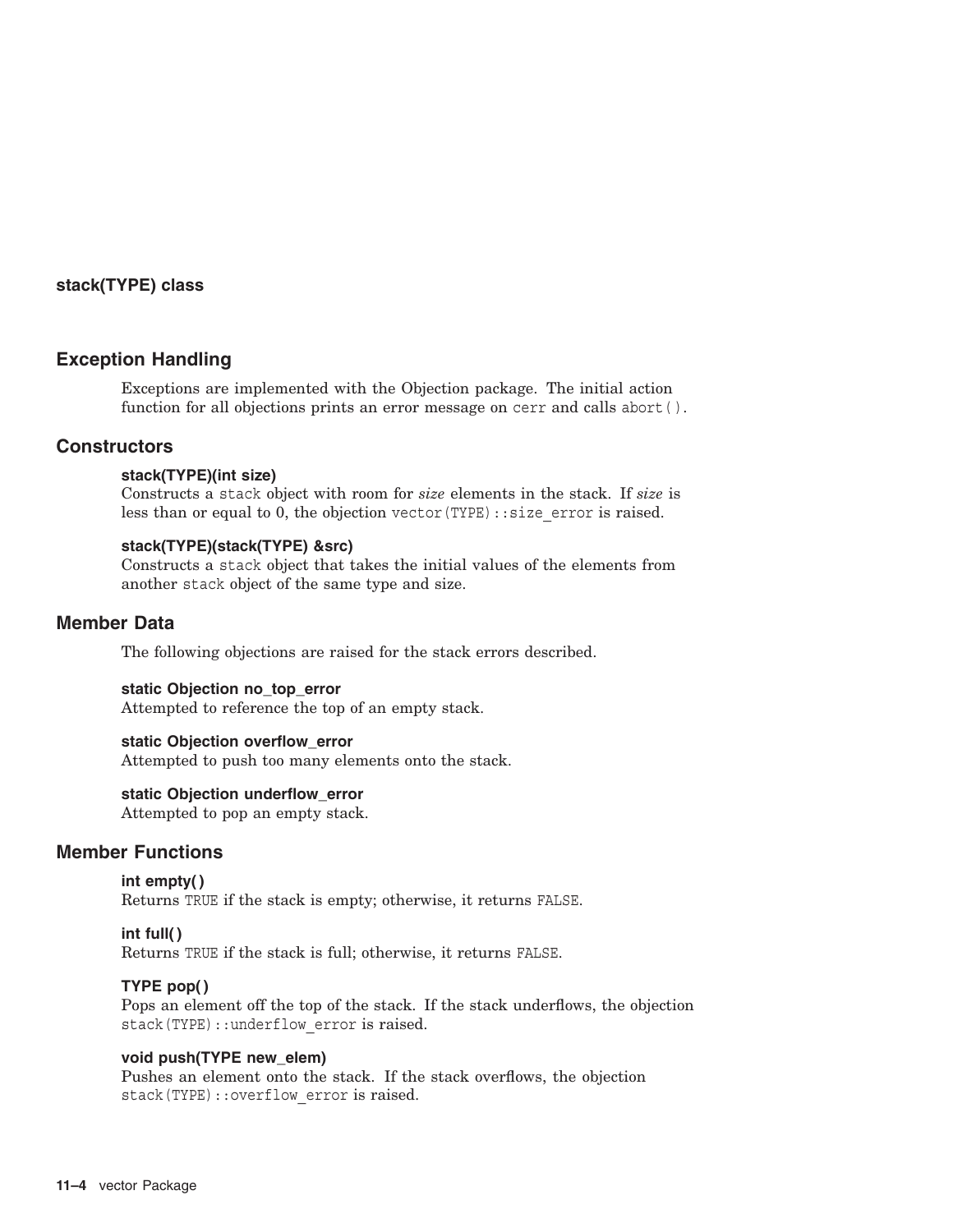**stack(TYPE) class**

## Exception Handling

Exceptions are implemented with the Objection package. The initial action function for all objections prints an error message on `cerr` and calls `abort()`.

## Constructors

**stack(TYPE)(int size)**
Constructs a `stack` object with room for *size* elements in the stack. If *size* is less than or equal to 0, the objection `vector(TYPE)::size_error` is raised.

**stack(TYPE)(stack(TYPE) &src)**
Constructs a `stack` object that takes the initial values of the elements from another `stack` object of the same type and size.

## Member Data

The following objections are raised for the stack errors described.

**static Objection no_top_error**
Attempted to reference the top of an empty stack.

**static Objection overflow_error**
Attempted to push too many elements onto the stack.

**static Objection underflow_error**
Attempted to pop an empty stack.

## Member Functions

**int empty( )**
Returns `TRUE` if the stack is empty; otherwise, it returns `FALSE`.

**int full( )**
Returns `TRUE` if the stack is full; otherwise, it returns `FALSE`.

**TYPE pop( )**
Pops an element off the top of the stack. If the stack underflows, the objection `stack(TYPE)::underflow_error` is raised.

**void push(TYPE new_elem)**
Pushes an element onto the stack. If the stack overflows, the objection `stack(TYPE)::overflow_error` is raised.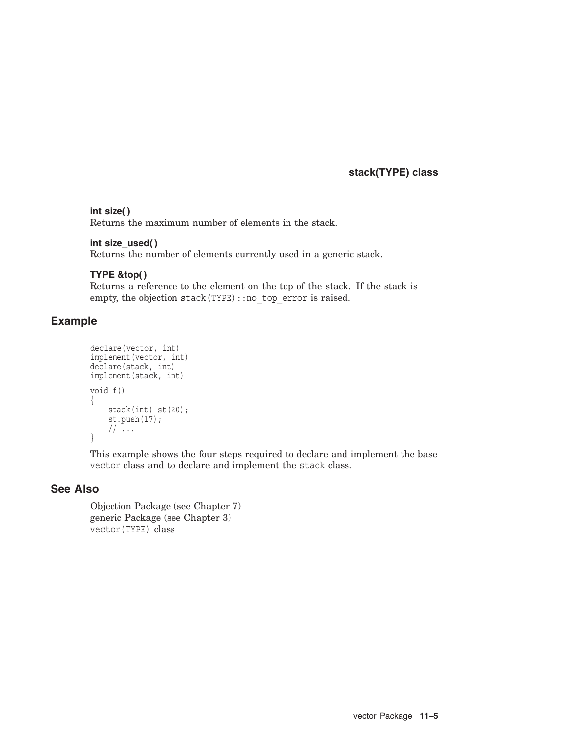**int size( )**
Returns the maximum number of elements in the stack.

**int size_used( )**
Returns the number of elements currently used in a generic stack.

**TYPE &top( )**
Returns a reference to the element on the top of the stack. If the stack is empty, the objection `stack(TYPE)::no_top_error` is raised.

## Example

```
declare(vector, int)
implement(vector, int)
declare(stack, int)
implement(stack, int)

void f()
{
    stack(int) st(20);
    st.push(17);
    // ...
}
```

This example shows the four steps required to declare and implement the base `vector` class and to declare and implement the `stack` class.

## See Also

Objection Package (see Chapter 7)
generic Package (see Chapter 3)
`vector(TYPE)` class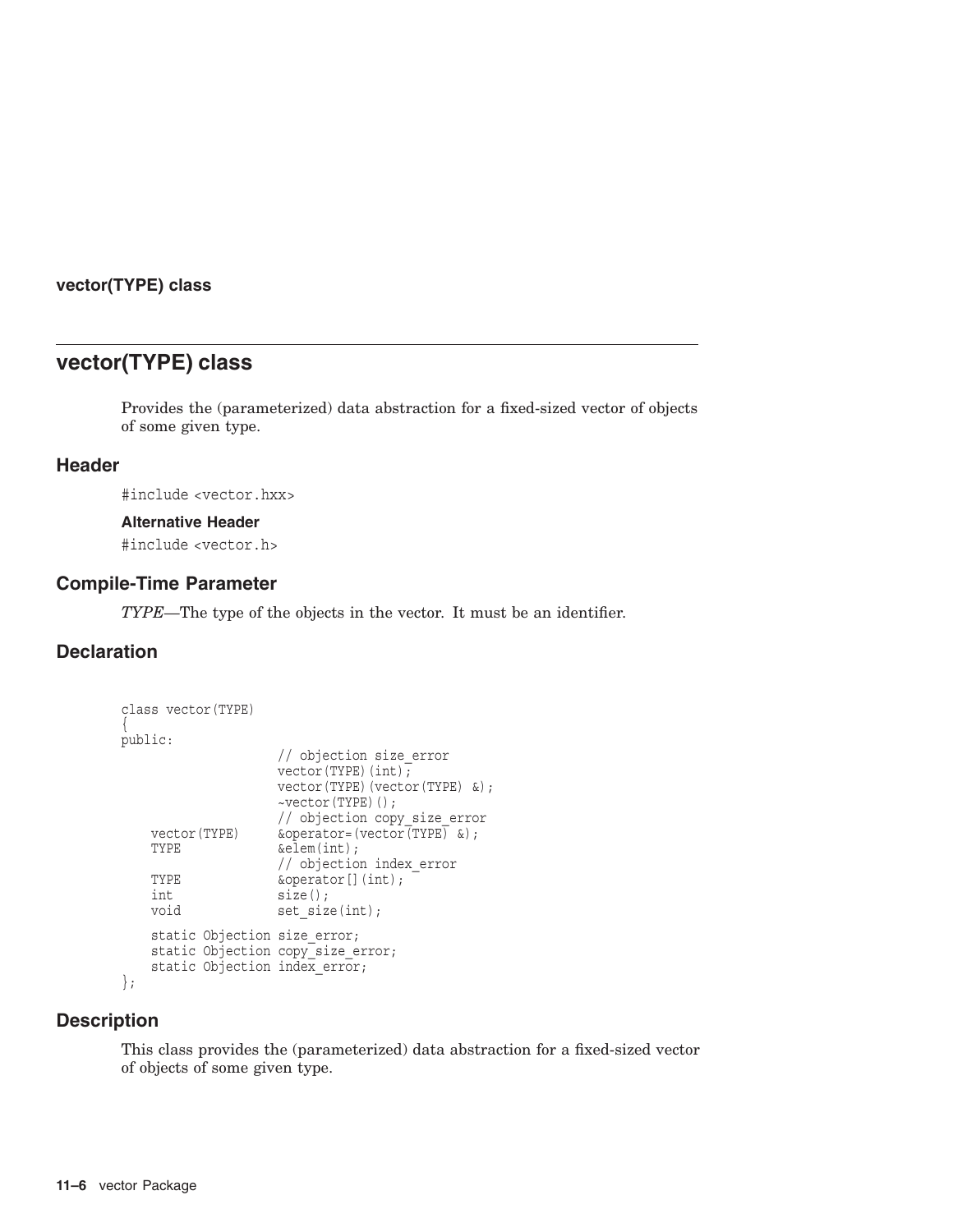## vector(TYPE) class

Provides the (parameterized) data abstraction for a fixed-sized vector of objects of some given type.

### Header

```
#include <vector.hxx>
```

#### Alternative Header

```
#include <vector.h>
```

### Compile-Time Parameter

*TYPE*—The type of the objects in the vector. It must be an identifier.

### Declaration

```
class vector(TYPE)
{
public:
                    // objection size_error
                    vector(TYPE)(int);
                    vector(TYPE)(vector(TYPE) &);
                    ~vector(TYPE)();
                    // objection copy_size_error
    vector(TYPE)    &operator=(vector(TYPE) &);
    TYPE            &elem(int);
                    // objection index_error
    TYPE            &operator[](int);
    int             size();
    void            set_size(int);

    static Objection size_error;
    static Objection copy_size_error;
    static Objection index_error;
};
```

### Description

This class provides the (parameterized) data abstraction for a fixed-sized vector of objects of some given type.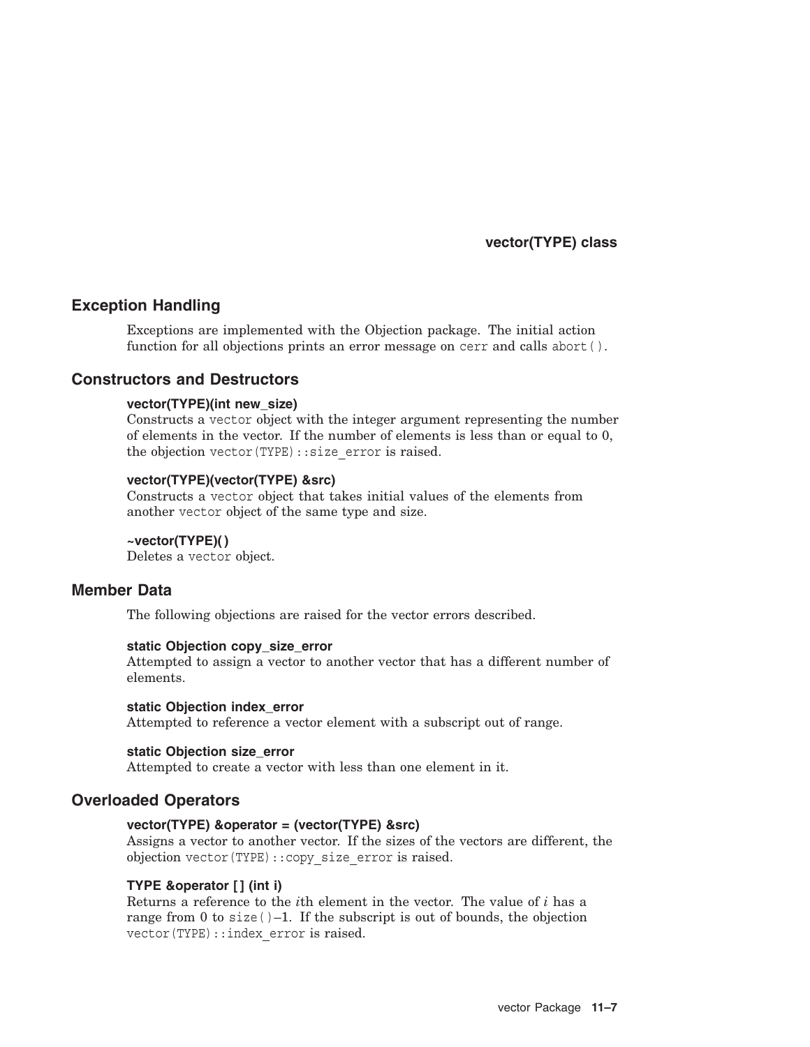## Exception Handling

Exceptions are implemented with the Objection package. The initial action function for all objections prints an error message on `cerr` and calls `abort()`.

## Constructors and Destructors

**vector(TYPE)(int new_size)**
Constructs a `vector` object with the integer argument representing the number of elements in the vector. If the number of elements is less than or equal to 0, the objection `vector(TYPE)::size_error` is raised.

**vector(TYPE)(vector(TYPE) &src)**
Constructs a `vector` object that takes initial values of the elements from another `vector` object of the same type and size.

**~vector(TYPE)( )**
Deletes a `vector` object.

## Member Data

The following objections are raised for the vector errors described.

**static Objection copy_size_error**
Attempted to assign a vector to another vector that has a different number of elements.

**static Objection index_error**
Attempted to reference a vector element with a subscript out of range.

**static Objection size_error**
Attempted to create a vector with less than one element in it.

## Overloaded Operators

**vector(TYPE) &operator = (vector(TYPE) &src)**
Assigns a vector to another vector. If the sizes of the vectors are different, the objection `vector(TYPE)::copy_size_error` is raised.

**TYPE &operator [ ] (int i)**
Returns a reference to the *i*th element in the vector. The value of *i* has a range from 0 to `size()`–1. If the subscript is out of bounds, the objection `vector(TYPE)::index_error` is raised.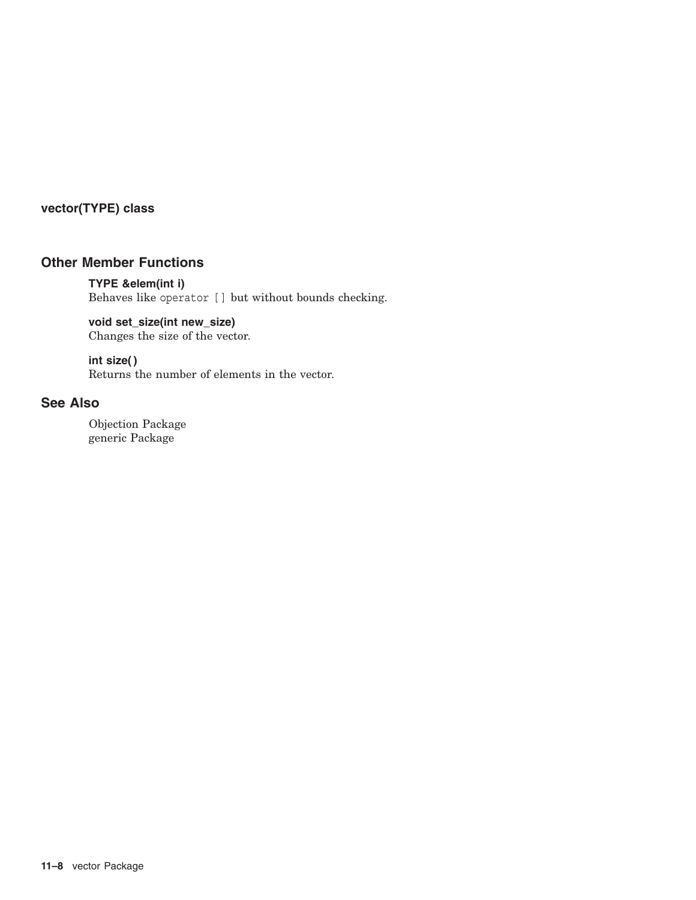**vector(TYPE) class**

## Other Member Functions

**TYPE &elem(int i)**
Behaves like `operator []` but without bounds checking.

**void set_size(int new_size)**
Changes the size of the vector.

**int size( )**
Returns the number of elements in the vector.

## See Also

Objection Package
generic Package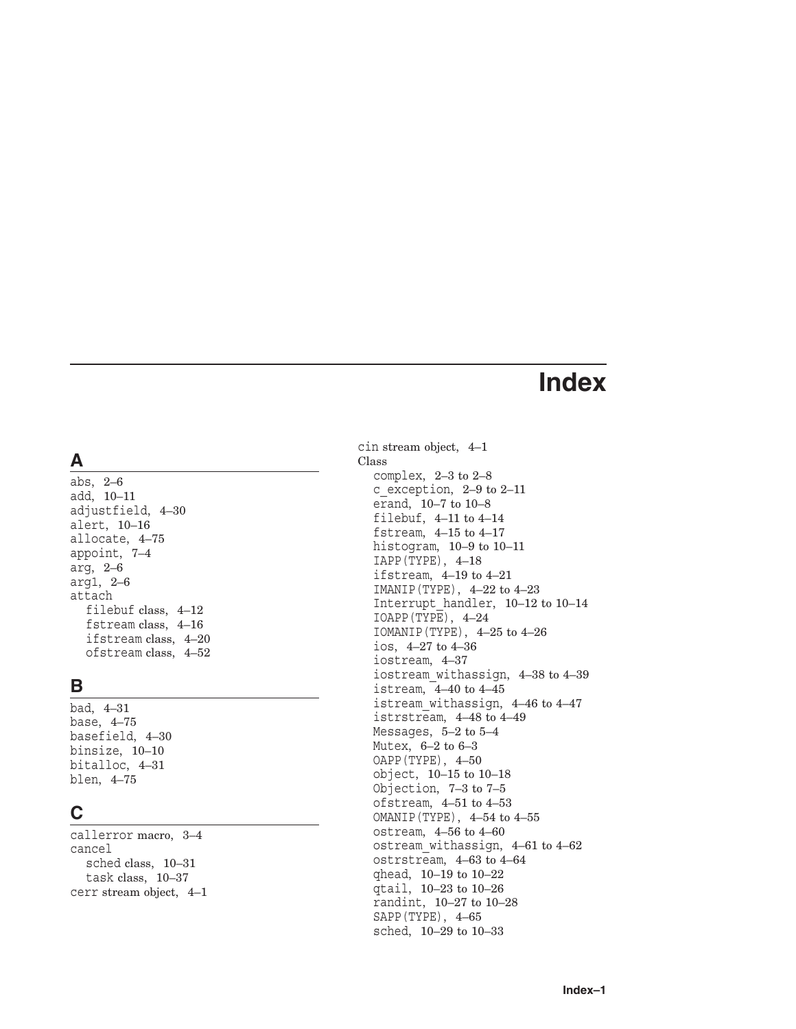# Index

## A

abs, 2–6
add, 10–11
adjustfield, 4–30
alert, 10–16
allocate, 4–75
appoint, 7–4
arg, 2–6
arg1, 2–6
attach
  filebuf class, 4–12
  fstream class, 4–16
  ifstream class, 4–20
  ofstream class, 4–52

## B

bad, 4–31
base, 4–75
basefield, 4–30
binsize, 10–10
bitalloc, 4–31
blen, 4–75

## C

callerror macro, 3–4
cancel
  sched class, 10–31
  task class, 10–37
cerr stream object, 4–1
cin stream object, 4–1
Class
  complex, 2–3 to 2–8
  c_exception, 2–9 to 2–11
  erand, 10–7 to 10–8
  filebuf, 4–11 to 4–14
  fstream, 4–15 to 4–17
  histogram, 10–9 to 10–11
  IAPP(TYPE), 4–18
  ifstream, 4–19 to 4–21
  IMANIP(TYPE), 4–22 to 4–23
  Interrupt_handler, 10–12 to 10–14
  IOAPP(TYPE), 4–24
  IOMANIP(TYPE), 4–25 to 4–26
  ios, 4–27 to 4–36
  iostream, 4–37
  iostream_withassign, 4–38 to 4–39
  istream, 4–40 to 4–45
  istream_withassign, 4–46 to 4–47
  istrstream, 4–48 to 4–49
  Messages, 5–2 to 5–4
  Mutex, 6–2 to 6–3
  OAPP(TYPE), 4–50
  object, 10–15 to 10–18
  Objection, 7–3 to 7–5
  ofstream, 4–51 to 4–53
  OMANIP(TYPE), 4–54 to 4–55
  ostream, 4–56 to 4–60
  ostream_withassign, 4–61 to 4–62
  ostrstream, 4–63 to 4–64
  qhead, 10–19 to 10–22
  qtail, 10–23 to 10–26
  randint, 10–27 to 10–28
  SAPP(TYPE), 4–65
  sched, 10–29 to 10–33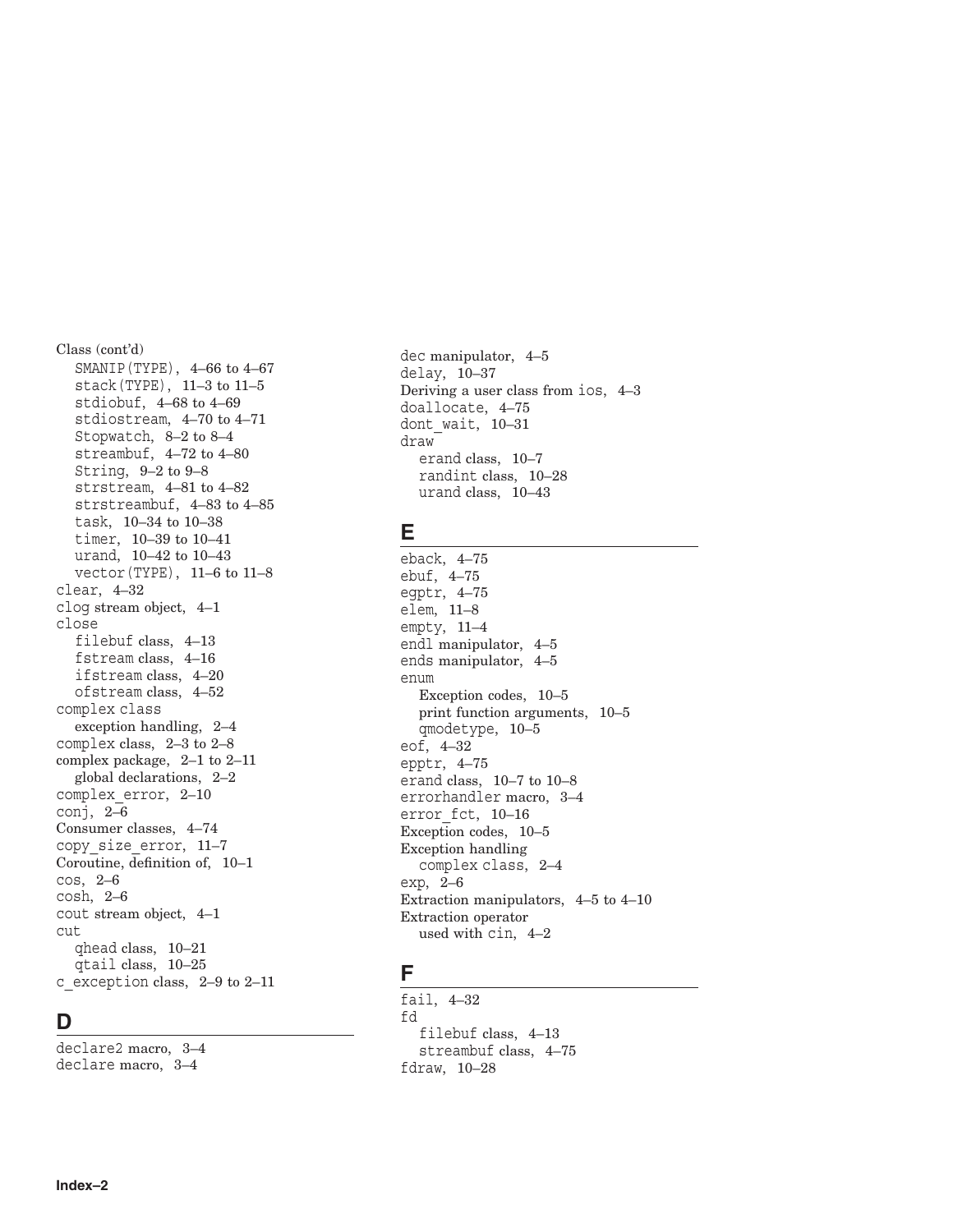Class (cont'd)
- SMANIP(TYPE), 4–66 to 4–67
- stack(TYPE), 11–3 to 11–5
- stdiobuf, 4–68 to 4–69
- stdiostream, 4–70 to 4–71
- Stopwatch, 8–2 to 8–4
- streambuf, 4–72 to 4–80
- String, 9–2 to 9–8
- strstream, 4–81 to 4–82
- strstreambuf, 4–83 to 4–85
- task, 10–34 to 10–38
- timer, 10–39 to 10–41
- urand, 10–42 to 10–43
- vector(TYPE), 11–6 to 11–8

clear, 4–32
clog stream object, 4–1
close
- filebuf class, 4–13
- fstream class, 4–16
- ifstream class, 4–20
- ofstream class, 4–52

complex class
- exception handling, 2–4

complex class, 2–3 to 2–8
complex package, 2–1 to 2–11
- global declarations, 2–2

complex_error, 2–10
conj, 2–6
Consumer classes, 4–74
copy_size_error, 11–7
Coroutine, definition of, 10–1
cos, 2–6
cosh, 2–6
cout stream object, 4–1
cut
- qhead class, 10–21
- qtail class, 10–25

c_exception class, 2–9 to 2–11

## D

declare2 macro, 3–4
declare macro, 3–4
dec manipulator, 4–5
delay, 10–37
Deriving a user class from ios, 4–3
doallocate, 4–75
dont_wait, 10–31
draw
- erand class, 10–7
- randint class, 10–28
- urand class, 10–43

## E

eback, 4–75
ebuf, 4–75
egptr, 4–75
elem, 11–8
empty, 11–4
endl manipulator, 4–5
ends manipulator, 4–5
enum
- Exception codes, 10–5
- print function arguments, 10–5
- qmodetype, 10–5

eof, 4–32
epptr, 4–75
erand class, 10–7 to 10–8
errorhandler macro, 3–4
error_fct, 10–16
Exception codes, 10–5
Exception handling
- complex class, 2–4

exp, 2–6
Extraction manipulators, 4–5 to 4–10
Extraction operator
- used with cin, 4–2

## F

fail, 4–32
fd
- filebuf class, 4–13
- streambuf class, 4–75

fdraw, 10–28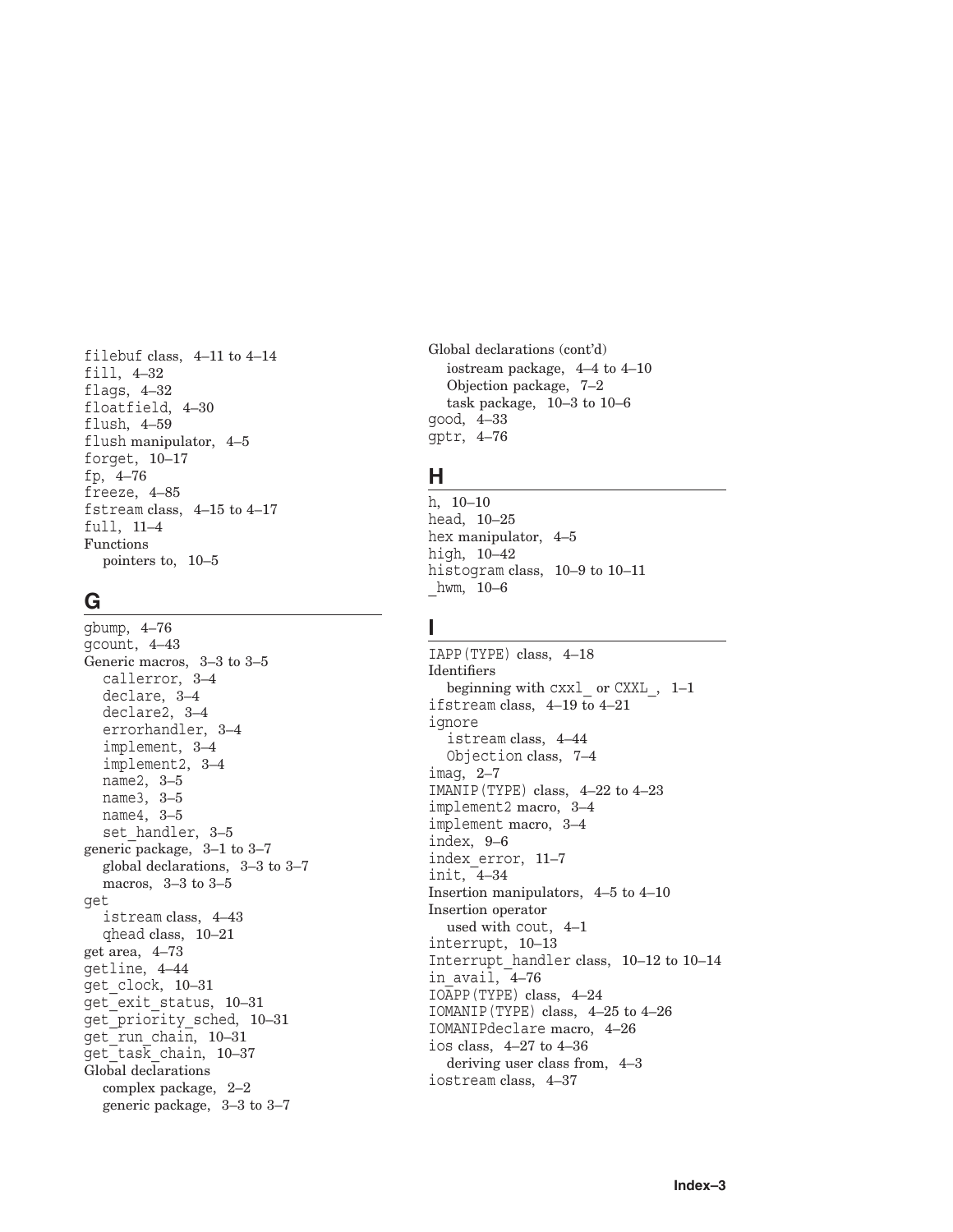filebuf class, 4–11 to 4–14
fill, 4–32
flags, 4–32
floatfield, 4–30
flush, 4–59
flush manipulator, 4–5
forget, 10–17
fp, 4–76
freeze, 4–85
fstream class, 4–15 to 4–17
full, 11–4
Functions
  pointers to, 10–5

## G

gbump, 4–76
gcount, 4–43
Generic macros, 3–3 to 3–5
  callerror, 3–4
  declare, 3–4
  declare2, 3–4
  errorhandler, 3–4
  implement, 3–4
  implement2, 3–4
  name2, 3–5
  name3, 3–5
  name4, 3–5
  set_handler, 3–5
generic package, 3–1 to 3–7
  global declarations, 3–3 to 3–7
  macros, 3–3 to 3–5
get
  istream class, 4–43
  qhead class, 10–21
get area, 4–73
getline, 4–44
get_clock, 10–31
get_exit_status, 10–31
get_priority_sched, 10–31
get_run_chain, 10–31
get_task_chain, 10–37
Global declarations
  complex package, 2–2
  generic package, 3–3 to 3–7

Global declarations (cont'd)
  iostream package, 4–4 to 4–10
  Objection package, 7–2
  task package, 10–3 to 10–6
good, 4–33
gptr, 4–76

## H

h, 10–10
head, 10–25
hex manipulator, 4–5
high, 10–42
histogram class, 10–9 to 10–11
_hwm, 10–6

## I

IAPP(TYPE) class, 4–18
Identifiers
  beginning with cxxl_ or CXXL_, 1–1
ifstream class, 4–19 to 4–21
ignore
  istream class, 4–44
  Objection class, 7–4
imag, 2–7
IMANIP(TYPE) class, 4–22 to 4–23
implement2 macro, 3–4
implement macro, 3–4
index, 9–6
index_error, 11–7
init, 4–34
Insertion manipulators, 4–5 to 4–10
Insertion operator
  used with cout, 4–1
interrupt, 10–13
Interrupt_handler class, 10–12 to 10–14
in_avail, 4–76
IOAPP(TYPE) class, 4–24
IOMANIP(TYPE) class, 4–25 to 4–26
IOMANIPdeclare macro, 4–26
ios class, 4–27 to 4–36
  deriving user class from, 4–3
iostream class, 4–37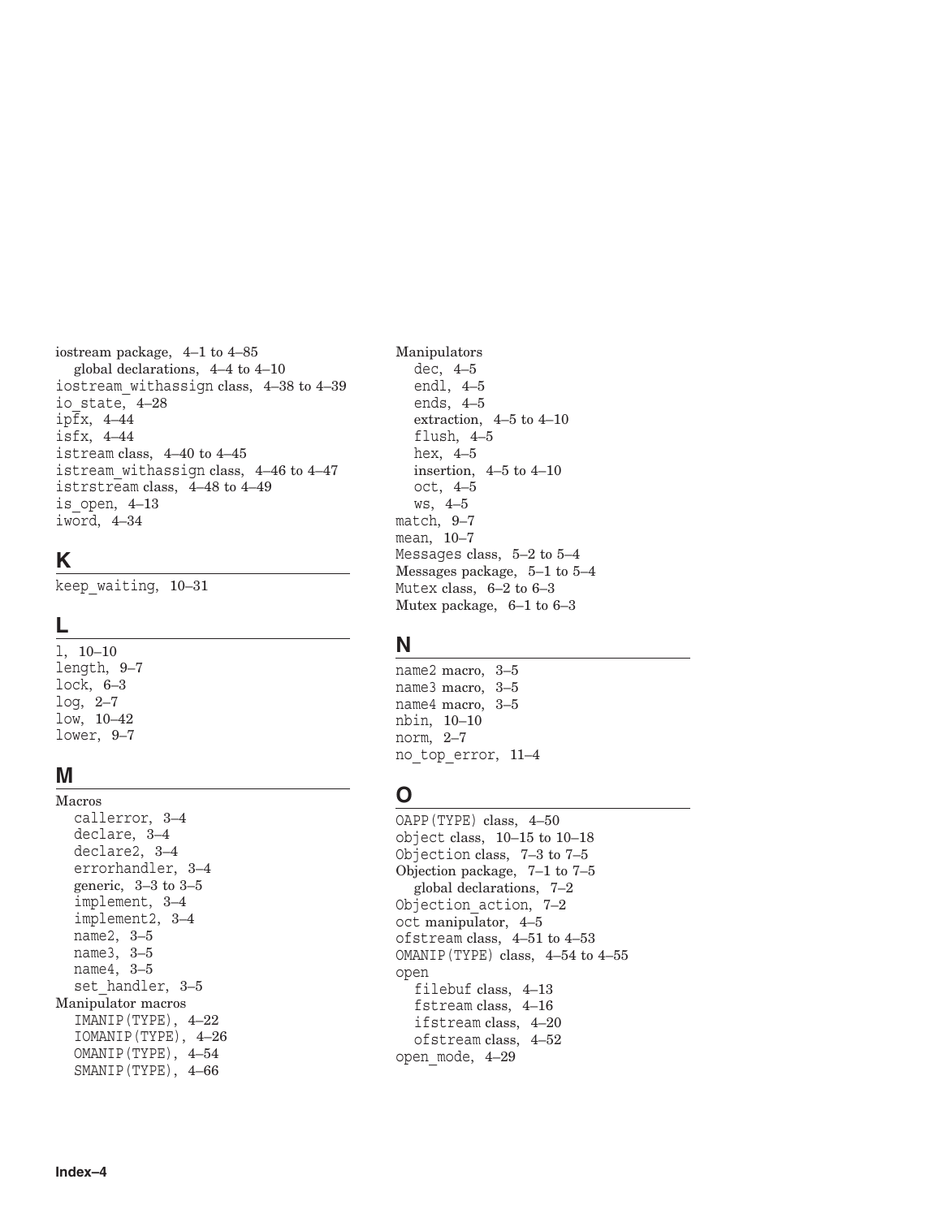iostream package, 4–1 to 4–85
  global declarations, 4–4 to 4–10
iostream_withassign class, 4–38 to 4–39
io_state, 4–28
ipfx, 4–44
isfx, 4–44
istream class, 4–40 to 4–45
istream_withassign class, 4–46 to 4–47
istrstream class, 4–48 to 4–49
is_open, 4–13
iword, 4–34

## K

keep_waiting, 10–31

## L

l, 10–10
length, 9–7
lock, 6–3
log, 2–7
low, 10–42
lower, 9–7

## M

Macros
  callerror, 3–4
  declare, 3–4
  declare2, 3–4
  errorhandler, 3–4
  generic, 3–3 to 3–5
  implement, 3–4
  implement2, 3–4
  name2, 3–5
  name3, 3–5
  name4, 3–5
  set_handler, 3–5
Manipulator macros
  IMANIP(TYPE), 4–22
  IOMANIP(TYPE), 4–26
  OMANIP(TYPE), 4–54
  SMANIP(TYPE), 4–66
Manipulators
  dec, 4–5
  endl, 4–5
  ends, 4–5
  extraction, 4–5 to 4–10
  flush, 4–5
  hex, 4–5
  insertion, 4–5 to 4–10
  oct, 4–5
  ws, 4–5
match, 9–7
mean, 10–7
Messages class, 5–2 to 5–4
Messages package, 5–1 to 5–4
Mutex class, 6–2 to 6–3
Mutex package, 6–1 to 6–3

## N

name2 macro, 3–5
name3 macro, 3–5
name4 macro, 3–5
nbin, 10–10
norm, 2–7
no_top_error, 11–4

## O

OAPP(TYPE) class, 4–50
object class, 10–15 to 10–18
Objection class, 7–3 to 7–5
Objection package, 7–1 to 7–5
  global declarations, 7–2
Objection_action, 7–2
oct manipulator, 4–5
ofstream class, 4–51 to 4–53
OMANIP(TYPE) class, 4–54 to 4–55
open
  filebuf class, 4–13
  fstream class, 4–16
  ifstream class, 4–20
  ofstream class, 4–52
open_mode, 4–29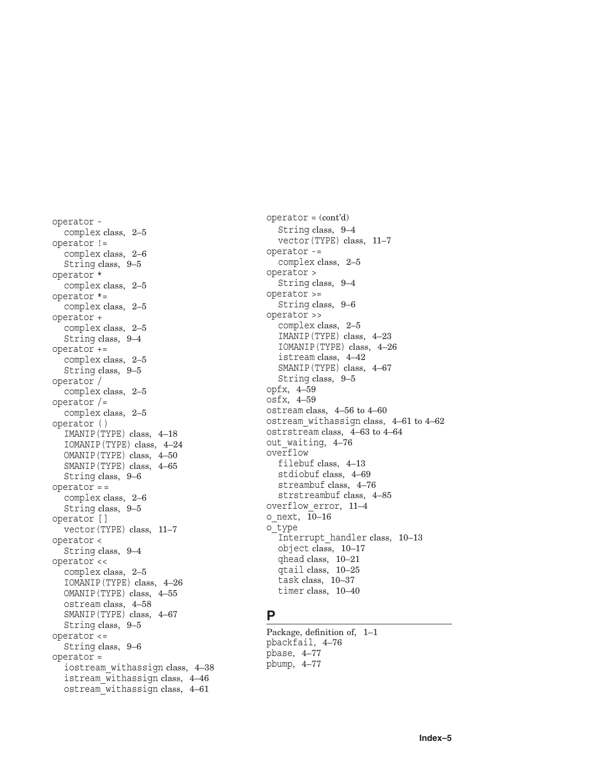operator -
  complex class, 2–5
operator !=
  complex class, 2–6
  String class, 9–5
operator *
  complex class, 2–5
operator *=
  complex class, 2–5
operator +
  complex class, 2–5
  String class, 9–4
operator +=
  complex class, 2–5
  String class, 9–5
operator /
  complex class, 2–5
operator /=
  complex class, 2–5
operator ()
  IMANIP(TYPE) class, 4–18
  IOMANIP(TYPE) class, 4–24
  OMANIP(TYPE) class, 4–50
  SMANIP(TYPE) class, 4–65
  String class, 9–6
operator = =
  complex class, 2–6
  String class, 9–5
operator []
  vector(TYPE) class, 11–7
operator <
  String class, 9–4
operator <<
  complex class, 2–5
  IOMANIP(TYPE) class, 4–26
  OMANIP(TYPE) class, 4–55
  ostream class, 4–58
  SMANIP(TYPE) class, 4–67
  String class, 9–5
operator <=
  String class, 9–6
operator =
  iostream_withassign class, 4–38
  istream_withassign class, 4–46
  ostream_withassign class, 4–61
operator = (cont'd)
  String class, 9–4
  vector(TYPE) class, 11–7
operator -=
  complex class, 2–5
operator >
  String class, 9–4
operator >=
  String class, 9–6
operator >>
  complex class, 2–5
  IMANIP(TYPE) class, 4–23
  IOMANIP(TYPE) class, 4–26
  istream class, 4–42
  SMANIP(TYPE) class, 4–67
  String class, 9–5
opfx, 4–59
osfx, 4–59
ostream class, 4–56 to 4–60
ostream_withassign class, 4–61 to 4–62
ostrstream class, 4–63 to 4–64
out_waiting, 4–76
overflow
  filebuf class, 4–13
  stdiobuf class, 4–69
  streambuf class, 4–76
  strstreambuf class, 4–85
overflow_error, 11–4
o_next, 10–16
o_type
  Interrupt_handler class, 10–13
  object class, 10–17
  qhead class, 10–21
  qtail class, 10–25
  task class, 10–37
  timer class, 10–40

## P

Package, definition of, 1–1
pbackfail, 4–76
pbase, 4–77
pbump, 4–77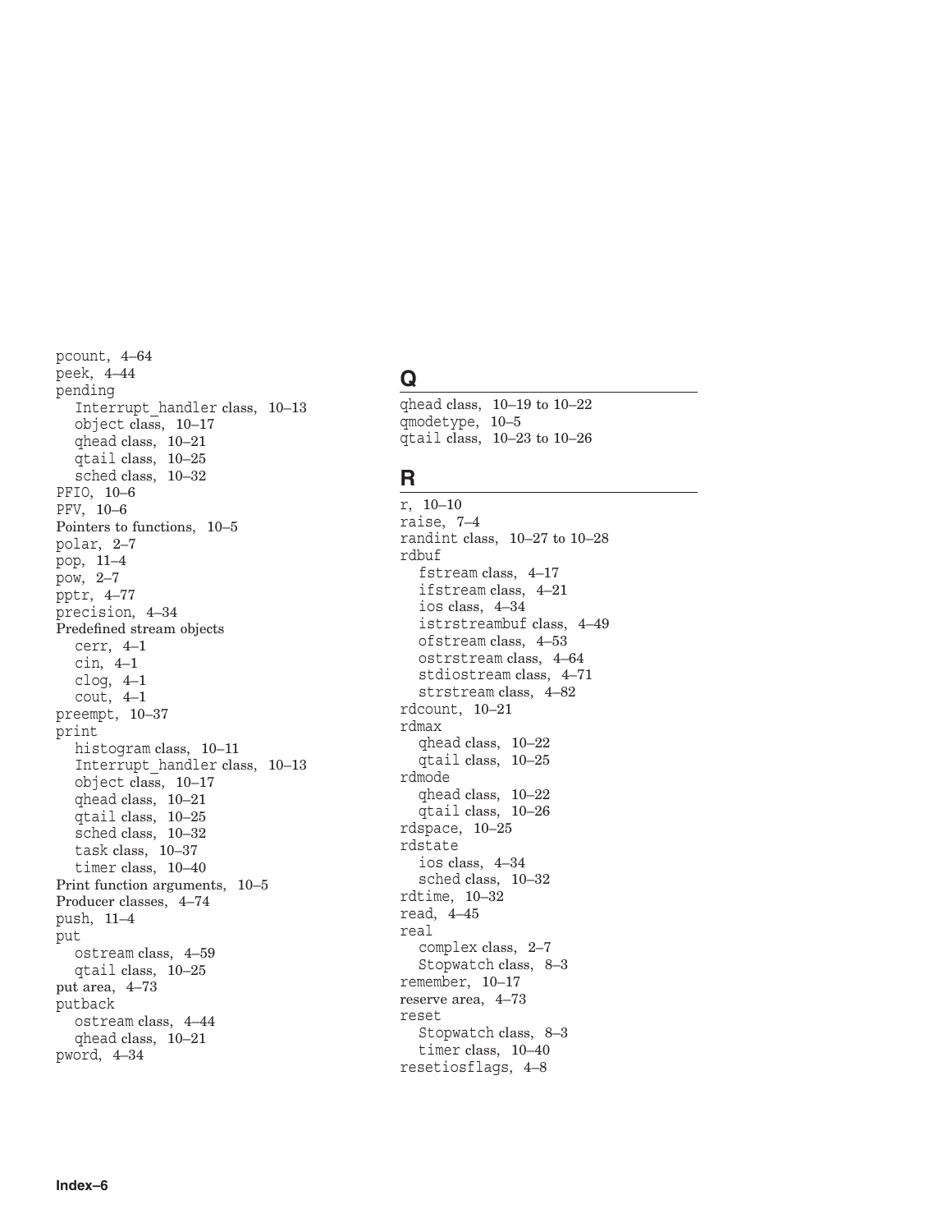pcount, 4–64
peek, 4–44
pending
  Interrupt_handler class, 10–13
  object class, 10–17
  qhead class, 10–21
  qtail class, 10–25
  sched class, 10–32
PFIO, 10–6
PFV, 10–6
Pointers to functions, 10–5
polar, 2–7
pop, 11–4
pow, 2–7
pptr, 4–77
precision, 4–34
Predefined stream objects
  cerr, 4–1
  cin, 4–1
  clog, 4–1
  cout, 4–1
preempt, 10–37
print
  histogram class, 10–11
  Interrupt_handler class, 10–13
  object class, 10–17
  qhead class, 10–21
  qtail class, 10–25
  sched class, 10–32
  task class, 10–37
  timer class, 10–40
Print function arguments, 10–5
Producer classes, 4–74
push, 11–4
put
  ostream class, 4–59
  qtail class, 10–25
put area, 4–73
putback
  ostream class, 4–44
  qhead class, 10–21
pword, 4–34

## Q

qhead class, 10–19 to 10–22
qmodetype, 10–5
qtail class, 10–23 to 10–26

## R

r, 10–10
raise, 7–4
randint class, 10–27 to 10–28
rdbuf
  fstream class, 4–17
  ifstream class, 4–21
  ios class, 4–34
  istrstreambuf class, 4–49
  ofstream class, 4–53
  ostrstream class, 4–64
  stdiostream class, 4–71
  strstream class, 4–82
rdcount, 10–21
rdmax
  qhead class, 10–22
  qtail class, 10–25
rdmode
  qhead class, 10–22
  qtail class, 10–26
rdspace, 10–25
rdstate
  ios class, 4–34
  sched class, 10–32
rdtime, 10–32
read, 4–45
real
  complex class, 2–7
  Stopwatch class, 8–3
remember, 10–17
reserve area, 4–73
reset
  Stopwatch class, 8–3
  timer class, 10–40
resetiosflags, 4–8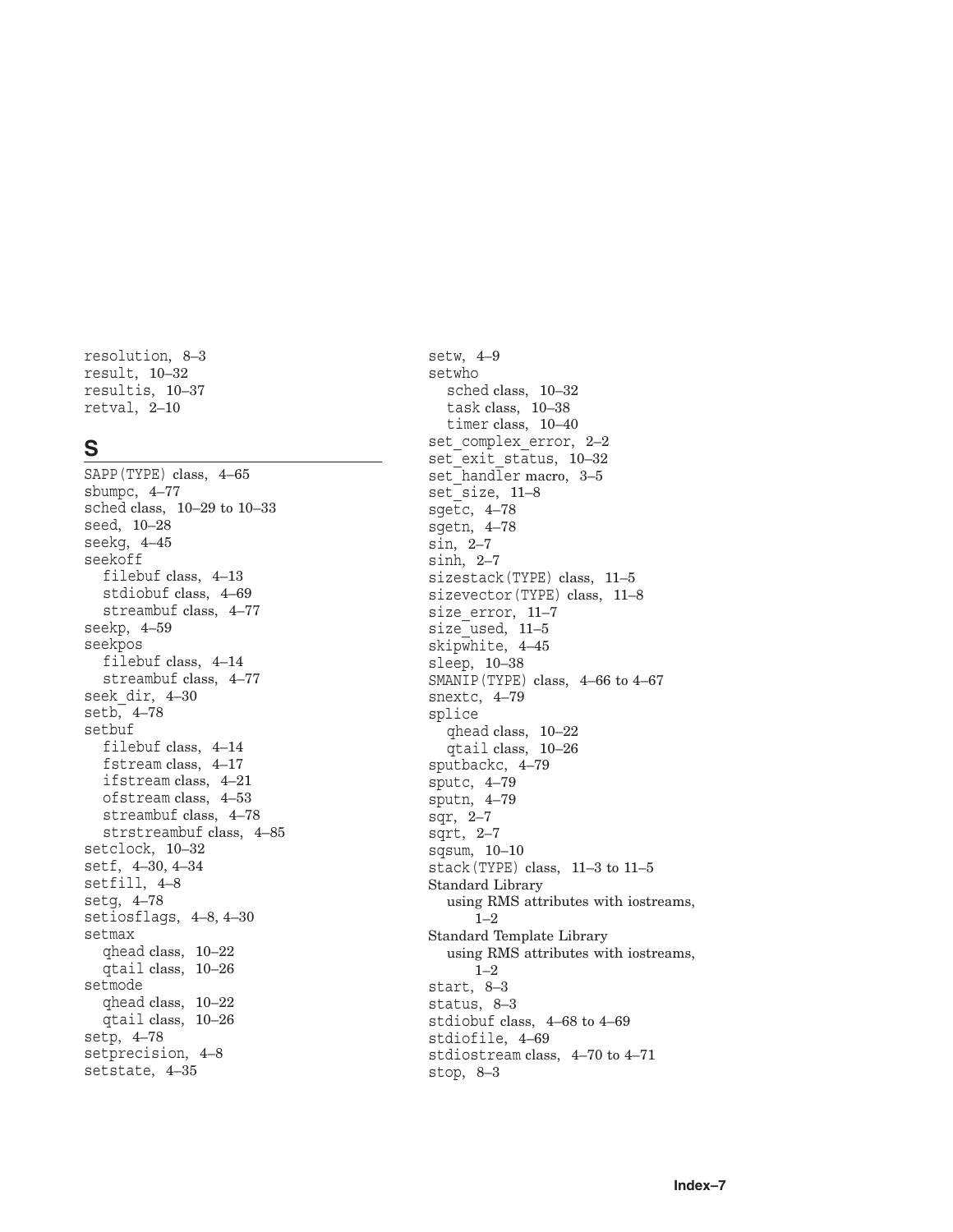resolution, 8–3
result, 10–32
resultis, 10–37
retval, 2–10

## S

SAPP(TYPE) class, 4–65
sbumpc, 4–77
sched class, 10–29 to 10–33
seed, 10–28
seekg, 4–45
seekoff
 filebuf class, 4–13
 stdiobuf class, 4–69
 streambuf class, 4–77
seekp, 4–59
seekpos
 filebuf class, 4–14
 streambuf class, 4–77
seek_dir, 4–30
setb, 4–78
setbuf
 filebuf class, 4–14
 fstream class, 4–17
 ifstream class, 4–21
 ofstream class, 4–53
 streambuf class, 4–78
 strstreambuf class, 4–85
setclock, 10–32
setf, 4–30, 4–34
setfill, 4–8
setg, 4–78
setiosflags, 4–8, 4–30
setmax
 qhead class, 10–22
 qtail class, 10–26
setmode
 qhead class, 10–22
 qtail class, 10–26
setp, 4–78
setprecision, 4–8
setstate, 4–35
setw, 4–9
setwho
 sched class, 10–32
 task class, 10–38
 timer class, 10–40
set_complex_error, 2–2
set_exit_status, 10–32
set_handler macro, 3–5
set_size, 11–8
sgetc, 4–78
sgetn, 4–78
sin, 2–7
sinh, 2–7
sizestack(TYPE) class, 11–5
sizevector(TYPE) class, 11–8
size_error, 11–7
size_used, 11–5
skipwhite, 4–45
sleep, 10–38
SMANIP(TYPE) class, 4–66 to 4–67
snextc, 4–79
splice
 qhead class, 10–22
 qtail class, 10–26
sputbackc, 4–79
sputc, 4–79
sputn, 4–79
sqr, 2–7
sqrt, 2–7
sqsum, 10–10
stack(TYPE) class, 11–3 to 11–5
Standard Library
 using RMS attributes with iostreams, 1–2
Standard Template Library
 using RMS attributes with iostreams, 1–2
start, 8–3
status, 8–3
stdiobuf class, 4–68 to 4–69
stdiofile, 4–69
stdiostream class, 4–70 to 4–71
stop, 8–3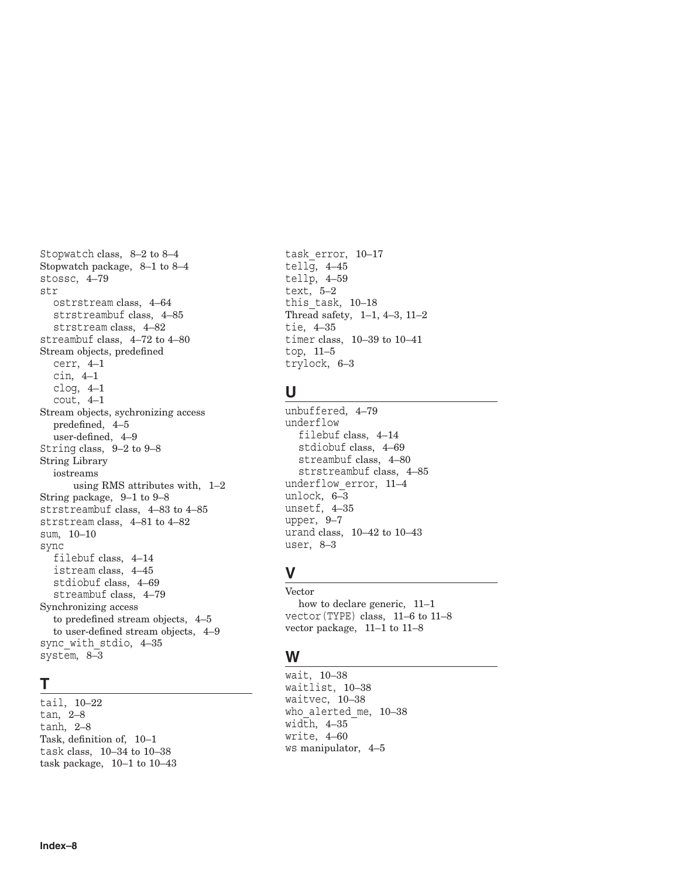Stopwatch class, 8–2 to 8–4
Stopwatch package, 8–1 to 8–4
stossc, 4–79
str
  ostrstream class, 4–64
  strstreambuf class, 4–85
  strstream class, 4–82
streambuf class, 4–72 to 4–80
Stream objects, predefined
  cerr, 4–1
  cin, 4–1
  clog, 4–1
  cout, 4–1
Stream objects, sychronizing access
  predefined, 4–5
  user-defined, 4–9
String class, 9–2 to 9–8
String Library
  iostreams
    using RMS attributes with, 1–2
String package, 9–1 to 9–8
strstreambuf class, 4–83 to 4–85
strstream class, 4–81 to 4–82
sum, 10–10
sync
  filebuf class, 4–14
  istream class, 4–45
  stdiobuf class, 4–69
  streambuf class, 4–79
Synchronizing access
  to predefined stream objects, 4–5
  to user-defined stream objects, 4–9
sync_with_stdio, 4–35
system, 8–3

## T

tail, 10–22
tan, 2–8
tanh, 2–8
Task, definition of, 10–1
task class, 10–34 to 10–38
task package, 10–1 to 10–43
task_error, 10–17
tellg, 4–45
tellp, 4–59
text, 5–2
this_task, 10–18
Thread safety, 1–1, 4–3, 11–2
tie, 4–35
timer class, 10–39 to 10–41
top, 11–5
trylock, 6–3

## U

unbuffered, 4–79
underflow
  filebuf class, 4–14
  stdiobuf class, 4–69
  streambuf class, 4–80
  strstreambuf class, 4–85
underflow_error, 11–4
unlock, 6–3
unsetf, 4–35
upper, 9–7
urand class, 10–42 to 10–43
user, 8–3

## V

Vector
  how to declare generic, 11–1
vector(TYPE) class, 11–6 to 11–8
vector package, 11–1 to 11–8

## W

wait, 10–38
waitlist, 10–38
waitvec, 10–38
who_alerted_me, 10–38
width, 4–35
write, 4–60
ws manipulator, 4–5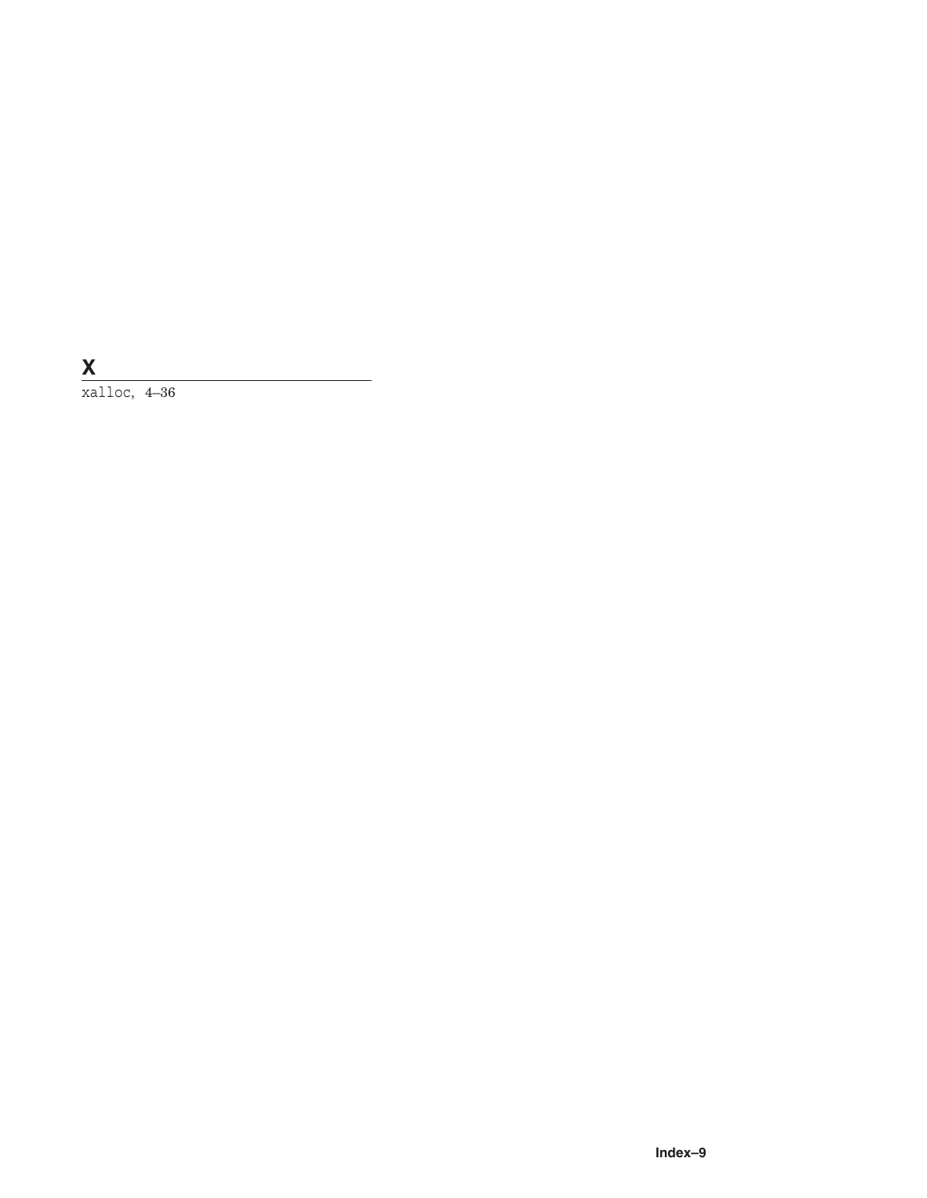## X

xalloc, 4–36